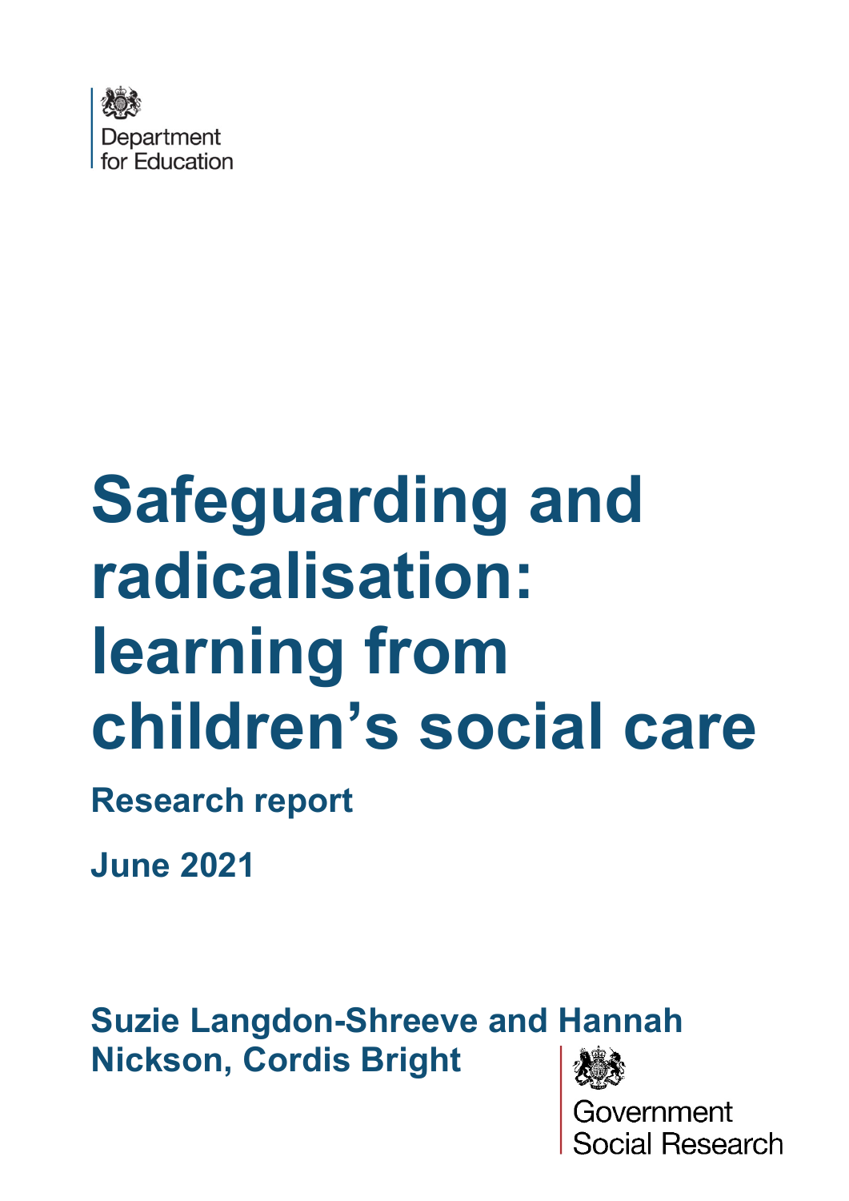Department for Education

# Safeguarding and radicalisation: learning from children's social care

**Research report**

**June 2021**

**Suzie Langdon-Shreeve and Hannah Nickson, Cordis Bright**

Government Social Research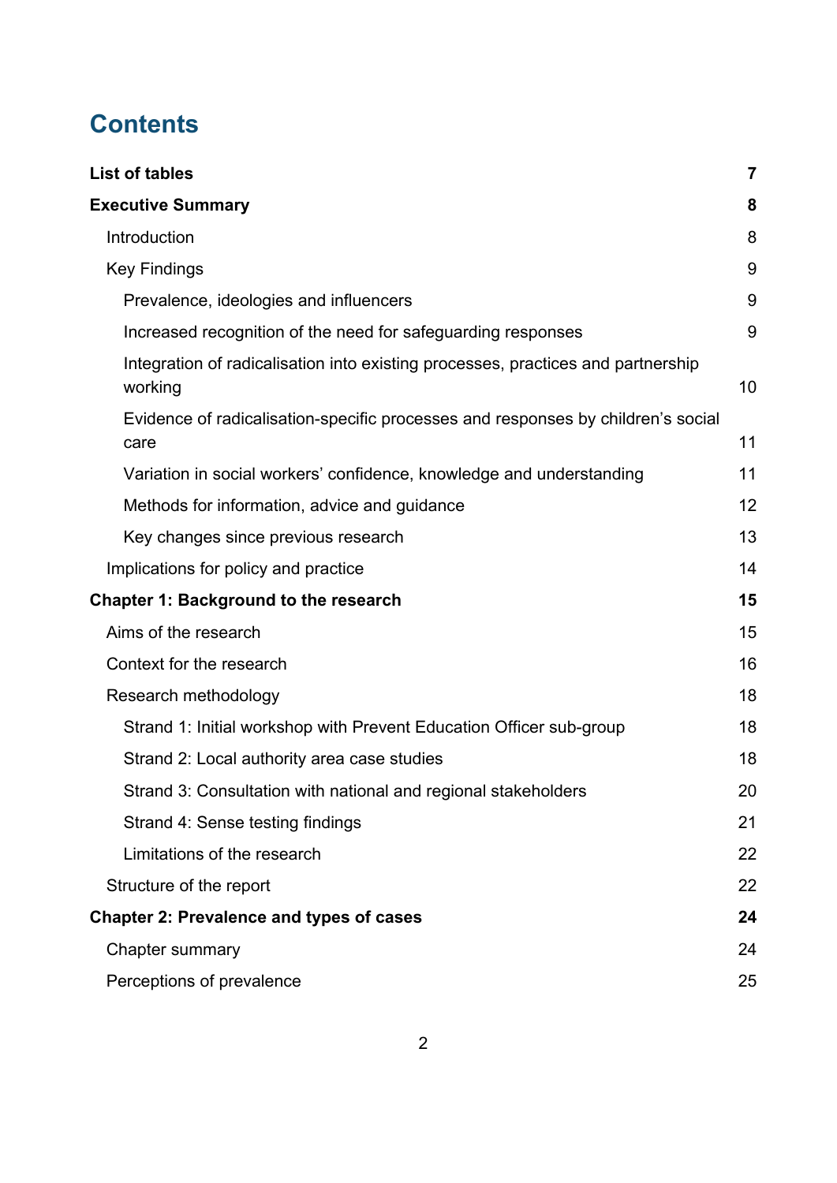# Contents

| | |
|---|---|
| **List of tables** | **7** |
| **Executive Summary** | **8** |
| Introduction | 8 |
| Key Findings | 9 |
| Prevalence, ideologies and influencers | 9 |
| Increased recognition of the need for safeguarding responses | 9 |
| Integration of radicalisation into existing processes, practices and partnership working | 10 |
| Evidence of radicalisation-specific processes and responses by children's social care | 11 |
| Variation in social workers' confidence, knowledge and understanding | 11 |
| Methods for information, advice and guidance | 12 |
| Key changes since previous research | 13 |
| Implications for policy and practice | 14 |
| **Chapter 1: Background to the research** | **15** |
| Aims of the research | 15 |
| Context for the research | 16 |
| Research methodology | 18 |
| Strand 1: Initial workshop with Prevent Education Officer sub-group | 18 |
| Strand 2: Local authority area case studies | 18 |
| Strand 3: Consultation with national and regional stakeholders | 20 |
| Strand 4: Sense testing findings | 21 |
| Limitations of the research | 22 |
| Structure of the report | 22 |
| **Chapter 2: Prevalence and types of cases** | **24** |
| Chapter summary | 24 |
| Perceptions of prevalence | 25 |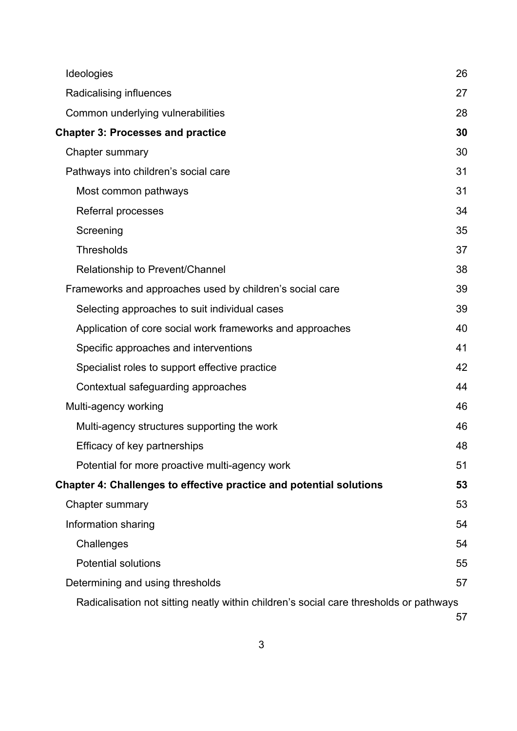Ideologies 26

Radicalising influences 27

Common underlying vulnerabilities 28

**Chapter 3: Processes and practice 30**

Chapter summary 30

Pathways into children's social care 31

Most common pathways 31

Referral processes 34

Screening 35

Thresholds 37

Relationship to Prevent/Channel 38

Frameworks and approaches used by children's social care 39

Selecting approaches to suit individual cases 39

Application of core social work frameworks and approaches 40

Specific approaches and interventions 41

Specialist roles to support effective practice 42

Contextual safeguarding approaches 44

Multi-agency working 46

Multi-agency structures supporting the work 46

Efficacy of key partnerships 48

Potential for more proactive multi-agency work 51

**Chapter 4: Challenges to effective practice and potential solutions 53**

Chapter summary 53

Information sharing 54

Challenges 54

Potential solutions 55

Determining and using thresholds 57

Radicalisation not sitting neatly within children's social care thresholds or pathways 57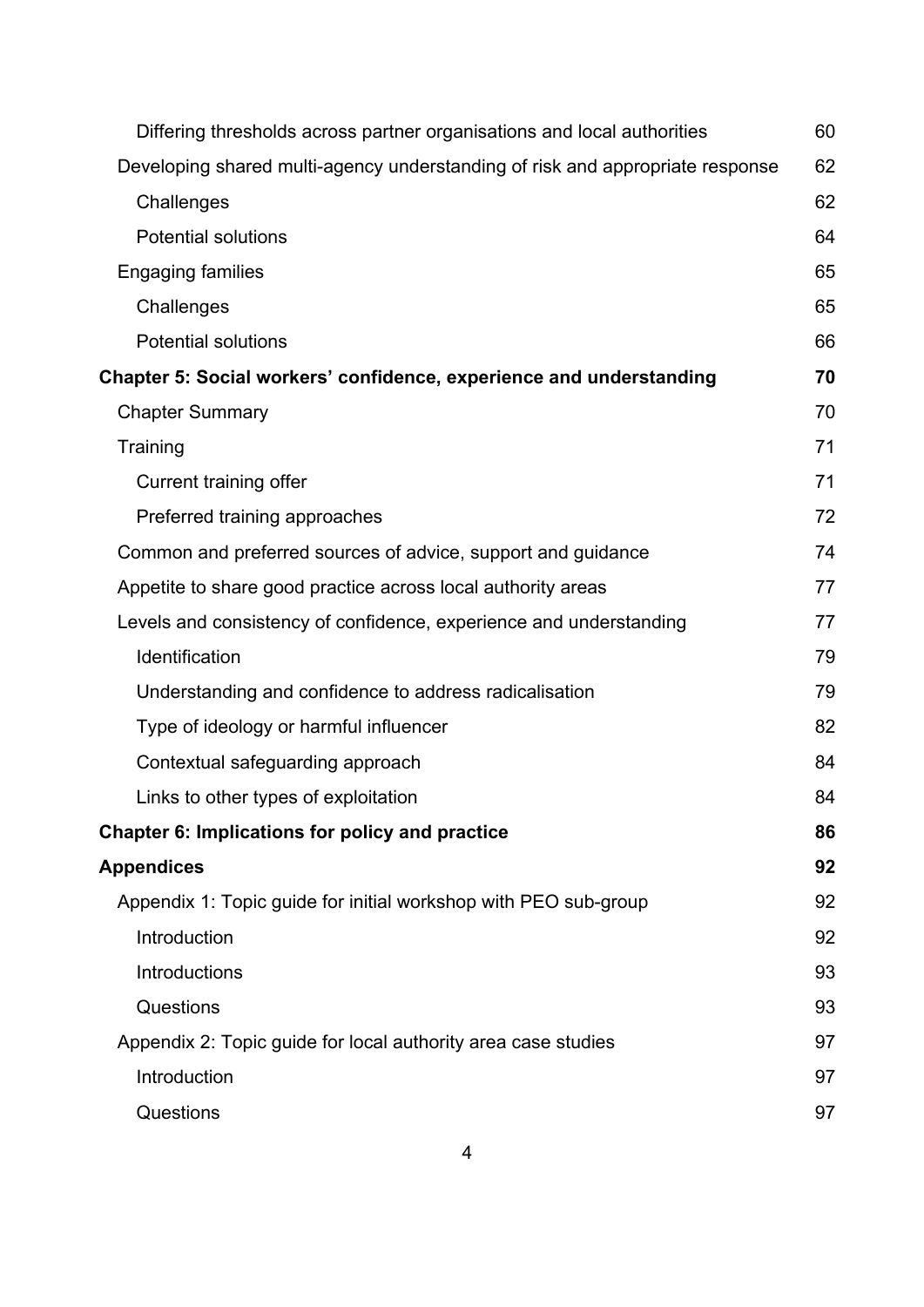Differing thresholds across partner organisations and local authorities 60

Developing shared multi-agency understanding of risk and appropriate response 62

Challenges 62

Potential solutions 64

Engaging families 65

Challenges 65

Potential solutions 66

**Chapter 5: Social workers' confidence, experience and understanding 70**

Chapter Summary 70

Training 71

Current training offer 71

Preferred training approaches 72

Common and preferred sources of advice, support and guidance 74

Appetite to share good practice across local authority areas 77

Levels and consistency of confidence, experience and understanding 77

Identification 79

Understanding and confidence to address radicalisation 79

Type of ideology or harmful influencer 82

Contextual safeguarding approach 84

Links to other types of exploitation 84

**Chapter 6: Implications for policy and practice 86**

**Appendices 92**

Appendix 1: Topic guide for initial workshop with PEO sub-group 92

Introduction 92

Introductions 93

Questions 93

Appendix 2: Topic guide for local authority area case studies 97

Introduction 97

Questions 97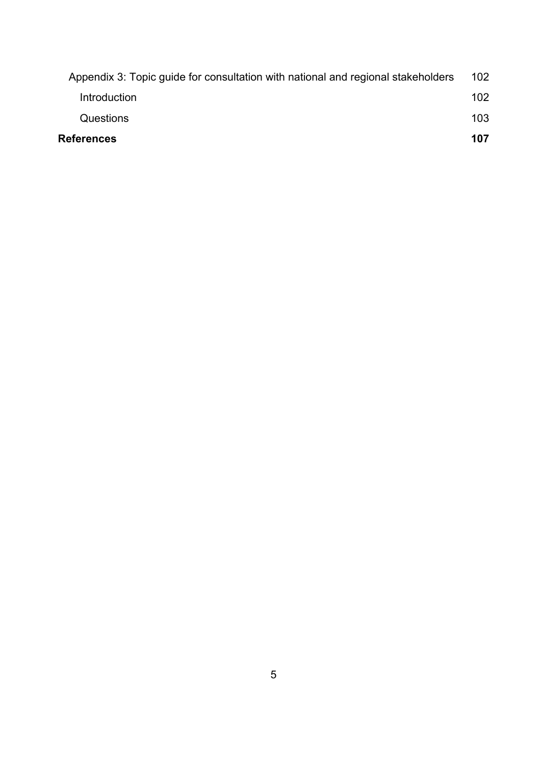Appendix 3: Topic guide for consultation with national and regional stakeholders 102

Introduction 102

Questions 103

**References 107**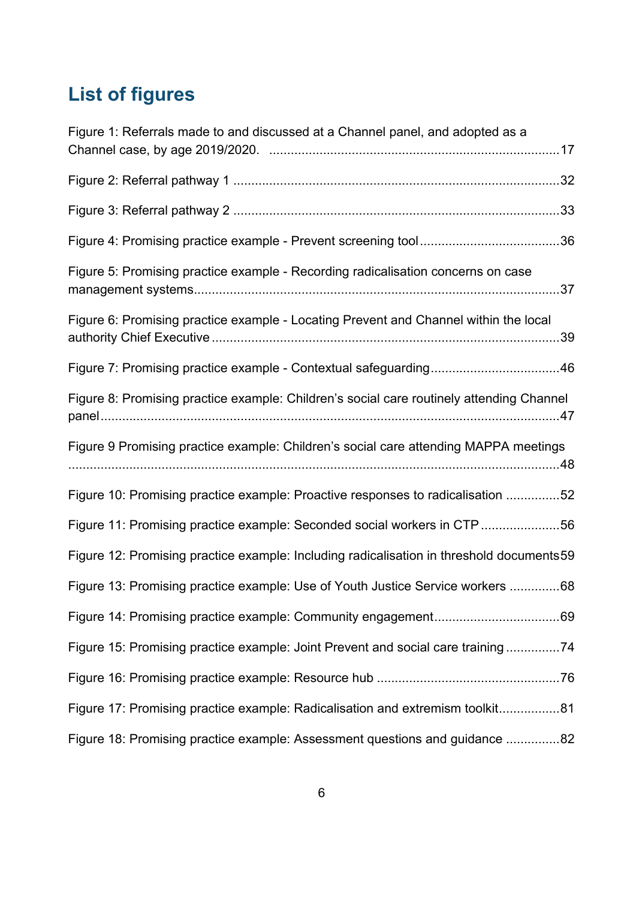## List of figures

Figure 1: Referrals made to and discussed at a Channel panel, and adopted as a Channel case, by age 2019/2020. ....17

Figure 2: Referral pathway 1 ....32

Figure 3: Referral pathway 2 ....33

Figure 4: Promising practice example - Prevent screening tool ....36

Figure 5: Promising practice example - Recording radicalisation concerns on case management systems ....37

Figure 6: Promising practice example - Locating Prevent and Channel within the local authority Chief Executive ....39

Figure 7: Promising practice example - Contextual safeguarding ....46

Figure 8: Promising practice example: Children's social care routinely attending Channel panel ....47

Figure 9 Promising practice example: Children's social care attending MAPPA meetings ....48

Figure 10: Promising practice example: Proactive responses to radicalisation ....52

Figure 11: Promising practice example: Seconded social workers in CTP ....56

Figure 12: Promising practice example: Including radicalisation in threshold documents 59

Figure 13: Promising practice example: Use of Youth Justice Service workers ....68

Figure 14: Promising practice example: Community engagement ....69

Figure 15: Promising practice example: Joint Prevent and social care training ....74

Figure 16: Promising practice example: Resource hub ....76

Figure 17: Promising practice example: Radicalisation and extremism toolkit ....81

Figure 18: Promising practice example: Assessment questions and guidance ....82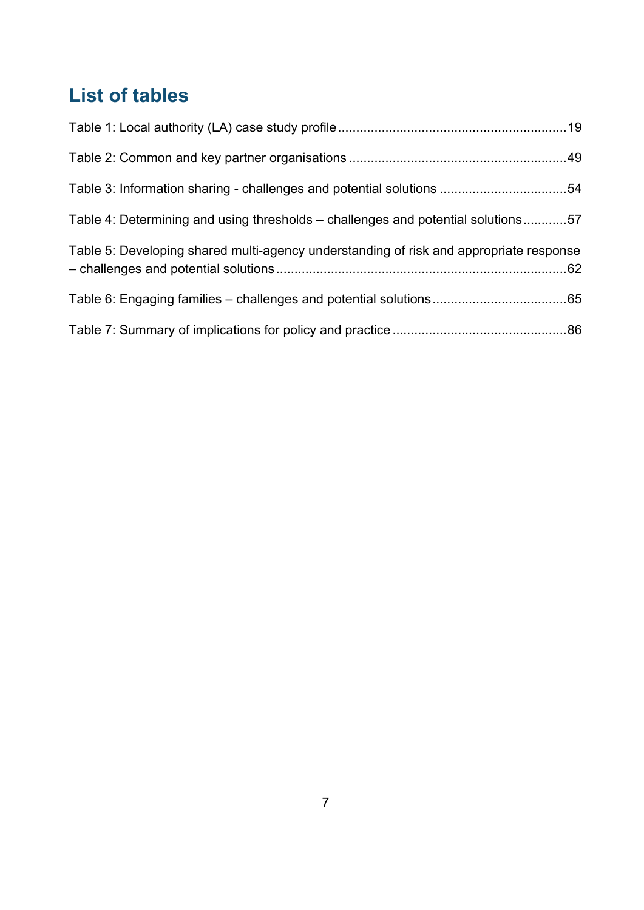## List of tables

Table 1: Local authority (LA) case study profile ............................................................. 19

Table 2: Common and key partner organisations ........................................................... 49

Table 3: Information sharing - challenges and potential solutions .................................. 54

Table 4: Determining and using thresholds – challenges and potential solutions ............ 57

Table 5: Developing shared multi-agency understanding of risk and appropriate response – challenges and potential solutions ............................................................................... 62

Table 6: Engaging families – challenges and potential solutions .................................... 65

Table 7: Summary of implications for policy and practice ............................................... 86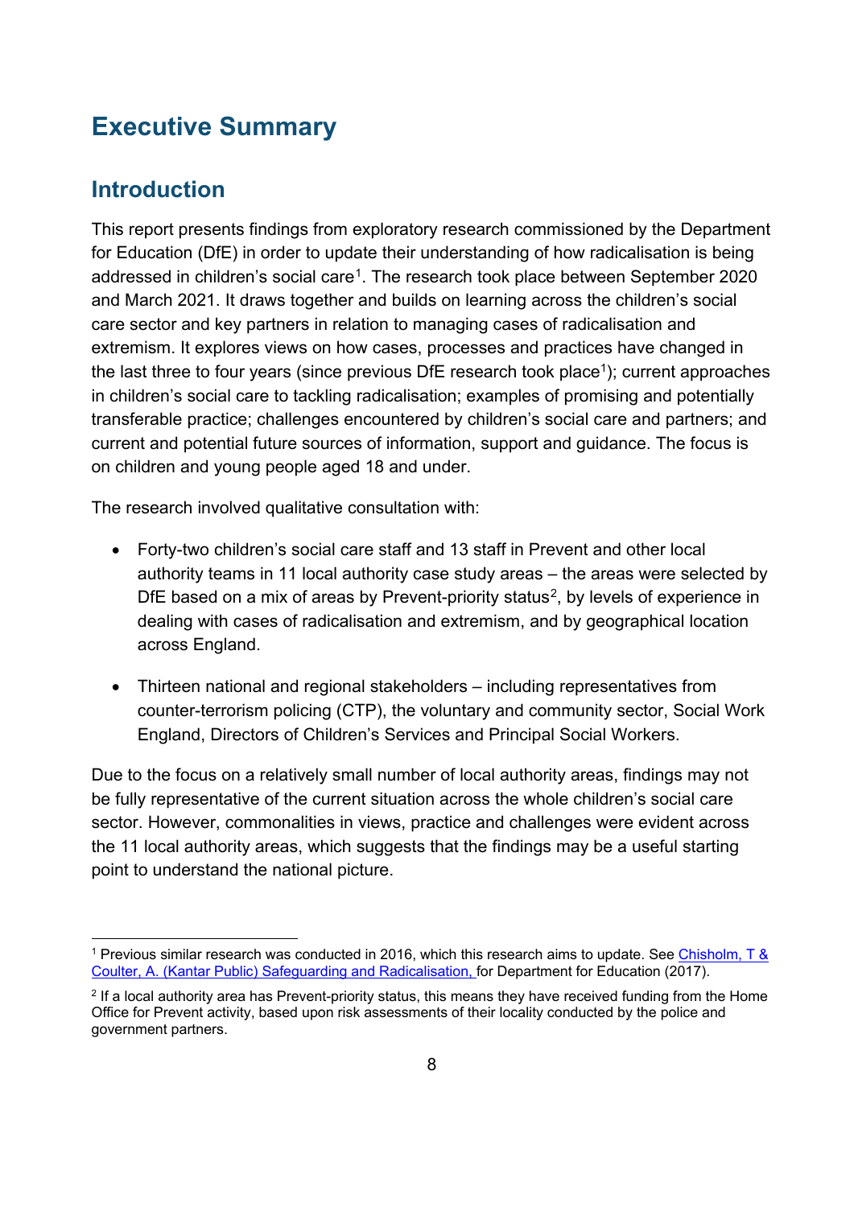# Executive Summary

## Introduction

This report presents findings from exploratory research commissioned by the Department for Education (DfE) in order to update their understanding of how radicalisation is being addressed in children's social care[1]. The research took place between September 2020 and March 2021. It draws together and builds on learning across the children's social care sector and key partners in relation to managing cases of radicalisation and extremism. It explores views on how cases, processes and practices have changed in the last three to four years (since previous DfE research took place[1]); current approaches in children's social care to tackling radicalisation; examples of promising and potentially transferable practice; challenges encountered by children's social care and partners; and current and potential future sources of information, support and guidance. The focus is on children and young people aged 18 and under.

The research involved qualitative consultation with:

- Forty-two children's social care staff and 13 staff in Prevent and other local authority teams in 11 local authority case study areas – the areas were selected by DfE based on a mix of areas by Prevent-priority status[2], by levels of experience in dealing with cases of radicalisation and extremism, and by geographical location across England.
- Thirteen national and regional stakeholders – including representatives from counter-terrorism policing (CTP), the voluntary and community sector, Social Work England, Directors of Children's Services and Principal Social Workers.

Due to the focus on a relatively small number of local authority areas, findings may not be fully representative of the current situation across the whole children's social care sector. However, commonalities in views, practice and challenges were evident across the 11 local authority areas, which suggests that the findings may be a useful starting point to understand the national picture.

---

[1] Previous similar research was conducted in 2016, which this research aims to update. See Chisholm, T & Coulter, A. (Kantar Public) Safeguarding and Radicalisation, for Department for Education (2017).

[2] If a local authority area has Prevent-priority status, this means they have received funding from the Home Office for Prevent activity, based upon risk assessments of their locality conducted by the police and government partners.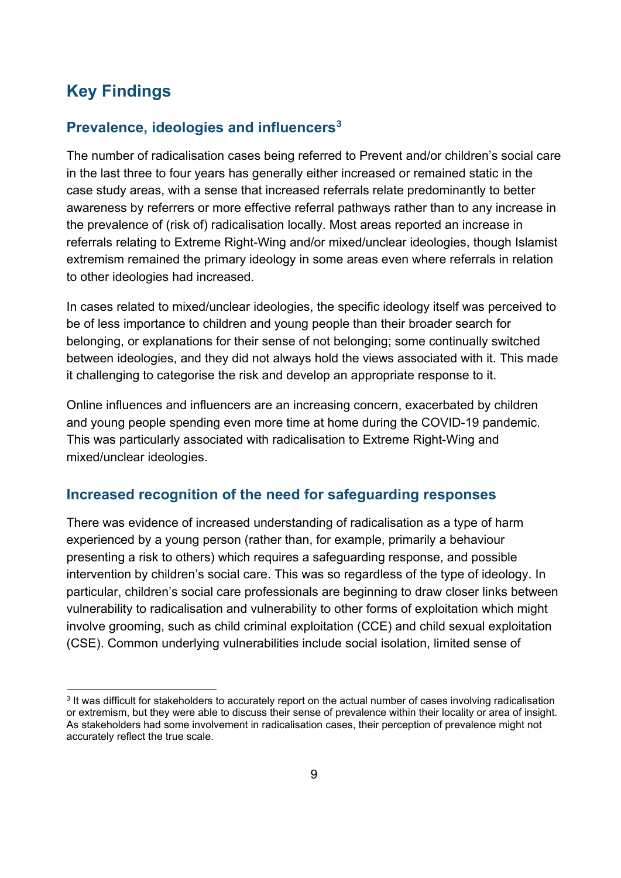## Key Findings

### Prevalence, ideologies and influencers[3]

The number of radicalisation cases being referred to Prevent and/or children's social care in the last three to four years has generally either increased or remained static in the case study areas, with a sense that increased referrals relate predominantly to better awareness by referrers or more effective referral pathways rather than to any increase in the prevalence of (risk of) radicalisation locally. Most areas reported an increase in referrals relating to Extreme Right-Wing and/or mixed/unclear ideologies, though Islamist extremism remained the primary ideology in some areas even where referrals in relation to other ideologies had increased.

In cases related to mixed/unclear ideologies, the specific ideology itself was perceived to be of less importance to children and young people than their broader search for belonging, or explanations for their sense of not belonging; some continually switched between ideologies, and they did not always hold the views associated with it. This made it challenging to categorise the risk and develop an appropriate response to it.

Online influences and influencers are an increasing concern, exacerbated by children and young people spending even more time at home during the COVID-19 pandemic. This was particularly associated with radicalisation to Extreme Right-Wing and mixed/unclear ideologies.

### Increased recognition of the need for safeguarding responses

There was evidence of increased understanding of radicalisation as a type of harm experienced by a young person (rather than, for example, primarily a behaviour presenting a risk to others) which requires a safeguarding response, and possible intervention by children's social care. This was so regardless of the type of ideology. In particular, children's social care professionals are beginning to draw closer links between vulnerability to radicalisation and vulnerability to other forms of exploitation which might involve grooming, such as child criminal exploitation (CCE) and child sexual exploitation (CSE). Common underlying vulnerabilities include social isolation, limited sense of

[3] It was difficult for stakeholders to accurately report on the actual number of cases involving radicalisation or extremism, but they were able to discuss their sense of prevalence within their locality or area of insight. As stakeholders had some involvement in radicalisation cases, their perception of prevalence might not accurately reflect the true scale.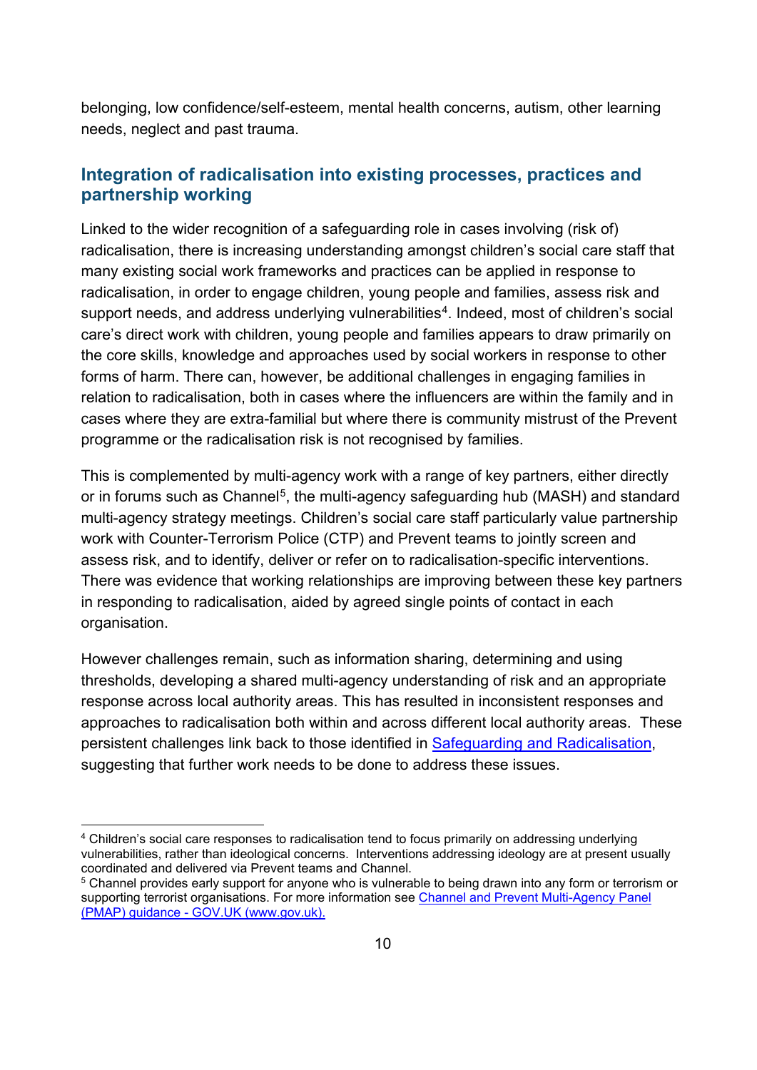belonging, low confidence/self-esteem, mental health concerns, autism, other learning needs, neglect and past trauma.

## Integration of radicalisation into existing processes, practices and partnership working

Linked to the wider recognition of a safeguarding role in cases involving (risk of) radicalisation, there is increasing understanding amongst children's social care staff that many existing social work frameworks and practices can be applied in response to radicalisation, in order to engage children, young people and families, assess risk and support needs, and address underlying vulnerabilities[4]. Indeed, most of children's social care's direct work with children, young people and families appears to draw primarily on the core skills, knowledge and approaches used by social workers in response to other forms of harm. There can, however, be additional challenges in engaging families in relation to radicalisation, both in cases where the influencers are within the family and in cases where they are extra-familial but where there is community mistrust of the Prevent programme or the radicalisation risk is not recognised by families.

This is complemented by multi-agency work with a range of key partners, either directly or in forums such as Channel[5], the multi-agency safeguarding hub (MASH) and standard multi-agency strategy meetings. Children's social care staff particularly value partnership work with Counter-Terrorism Police (CTP) and Prevent teams to jointly screen and assess risk, and to identify, deliver or refer on to radicalisation-specific interventions. There was evidence that working relationships are improving between these key partners in responding to radicalisation, aided by agreed single points of contact in each organisation.

However challenges remain, such as information sharing, determining and using thresholds, developing a shared multi-agency understanding of risk and an appropriate response across local authority areas. This has resulted in inconsistent responses and approaches to radicalisation both within and across different local authority areas. These persistent challenges link back to those identified in [Safeguarding and Radicalisation](), suggesting that further work needs to be done to address these issues.

---

[4] Children's social care responses to radicalisation tend to focus primarily on addressing underlying vulnerabilities, rather than ideological concerns. Interventions addressing ideology are at present usually coordinated and delivered via Prevent teams and Channel.

[5] Channel provides early support for anyone who is vulnerable to being drawn into any form or terrorism or supporting terrorist organisations. For more information see [Channel and Prevent Multi-Agency Panel (PMAP) guidance - GOV.UK (www.gov.uk).]()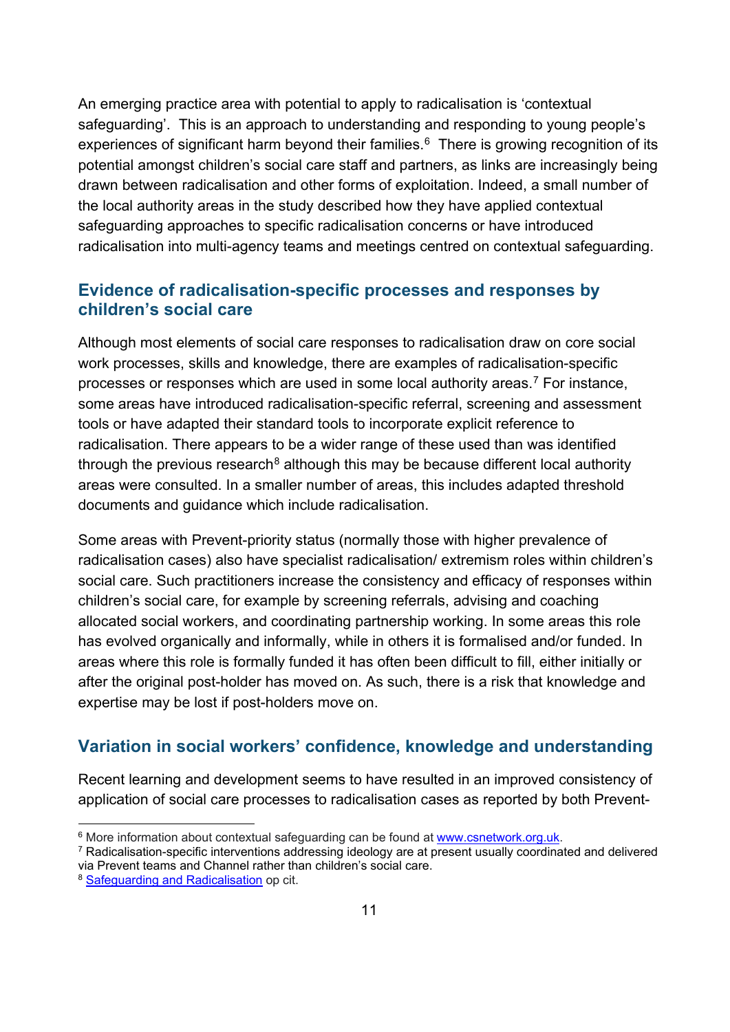An emerging practice area with potential to apply to radicalisation is 'contextual safeguarding'. This is an approach to understanding and responding to young people's experiences of significant harm beyond their families.[6] There is growing recognition of its potential amongst children's social care staff and partners, as links are increasingly being drawn between radicalisation and other forms of exploitation. Indeed, a small number of the local authority areas in the study described how they have applied contextual safeguarding approaches to specific radicalisation concerns or have introduced radicalisation into multi-agency teams and meetings centred on contextual safeguarding.

## Evidence of radicalisation-specific processes and responses by children's social care

Although most elements of social care responses to radicalisation draw on core social work processes, skills and knowledge, there are examples of radicalisation-specific processes or responses which are used in some local authority areas.[7] For instance, some areas have introduced radicalisation-specific referral, screening and assessment tools or have adapted their standard tools to incorporate explicit reference to radicalisation. There appears to be a wider range of these used than was identified through the previous research[8] although this may be because different local authority areas were consulted. In a smaller number of areas, this includes adapted threshold documents and guidance which include radicalisation.

Some areas with Prevent-priority status (normally those with higher prevalence of radicalisation cases) also have specialist radicalisation/ extremism roles within children's social care. Such practitioners increase the consistency and efficacy of responses within children's social care, for example by screening referrals, advising and coaching allocated social workers, and coordinating partnership working. In some areas this role has evolved organically and informally, while in others it is formalised and/or funded. In areas where this role is formally funded it has often been difficult to fill, either initially or after the original post-holder has moved on. As such, there is a risk that knowledge and expertise may be lost if post-holders move on.

## Variation in social workers' confidence, knowledge and understanding

Recent learning and development seems to have resulted in an improved consistency of application of social care processes to radicalisation cases as reported by both Prevent-

---

[6] More information about contextual safeguarding can be found at www.csnetwork.org.uk.

[7] Radicalisation-specific interventions addressing ideology are at present usually coordinated and delivered via Prevent teams and Channel rather than children's social care.

[8] Safeguarding and Radicalisation op cit.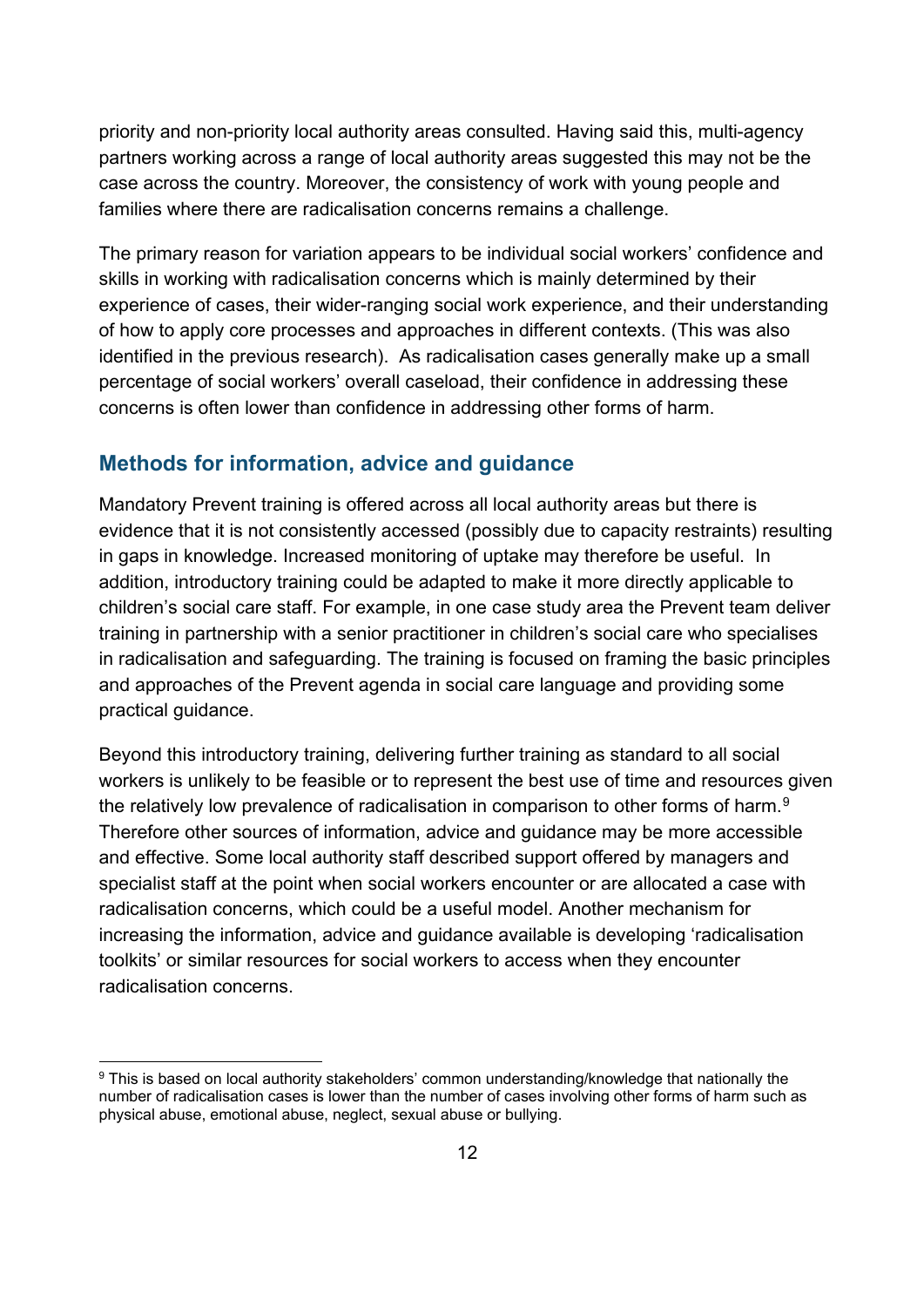priority and non-priority local authority areas consulted. Having said this, multi-agency partners working across a range of local authority areas suggested this may not be the case across the country. Moreover, the consistency of work with young people and families where there are radicalisation concerns remains a challenge.

The primary reason for variation appears to be individual social workers' confidence and skills in working with radicalisation concerns which is mainly determined by their experience of cases, their wider-ranging social work experience, and their understanding of how to apply core processes and approaches in different contexts. (This was also identified in the previous research). As radicalisation cases generally make up a small percentage of social workers' overall caseload, their confidence in addressing these concerns is often lower than confidence in addressing other forms of harm.

## Methods for information, advice and guidance

Mandatory Prevent training is offered across all local authority areas but there is evidence that it is not consistently accessed (possibly due to capacity restraints) resulting in gaps in knowledge. Increased monitoring of uptake may therefore be useful. In addition, introductory training could be adapted to make it more directly applicable to children's social care staff. For example, in one case study area the Prevent team deliver training in partnership with a senior practitioner in children's social care who specialises in radicalisation and safeguarding. The training is focused on framing the basic principles and approaches of the Prevent agenda in social care language and providing some practical guidance.

Beyond this introductory training, delivering further training as standard to all social workers is unlikely to be feasible or to represent the best use of time and resources given the relatively low prevalence of radicalisation in comparison to other forms of harm.[9] Therefore other sources of information, advice and guidance may be more accessible and effective. Some local authority staff described support offered by managers and specialist staff at the point when social workers encounter or are allocated a case with radicalisation concerns, which could be a useful model. Another mechanism for increasing the information, advice and guidance available is developing 'radicalisation toolkits' or similar resources for social workers to access when they encounter radicalisation concerns.

[9] This is based on local authority stakeholders' common understanding/knowledge that nationally the number of radicalisation cases is lower than the number of cases involving other forms of harm such as physical abuse, emotional abuse, neglect, sexual abuse or bullying.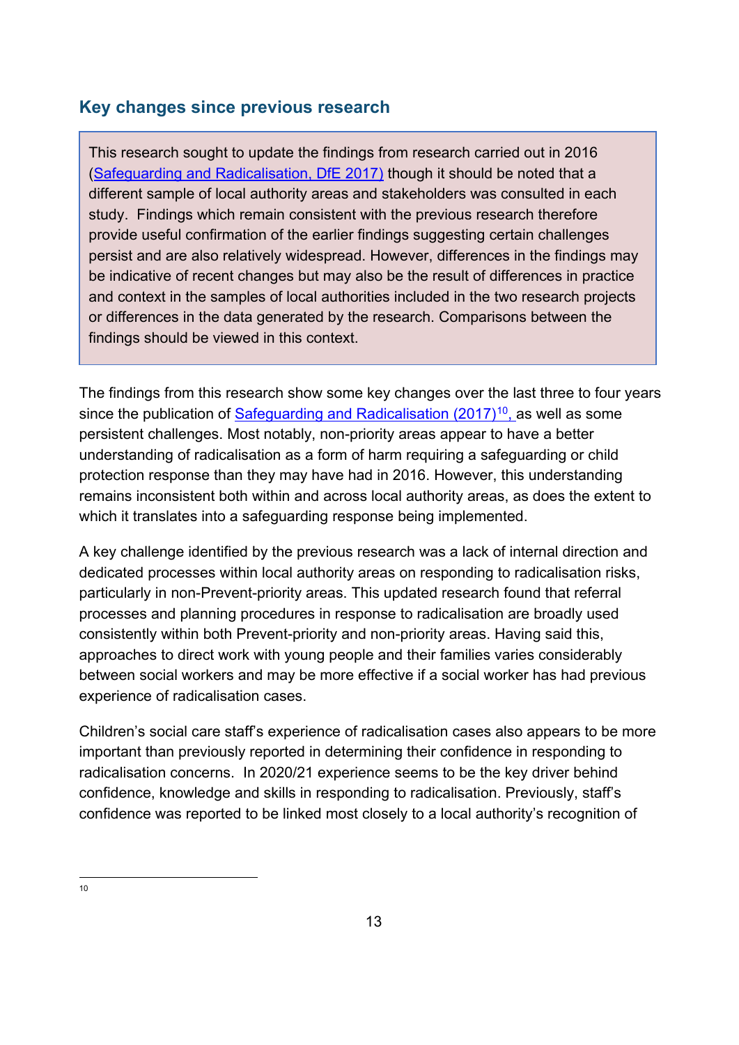## Key changes since previous research

> This research sought to update the findings from research carried out in 2016 (Safeguarding and Radicalisation, DfE 2017) though it should be noted that a different sample of local authority areas and stakeholders was consulted in each study. Findings which remain consistent with the previous research therefore provide useful confirmation of the earlier findings suggesting certain challenges persist and are also relatively widespread. However, differences in the findings may be indicative of recent changes but may also be the result of differences in practice and context in the samples of local authorities included in the two research projects or differences in the data generated by the research. Comparisons between the findings should be viewed in this context.

The findings from this research show some key changes over the last three to four years since the publication of Safeguarding and Radicalisation (2017)[10], as well as some persistent challenges. Most notably, non-priority areas appear to have a better understanding of radicalisation as a form of harm requiring a safeguarding or child protection response than they may have had in 2016. However, this understanding remains inconsistent both within and across local authority areas, as does the extent to which it translates into a safeguarding response being implemented.

A key challenge identified by the previous research was a lack of internal direction and dedicated processes within local authority areas on responding to radicalisation risks, particularly in non-Prevent-priority areas. This updated research found that referral processes and planning procedures in response to radicalisation are broadly used consistently within both Prevent-priority and non-priority areas. Having said this, approaches to direct work with young people and their families varies considerably between social workers and may be more effective if a social worker has had previous experience of radicalisation cases.

Children's social care staff's experience of radicalisation cases also appears to be more important than previously reported in determining their confidence in responding to radicalisation concerns. In 2020/21 experience seems to be the key driver behind confidence, knowledge and skills in responding to radicalisation. Previously, staff's confidence was reported to be linked most closely to a local authority's recognition of

---

[10]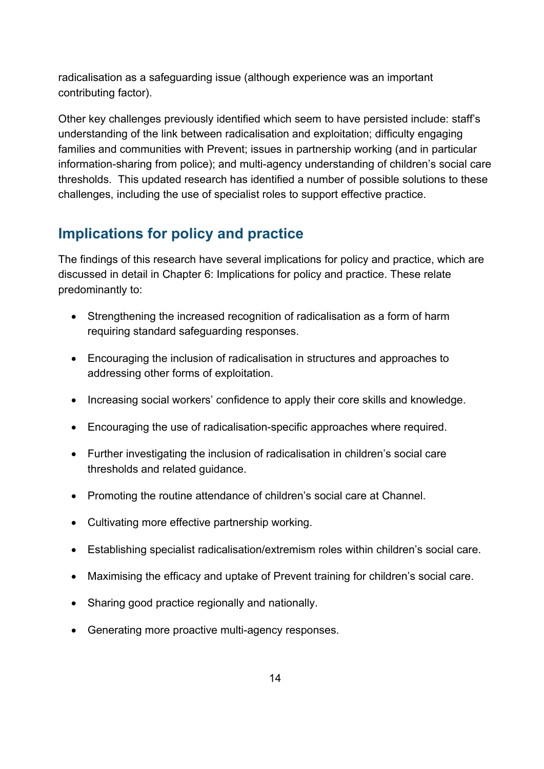radicalisation as a safeguarding issue (although experience was an important contributing factor).

Other key challenges previously identified which seem to have persisted include: staff's understanding of the link between radicalisation and exploitation; difficulty engaging families and communities with Prevent; issues in partnership working (and in particular information-sharing from police); and multi-agency understanding of children's social care thresholds. This updated research has identified a number of possible solutions to these challenges, including the use of specialist roles to support effective practice.

## Implications for policy and practice

The findings of this research have several implications for policy and practice, which are discussed in detail in Chapter 6: Implications for policy and practice. These relate predominantly to:

- Strengthening the increased recognition of radicalisation as a form of harm requiring standard safeguarding responses.
- Encouraging the inclusion of radicalisation in structures and approaches to addressing other forms of exploitation.
- Increasing social workers' confidence to apply their core skills and knowledge.
- Encouraging the use of radicalisation-specific approaches where required.
- Further investigating the inclusion of radicalisation in children's social care thresholds and related guidance.
- Promoting the routine attendance of children's social care at Channel.
- Cultivating more effective partnership working.
- Establishing specialist radicalisation/extremism roles within children's social care.
- Maximising the efficacy and uptake of Prevent training for children's social care.
- Sharing good practice regionally and nationally.
- Generating more proactive multi-agency responses.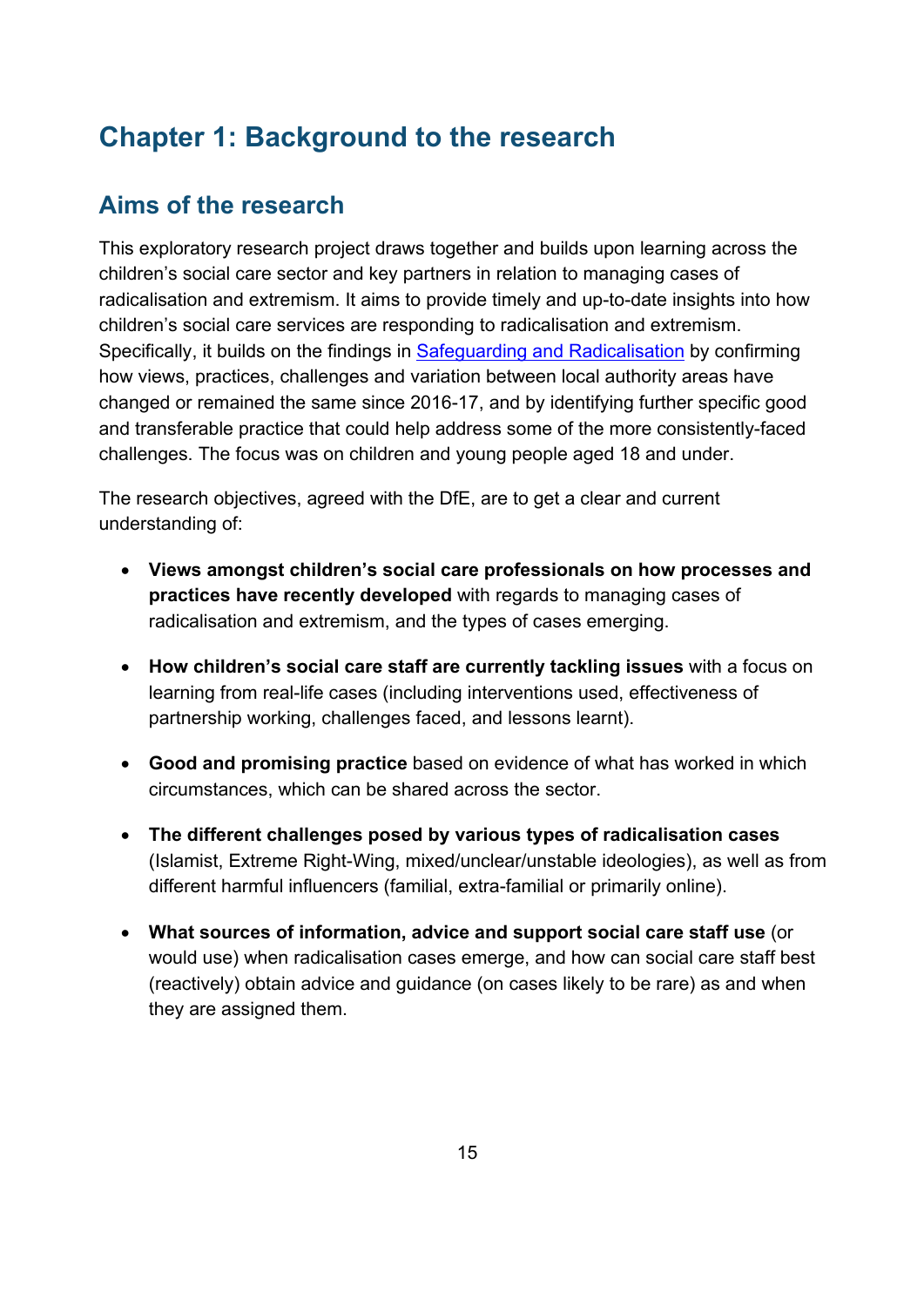# Chapter 1: Background to the research

## Aims of the research

This exploratory research project draws together and builds upon learning across the children's social care sector and key partners in relation to managing cases of radicalisation and extremism. It aims to provide timely and up-to-date insights into how children's social care services are responding to radicalisation and extremism. Specifically, it builds on the findings in [Safeguarding and Radicalisation] by confirming how views, practices, challenges and variation between local authority areas have changed or remained the same since 2016-17, and by identifying further specific good and transferable practice that could help address some of the more consistently-faced challenges. The focus was on children and young people aged 18 and under.

The research objectives, agreed with the DfE, are to get a clear and current understanding of:

- **Views amongst children's social care professionals on how processes and practices have recently developed** with regards to managing cases of radicalisation and extremism, and the types of cases emerging.
- **How children's social care staff are currently tackling issues** with a focus on learning from real-life cases (including interventions used, effectiveness of partnership working, challenges faced, and lessons learnt).
- **Good and promising practice** based on evidence of what has worked in which circumstances, which can be shared across the sector.
- **The different challenges posed by various types of radicalisation cases** (Islamist, Extreme Right-Wing, mixed/unclear/unstable ideologies), as well as from different harmful influencers (familial, extra-familial or primarily online).
- **What sources of information, advice and support social care staff use** (or would use) when radicalisation cases emerge, and how can social care staff best (reactively) obtain advice and guidance (on cases likely to be rare) as and when they are assigned them.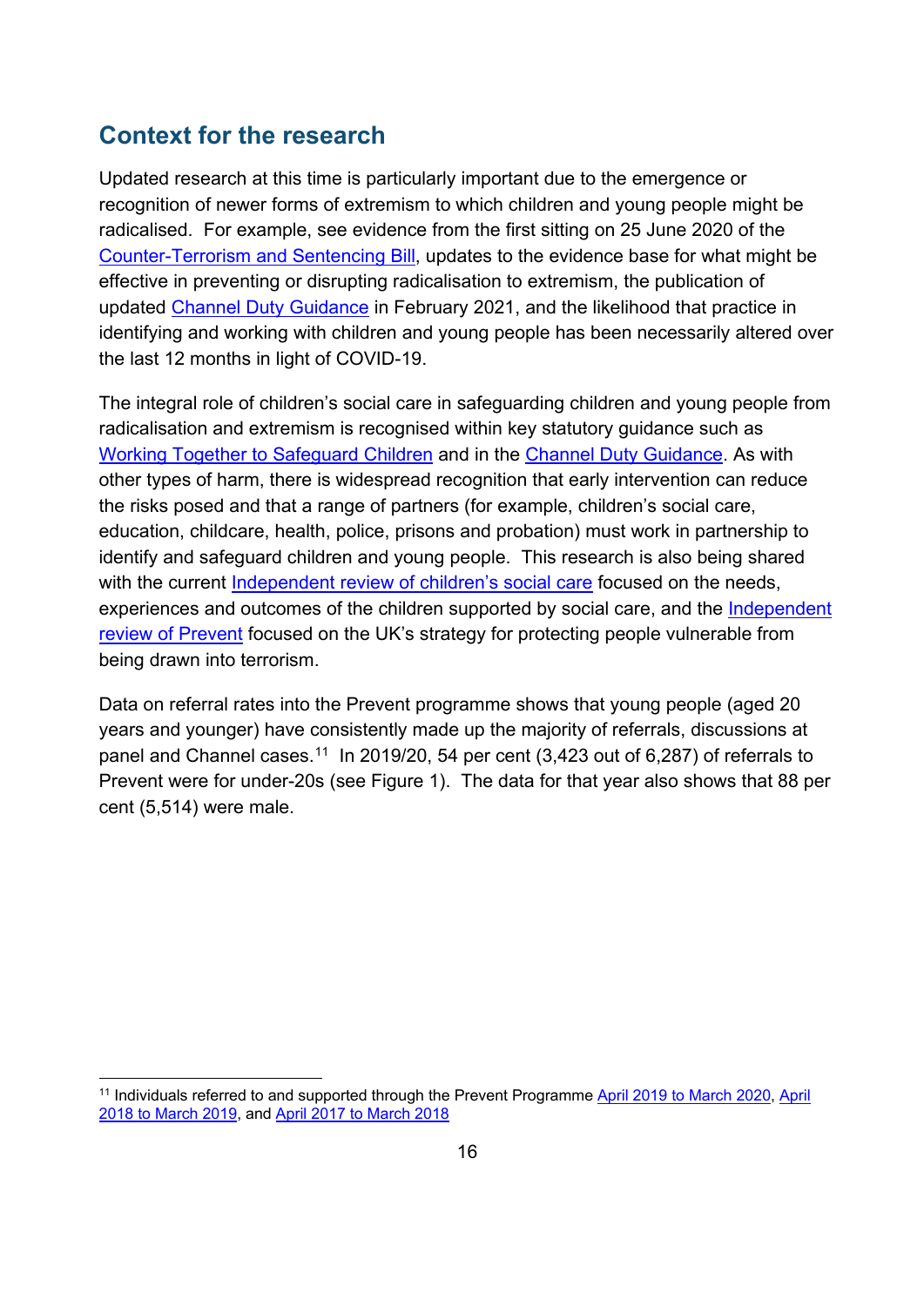## Context for the research

Updated research at this time is particularly important due to the emergence or recognition of newer forms of extremism to which children and young people might be radicalised. For example, see evidence from the first sitting on 25 June 2020 of the Counter-Terrorism and Sentencing Bill, updates to the evidence base for what might be effective in preventing or disrupting radicalisation to extremism, the publication of updated Channel Duty Guidance in February 2021, and the likelihood that practice in identifying and working with children and young people has been necessarily altered over the last 12 months in light of COVID-19.

The integral role of children's social care in safeguarding children and young people from radicalisation and extremism is recognised within key statutory guidance such as Working Together to Safeguard Children and in the Channel Duty Guidance. As with other types of harm, there is widespread recognition that early intervention can reduce the risks posed and that a range of partners (for example, children's social care, education, childcare, health, police, prisons and probation) must work in partnership to identify and safeguard children and young people. This research is also being shared with the current Independent review of children's social care focused on the needs, experiences and outcomes of the children supported by social care, and the Independent review of Prevent focused on the UK's strategy for protecting people vulnerable from being drawn into terrorism.

Data on referral rates into the Prevent programme shows that young people (aged 20 years and younger) have consistently made up the majority of referrals, discussions at panel and Channel cases.[11] In 2019/20, 54 per cent (3,423 out of 6,287) of referrals to Prevent were for under-20s (see Figure 1). The data for that year also shows that 88 per cent (5,514) were male.

[11] Individuals referred to and supported through the Prevent Programme April 2019 to March 2020, April 2018 to March 2019, and April 2017 to March 2018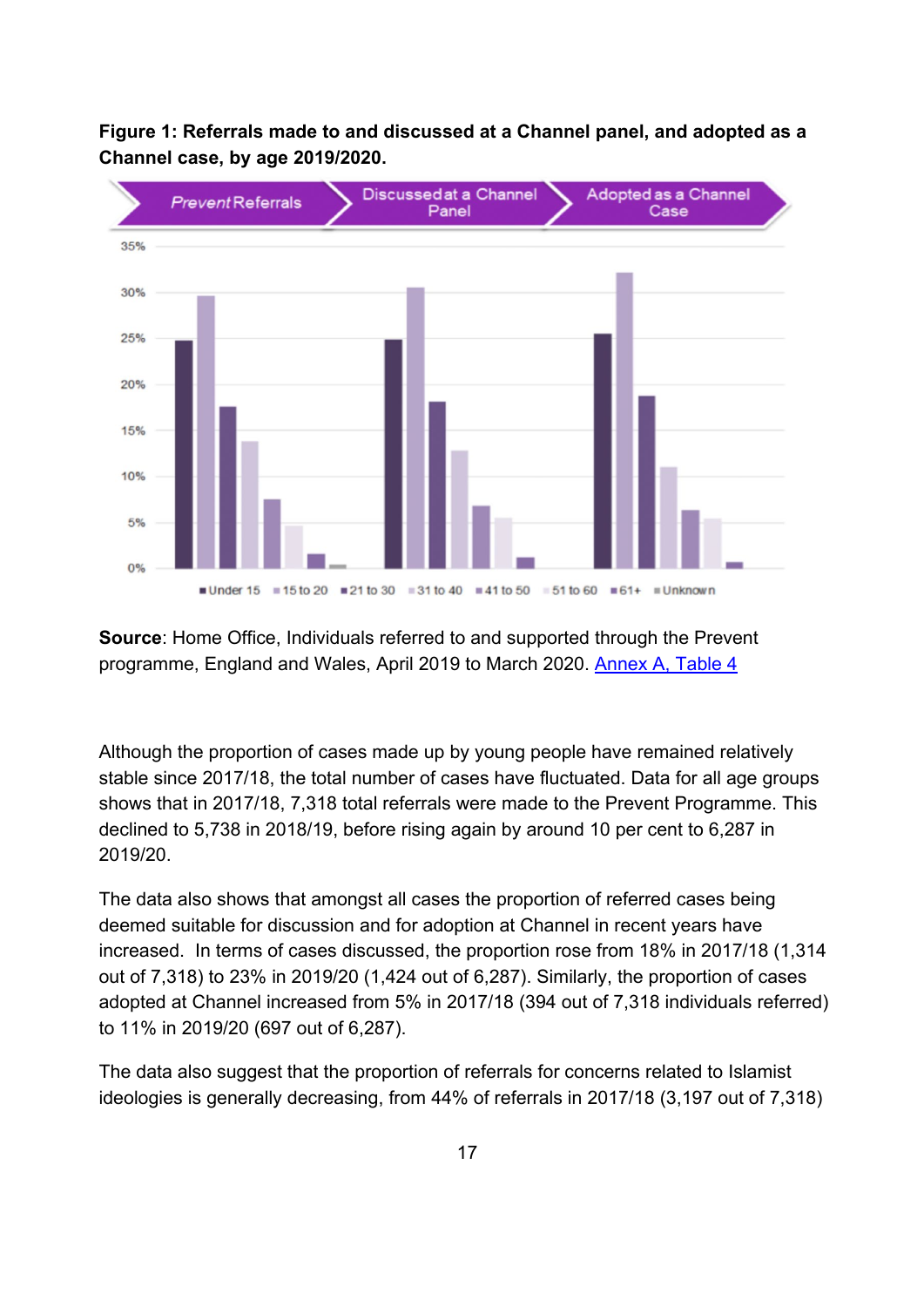**Figure 1: Referrals made to and discussed at a Channel panel, and adopted as a Channel case, by age 2019/2020.**

**Source**: Home Office, Individuals referred to and supported through the Prevent programme, England and Wales, April 2019 to March 2020. [Annex A, Table 4](#)

Although the proportion of cases made up by young people have remained relatively stable since 2017/18, the total number of cases have fluctuated. Data for all age groups shows that in 2017/18, 7,318 total referrals were made to the Prevent Programme. This declined to 5,738 in 2018/19, before rising again by around 10 per cent to 6,287 in 2019/20.

The data also shows that amongst all cases the proportion of referred cases being deemed suitable for discussion and for adoption at Channel in recent years have increased. In terms of cases discussed, the proportion rose from 18% in 2017/18 (1,314 out of 7,318) to 23% in 2019/20 (1,424 out of 6,287). Similarly, the proportion of cases adopted at Channel increased from 5% in 2017/18 (394 out of 7,318 individuals referred) to 11% in 2019/20 (697 out of 6,287).

The data also suggest that the proportion of referrals for concerns related to Islamist ideologies is generally decreasing, from 44% of referrals in 2017/18 (3,197 out of 7,318)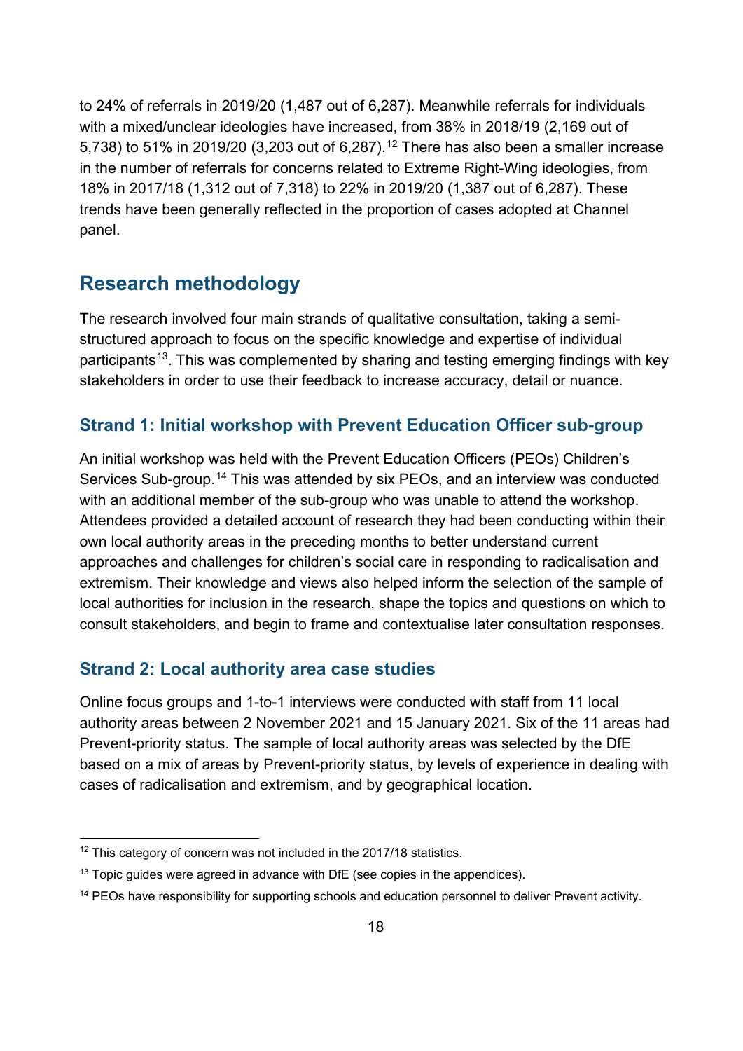to 24% of referrals in 2019/20 (1,487 out of 6,287). Meanwhile referrals for individuals with a mixed/unclear ideologies have increased, from 38% in 2018/19 (2,169 out of 5,738) to 51% in 2019/20 (3,203 out of 6,287).[12] There has also been a smaller increase in the number of referrals for concerns related to Extreme Right-Wing ideologies, from 18% in 2017/18 (1,312 out of 7,318) to 22% in 2019/20 (1,387 out of 6,287). These trends have been generally reflected in the proportion of cases adopted at Channel panel.

## Research methodology

The research involved four main strands of qualitative consultation, taking a semi-structured approach to focus on the specific knowledge and expertise of individual participants[13]. This was complemented by sharing and testing emerging findings with key stakeholders in order to use their feedback to increase accuracy, detail or nuance.

### Strand 1: Initial workshop with Prevent Education Officer sub-group

An initial workshop was held with the Prevent Education Officers (PEOs) Children's Services Sub-group.[14] This was attended by six PEOs, and an interview was conducted with an additional member of the sub-group who was unable to attend the workshop. Attendees provided a detailed account of research they had been conducting within their own local authority areas in the preceding months to better understand current approaches and challenges for children's social care in responding to radicalisation and extremism. Their knowledge and views also helped inform the selection of the sample of local authorities for inclusion in the research, shape the topics and questions on which to consult stakeholders, and begin to frame and contextualise later consultation responses.

### Strand 2: Local authority area case studies

Online focus groups and 1-to-1 interviews were conducted with staff from 11 local authority areas between 2 November 2021 and 15 January 2021. Six of the 11 areas had Prevent-priority status. The sample of local authority areas was selected by the DfE based on a mix of areas by Prevent-priority status, by levels of experience in dealing with cases of radicalisation and extremism, and by geographical location.

---

[12] This category of concern was not included in the 2017/18 statistics.

[13] Topic guides were agreed in advance with DfE (see copies in the appendices).

[14] PEOs have responsibility for supporting schools and education personnel to deliver Prevent activity.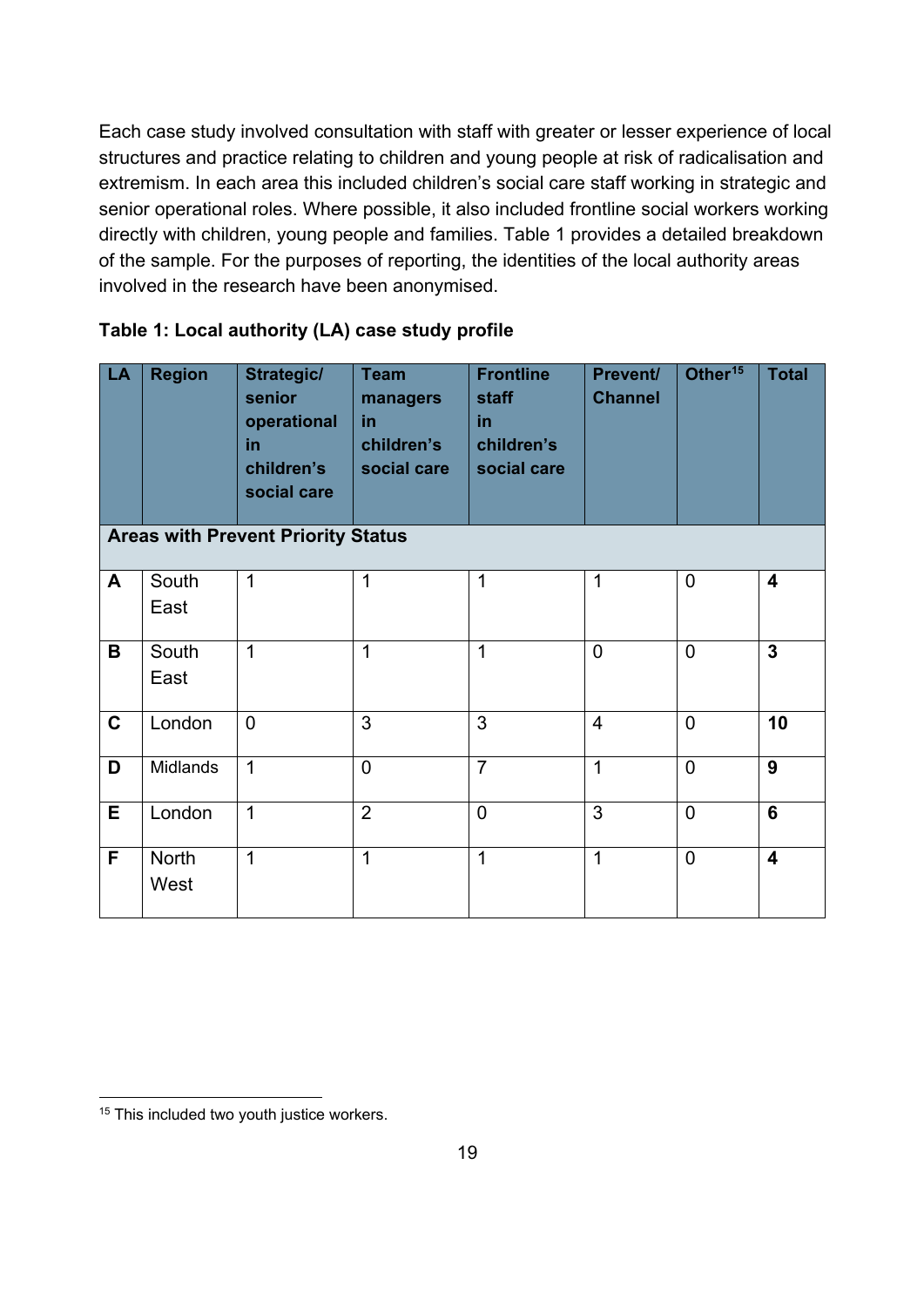Each case study involved consultation with staff with greater or lesser experience of local structures and practice relating to children and young people at risk of radicalisation and extremism. In each area this included children's social care staff working in strategic and senior operational roles. Where possible, it also included frontline social workers working directly with children, young people and families. Table 1 provides a detailed breakdown of the sample. For the purposes of reporting, the identities of the local authority areas involved in the research have been anonymised.

**Table 1: Local authority (LA) case study profile**

| LA | Region | Strategic/ senior operational in children's social care | Team managers in children's social care | Frontline staff in children's social care | Prevent/ Channel | Other[15] | Total |
|---|---|---|---|---|---|---|---|
| **Areas with Prevent Priority Status** | | | | | | | |
| **A** | South East | 1 | 1 | 1 | 1 | 0 | **4** |
| **B** | South East | 1 | 1 | 1 | 0 | 0 | **3** |
| **C** | London | 0 | 3 | 3 | 4 | 0 | **10** |
| **D** | Midlands | 1 | 0 | 7 | 1 | 0 | **9** |
| **E** | London | 1 | 2 | 0 | 3 | 0 | **6** |
| **F** | North West | 1 | 1 | 1 | 1 | 0 | **4** |

[15] This included two youth justice workers.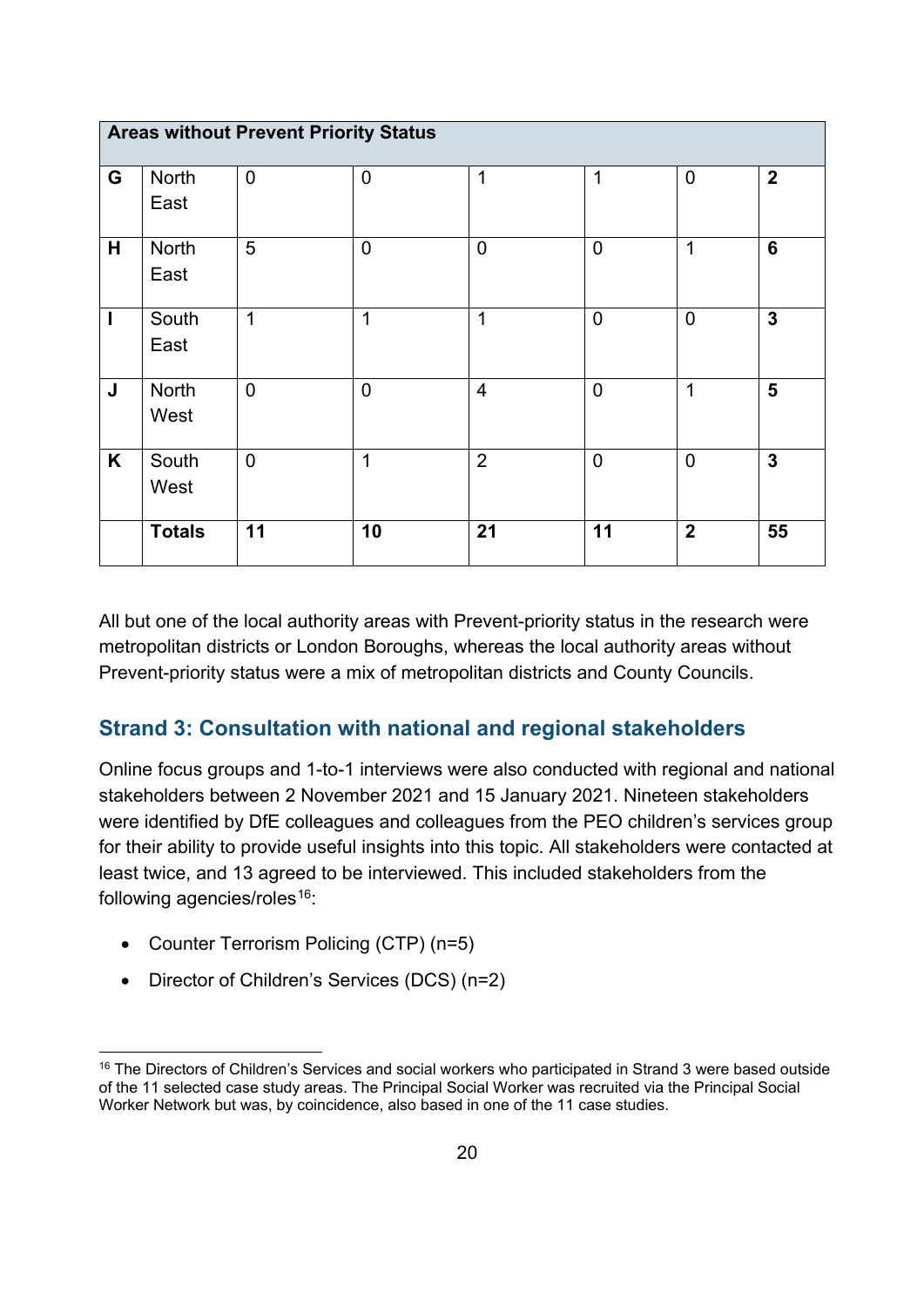| Areas without Prevent Priority Status | | | | | | | |
|---|---|---|---|---|---|---|---|
| **G** | North East | 0 | 0 | 1 | 1 | 0 | **2** |
| **H** | North East | 5 | 0 | 0 | 0 | 1 | **6** |
| **I** | South East | 1 | 1 | 1 | 0 | 0 | **3** |
| **J** | North West | 0 | 0 | 4 | 0 | 1 | **5** |
| **K** | South West | 0 | 1 | 2 | 0 | 0 | **3** |
| | **Totals** | **11** | **10** | **21** | **11** | **2** | **55** |

All but one of the local authority areas with Prevent-priority status in the research were metropolitan districts or London Boroughs, whereas the local authority areas without Prevent-priority status were a mix of metropolitan districts and County Councils.

## Strand 3: Consultation with national and regional stakeholders

Online focus groups and 1-to-1 interviews were also conducted with regional and national stakeholders between 2 November 2021 and 15 January 2021. Nineteen stakeholders were identified by DfE colleagues and colleagues from the PEO children's services group for their ability to provide useful insights into this topic. All stakeholders were contacted at least twice, and 13 agreed to be interviewed. This included stakeholders from the following agencies/roles[16]:

- Counter Terrorism Policing (CTP) (n=5)
- Director of Children's Services (DCS) (n=2)

[16] The Directors of Children's Services and social workers who participated in Strand 3 were based outside of the 11 selected case study areas. The Principal Social Worker was recruited via the Principal Social Worker Network but was, by coincidence, also based in one of the 11 case studies.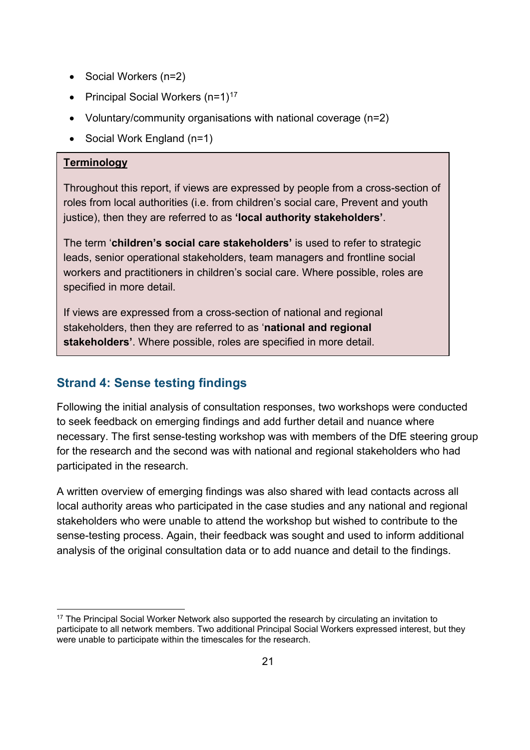- Social Workers (n=2)
- Principal Social Workers (n=1)[17]
- Voluntary/community organisations with national coverage (n=2)
- Social Work England (n=1)

> **Terminology**
>
> Throughout this report, if views are expressed by people from a cross-section of roles from local authorities (i.e. from children's social care, Prevent and youth justice), then they are referred to as **'local authority stakeholders'**.
>
> The term '**children's social care stakeholders'** is used to refer to strategic leads, senior operational stakeholders, team managers and frontline social workers and practitioners in children's social care. Where possible, roles are specified in more detail.
>
> If views are expressed from a cross-section of national and regional stakeholders, then they are referred to as '**national and regional stakeholders'**. Where possible, roles are specified in more detail.

## Strand 4: Sense testing findings

Following the initial analysis of consultation responses, two workshops were conducted to seek feedback on emerging findings and add further detail and nuance where necessary. The first sense-testing workshop was with members of the DfE steering group for the research and the second was with national and regional stakeholders who had participated in the research.

A written overview of emerging findings was also shared with lead contacts across all local authority areas who participated in the case studies and any national and regional stakeholders who were unable to attend the workshop but wished to contribute to the sense-testing process. Again, their feedback was sought and used to inform additional analysis of the original consultation data or to add nuance and detail to the findings.

[17] The Principal Social Worker Network also supported the research by circulating an invitation to participate to all network members. Two additional Principal Social Workers expressed interest, but they were unable to participate within the timescales for the research.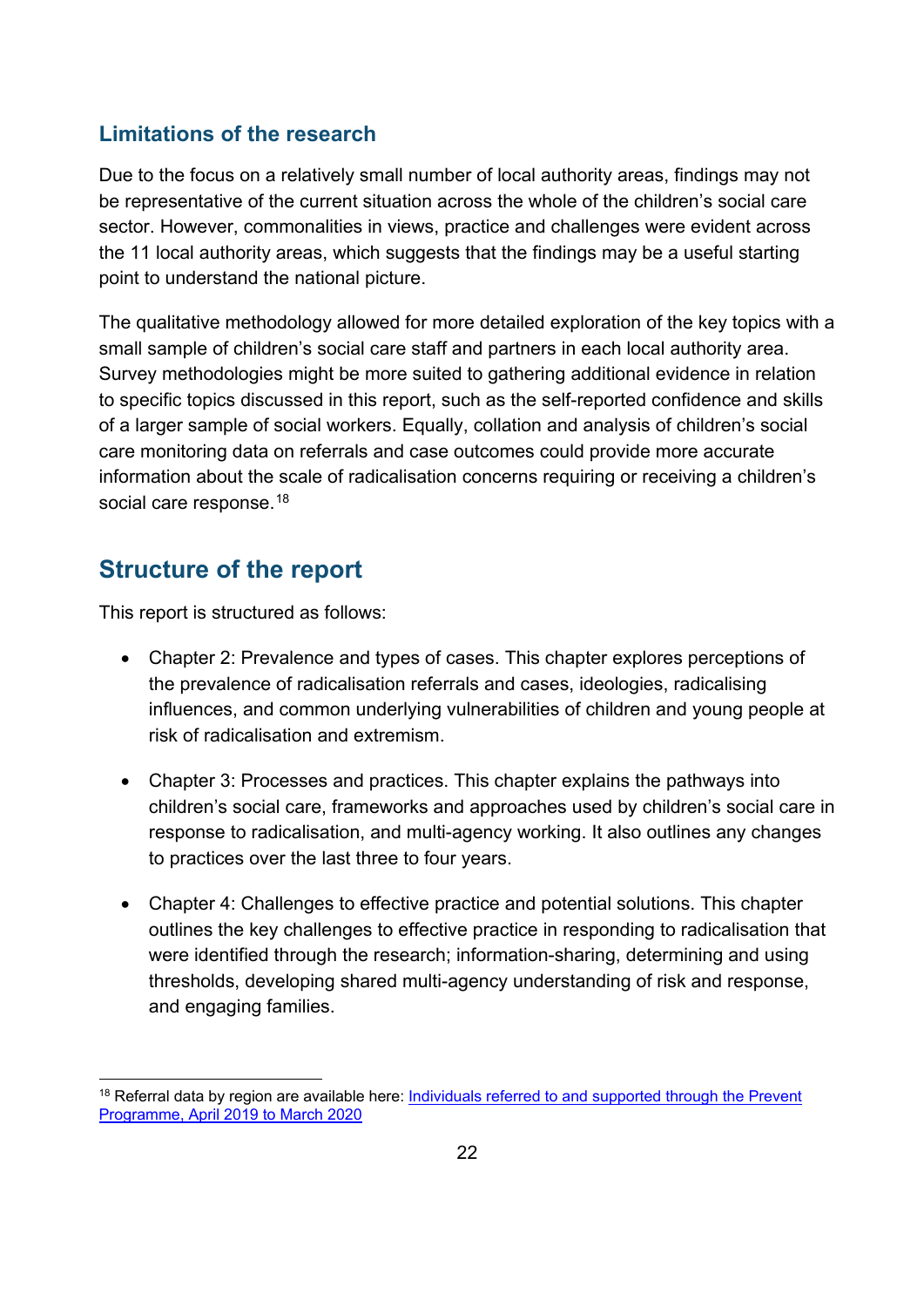### Limitations of the research

Due to the focus on a relatively small number of local authority areas, findings may not be representative of the current situation across the whole of the children's social care sector. However, commonalities in views, practice and challenges were evident across the 11 local authority areas, which suggests that the findings may be a useful starting point to understand the national picture.

The qualitative methodology allowed for more detailed exploration of the key topics with a small sample of children's social care staff and partners in each local authority area. Survey methodologies might be more suited to gathering additional evidence in relation to specific topics discussed in this report, such as the self-reported confidence and skills of a larger sample of social workers. Equally, collation and analysis of children's social care monitoring data on referrals and case outcomes could provide more accurate information about the scale of radicalisation concerns requiring or receiving a children's social care response.[18]

## Structure of the report

This report is structured as follows:

- Chapter 2: Prevalence and types of cases. This chapter explores perceptions of the prevalence of radicalisation referrals and cases, ideologies, radicalising influences, and common underlying vulnerabilities of children and young people at risk of radicalisation and extremism.

- Chapter 3: Processes and practices. This chapter explains the pathways into children's social care, frameworks and approaches used by children's social care in response to radicalisation, and multi-agency working. It also outlines any changes to practices over the last three to four years.

- Chapter 4: Challenges to effective practice and potential solutions. This chapter outlines the key challenges to effective practice in responding to radicalisation that were identified through the research; information-sharing, determining and using thresholds, developing shared multi-agency understanding of risk and response, and engaging families.

---

[18] Referral data by region are available here: [Individuals referred to and supported through the Prevent Programme, April 2019 to March 2020]()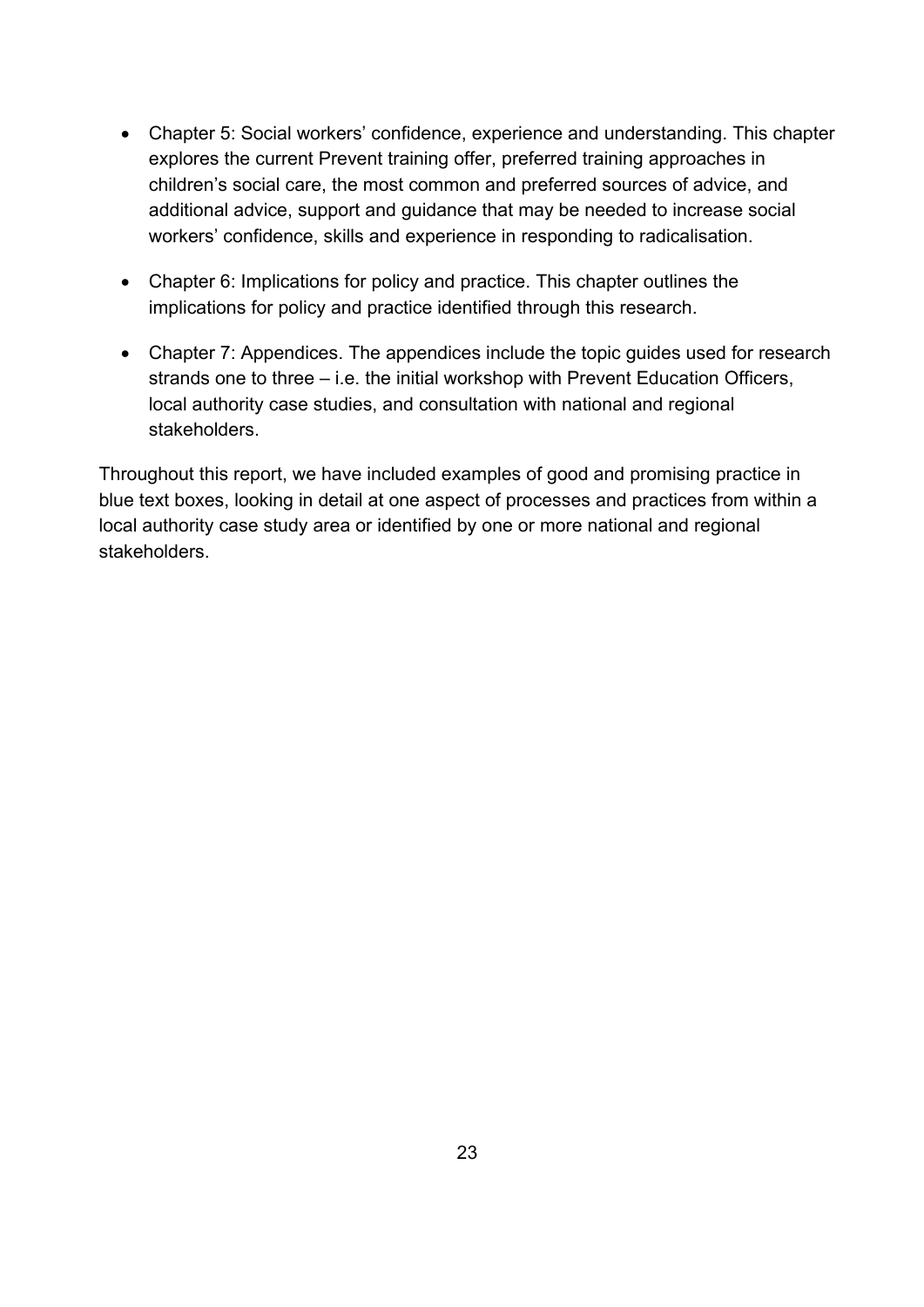- Chapter 5: Social workers' confidence, experience and understanding. This chapter explores the current Prevent training offer, preferred training approaches in children's social care, the most common and preferred sources of advice, and additional advice, support and guidance that may be needed to increase social workers' confidence, skills and experience in responding to radicalisation.

- Chapter 6: Implications for policy and practice. This chapter outlines the implications for policy and practice identified through this research.

- Chapter 7: Appendices. The appendices include the topic guides used for research strands one to three – i.e. the initial workshop with Prevent Education Officers, local authority case studies, and consultation with national and regional stakeholders.

Throughout this report, we have included examples of good and promising practice in blue text boxes, looking in detail at one aspect of processes and practices from within a local authority case study area or identified by one or more national and regional stakeholders.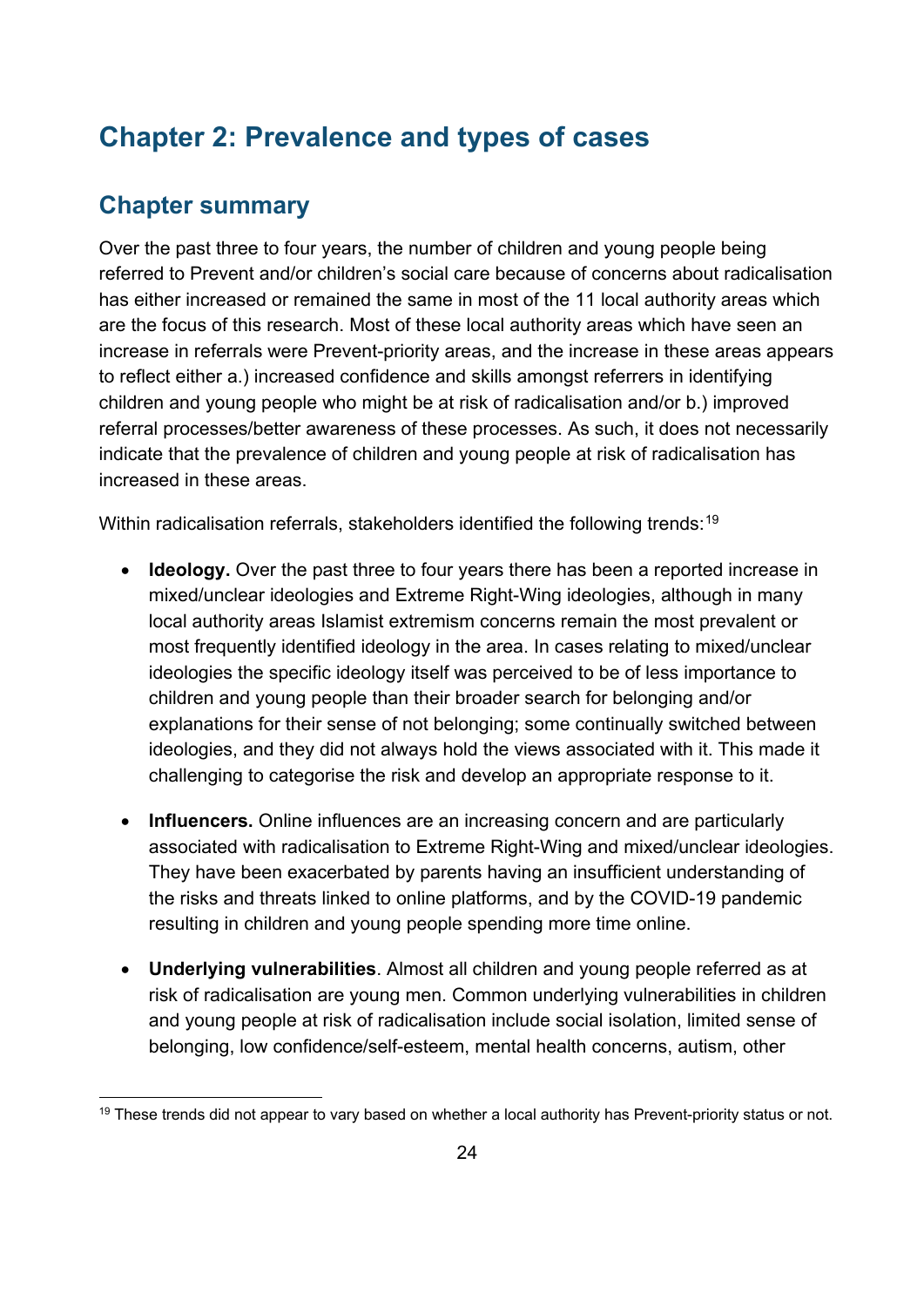# Chapter 2: Prevalence and types of cases

## Chapter summary

Over the past three to four years, the number of children and young people being referred to Prevent and/or children's social care because of concerns about radicalisation has either increased or remained the same in most of the 11 local authority areas which are the focus of this research. Most of these local authority areas which have seen an increase in referrals were Prevent-priority areas, and the increase in these areas appears to reflect either a.) increased confidence and skills amongst referrers in identifying children and young people who might be at risk of radicalisation and/or b.) improved referral processes/better awareness of these processes. As such, it does not necessarily indicate that the prevalence of children and young people at risk of radicalisation has increased in these areas.

Within radicalisation referrals, stakeholders identified the following trends:[19]

- **Ideology.** Over the past three to four years there has been a reported increase in mixed/unclear ideologies and Extreme Right-Wing ideologies, although in many local authority areas Islamist extremism concerns remain the most prevalent or most frequently identified ideology in the area. In cases relating to mixed/unclear ideologies the specific ideology itself was perceived to be of less importance to children and young people than their broader search for belonging and/or explanations for their sense of not belonging; some continually switched between ideologies, and they did not always hold the views associated with it. This made it challenging to categorise the risk and develop an appropriate response to it.

- **Influencers.** Online influences are an increasing concern and are particularly associated with radicalisation to Extreme Right-Wing and mixed/unclear ideologies. They have been exacerbated by parents having an insufficient understanding of the risks and threats linked to online platforms, and by the COVID-19 pandemic resulting in children and young people spending more time online.

- **Underlying vulnerabilities**. Almost all children and young people referred as at risk of radicalisation are young men. Common underlying vulnerabilities in children and young people at risk of radicalisation include social isolation, limited sense of belonging, low confidence/self-esteem, mental health concerns, autism, other

[19] These trends did not appear to vary based on whether a local authority has Prevent-priority status or not.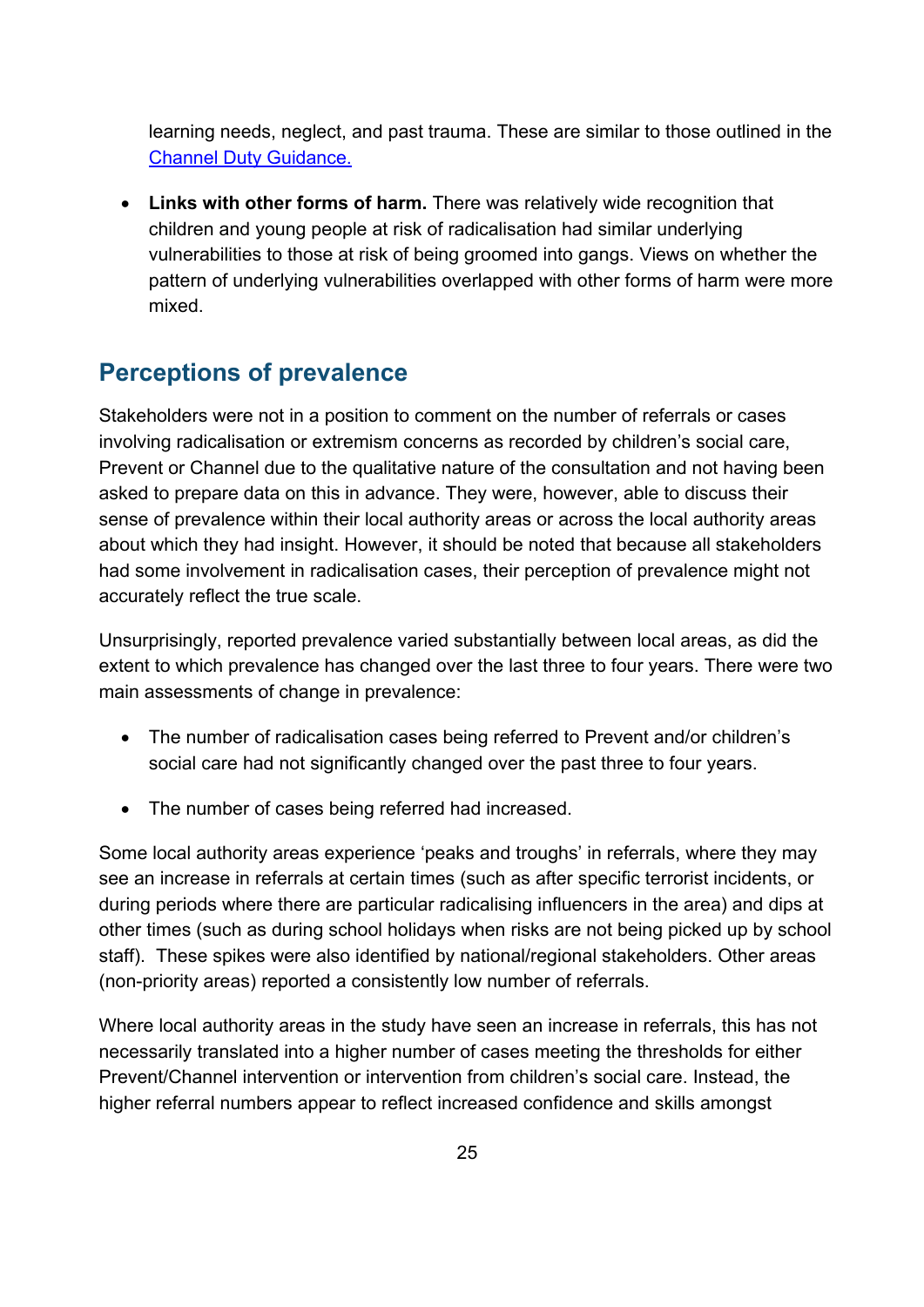learning needs, neglect, and past trauma. These are similar to those outlined in the [Channel Duty Guidance.](#)

- **Links with other forms of harm.** There was relatively wide recognition that children and young people at risk of radicalisation had similar underlying vulnerabilities to those at risk of being groomed into gangs. Views on whether the pattern of underlying vulnerabilities overlapped with other forms of harm were more mixed.

## Perceptions of prevalence

Stakeholders were not in a position to comment on the number of referrals or cases involving radicalisation or extremism concerns as recorded by children's social care, Prevent or Channel due to the qualitative nature of the consultation and not having been asked to prepare data on this in advance. They were, however, able to discuss their sense of prevalence within their local authority areas or across the local authority areas about which they had insight. However, it should be noted that because all stakeholders had some involvement in radicalisation cases, their perception of prevalence might not accurately reflect the true scale.

Unsurprisingly, reported prevalence varied substantially between local areas, as did the extent to which prevalence has changed over the last three to four years. There were two main assessments of change in prevalence:

- The number of radicalisation cases being referred to Prevent and/or children's social care had not significantly changed over the past three to four years.
- The number of cases being referred had increased.

Some local authority areas experience 'peaks and troughs' in referrals, where they may see an increase in referrals at certain times (such as after specific terrorist incidents, or during periods where there are particular radicalising influencers in the area) and dips at other times (such as during school holidays when risks are not being picked up by school staff). These spikes were also identified by national/regional stakeholders. Other areas (non-priority areas) reported a consistently low number of referrals.

Where local authority areas in the study have seen an increase in referrals, this has not necessarily translated into a higher number of cases meeting the thresholds for either Prevent/Channel intervention or intervention from children's social care. Instead, the higher referral numbers appear to reflect increased confidence and skills amongst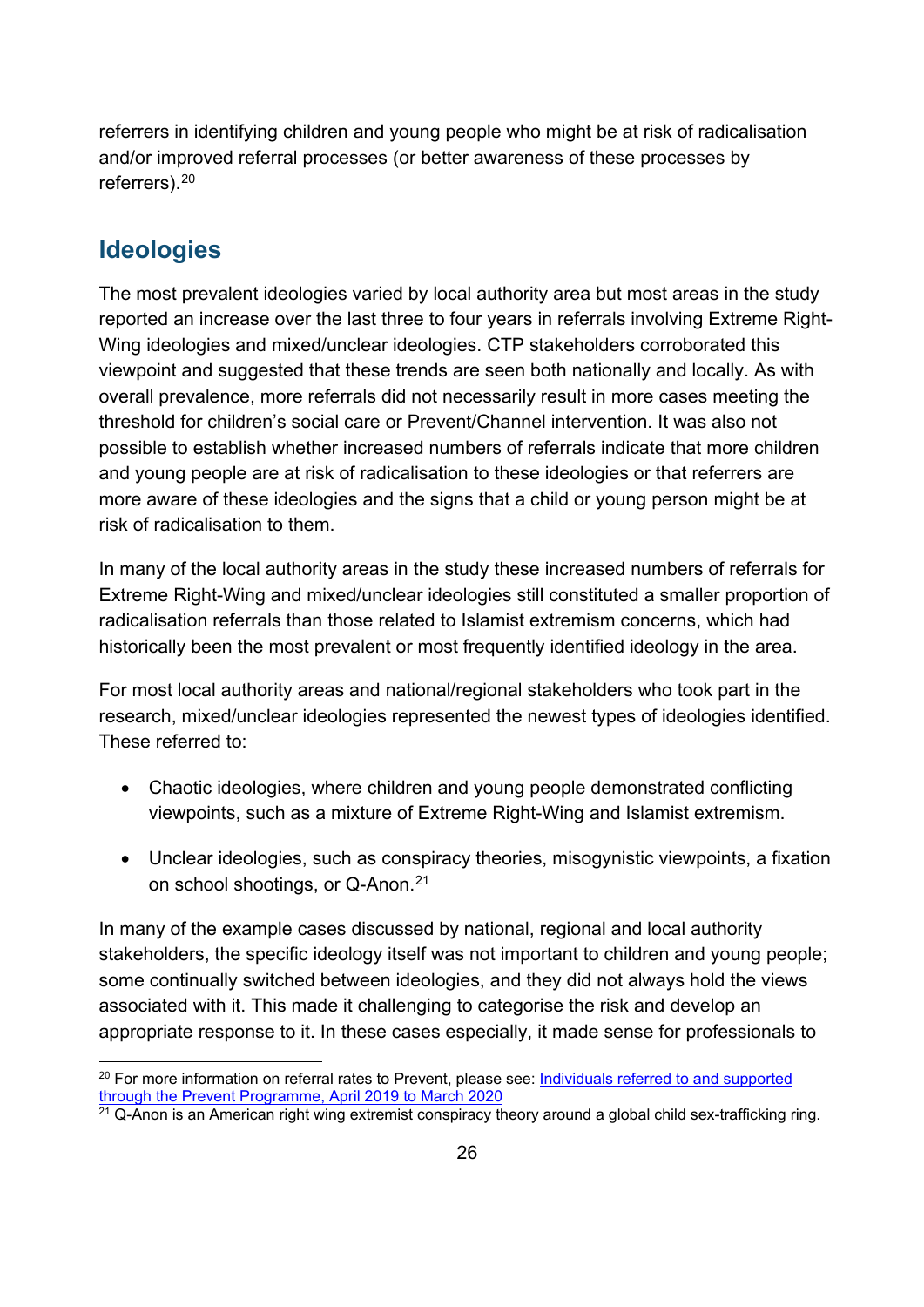referrers in identifying children and young people who might be at risk of radicalisation and/or improved referral processes (or better awareness of these processes by referrers).[20]

## Ideologies

The most prevalent ideologies varied by local authority area but most areas in the study reported an increase over the last three to four years in referrals involving Extreme Right-Wing ideologies and mixed/unclear ideologies. CTP stakeholders corroborated this viewpoint and suggested that these trends are seen both nationally and locally. As with overall prevalence, more referrals did not necessarily result in more cases meeting the threshold for children's social care or Prevent/Channel intervention. It was also not possible to establish whether increased numbers of referrals indicate that more children and young people are at risk of radicalisation to these ideologies or that referrers are more aware of these ideologies and the signs that a child or young person might be at risk of radicalisation to them.

In many of the local authority areas in the study these increased numbers of referrals for Extreme Right-Wing and mixed/unclear ideologies still constituted a smaller proportion of radicalisation referrals than those related to Islamist extremism concerns, which had historically been the most prevalent or most frequently identified ideology in the area.

For most local authority areas and national/regional stakeholders who took part in the research, mixed/unclear ideologies represented the newest types of ideologies identified. These referred to:

- Chaotic ideologies, where children and young people demonstrated conflicting viewpoints, such as a mixture of Extreme Right-Wing and Islamist extremism.
- Unclear ideologies, such as conspiracy theories, misogynistic viewpoints, a fixation on school shootings, or Q-Anon.[21]

In many of the example cases discussed by national, regional and local authority stakeholders, the specific ideology itself was not important to children and young people; some continually switched between ideologies, and they did not always hold the views associated with it. This made it challenging to categorise the risk and develop an appropriate response to it. In these cases especially, it made sense for professionals to

---

[20] For more information on referral rates to Prevent, please see: [Individuals referred to and supported through the Prevent Programme, April 2019 to March 2020]()

[21] Q-Anon is an American right wing extremist conspiracy theory around a global child sex-trafficking ring.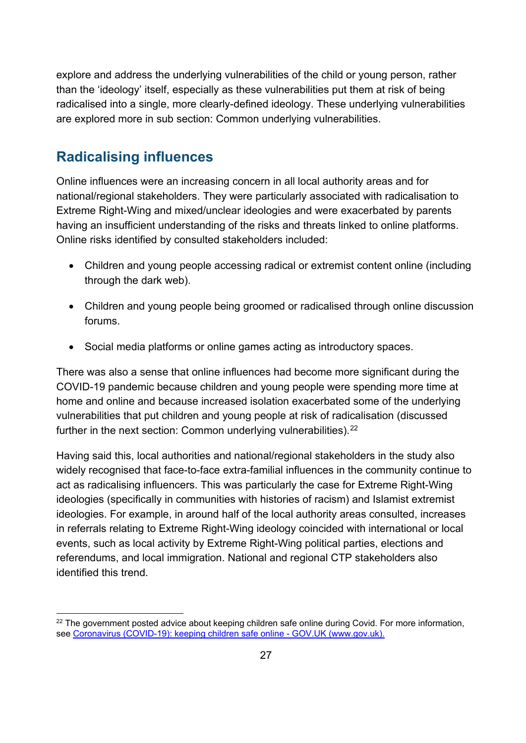explore and address the underlying vulnerabilities of the child or young person, rather than the 'ideology' itself, especially as these vulnerabilities put them at risk of being radicalised into a single, more clearly-defined ideology. These underlying vulnerabilities are explored more in sub section: Common underlying vulnerabilities.

## Radicalising influences

Online influences were an increasing concern in all local authority areas and for national/regional stakeholders. They were particularly associated with radicalisation to Extreme Right-Wing and mixed/unclear ideologies and were exacerbated by parents having an insufficient understanding of the risks and threats linked to online platforms. Online risks identified by consulted stakeholders included:

- Children and young people accessing radical or extremist content online (including through the dark web).
- Children and young people being groomed or radicalised through online discussion forums.
- Social media platforms or online games acting as introductory spaces.

There was also a sense that online influences had become more significant during the COVID-19 pandemic because children and young people were spending more time at home and online and because increased isolation exacerbated some of the underlying vulnerabilities that put children and young people at risk of radicalisation (discussed further in the next section: Common underlying vulnerabilities).[22]

Having said this, local authorities and national/regional stakeholders in the study also widely recognised that face-to-face extra-familial influences in the community continue to act as radicalising influencers. This was particularly the case for Extreme Right-Wing ideologies (specifically in communities with histories of racism) and Islamist extremist ideologies. For example, in around half of the local authority areas consulted, increases in referrals relating to Extreme Right-Wing ideology coincided with international or local events, such as local activity by Extreme Right-Wing political parties, elections and referendums, and local immigration. National and regional CTP stakeholders also identified this trend.

---

[22] The government posted advice about keeping children safe online during Covid. For more information, see [Coronavirus (COVID-19): keeping children safe online - GOV.UK (www.gov.uk).](https://www.gov.uk)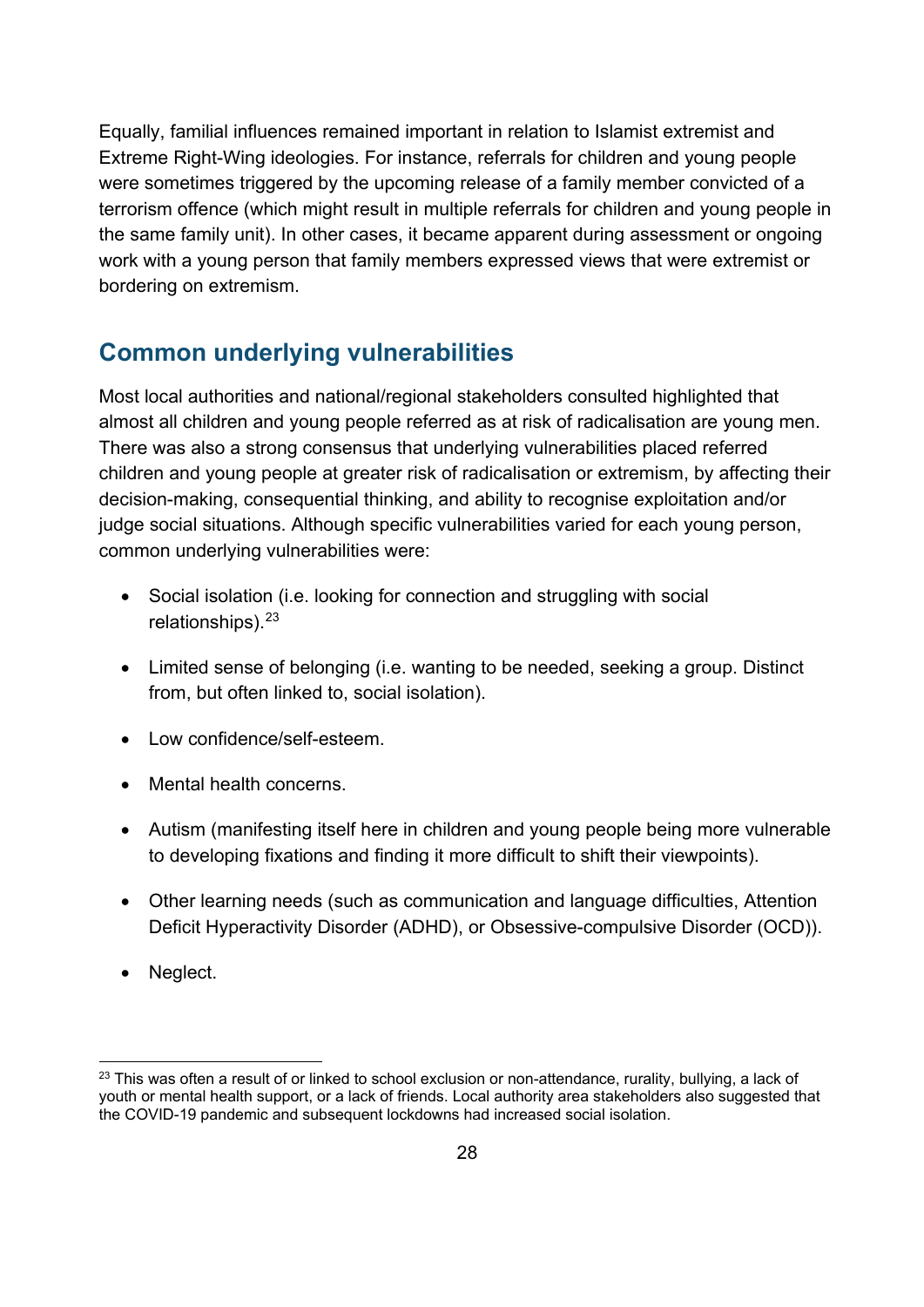Equally, familial influences remained important in relation to Islamist extremist and Extreme Right-Wing ideologies. For instance, referrals for children and young people were sometimes triggered by the upcoming release of a family member convicted of a terrorism offence (which might result in multiple referrals for children and young people in the same family unit). In other cases, it became apparent during assessment or ongoing work with a young person that family members expressed views that were extremist or bordering on extremism.

## Common underlying vulnerabilities

Most local authorities and national/regional stakeholders consulted highlighted that almost all children and young people referred as at risk of radicalisation are young men. There was also a strong consensus that underlying vulnerabilities placed referred children and young people at greater risk of radicalisation or extremism, by affecting their decision-making, consequential thinking, and ability to recognise exploitation and/or judge social situations. Although specific vulnerabilities varied for each young person, common underlying vulnerabilities were:

- Social isolation (i.e. looking for connection and struggling with social relationships).[23]
- Limited sense of belonging (i.e. wanting to be needed, seeking a group. Distinct from, but often linked to, social isolation).
- Low confidence/self-esteem.
- Mental health concerns.
- Autism (manifesting itself here in children and young people being more vulnerable to developing fixations and finding it more difficult to shift their viewpoints).
- Other learning needs (such as communication and language difficulties, Attention Deficit Hyperactivity Disorder (ADHD), or Obsessive-compulsive Disorder (OCD)).
- Neglect.

[23] This was often a result of or linked to school exclusion or non-attendance, rurality, bullying, a lack of youth or mental health support, or a lack of friends. Local authority area stakeholders also suggested that the COVID-19 pandemic and subsequent lockdowns had increased social isolation.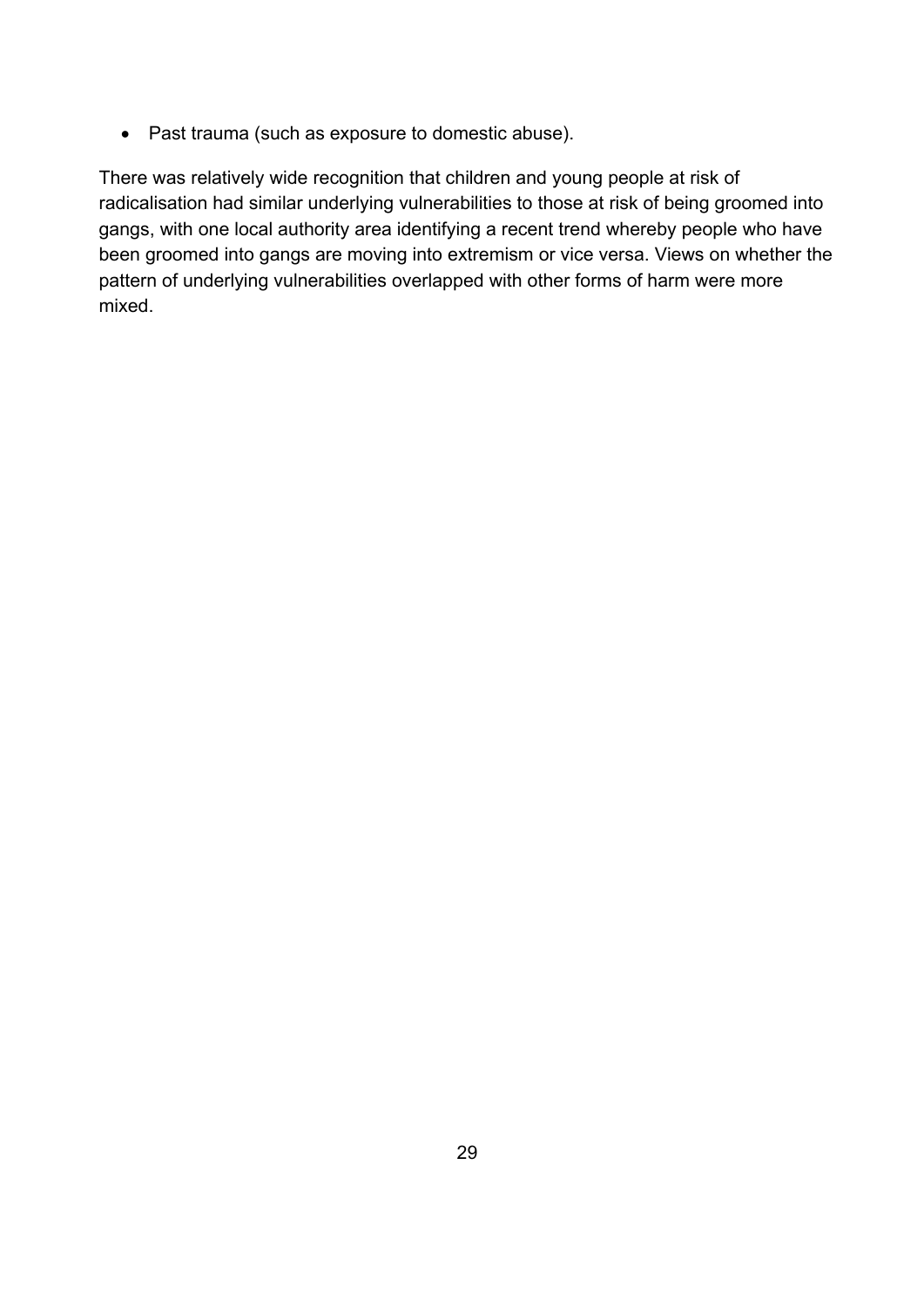- Past trauma (such as exposure to domestic abuse).

There was relatively wide recognition that children and young people at risk of radicalisation had similar underlying vulnerabilities to those at risk of being groomed into gangs, with one local authority area identifying a recent trend whereby people who have been groomed into gangs are moving into extremism or vice versa. Views on whether the pattern of underlying vulnerabilities overlapped with other forms of harm were more mixed.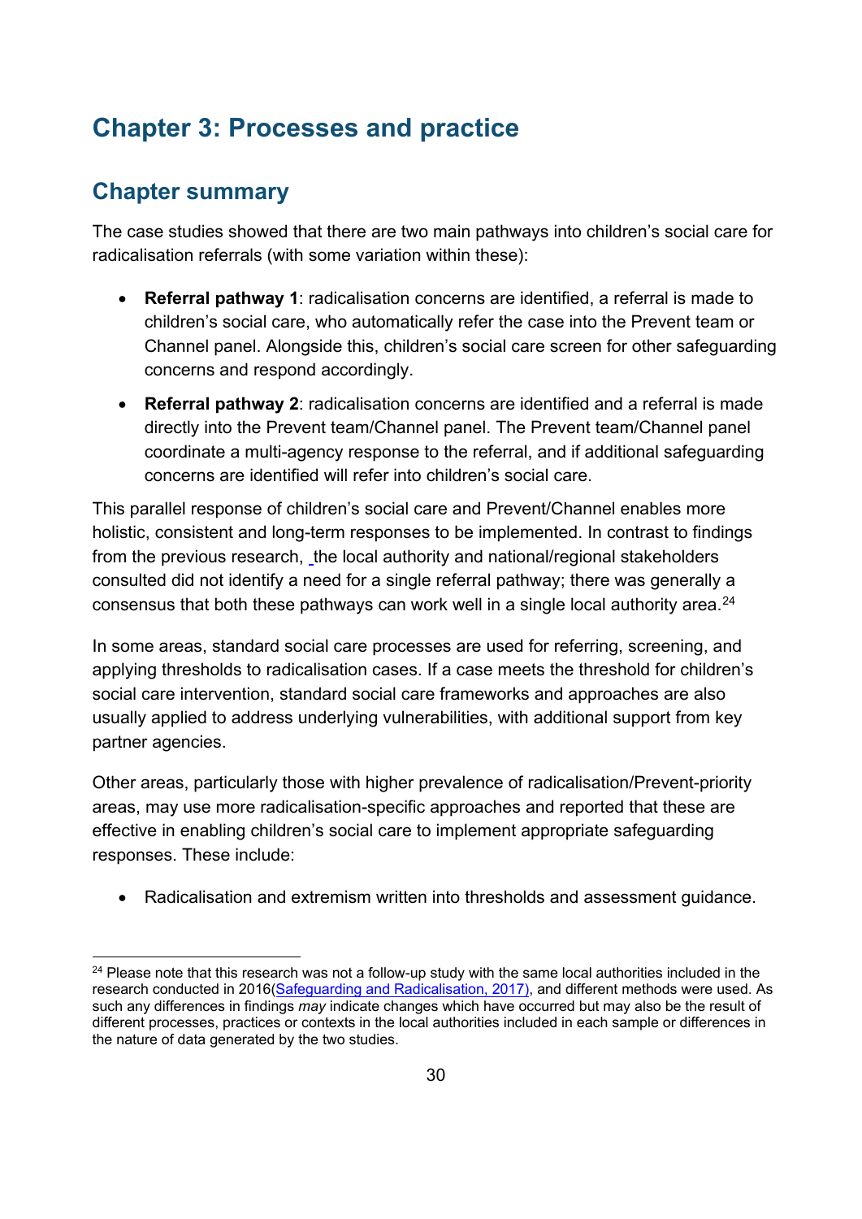# Chapter 3: Processes and practice

## Chapter summary

The case studies showed that there are two main pathways into children's social care for radicalisation referrals (with some variation within these):

- **Referral pathway 1**: radicalisation concerns are identified, a referral is made to children's social care, who automatically refer the case into the Prevent team or Channel panel. Alongside this, children's social care screen for other safeguarding concerns and respond accordingly.
- **Referral pathway 2**: radicalisation concerns are identified and a referral is made directly into the Prevent team/Channel panel. The Prevent team/Channel panel coordinate a multi-agency response to the referral, and if additional safeguarding concerns are identified will refer into children's social care.

This parallel response of children's social care and Prevent/Channel enables more holistic, consistent and long-term responses to be implemented. In contrast to findings from the previous research, the local authority and national/regional stakeholders consulted did not identify a need for a single referral pathway; there was generally a consensus that both these pathways can work well in a single local authority area.[24]

In some areas, standard social care processes are used for referring, screening, and applying thresholds to radicalisation cases. If a case meets the threshold for children's social care intervention, standard social care frameworks and approaches are also usually applied to address underlying vulnerabilities, with additional support from key partner agencies.

Other areas, particularly those with higher prevalence of radicalisation/Prevent-priority areas, may use more radicalisation-specific approaches and reported that these are effective in enabling children's social care to implement appropriate safeguarding responses. These include:

- Radicalisation and extremism written into thresholds and assessment guidance.

[24] Please note that this research was not a follow-up study with the same local authorities included in the research conducted in 2016(Safeguarding and Radicalisation, 2017), and different methods were used. As such any differences in findings *may* indicate changes which have occurred but may also be the result of different processes, practices or contexts in the local authorities included in each sample or differences in the nature of data generated by the two studies.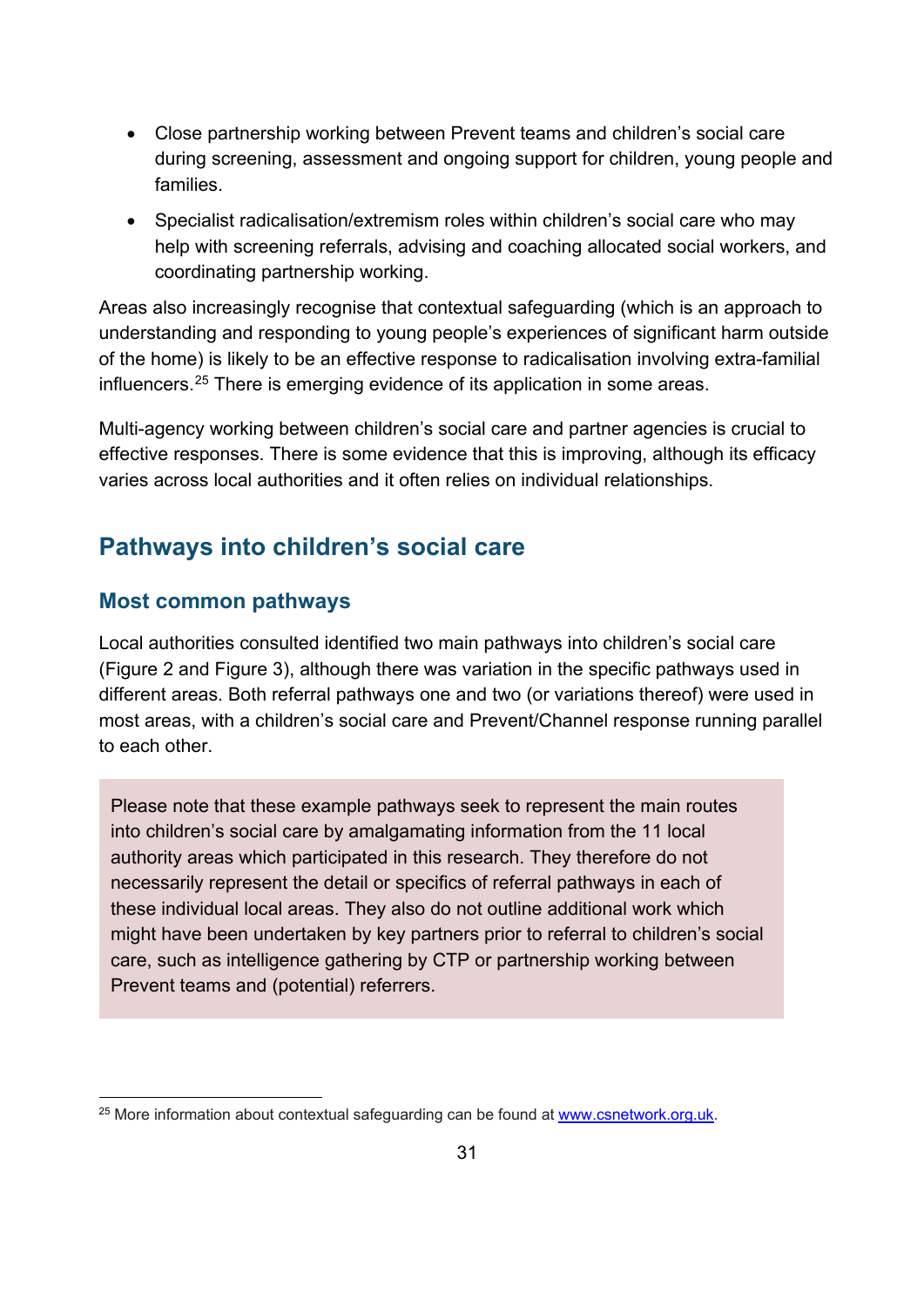- Close partnership working between Prevent teams and children's social care during screening, assessment and ongoing support for children, young people and families.
- Specialist radicalisation/extremism roles within children's social care who may help with screening referrals, advising and coaching allocated social workers, and coordinating partnership working.

Areas also increasingly recognise that contextual safeguarding (which is an approach to understanding and responding to young people's experiences of significant harm outside of the home) is likely to be an effective response to radicalisation involving extra-familial influencers.[25] There is emerging evidence of its application in some areas.

Multi-agency working between children's social care and partner agencies is crucial to effective responses. There is some evidence that this is improving, although its efficacy varies across local authorities and it often relies on individual relationships.

## Pathways into children's social care

### Most common pathways

Local authorities consulted identified two main pathways into children's social care (Figure 2 and Figure 3), although there was variation in the specific pathways used in different areas. Both referral pathways one and two (or variations thereof) were used in most areas, with a children's social care and Prevent/Channel response running parallel to each other.

> Please note that these example pathways seek to represent the main routes into children's social care by amalgamating information from the 11 local authority areas which participated in this research. They therefore do not necessarily represent the detail or specifics of referral pathways in each of these individual local areas. They also do not outline additional work which might have been undertaken by key partners prior to referral to children's social care, such as intelligence gathering by CTP or partnership working between Prevent teams and (potential) referrers.

[25] More information about contextual safeguarding can be found at [www.csnetwork.org.uk](http://www.csnetwork.org.uk).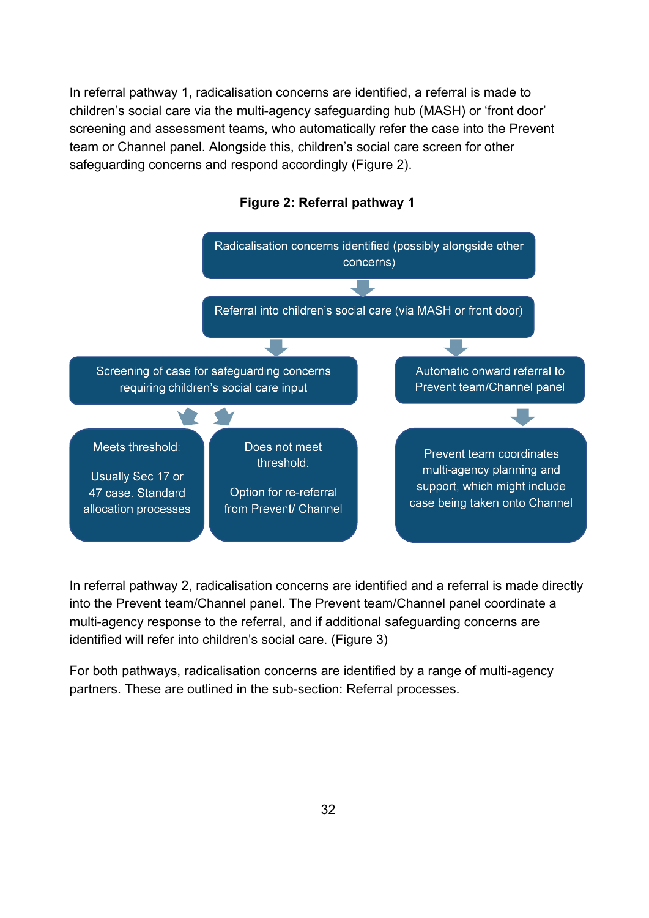In referral pathway 1, radicalisation concerns are identified, a referral is made to children's social care via the multi-agency safeguarding hub (MASH) or 'front door' screening and assessment teams, who automatically refer the case into the Prevent team or Channel panel. Alongside this, children's social care screen for other safeguarding concerns and respond accordingly (Figure 2).

**Figure 2: Referral pathway 1**

Radicalisation concerns identified (possibly alongside other concerns)

↓

Referral into children's social care (via MASH or front door)

↓ (left branch)

Screening of case for safeguarding concerns requiring children's social care input

- Meets threshold: Usually Sec 17 or 47 case. Standard allocation processes
- Does not meet threshold: Option for re-referral from Prevent/ Channel

↓ (right branch)

Automatic onward referral to Prevent team/Channel panel

↓

Prevent team coordinates multi-agency planning and support, which might include case being taken onto Channel

In referral pathway 2, radicalisation concerns are identified and a referral is made directly into the Prevent team/Channel panel. The Prevent team/Channel panel coordinate a multi-agency response to the referral, and if additional safeguarding concerns are identified will refer into children's social care. (Figure 3)

For both pathways, radicalisation concerns are identified by a range of multi-agency partners. These are outlined in the sub-section: Referral processes.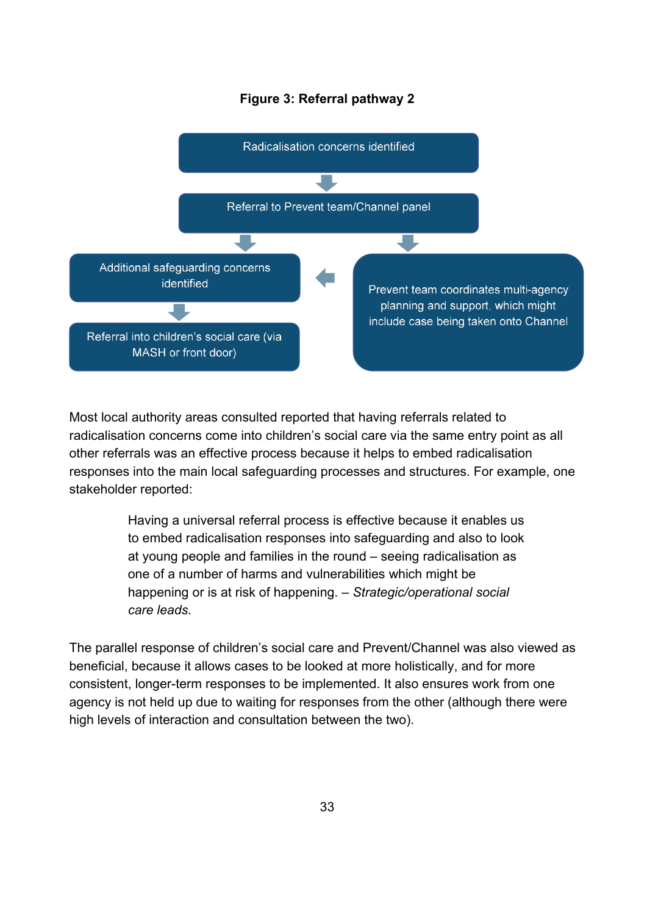**Figure 3: Referral pathway 2**

Radicalisation concerns identified

Referral to Prevent team/Channel panel

Additional safeguarding concerns identified

Referral into children's social care (via MASH or front door)

Prevent team coordinates multi-agency planning and support, which might include case being taken onto Channel

Most local authority areas consulted reported that having referrals related to radicalisation concerns come into children's social care via the same entry point as all other referrals was an effective process because it helps to embed radicalisation responses into the main local safeguarding processes and structures. For example, one stakeholder reported:

> Having a universal referral process is effective because it enables us to embed radicalisation responses into safeguarding and also to look at young people and families in the round – seeing radicalisation as one of a number of harms and vulnerabilities which might be happening or is at risk of happening. – *Strategic/operational social care leads.*

The parallel response of children's social care and Prevent/Channel was also viewed as beneficial, because it allows cases to be looked at more holistically, and for more consistent, longer-term responses to be implemented. It also ensures work from one agency is not held up due to waiting for responses from the other (although there were high levels of interaction and consultation between the two).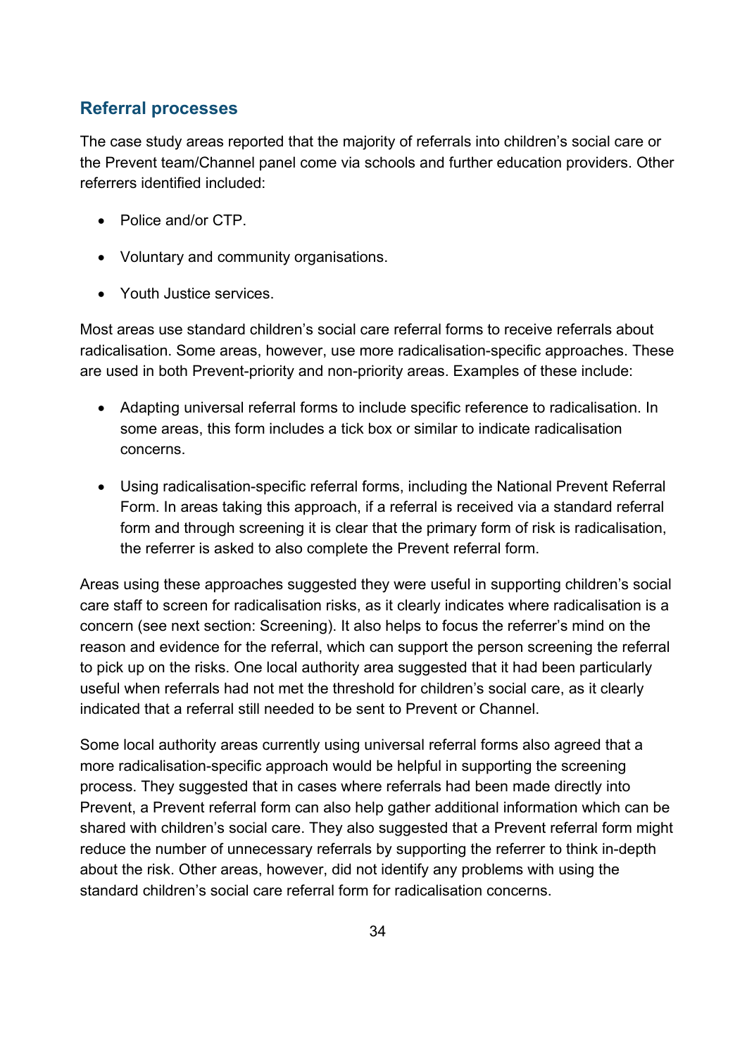## Referral processes

The case study areas reported that the majority of referrals into children's social care or the Prevent team/Channel panel come via schools and further education providers. Other referrers identified included:

- Police and/or CTP.
- Voluntary and community organisations.
- Youth Justice services.

Most areas use standard children's social care referral forms to receive referrals about radicalisation. Some areas, however, use more radicalisation-specific approaches. These are used in both Prevent-priority and non-priority areas. Examples of these include:

- Adapting universal referral forms to include specific reference to radicalisation. In some areas, this form includes a tick box or similar to indicate radicalisation concerns.
- Using radicalisation-specific referral forms, including the National Prevent Referral Form. In areas taking this approach, if a referral is received via a standard referral form and through screening it is clear that the primary form of risk is radicalisation, the referrer is asked to also complete the Prevent referral form.

Areas using these approaches suggested they were useful in supporting children's social care staff to screen for radicalisation risks, as it clearly indicates where radicalisation is a concern (see next section: Screening). It also helps to focus the referrer's mind on the reason and evidence for the referral, which can support the person screening the referral to pick up on the risks. One local authority area suggested that it had been particularly useful when referrals had not met the threshold for children's social care, as it clearly indicated that a referral still needed to be sent to Prevent or Channel.

Some local authority areas currently using universal referral forms also agreed that a more radicalisation-specific approach would be helpful in supporting the screening process. They suggested that in cases where referrals had been made directly into Prevent, a Prevent referral form can also help gather additional information which can be shared with children's social care. They also suggested that a Prevent referral form might reduce the number of unnecessary referrals by supporting the referrer to think in-depth about the risk. Other areas, however, did not identify any problems with using the standard children's social care referral form for radicalisation concerns.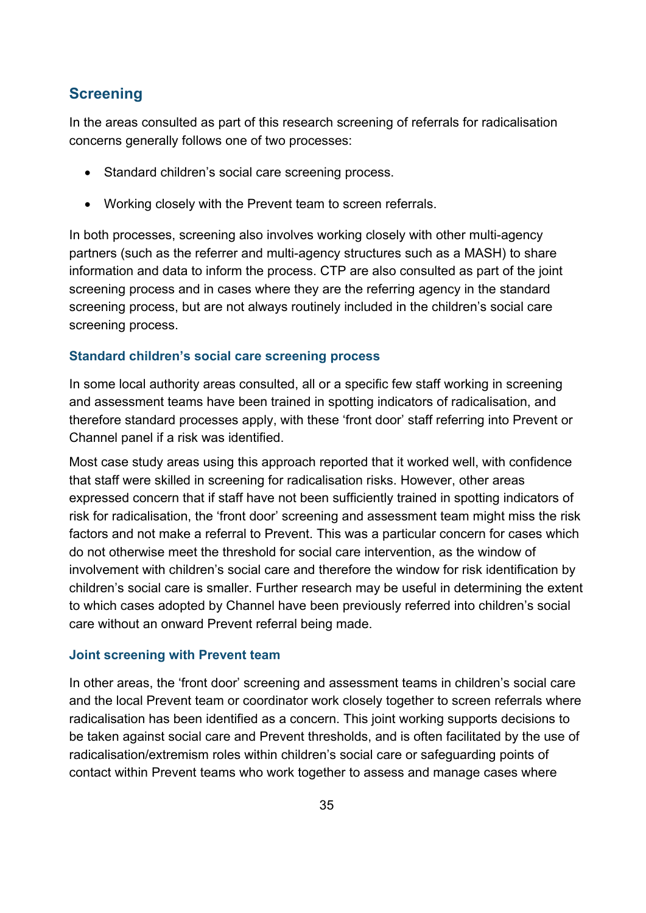## Screening

In the areas consulted as part of this research screening of referrals for radicalisation concerns generally follows one of two processes:

- Standard children's social care screening process.
- Working closely with the Prevent team to screen referrals.

In both processes, screening also involves working closely with other multi-agency partners (such as the referrer and multi-agency structures such as a MASH) to share information and data to inform the process. CTP are also consulted as part of the joint screening process and in cases where they are the referring agency in the standard screening process, but are not always routinely included in the children's social care screening process.

### Standard children's social care screening process

In some local authority areas consulted, all or a specific few staff working in screening and assessment teams have been trained in spotting indicators of radicalisation, and therefore standard processes apply, with these 'front door' staff referring into Prevent or Channel panel if a risk was identified.

Most case study areas using this approach reported that it worked well, with confidence that staff were skilled in screening for radicalisation risks. However, other areas expressed concern that if staff have not been sufficiently trained in spotting indicators of risk for radicalisation, the 'front door' screening and assessment team might miss the risk factors and not make a referral to Prevent. This was a particular concern for cases which do not otherwise meet the threshold for social care intervention, as the window of involvement with children's social care and therefore the window for risk identification by children's social care is smaller. Further research may be useful in determining the extent to which cases adopted by Channel have been previously referred into children's social care without an onward Prevent referral being made.

### Joint screening with Prevent team

In other areas, the 'front door' screening and assessment teams in children's social care and the local Prevent team or coordinator work closely together to screen referrals where radicalisation has been identified as a concern. This joint working supports decisions to be taken against social care and Prevent thresholds, and is often facilitated by the use of radicalisation/extremism roles within children's social care or safeguarding points of contact within Prevent teams who work together to assess and manage cases where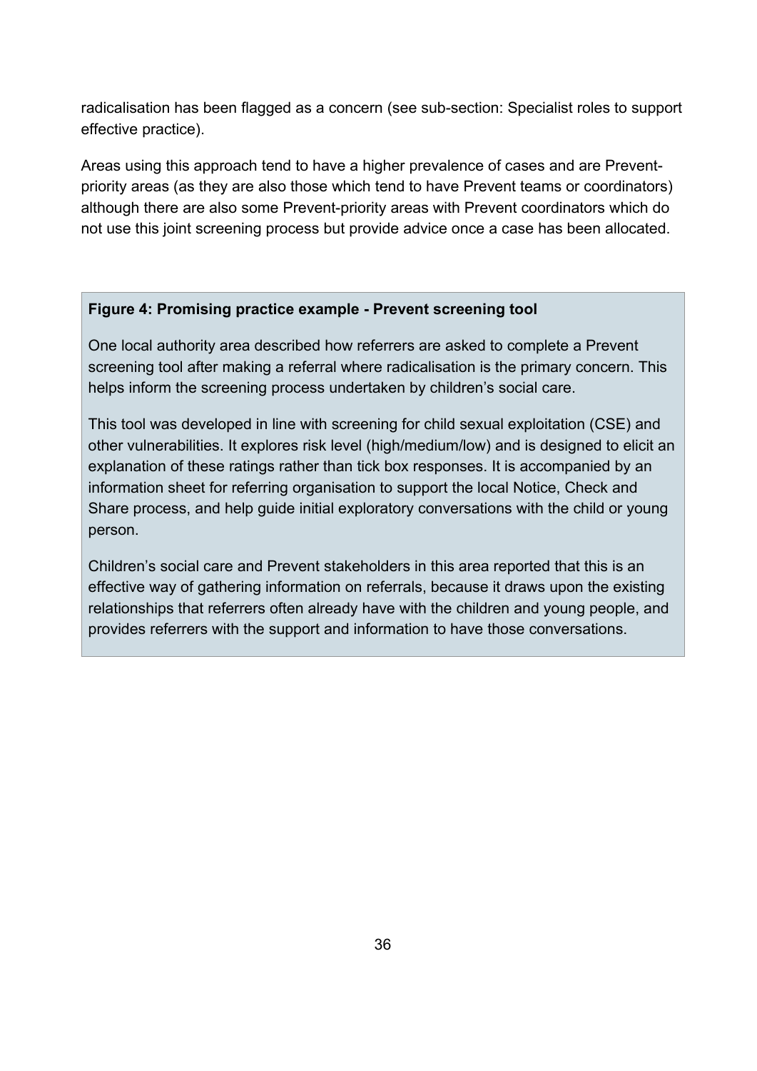radicalisation has been flagged as a concern (see sub-section: Specialist roles to support effective practice).

Areas using this approach tend to have a higher prevalence of cases and are Prevent-priority areas (as they are also those which tend to have Prevent teams or coordinators) although there are also some Prevent-priority areas with Prevent coordinators which do not use this joint screening process but provide advice once a case has been allocated.

**Figure 4: Promising practice example - Prevent screening tool**

One local authority area described how referrers are asked to complete a Prevent screening tool after making a referral where radicalisation is the primary concern. This helps inform the screening process undertaken by children's social care.

This tool was developed in line with screening for child sexual exploitation (CSE) and other vulnerabilities. It explores risk level (high/medium/low) and is designed to elicit an explanation of these ratings rather than tick box responses. It is accompanied by an information sheet for referring organisation to support the local Notice, Check and Share process, and help guide initial exploratory conversations with the child or young person.

Children's social care and Prevent stakeholders in this area reported that this is an effective way of gathering information on referrals, because it draws upon the existing relationships that referrers often already have with the children and young people, and provides referrers with the support and information to have those conversations.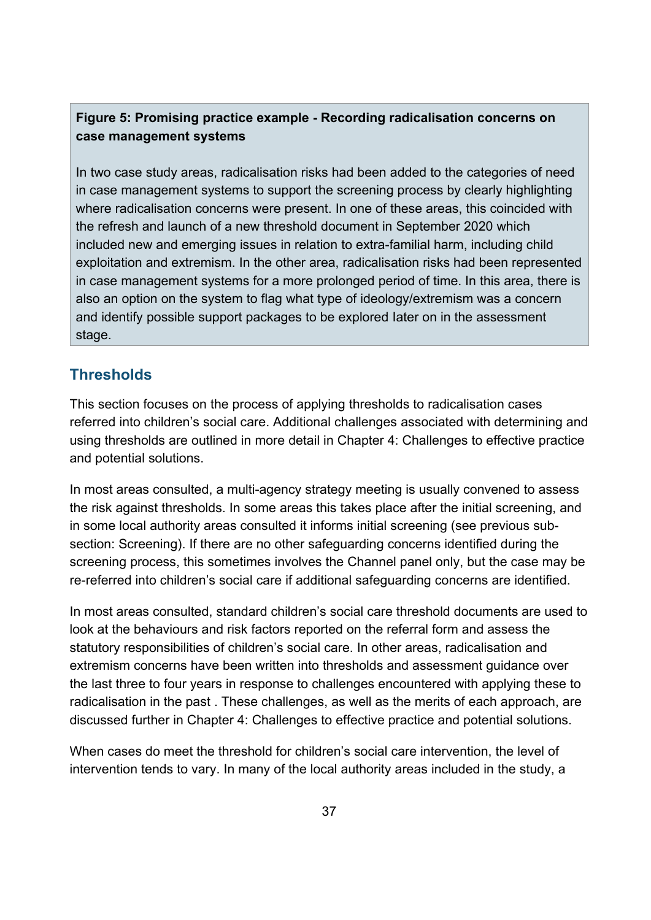**Figure 5: Promising practice example - Recording radicalisation concerns on case management systems**

In two case study areas, radicalisation risks had been added to the categories of need in case management systems to support the screening process by clearly highlighting where radicalisation concerns were present. In one of these areas, this coincided with the refresh and launch of a new threshold document in September 2020 which included new and emerging issues in relation to extra-familial harm, including child exploitation and extremism. In the other area, radicalisation risks had been represented in case management systems for a more prolonged period of time. In this area, there is also an option on the system to flag what type of ideology/extremism was a concern and identify possible support packages to be explored later on in the assessment stage.

## Thresholds

This section focuses on the process of applying thresholds to radicalisation cases referred into children's social care. Additional challenges associated with determining and using thresholds are outlined in more detail in Chapter 4: Challenges to effective practice and potential solutions.

In most areas consulted, a multi-agency strategy meeting is usually convened to assess the risk against thresholds. In some areas this takes place after the initial screening, and in some local authority areas consulted it informs initial screening (see previous sub-section: Screening). If there are no other safeguarding concerns identified during the screening process, this sometimes involves the Channel panel only, but the case may be re-referred into children's social care if additional safeguarding concerns are identified.

In most areas consulted, standard children's social care threshold documents are used to look at the behaviours and risk factors reported on the referral form and assess the statutory responsibilities of children's social care. In other areas, radicalisation and extremism concerns have been written into thresholds and assessment guidance over the last three to four years in response to challenges encountered with applying these to radicalisation in the past . These challenges, as well as the merits of each approach, are discussed further in Chapter 4: Challenges to effective practice and potential solutions.

When cases do meet the threshold for children's social care intervention, the level of intervention tends to vary. In many of the local authority areas included in the study, a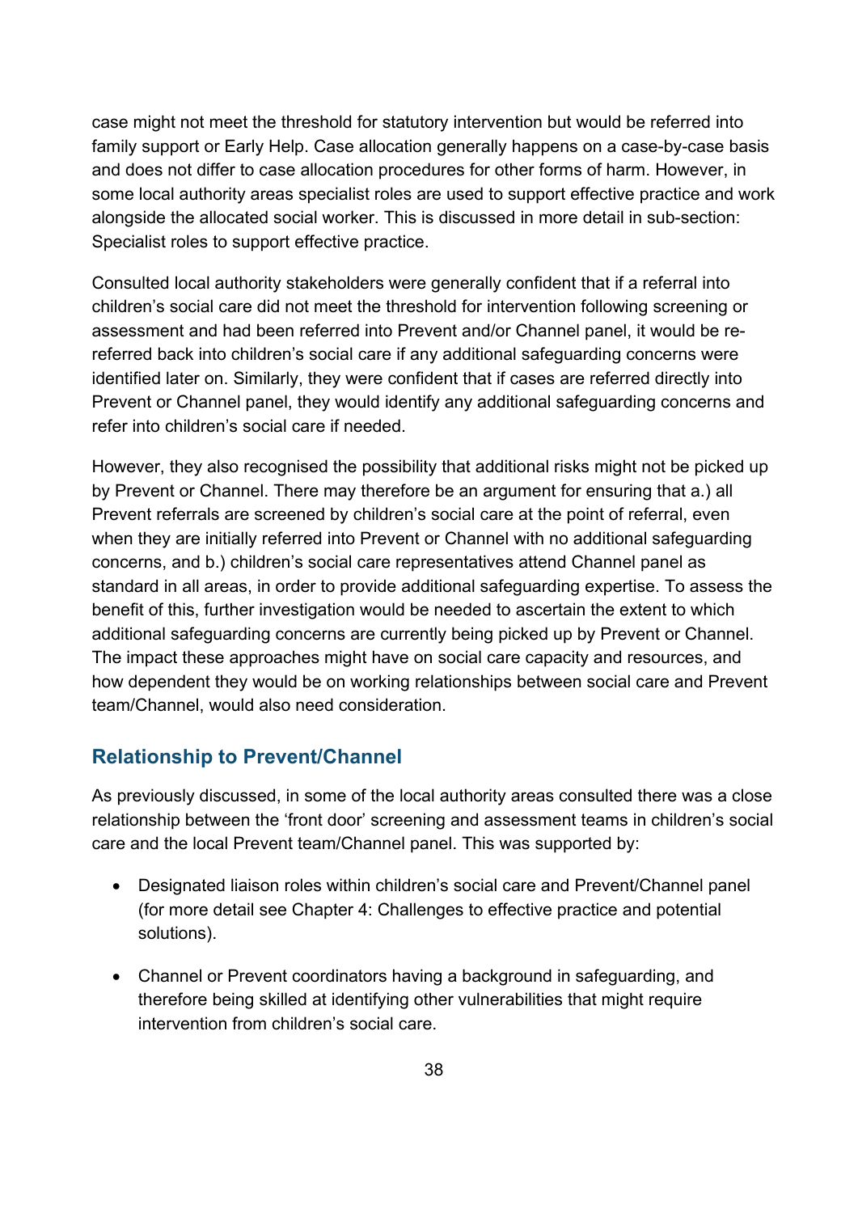case might not meet the threshold for statutory intervention but would be referred into family support or Early Help. Case allocation generally happens on a case-by-case basis and does not differ to case allocation procedures for other forms of harm. However, in some local authority areas specialist roles are used to support effective practice and work alongside the allocated social worker. This is discussed in more detail in sub-section: Specialist roles to support effective practice.

Consulted local authority stakeholders were generally confident that if a referral into children's social care did not meet the threshold for intervention following screening or assessment and had been referred into Prevent and/or Channel panel, it would be re-referred back into children's social care if any additional safeguarding concerns were identified later on. Similarly, they were confident that if cases are referred directly into Prevent or Channel panel, they would identify any additional safeguarding concerns and refer into children's social care if needed.

However, they also recognised the possibility that additional risks might not be picked up by Prevent or Channel. There may therefore be an argument for ensuring that a.) all Prevent referrals are screened by children's social care at the point of referral, even when they are initially referred into Prevent or Channel with no additional safeguarding concerns, and b.) children's social care representatives attend Channel panel as standard in all areas, in order to provide additional safeguarding expertise. To assess the benefit of this, further investigation would be needed to ascertain the extent to which additional safeguarding concerns are currently being picked up by Prevent or Channel. The impact these approaches might have on social care capacity and resources, and how dependent they would be on working relationships between social care and Prevent team/Channel, would also need consideration.

## Relationship to Prevent/Channel

As previously discussed, in some of the local authority areas consulted there was a close relationship between the 'front door' screening and assessment teams in children's social care and the local Prevent team/Channel panel. This was supported by:

- Designated liaison roles within children's social care and Prevent/Channel panel (for more detail see Chapter 4: Challenges to effective practice and potential solutions).
- Channel or Prevent coordinators having a background in safeguarding, and therefore being skilled at identifying other vulnerabilities that might require intervention from children's social care.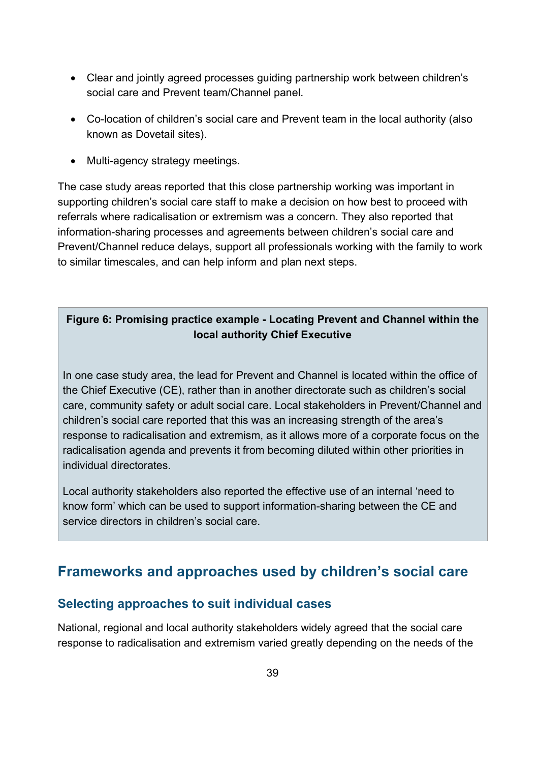- Clear and jointly agreed processes guiding partnership work between children's social care and Prevent team/Channel panel.
- Co-location of children's social care and Prevent team in the local authority (also known as Dovetail sites).
- Multi-agency strategy meetings.

The case study areas reported that this close partnership working was important in supporting children's social care staff to make a decision on how best to proceed with referrals where radicalisation or extremism was a concern. They also reported that information-sharing processes and agreements between children's social care and Prevent/Channel reduce delays, support all professionals working with the family to work to similar timescales, and can help inform and plan next steps.

**Figure 6: Promising practice example - Locating Prevent and Channel within the local authority Chief Executive**

In one case study area, the lead for Prevent and Channel is located within the office of the Chief Executive (CE), rather than in another directorate such as children's social care, community safety or adult social care. Local stakeholders in Prevent/Channel and children's social care reported that this was an increasing strength of the area's response to radicalisation and extremism, as it allows more of a corporate focus on the radicalisation agenda and prevents it from becoming diluted within other priorities in individual directorates.

Local authority stakeholders also reported the effective use of an internal 'need to know form' which can be used to support information-sharing between the CE and service directors in children's social care.

## Frameworks and approaches used by children's social care

### Selecting approaches to suit individual cases

National, regional and local authority stakeholders widely agreed that the social care response to radicalisation and extremism varied greatly depending on the needs of the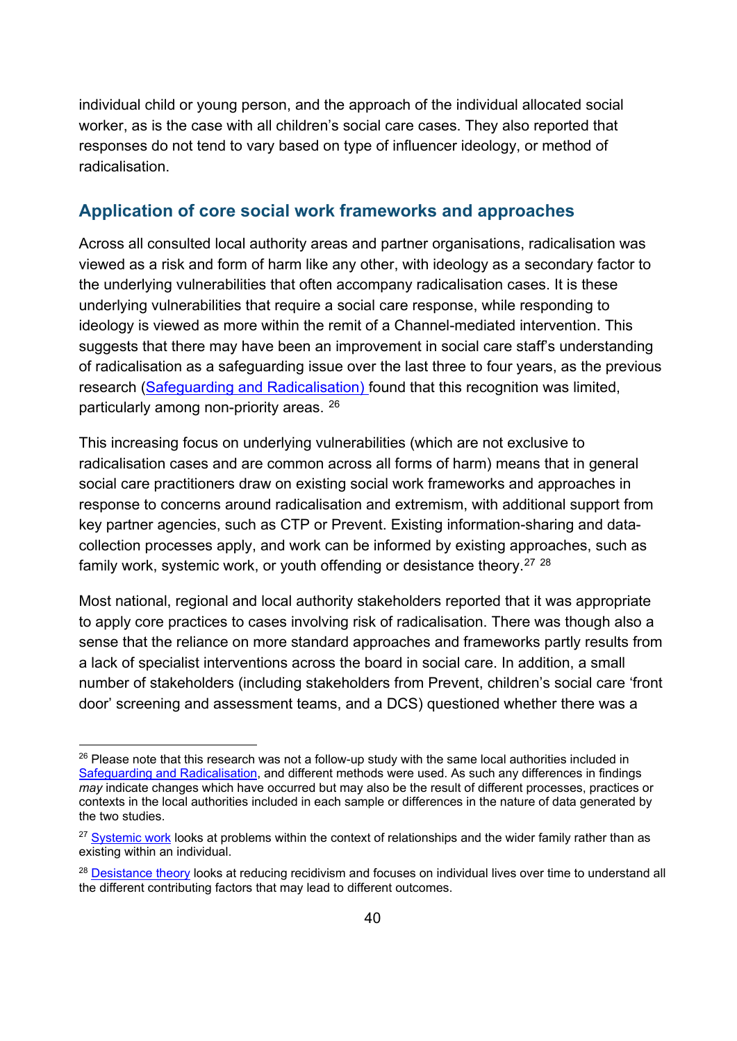individual child or young person, and the approach of the individual allocated social worker, as is the case with all children's social care cases. They also reported that responses do not tend to vary based on type of influencer ideology, or method of radicalisation.

## Application of core social work frameworks and approaches

Across all consulted local authority areas and partner organisations, radicalisation was viewed as a risk and form of harm like any other, with ideology as a secondary factor to the underlying vulnerabilities that often accompany radicalisation cases. It is these underlying vulnerabilities that require a social care response, while responding to ideology is viewed as more within the remit of a Channel-mediated intervention. This suggests that there may have been an improvement in social care staff's understanding of radicalisation as a safeguarding issue over the last three to four years, as the previous research (Safeguarding and Radicalisation) found that this recognition was limited, particularly among non-priority areas. [26]

This increasing focus on underlying vulnerabilities (which are not exclusive to radicalisation cases and are common across all forms of harm) means that in general social care practitioners draw on existing social work frameworks and approaches in response to concerns around radicalisation and extremism, with additional support from key partner agencies, such as CTP or Prevent. Existing information-sharing and data-collection processes apply, and work can be informed by existing approaches, such as family work, systemic work, or youth offending or desistance theory.[27] [28]

Most national, regional and local authority stakeholders reported that it was appropriate to apply core practices to cases involving risk of radicalisation. There was though also a sense that the reliance on more standard approaches and frameworks partly results from a lack of specialist interventions across the board in social care. In addition, a small number of stakeholders (including stakeholders from Prevent, children's social care 'front door' screening and assessment teams, and a DCS) questioned whether there was a

---

[26] Please note that this research was not a follow-up study with the same local authorities included in Safeguarding and Radicalisation, and different methods were used. As such any differences in findings *may* indicate changes which have occurred but may also be the result of different processes, practices or contexts in the local authorities included in each sample or differences in the nature of data generated by the two studies.

[27] Systemic work looks at problems within the context of relationships and the wider family rather than as existing within an individual.

[28] Desistance theory looks at reducing recidivism and focuses on individual lives over time to understand all the different contributing factors that may lead to different outcomes.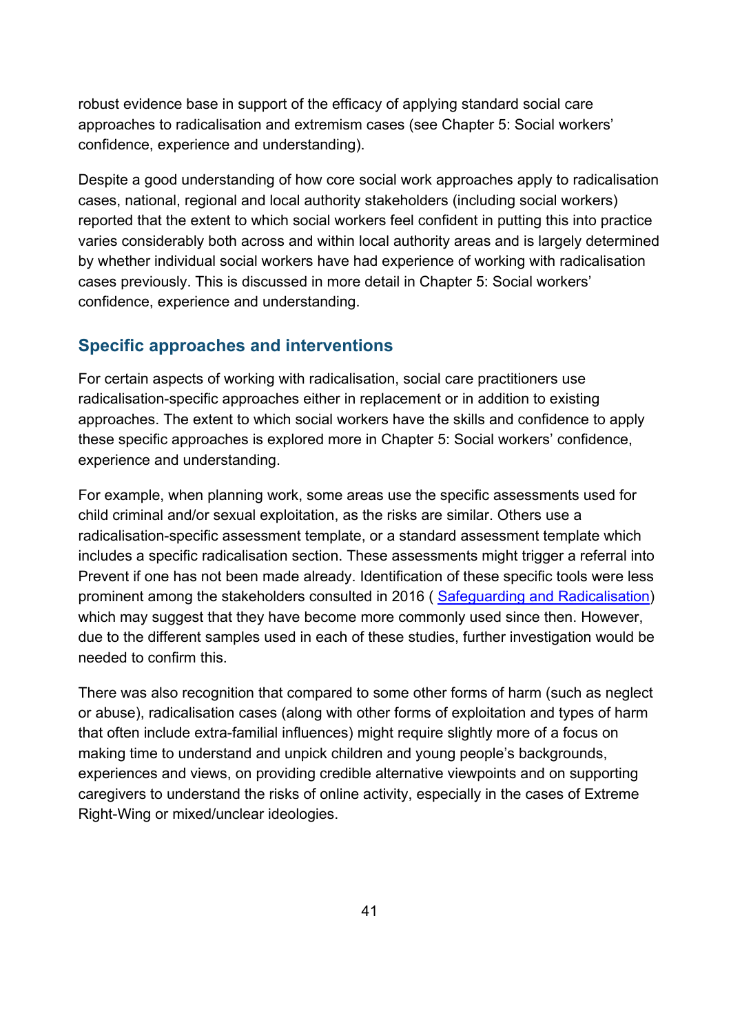robust evidence base in support of the efficacy of applying standard social care approaches to radicalisation and extremism cases (see Chapter 5: Social workers' confidence, experience and understanding).

Despite a good understanding of how core social work approaches apply to radicalisation cases, national, regional and local authority stakeholders (including social workers) reported that the extent to which social workers feel confident in putting this into practice varies considerably both across and within local authority areas and is largely determined by whether individual social workers have had experience of working with radicalisation cases previously. This is discussed in more detail in Chapter 5: Social workers' confidence, experience and understanding.

## Specific approaches and interventions

For certain aspects of working with radicalisation, social care practitioners use radicalisation-specific approaches either in replacement or in addition to existing approaches. The extent to which social workers have the skills and confidence to apply these specific approaches is explored more in Chapter 5: Social workers' confidence, experience and understanding.

For example, when planning work, some areas use the specific assessments used for child criminal and/or sexual exploitation, as the risks are similar. Others use a radicalisation-specific assessment template, or a standard assessment template which includes a specific radicalisation section. These assessments might trigger a referral into Prevent if one has not been made already. Identification of these specific tools were less prominent among the stakeholders consulted in 2016 ( [Safeguarding and Radicalisation]) which may suggest that they have become more commonly used since then. However, due to the different samples used in each of these studies, further investigation would be needed to confirm this.

There was also recognition that compared to some other forms of harm (such as neglect or abuse), radicalisation cases (along with other forms of exploitation and types of harm that often include extra-familial influences) might require slightly more of a focus on making time to understand and unpick children and young people's backgrounds, experiences and views, on providing credible alternative viewpoints and on supporting caregivers to understand the risks of online activity, especially in the cases of Extreme Right-Wing or mixed/unclear ideologies.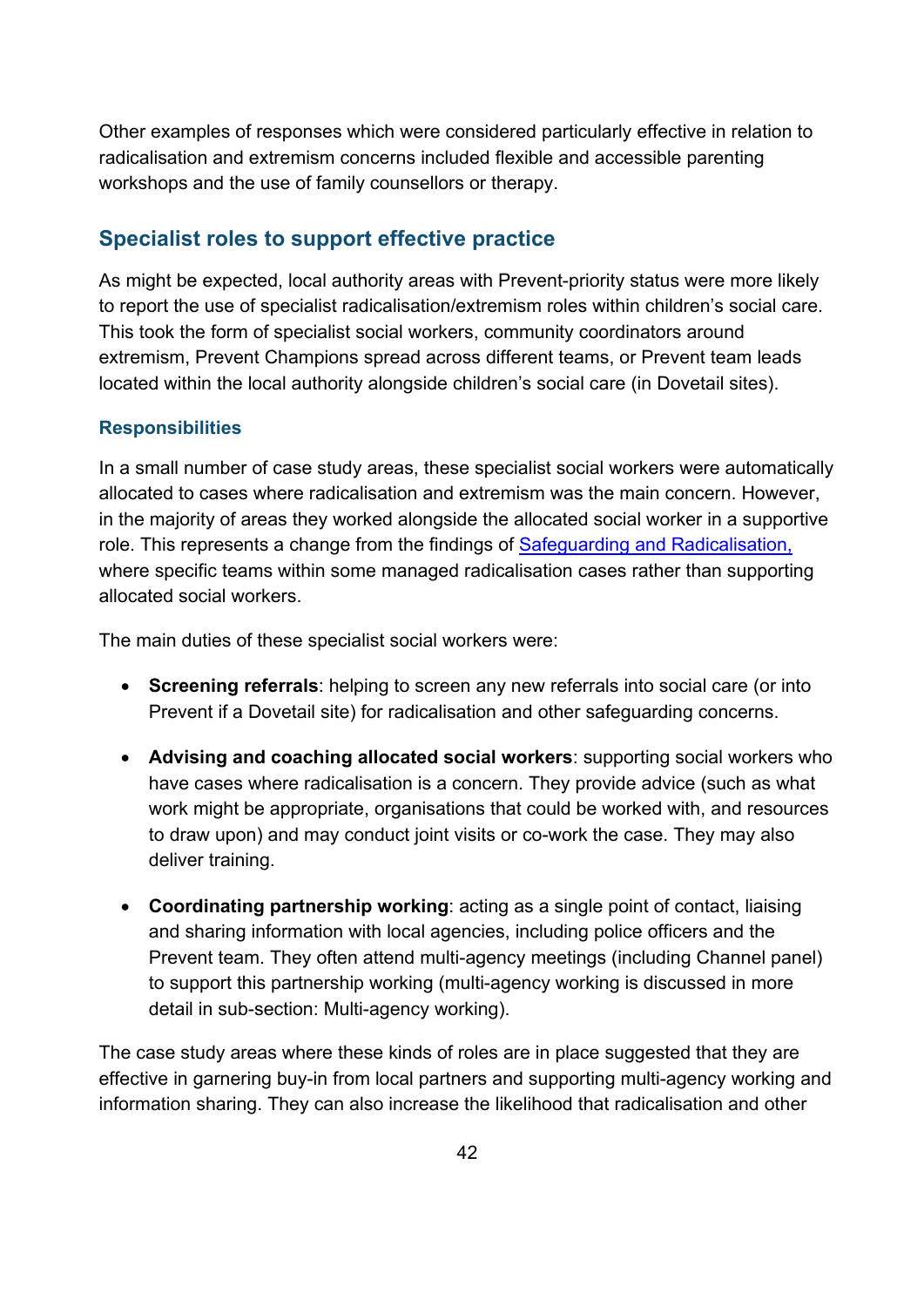Other examples of responses which were considered particularly effective in relation to radicalisation and extremism concerns included flexible and accessible parenting workshops and the use of family counsellors or therapy.

## Specialist roles to support effective practice

As might be expected, local authority areas with Prevent-priority status were more likely to report the use of specialist radicalisation/extremism roles within children's social care. This took the form of specialist social workers, community coordinators around extremism, Prevent Champions spread across different teams, or Prevent team leads located within the local authority alongside children's social care (in Dovetail sites).

### Responsibilities

In a small number of case study areas, these specialist social workers were automatically allocated to cases where radicalisation and extremism was the main concern. However, in the majority of areas they worked alongside the allocated social worker in a supportive role. This represents a change from the findings of Safeguarding and Radicalisation, where specific teams within some managed radicalisation cases rather than supporting allocated social workers.

The main duties of these specialist social workers were:

- **Screening referrals**: helping to screen any new referrals into social care (or into Prevent if a Dovetail site) for radicalisation and other safeguarding concerns.
- **Advising and coaching allocated social workers**: supporting social workers who have cases where radicalisation is a concern. They provide advice (such as what work might be appropriate, organisations that could be worked with, and resources to draw upon) and may conduct joint visits or co-work the case. They may also deliver training.
- **Coordinating partnership working**: acting as a single point of contact, liaising and sharing information with local agencies, including police officers and the Prevent team. They often attend multi-agency meetings (including Channel panel) to support this partnership working (multi-agency working is discussed in more detail in sub-section: Multi-agency working).

The case study areas where these kinds of roles are in place suggested that they are effective in garnering buy-in from local partners and supporting multi-agency working and information sharing. They can also increase the likelihood that radicalisation and other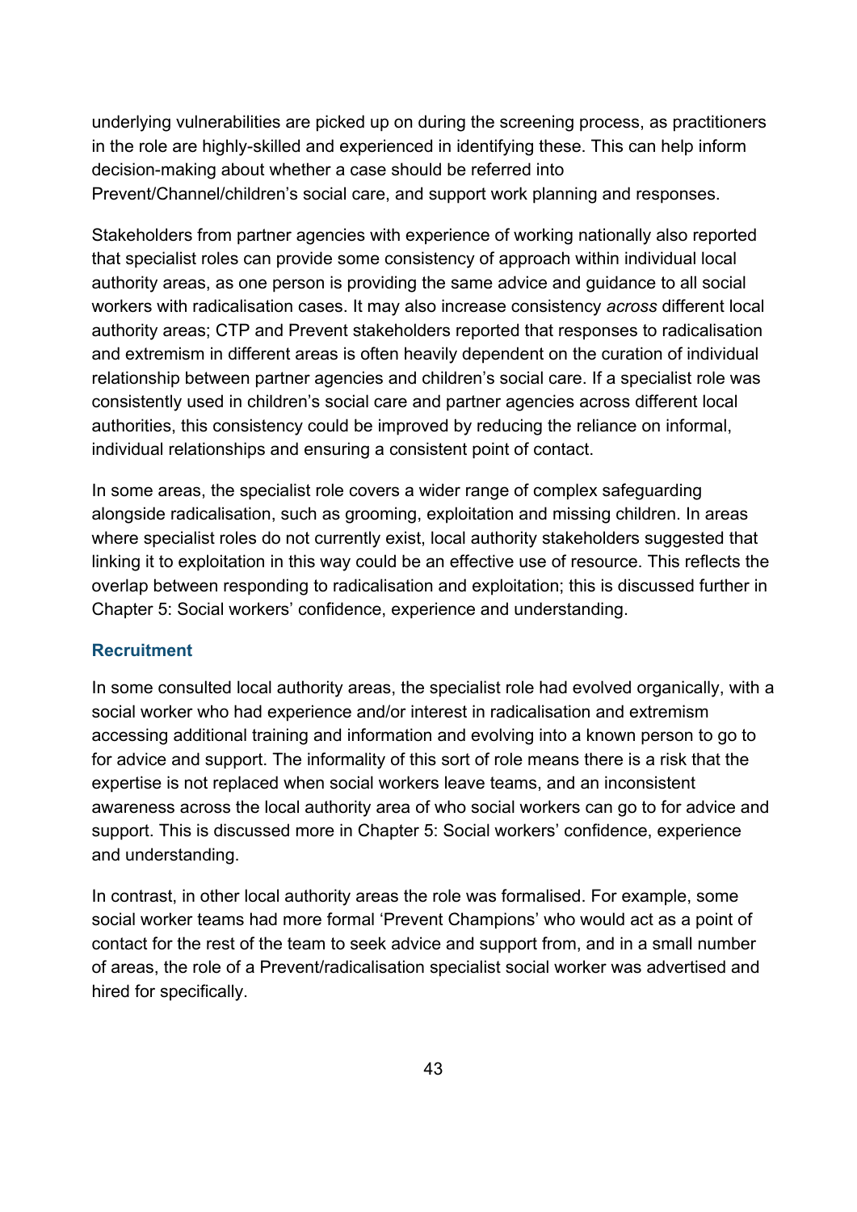underlying vulnerabilities are picked up on during the screening process, as practitioners in the role are highly-skilled and experienced in identifying these. This can help inform decision-making about whether a case should be referred into Prevent/Channel/children's social care, and support work planning and responses.

Stakeholders from partner agencies with experience of working nationally also reported that specialist roles can provide some consistency of approach within individual local authority areas, as one person is providing the same advice and guidance to all social workers with radicalisation cases. It may also increase consistency *across* different local authority areas; CTP and Prevent stakeholders reported that responses to radicalisation and extremism in different areas is often heavily dependent on the curation of individual relationship between partner agencies and children's social care. If a specialist role was consistently used in children's social care and partner agencies across different local authorities, this consistency could be improved by reducing the reliance on informal, individual relationships and ensuring a consistent point of contact.

In some areas, the specialist role covers a wider range of complex safeguarding alongside radicalisation, such as grooming, exploitation and missing children. In areas where specialist roles do not currently exist, local authority stakeholders suggested that linking it to exploitation in this way could be an effective use of resource. This reflects the overlap between responding to radicalisation and exploitation; this is discussed further in Chapter 5: Social workers' confidence, experience and understanding.

### Recruitment

In some consulted local authority areas, the specialist role had evolved organically, with a social worker who had experience and/or interest in radicalisation and extremism accessing additional training and information and evolving into a known person to go to for advice and support. The informality of this sort of role means there is a risk that the expertise is not replaced when social workers leave teams, and an inconsistent awareness across the local authority area of who social workers can go to for advice and support. This is discussed more in Chapter 5: Social workers' confidence, experience and understanding.

In contrast, in other local authority areas the role was formalised. For example, some social worker teams had more formal 'Prevent Champions' who would act as a point of contact for the rest of the team to seek advice and support from, and in a small number of areas, the role of a Prevent/radicalisation specialist social worker was advertised and hired for specifically.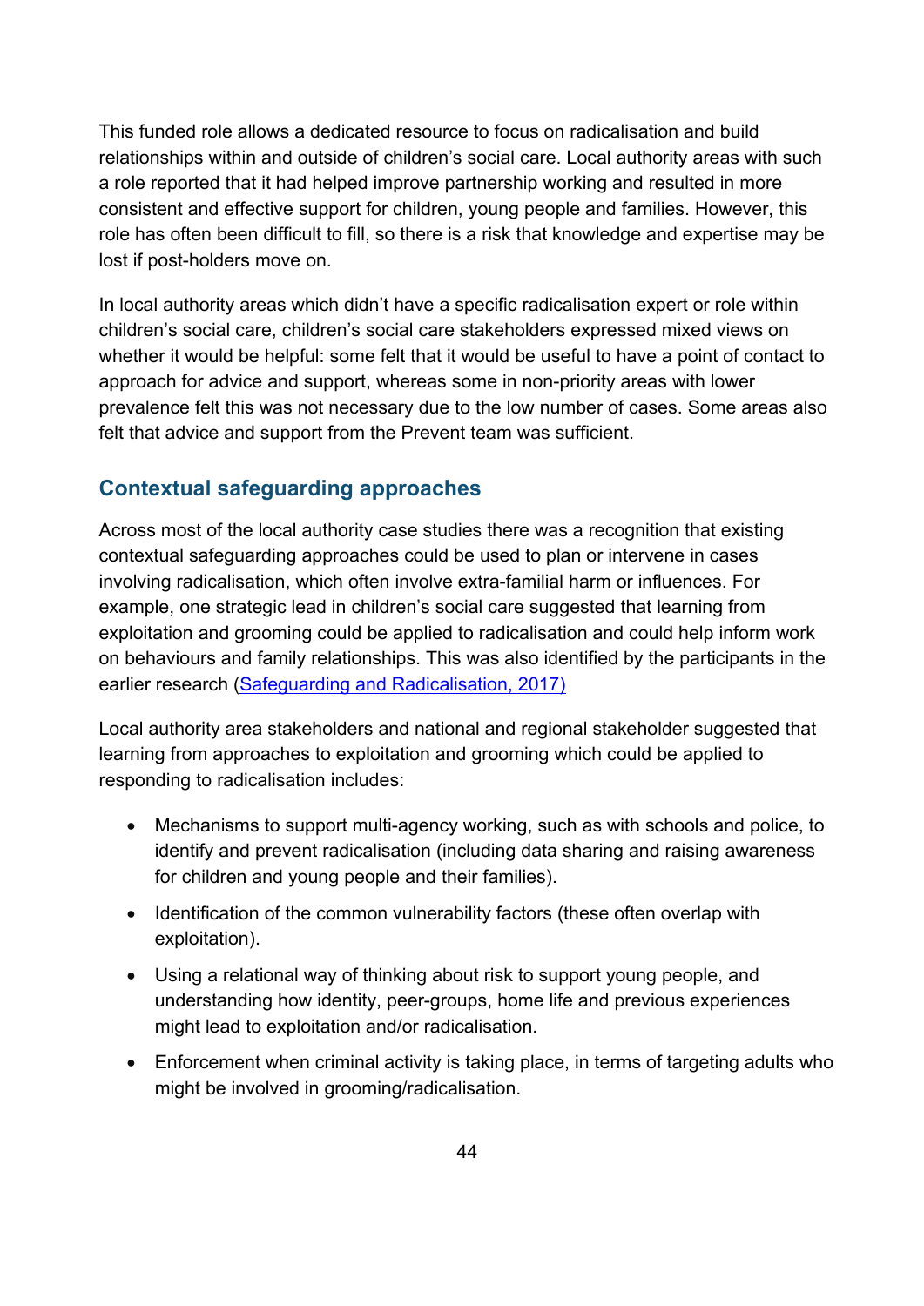This funded role allows a dedicated resource to focus on radicalisation and build relationships within and outside of children's social care. Local authority areas with such a role reported that it had helped improve partnership working and resulted in more consistent and effective support for children, young people and families. However, this role has often been difficult to fill, so there is a risk that knowledge and expertise may be lost if post-holders move on.

In local authority areas which didn't have a specific radicalisation expert or role within children's social care, children's social care stakeholders expressed mixed views on whether it would be helpful: some felt that it would be useful to have a point of contact to approach for advice and support, whereas some in non-priority areas with lower prevalence felt this was not necessary due to the low number of cases. Some areas also felt that advice and support from the Prevent team was sufficient.

## Contextual safeguarding approaches

Across most of the local authority case studies there was a recognition that existing contextual safeguarding approaches could be used to plan or intervene in cases involving radicalisation, which often involve extra-familial harm or influences. For example, one strategic lead in children's social care suggested that learning from exploitation and grooming could be applied to radicalisation and could help inform work on behaviours and family relationships. This was also identified by the participants in the earlier research (Safeguarding and Radicalisation, 2017)

Local authority area stakeholders and national and regional stakeholder suggested that learning from approaches to exploitation and grooming which could be applied to responding to radicalisation includes:

- Mechanisms to support multi-agency working, such as with schools and police, to identify and prevent radicalisation (including data sharing and raising awareness for children and young people and their families).
- Identification of the common vulnerability factors (these often overlap with exploitation).
- Using a relational way of thinking about risk to support young people, and understanding how identity, peer-groups, home life and previous experiences might lead to exploitation and/or radicalisation.
- Enforcement when criminal activity is taking place, in terms of targeting adults who might be involved in grooming/radicalisation.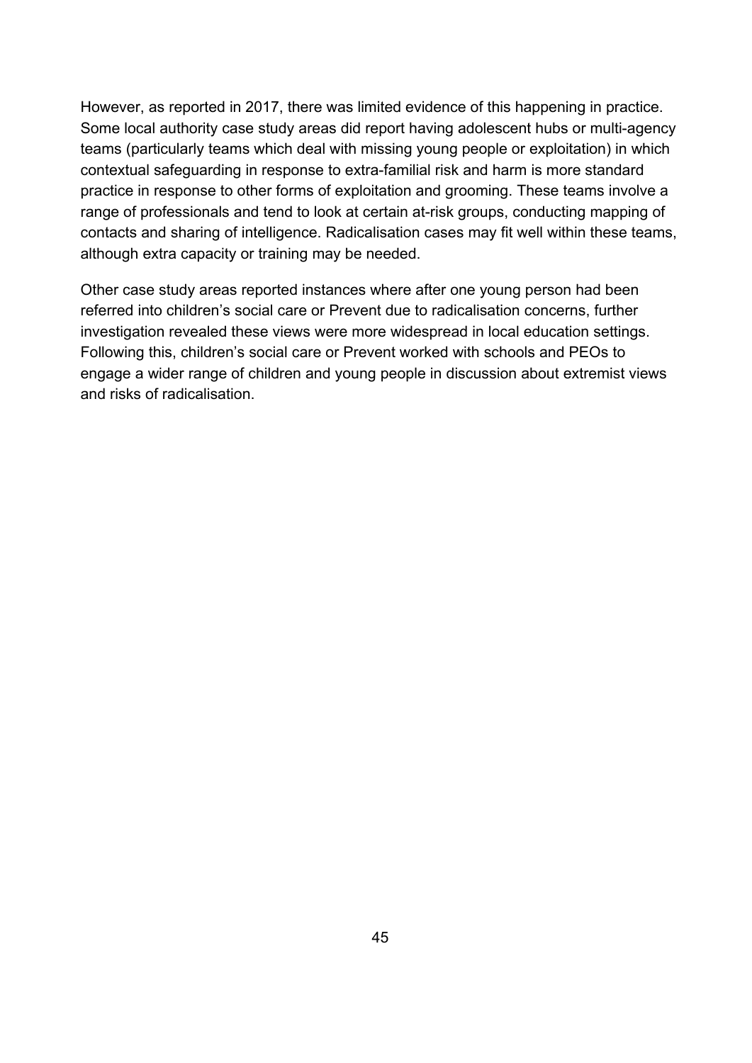However, as reported in 2017, there was limited evidence of this happening in practice. Some local authority case study areas did report having adolescent hubs or multi-agency teams (particularly teams which deal with missing young people or exploitation) in which contextual safeguarding in response to extra-familial risk and harm is more standard practice in response to other forms of exploitation and grooming. These teams involve a range of professionals and tend to look at certain at-risk groups, conducting mapping of contacts and sharing of intelligence. Radicalisation cases may fit well within these teams, although extra capacity or training may be needed.

Other case study areas reported instances where after one young person had been referred into children's social care or Prevent due to radicalisation concerns, further investigation revealed these views were more widespread in local education settings. Following this, children's social care or Prevent worked with schools and PEOs to engage a wider range of children and young people in discussion about extremist views and risks of radicalisation.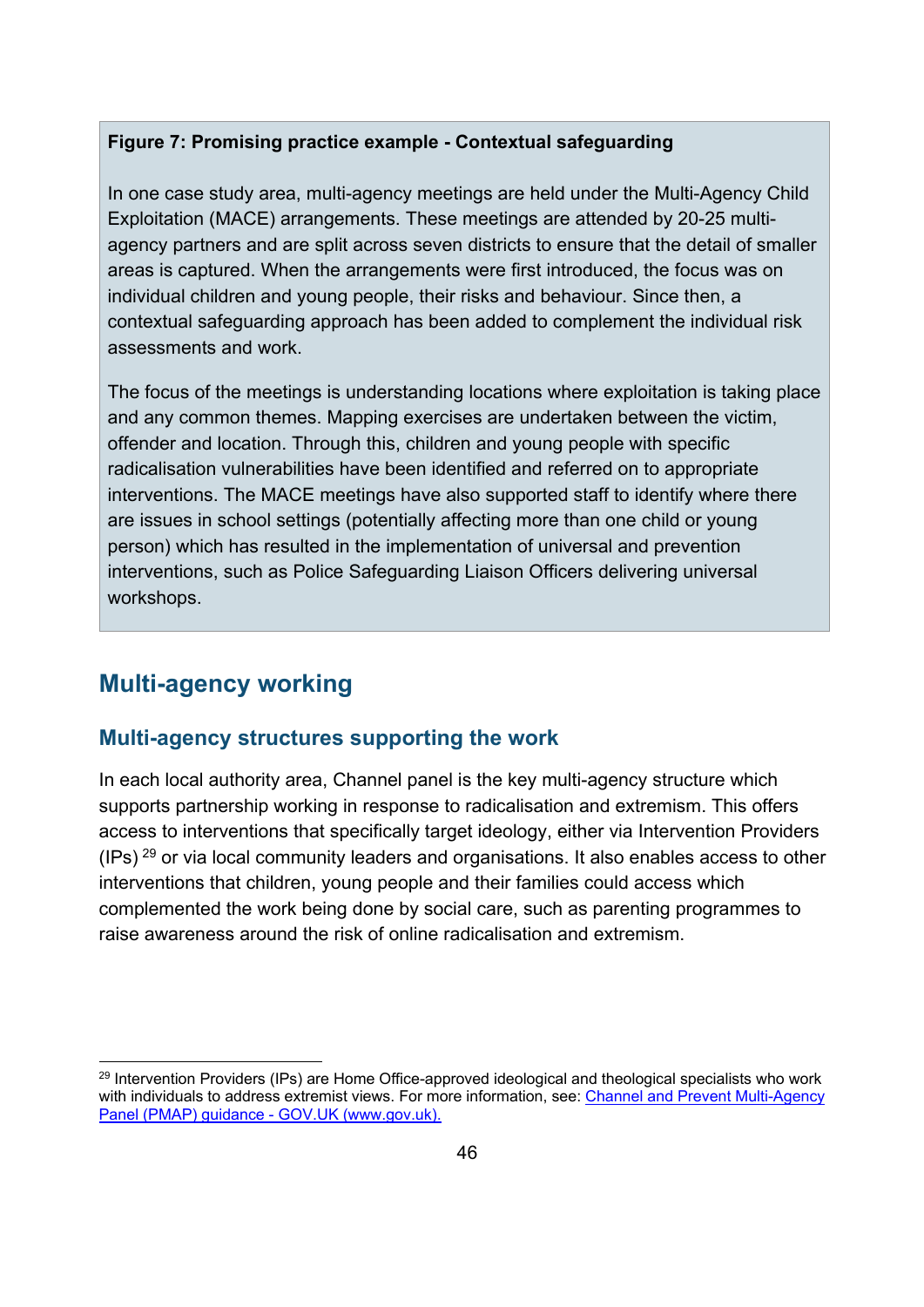**Figure 7: Promising practice example - Contextual safeguarding**

In one case study area, multi-agency meetings are held under the Multi-Agency Child Exploitation (MACE) arrangements. These meetings are attended by 20-25 multi-agency partners and are split across seven districts to ensure that the detail of smaller areas is captured. When the arrangements were first introduced, the focus was on individual children and young people, their risks and behaviour. Since then, a contextual safeguarding approach has been added to complement the individual risk assessments and work.

The focus of the meetings is understanding locations where exploitation is taking place and any common themes. Mapping exercises are undertaken between the victim, offender and location. Through this, children and young people with specific radicalisation vulnerabilities have been identified and referred on to appropriate interventions. The MACE meetings have also supported staff to identify where there are issues in school settings (potentially affecting more than one child or young person) which has resulted in the implementation of universal and prevention interventions, such as Police Safeguarding Liaison Officers delivering universal workshops.

## Multi-agency working

### Multi-agency structures supporting the work

In each local authority area, Channel panel is the key multi-agency structure which supports partnership working in response to radicalisation and extremism. This offers access to interventions that specifically target ideology, either via Intervention Providers (IPs) [29] or via local community leaders and organisations. It also enables access to other interventions that children, young people and their families could access which complemented the work being done by social care, such as parenting programmes to raise awareness around the risk of online radicalisation and extremism.

[29] Intervention Providers (IPs) are Home Office-approved ideological and theological specialists who work with individuals to address extremist views. For more information, see: [Channel and Prevent Multi-Agency Panel (PMAP) guidance - GOV.UK (www.gov.uk).]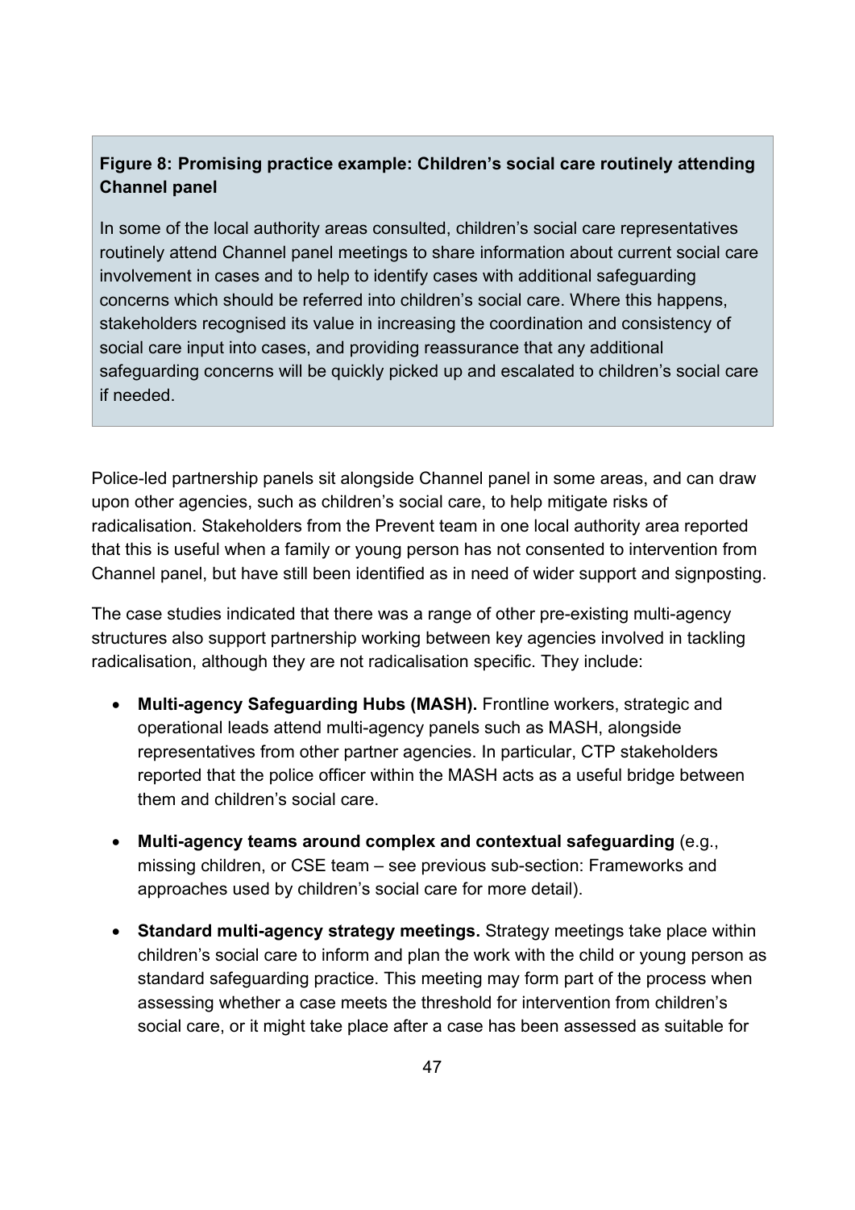**Figure 8: Promising practice example: Children's social care routinely attending Channel panel**

In some of the local authority areas consulted, children's social care representatives routinely attend Channel panel meetings to share information about current social care involvement in cases and to help to identify cases with additional safeguarding concerns which should be referred into children's social care. Where this happens, stakeholders recognised its value in increasing the coordination and consistency of social care input into cases, and providing reassurance that any additional safeguarding concerns will be quickly picked up and escalated to children's social care if needed.

Police-led partnership panels sit alongside Channel panel in some areas, and can draw upon other agencies, such as children's social care, to help mitigate risks of radicalisation. Stakeholders from the Prevent team in one local authority area reported that this is useful when a family or young person has not consented to intervention from Channel panel, but have still been identified as in need of wider support and signposting.

The case studies indicated that there was a range of other pre-existing multi-agency structures also support partnership working between key agencies involved in tackling radicalisation, although they are not radicalisation specific. They include:

- **Multi-agency Safeguarding Hubs (MASH).** Frontline workers, strategic and operational leads attend multi-agency panels such as MASH, alongside representatives from other partner agencies. In particular, CTP stakeholders reported that the police officer within the MASH acts as a useful bridge between them and children's social care.
- **Multi-agency teams around complex and contextual safeguarding** (e.g., missing children, or CSE team – see previous sub-section: Frameworks and approaches used by children's social care for more detail).
- **Standard multi-agency strategy meetings.** Strategy meetings take place within children's social care to inform and plan the work with the child or young person as standard safeguarding practice. This meeting may form part of the process when assessing whether a case meets the threshold for intervention from children's social care, or it might take place after a case has been assessed as suitable for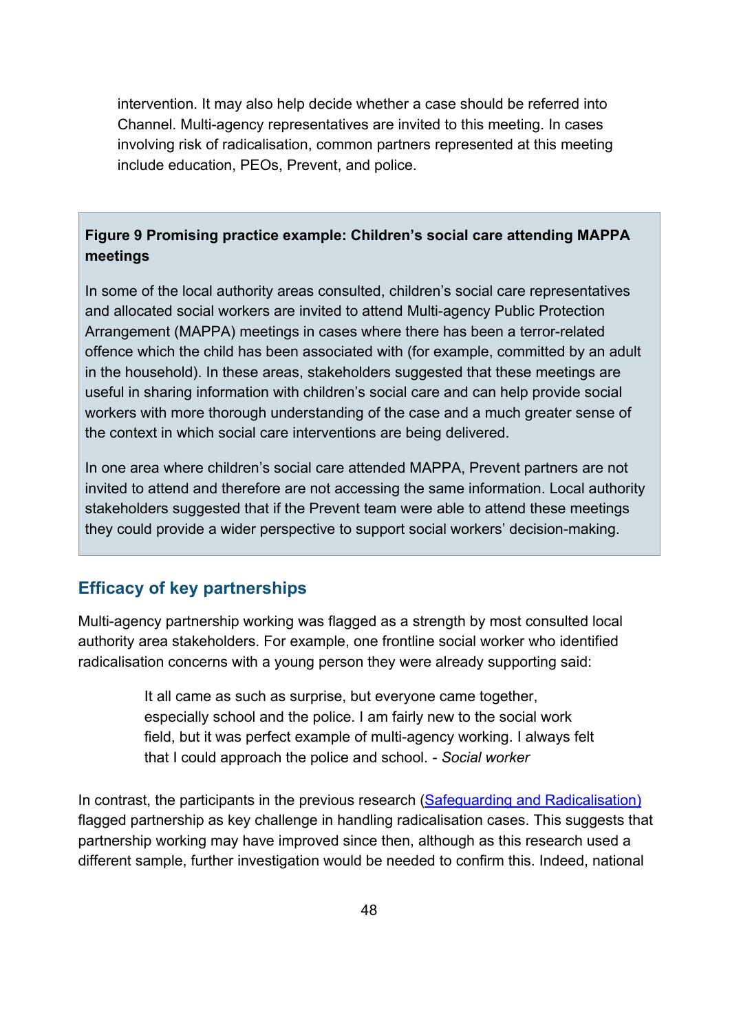intervention. It may also help decide whether a case should be referred into Channel. Multi-agency representatives are invited to this meeting. In cases involving risk of radicalisation, common partners represented at this meeting include education, PEOs, Prevent, and police.

**Figure 9 Promising practice example: Children's social care attending MAPPA meetings**

In some of the local authority areas consulted, children's social care representatives and allocated social workers are invited to attend Multi-agency Public Protection Arrangement (MAPPA) meetings in cases where there has been a terror-related offence which the child has been associated with (for example, committed by an adult in the household). In these areas, stakeholders suggested that these meetings are useful in sharing information with children's social care and can help provide social workers with more thorough understanding of the case and a much greater sense of the context in which social care interventions are being delivered.

In one area where children's social care attended MAPPA, Prevent partners are not invited to attend and therefore are not accessing the same information. Local authority stakeholders suggested that if the Prevent team were able to attend these meetings they could provide a wider perspective to support social workers' decision-making.

## Efficacy of key partnerships

Multi-agency partnership working was flagged as a strength by most consulted local authority area stakeholders. For example, one frontline social worker who identified radicalisation concerns with a young person they were already supporting said:

> It all came as such as surprise, but everyone came together, especially school and the police. I am fairly new to the social work field, but it was perfect example of multi-agency working. I always felt that I could approach the police and school. - *Social worker*

In contrast, the participants in the previous research (Safeguarding and Radicalisation) flagged partnership as key challenge in handling radicalisation cases. This suggests that partnership working may have improved since then, although as this research used a different sample, further investigation would be needed to confirm this. Indeed, national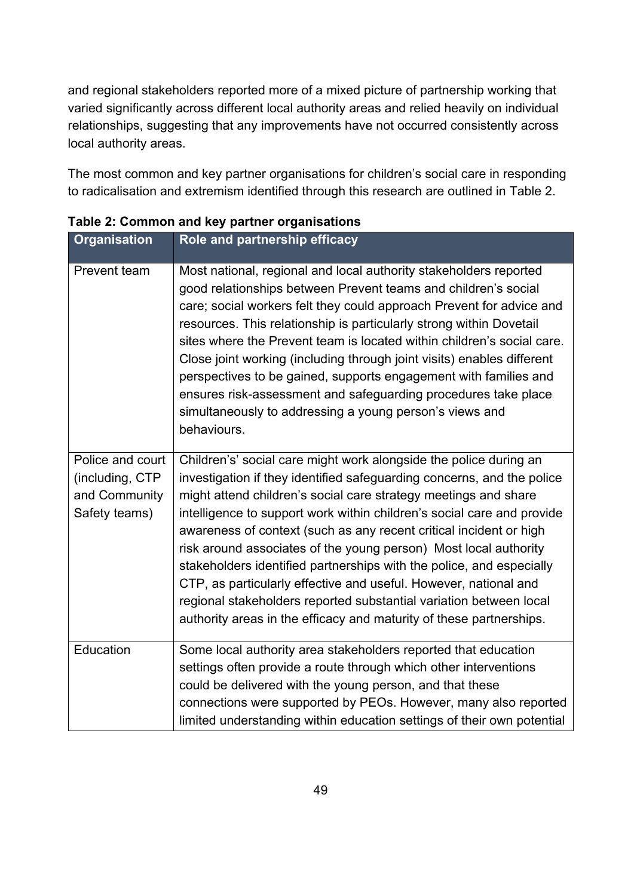and regional stakeholders reported more of a mixed picture of partnership working that varied significantly across different local authority areas and relied heavily on individual relationships, suggesting that any improvements have not occurred consistently across local authority areas.

The most common and key partner organisations for children's social care in responding to radicalisation and extremism identified through this research are outlined in Table 2.

**Table 2: Common and key partner organisations**

| Organisation | Role and partnership efficacy |
|---|---|
| Prevent team | Most national, regional and local authority stakeholders reported good relationships between Prevent teams and children's social care; social workers felt they could approach Prevent for advice and resources. This relationship is particularly strong within Dovetail sites where the Prevent team is located within children's social care. Close joint working (including through joint visits) enables different perspectives to be gained, supports engagement with families and ensures risk-assessment and safeguarding procedures take place simultaneously to addressing a young person's views and behaviours. |
| Police and court (including, CTP and Community Safety teams) | Children's' social care might work alongside the police during an investigation if they identified safeguarding concerns, and the police might attend children's social care strategy meetings and share intelligence to support work within children's social care and provide awareness of context (such as any recent critical incident or high risk around associates of the young person) Most local authority stakeholders identified partnerships with the police, and especially CTP, as particularly effective and useful. However, national and regional stakeholders reported substantial variation between local authority areas in the efficacy and maturity of these partnerships. |
| Education | Some local authority area stakeholders reported that education settings often provide a route through which other interventions could be delivered with the young person, and that these connections were supported by PEOs. However, many also reported limited understanding within education settings of their own potential |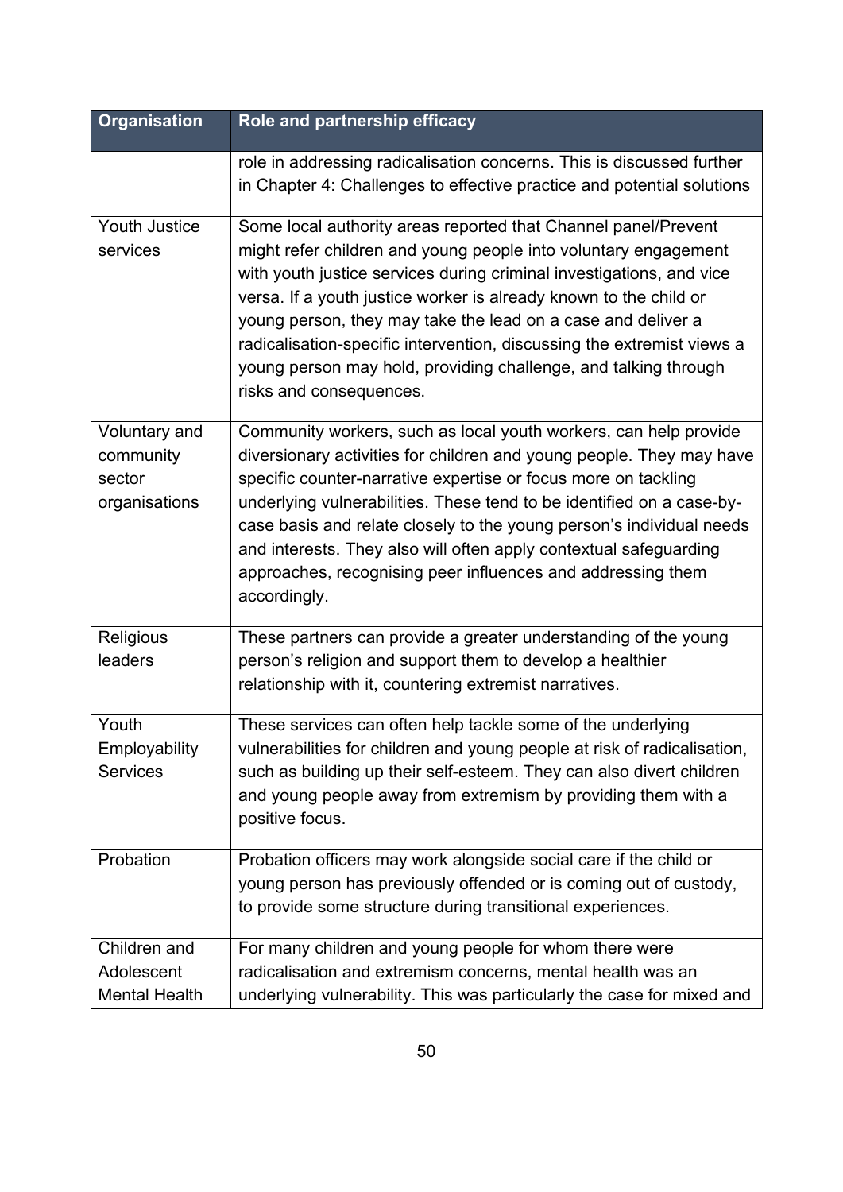| Organisation | Role and partnership efficacy |
|---|---|
| | role in addressing radicalisation concerns. This is discussed further in Chapter 4: Challenges to effective practice and potential solutions |
| Youth Justice services | Some local authority areas reported that Channel panel/Prevent might refer children and young people into voluntary engagement with youth justice services during criminal investigations, and vice versa. If a youth justice worker is already known to the child or young person, they may take the lead on a case and deliver a radicalisation-specific intervention, discussing the extremist views a young person may hold, providing challenge, and talking through risks and consequences. |
| Voluntary and community sector organisations | Community workers, such as local youth workers, can help provide diversionary activities for children and young people. They may have specific counter-narrative expertise or focus more on tackling underlying vulnerabilities. These tend to be identified on a case-by-case basis and relate closely to the young person's individual needs and interests. They also will often apply contextual safeguarding approaches, recognising peer influences and addressing them accordingly. |
| Religious leaders | These partners can provide a greater understanding of the young person's religion and support them to develop a healthier relationship with it, countering extremist narratives. |
| Youth Employability Services | These services can often help tackle some of the underlying vulnerabilities for children and young people at risk of radicalisation, such as building up their self-esteem. They can also divert children and young people away from extremism by providing them with a positive focus. |
| Probation | Probation officers may work alongside social care if the child or young person has previously offended or is coming out of custody, to provide some structure during transitional experiences. |
| Children and Adolescent Mental Health | For many children and young people for whom there were radicalisation and extremism concerns, mental health was an underlying vulnerability. This was particularly the case for mixed and |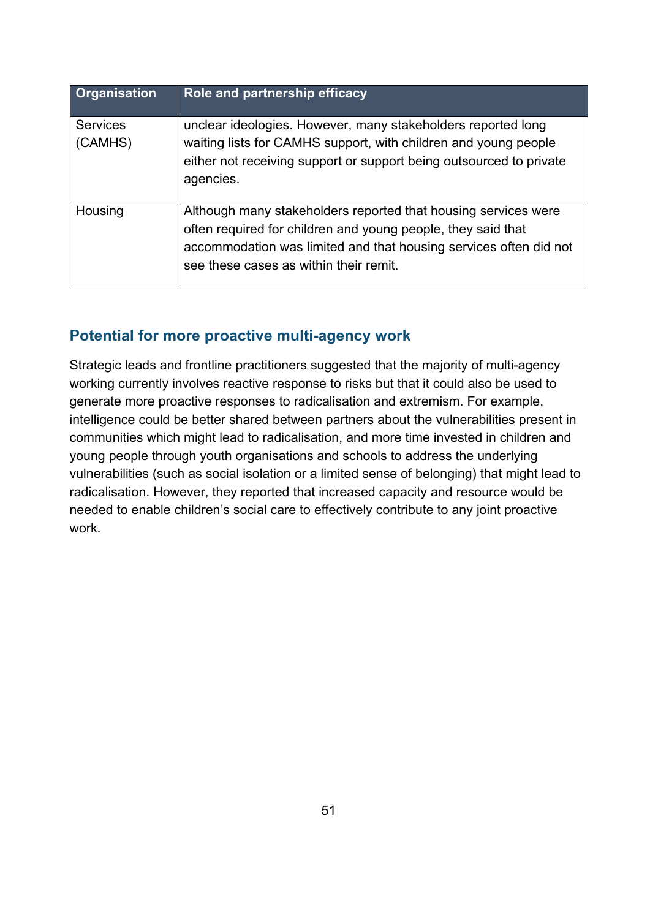| Organisation | Role and partnership efficacy |
|---|---|
| Services (CAMHS) | unclear ideologies. However, many stakeholders reported long waiting lists for CAMHS support, with children and young people either not receiving support or support being outsourced to private agencies. |
| Housing | Although many stakeholders reported that housing services were often required for children and young people, they said that accommodation was limited and that housing services often did not see these cases as within their remit. |

### Potential for more proactive multi-agency work

Strategic leads and frontline practitioners suggested that the majority of multi-agency working currently involves reactive response to risks but that it could also be used to generate more proactive responses to radicalisation and extremism. For example, intelligence could be better shared between partners about the vulnerabilities present in communities which might lead to radicalisation, and more time invested in children and young people through youth organisations and schools to address the underlying vulnerabilities (such as social isolation or a limited sense of belonging) that might lead to radicalisation. However, they reported that increased capacity and resource would be needed to enable children's social care to effectively contribute to any joint proactive work.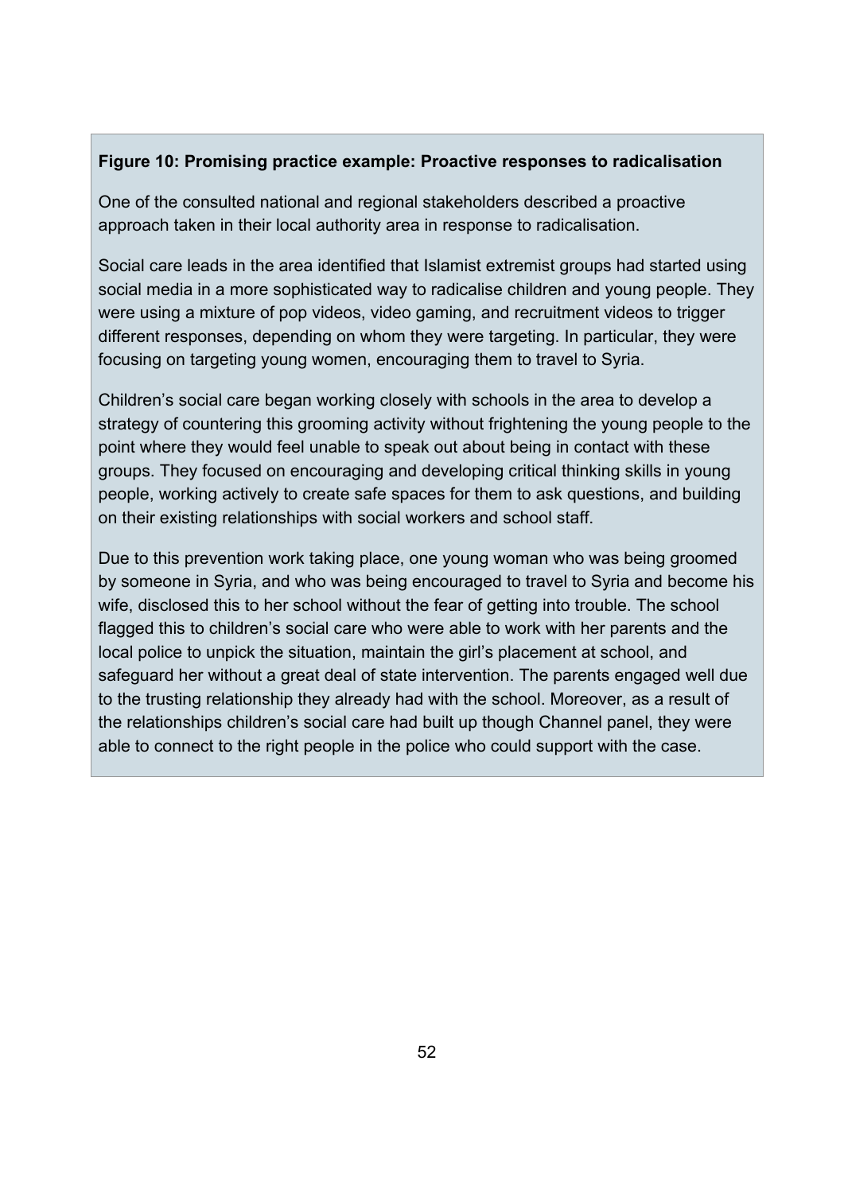**Figure 10: Promising practice example: Proactive responses to radicalisation**

One of the consulted national and regional stakeholders described a proactive approach taken in their local authority area in response to radicalisation.

Social care leads in the area identified that Islamist extremist groups had started using social media in a more sophisticated way to radicalise children and young people. They were using a mixture of pop videos, video gaming, and recruitment videos to trigger different responses, depending on whom they were targeting. In particular, they were focusing on targeting young women, encouraging them to travel to Syria.

Children's social care began working closely with schools in the area to develop a strategy of countering this grooming activity without frightening the young people to the point where they would feel unable to speak out about being in contact with these groups. They focused on encouraging and developing critical thinking skills in young people, working actively to create safe spaces for them to ask questions, and building on their existing relationships with social workers and school staff.

Due to this prevention work taking place, one young woman who was being groomed by someone in Syria, and who was being encouraged to travel to Syria and become his wife, disclosed this to her school without the fear of getting into trouble. The school flagged this to children's social care who were able to work with her parents and the local police to unpick the situation, maintain the girl's placement at school, and safeguard her without a great deal of state intervention. The parents engaged well due to the trusting relationship they already had with the school. Moreover, as a result of the relationships children's social care had built up though Channel panel, they were able to connect to the right people in the police who could support with the case.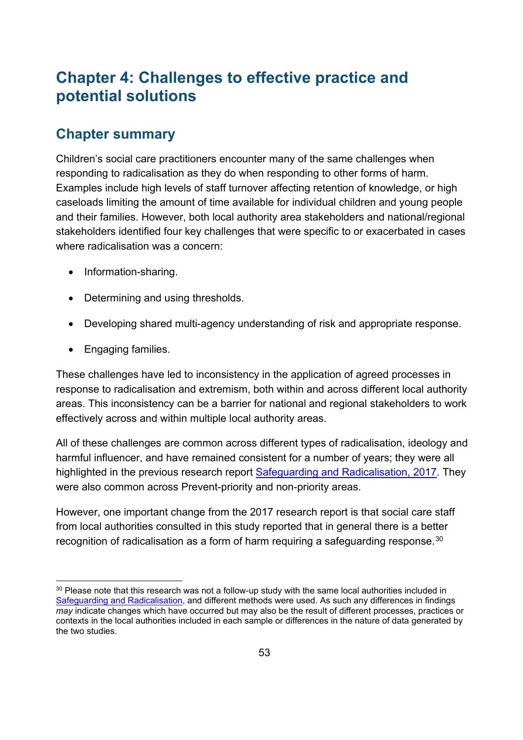# Chapter 4: Challenges to effective practice and potential solutions

## Chapter summary

Children's social care practitioners encounter many of the same challenges when responding to radicalisation as they do when responding to other forms of harm. Examples include high levels of staff turnover affecting retention of knowledge, or high caseloads limiting the amount of time available for individual children and young people and their families. However, both local authority area stakeholders and national/regional stakeholders identified four key challenges that were specific to or exacerbated in cases where radicalisation was a concern:

- Information-sharing.
- Determining and using thresholds.
- Developing shared multi-agency understanding of risk and appropriate response.
- Engaging families.

These challenges have led to inconsistency in the application of agreed processes in response to radicalisation and extremism, both within and across different local authority areas. This inconsistency can be a barrier for national and regional stakeholders to work effectively across and within multiple local authority areas.

All of these challenges are common across different types of radicalisation, ideology and harmful influencer, and have remained consistent for a number of years; they were all highlighted in the previous research report [Safeguarding and Radicalisation, 2017](). They were also common across Prevent-priority and non-priority areas.

However, one important change from the 2017 research report is that social care staff from local authorities consulted in this study reported that in general there is a better recognition of radicalisation as a form of harm requiring a safeguarding response.[30]

---

[30] Please note that this research was not a follow-up study with the same local authorities included in [Safeguarding and Radicalisation](), and different methods were used. As such any differences in findings *may* indicate changes which have occurred but may also be the result of different processes, practices or contexts in the local authorities included in each sample or differences in the nature of data generated by the two studies.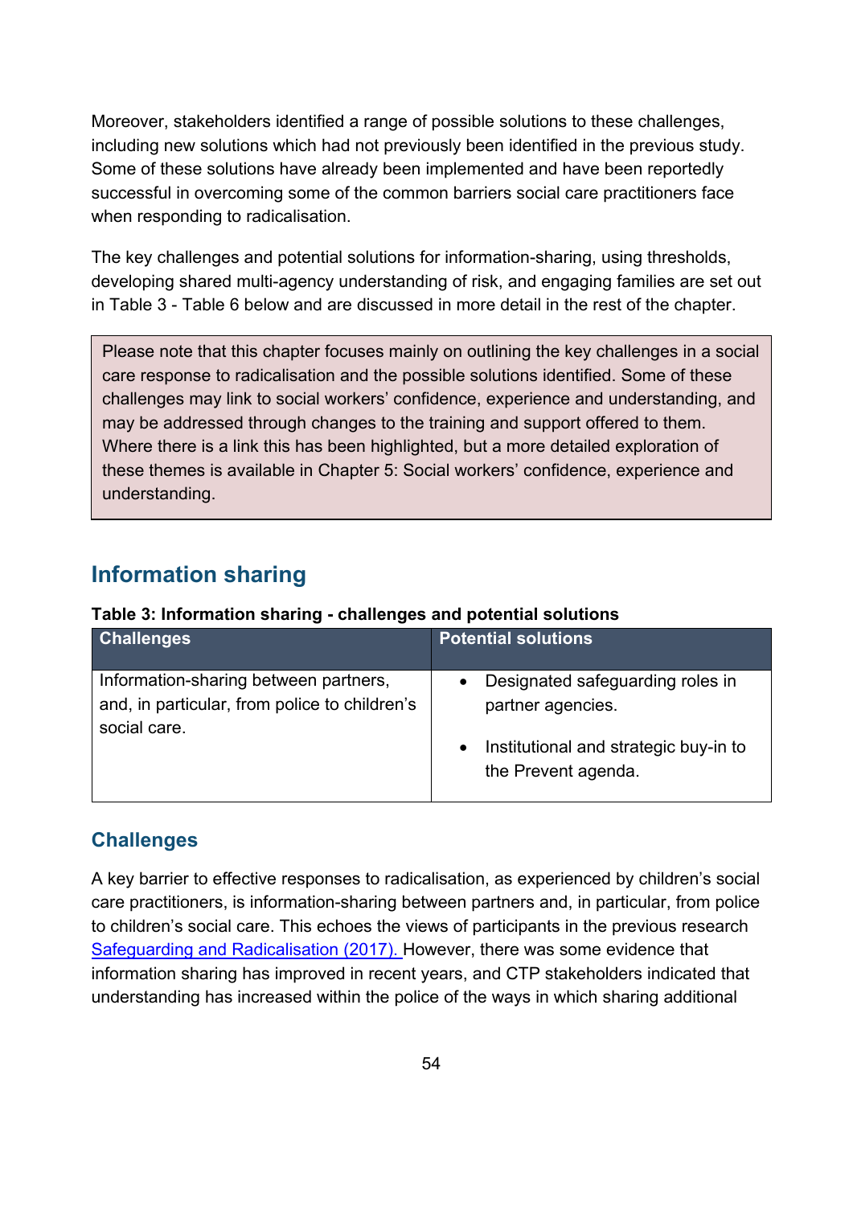Moreover, stakeholders identified a range of possible solutions to these challenges, including new solutions which had not previously been identified in the previous study. Some of these solutions have already been implemented and have been reportedly successful in overcoming some of the common barriers social care practitioners face when responding to radicalisation.

The key challenges and potential solutions for information-sharing, using thresholds, developing shared multi-agency understanding of risk, and engaging families are set out in Table 3 - Table 6 below and are discussed in more detail in the rest of the chapter.

> Please note that this chapter focuses mainly on outlining the key challenges in a social care response to radicalisation and the possible solutions identified. Some of these challenges may link to social workers' confidence, experience and understanding, and may be addressed through changes to the training and support offered to them. Where there is a link this has been highlighted, but a more detailed exploration of these themes is available in Chapter 5: Social workers' confidence, experience and understanding.

## Information sharing

**Table 3: Information sharing - challenges and potential solutions**

| Challenges | Potential solutions |
| --- | --- |
| Information-sharing between partners, and, in particular, from police to children's social care. | • Designated safeguarding roles in partner agencies.<br>• Institutional and strategic buy-in to the Prevent agenda. |

### Challenges

A key barrier to effective responses to radicalisation, as experienced by children's social care practitioners, is information-sharing between partners and, in particular, from police to children's social care. This echoes the views of participants in the previous research Safeguarding and Radicalisation (2017). However, there was some evidence that information sharing has improved in recent years, and CTP stakeholders indicated that understanding has increased within the police of the ways in which sharing additional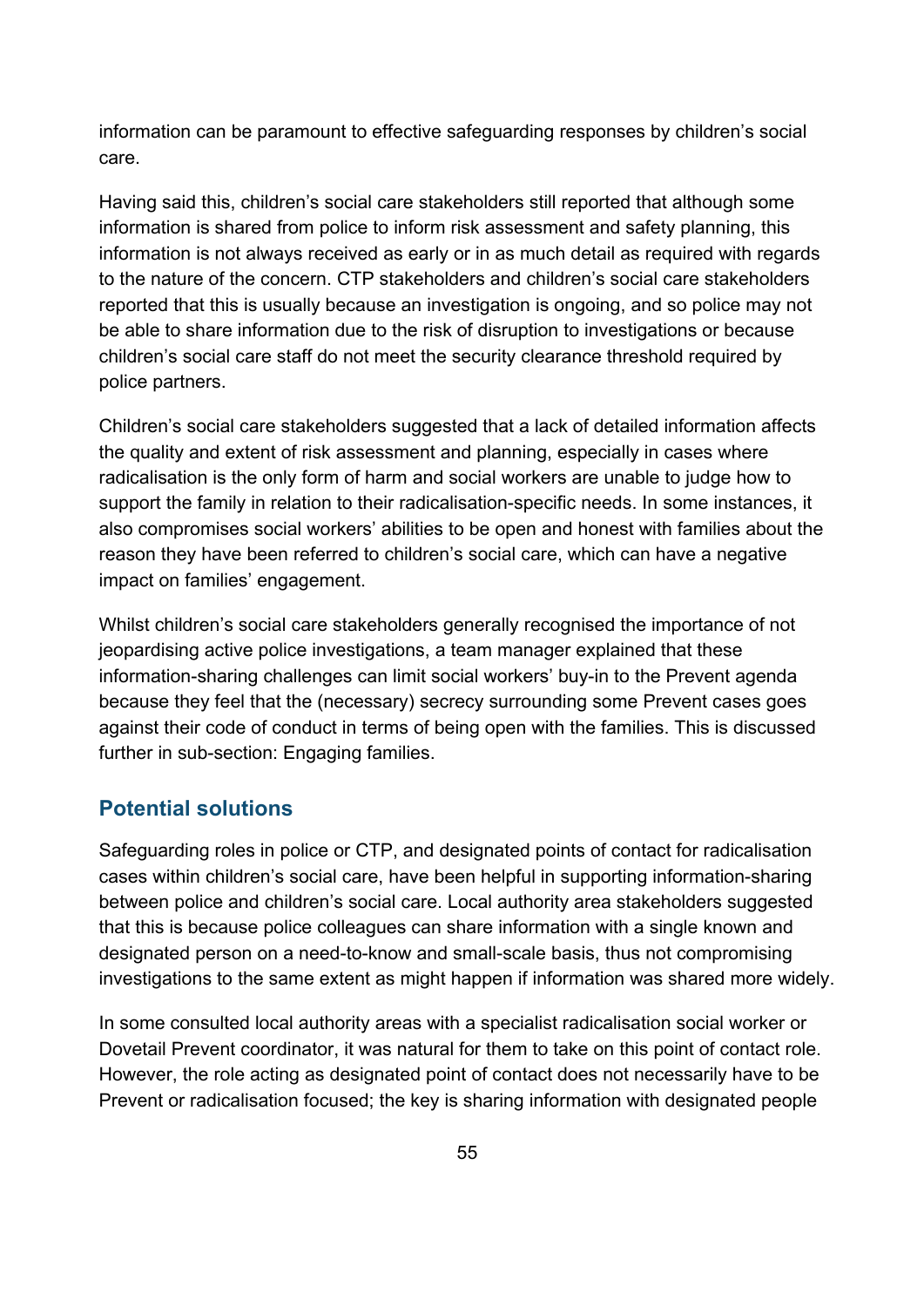information can be paramount to effective safeguarding responses by children's social care.

Having said this, children's social care stakeholders still reported that although some information is shared from police to inform risk assessment and safety planning, this information is not always received as early or in as much detail as required with regards to the nature of the concern. CTP stakeholders and children's social care stakeholders reported that this is usually because an investigation is ongoing, and so police may not be able to share information due to the risk of disruption to investigations or because children's social care staff do not meet the security clearance threshold required by police partners.

Children's social care stakeholders suggested that a lack of detailed information affects the quality and extent of risk assessment and planning, especially in cases where radicalisation is the only form of harm and social workers are unable to judge how to support the family in relation to their radicalisation-specific needs. In some instances, it also compromises social workers' abilities to be open and honest with families about the reason they have been referred to children's social care, which can have a negative impact on families' engagement.

Whilst children's social care stakeholders generally recognised the importance of not jeopardising active police investigations, a team manager explained that these information-sharing challenges can limit social workers' buy-in to the Prevent agenda because they feel that the (necessary) secrecy surrounding some Prevent cases goes against their code of conduct in terms of being open with the families. This is discussed further in sub-section: Engaging families.

## Potential solutions

Safeguarding roles in police or CTP, and designated points of contact for radicalisation cases within children's social care, have been helpful in supporting information-sharing between police and children's social care. Local authority area stakeholders suggested that this is because police colleagues can share information with a single known and designated person on a need-to-know and small-scale basis, thus not compromising investigations to the same extent as might happen if information was shared more widely.

In some consulted local authority areas with a specialist radicalisation social worker or Dovetail Prevent coordinator, it was natural for them to take on this point of contact role. However, the role acting as designated point of contact does not necessarily have to be Prevent or radicalisation focused; the key is sharing information with designated people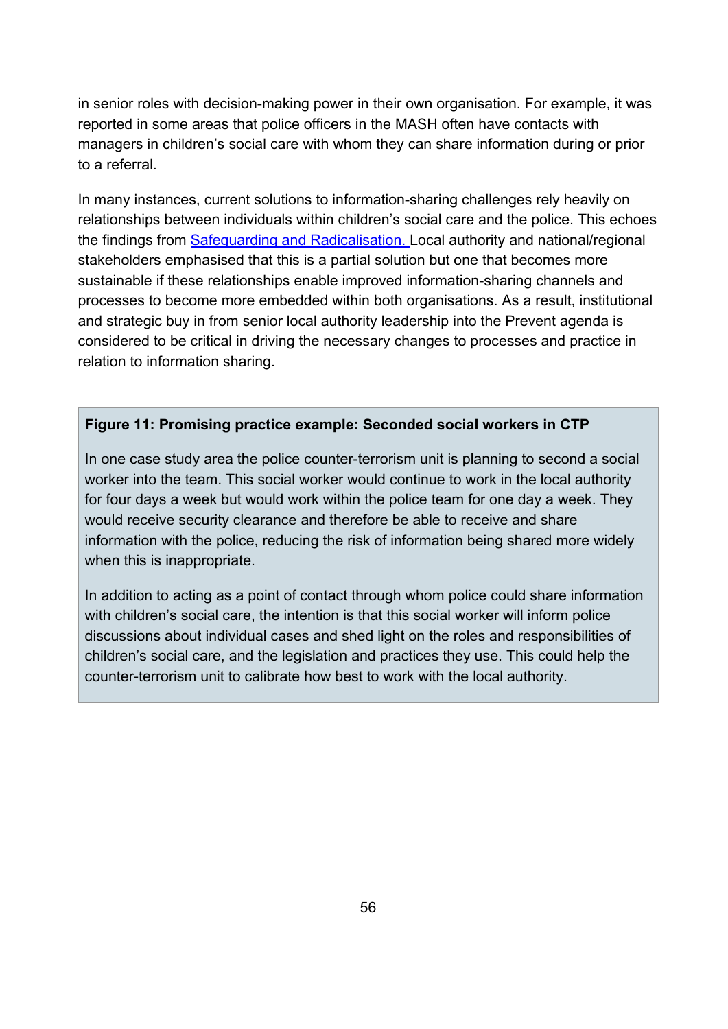in senior roles with decision-making power in their own organisation. For example, it was reported in some areas that police officers in the MASH often have contacts with managers in children's social care with whom they can share information during or prior to a referral.

In many instances, current solutions to information-sharing challenges rely heavily on relationships between individuals within children's social care and the police. This echoes the findings from [Safeguarding and Radicalisation.] Local authority and national/regional stakeholders emphasised that this is a partial solution but one that becomes more sustainable if these relationships enable improved information-sharing channels and processes to become more embedded within both organisations. As a result, institutional and strategic buy in from senior local authority leadership into the Prevent agenda is considered to be critical in driving the necessary changes to processes and practice in relation to information sharing.

**Figure 11: Promising practice example: Seconded social workers in CTP**

In one case study area the police counter-terrorism unit is planning to second a social worker into the team. This social worker would continue to work in the local authority for four days a week but would work within the police team for one day a week. They would receive security clearance and therefore be able to receive and share information with the police, reducing the risk of information being shared more widely when this is inappropriate.

In addition to acting as a point of contact through whom police could share information with children's social care, the intention is that this social worker will inform police discussions about individual cases and shed light on the roles and responsibilities of children's social care, and the legislation and practices they use. This could help the counter-terrorism unit to calibrate how best to work with the local authority.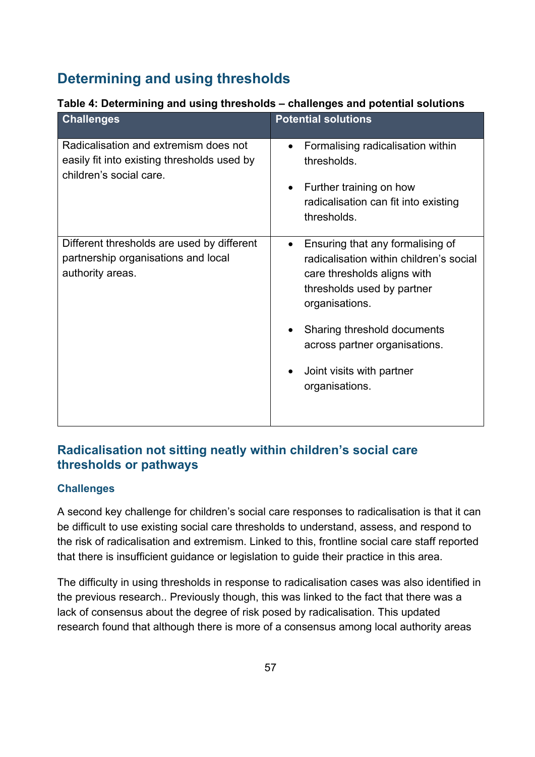## Determining and using thresholds

**Table 4: Determining and using thresholds – challenges and potential solutions**

| Challenges | Potential solutions |
|---|---|
| Radicalisation and extremism does not easily fit into existing thresholds used by children's social care. | • Formalising radicalisation within thresholds.<br>• Further training on how radicalisation can fit into existing thresholds. |
| Different thresholds are used by different partnership organisations and local authority areas. | • Ensuring that any formalising of radicalisation within children's social care thresholds aligns with thresholds used by partner organisations.<br>• Sharing threshold documents across partner organisations.<br>• Joint visits with partner organisations. |

### Radicalisation not sitting neatly within children's social care thresholds or pathways

#### Challenges

A second key challenge for children's social care responses to radicalisation is that it can be difficult to use existing social care thresholds to understand, assess, and respond to the risk of radicalisation and extremism. Linked to this, frontline social care staff reported that there is insufficient guidance or legislation to guide their practice in this area.

The difficulty in using thresholds in response to radicalisation cases was also identified in the previous research.. Previously though, this was linked to the fact that there was a lack of consensus about the degree of risk posed by radicalisation. This updated research found that although there is more of a consensus among local authority areas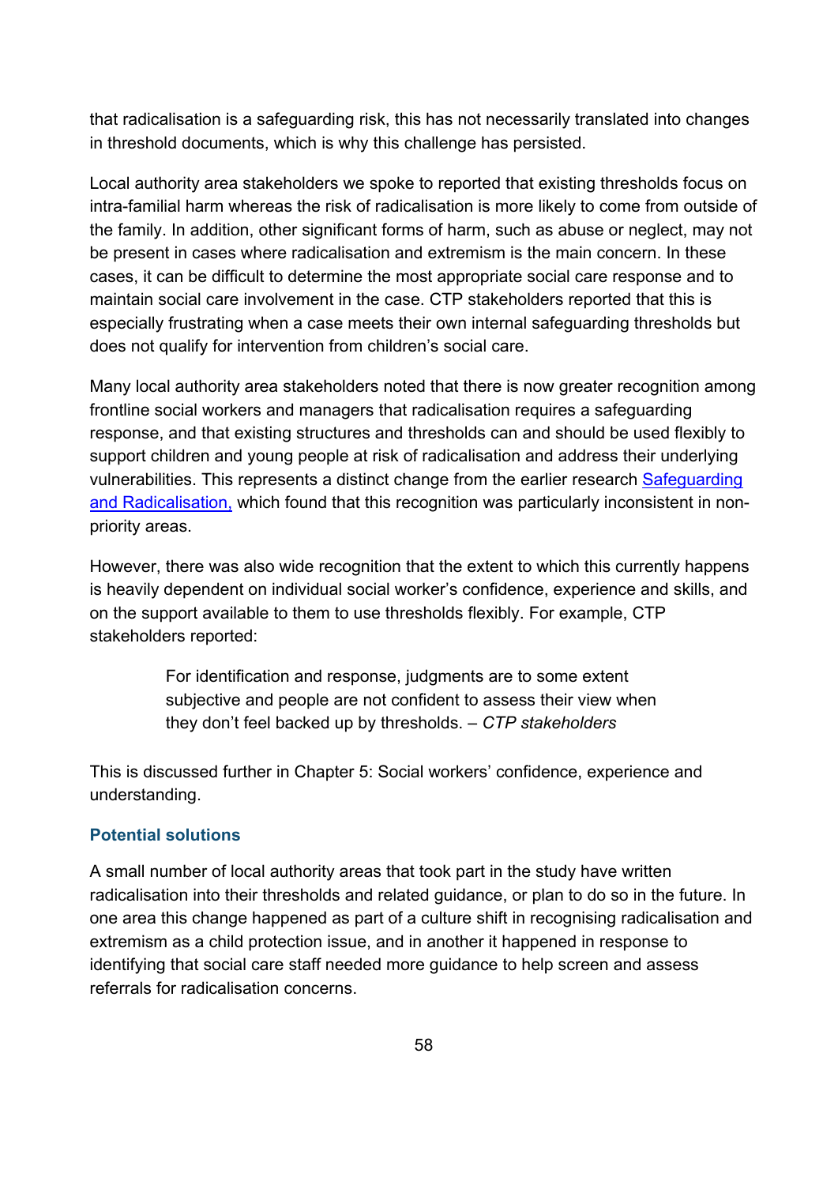that radicalisation is a safeguarding risk, this has not necessarily translated into changes in threshold documents, which is why this challenge has persisted.

Local authority area stakeholders we spoke to reported that existing thresholds focus on intra-familial harm whereas the risk of radicalisation is more likely to come from outside of the family. In addition, other significant forms of harm, such as abuse or neglect, may not be present in cases where radicalisation and extremism is the main concern. In these cases, it can be difficult to determine the most appropriate social care response and to maintain social care involvement in the case. CTP stakeholders reported that this is especially frustrating when a case meets their own internal safeguarding thresholds but does not qualify for intervention from children's social care.

Many local authority area stakeholders noted that there is now greater recognition among frontline social workers and managers that radicalisation requires a safeguarding response, and that existing structures and thresholds can and should be used flexibly to support children and young people at risk of radicalisation and address their underlying vulnerabilities. This represents a distinct change from the earlier research [Safeguarding and Radicalisation,]() which found that this recognition was particularly inconsistent in non-priority areas.

However, there was also wide recognition that the extent to which this currently happens is heavily dependent on individual social worker's confidence, experience and skills, and on the support available to them to use thresholds flexibly. For example, CTP stakeholders reported:

> For identification and response, judgments are to some extent subjective and people are not confident to assess their view when they don't feel backed up by thresholds. – *CTP stakeholders*

This is discussed further in Chapter 5: Social workers' confidence, experience and understanding.

### Potential solutions

A small number of local authority areas that took part in the study have written radicalisation into their thresholds and related guidance, or plan to do so in the future. In one area this change happened as part of a culture shift in recognising radicalisation and extremism as a child protection issue, and in another it happened in response to identifying that social care staff needed more guidance to help screen and assess referrals for radicalisation concerns.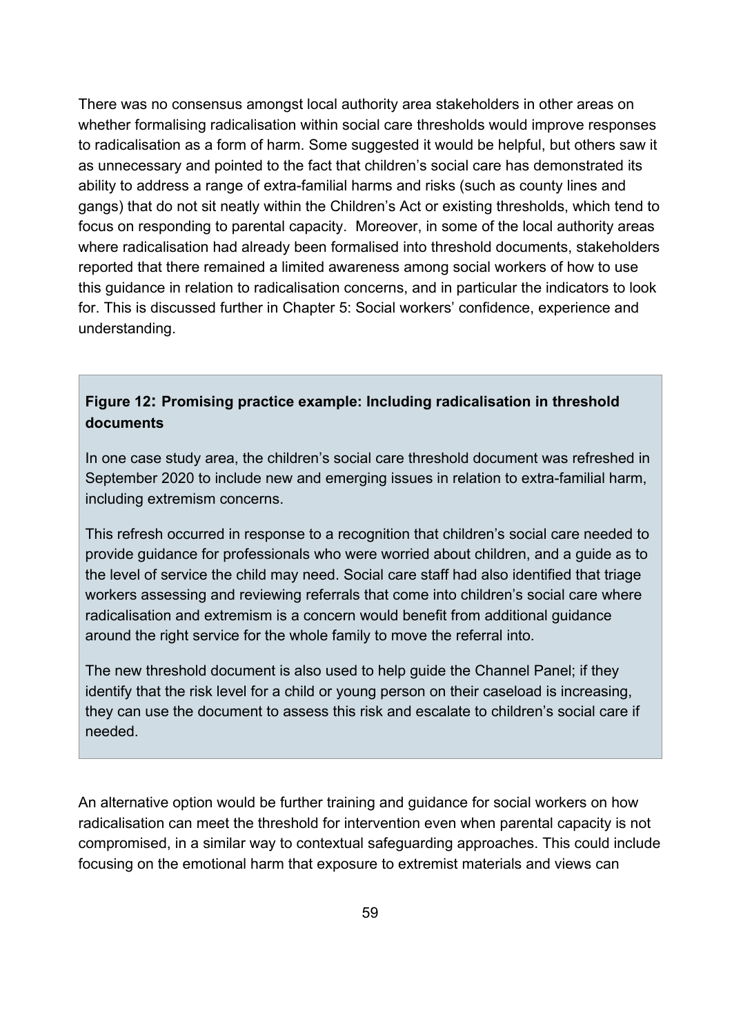There was no consensus amongst local authority area stakeholders in other areas on whether formalising radicalisation within social care thresholds would improve responses to radicalisation as a form of harm. Some suggested it would be helpful, but others saw it as unnecessary and pointed to the fact that children's social care has demonstrated its ability to address a range of extra-familial harms and risks (such as county lines and gangs) that do not sit neatly within the Children's Act or existing thresholds, which tend to focus on responding to parental capacity. Moreover, in some of the local authority areas where radicalisation had already been formalised into threshold documents, stakeholders reported that there remained a limited awareness among social workers of how to use this guidance in relation to radicalisation concerns, and in particular the indicators to look for. This is discussed further in Chapter 5: Social workers' confidence, experience and understanding.

> **Figure 12: Promising practice example: Including radicalisation in threshold documents**
>
> In one case study area, the children's social care threshold document was refreshed in September 2020 to include new and emerging issues in relation to extra-familial harm, including extremism concerns.
>
> This refresh occurred in response to a recognition that children's social care needed to provide guidance for professionals who were worried about children, and a guide as to the level of service the child may need. Social care staff had also identified that triage workers assessing and reviewing referrals that come into children's social care where radicalisation and extremism is a concern would benefit from additional guidance around the right service for the whole family to move the referral into.
>
> The new threshold document is also used to help guide the Channel Panel; if they identify that the risk level for a child or young person on their caseload is increasing, they can use the document to assess this risk and escalate to children's social care if needed.

An alternative option would be further training and guidance for social workers on how radicalisation can meet the threshold for intervention even when parental capacity is not compromised, in a similar way to contextual safeguarding approaches. This could include focusing on the emotional harm that exposure to extremist materials and views can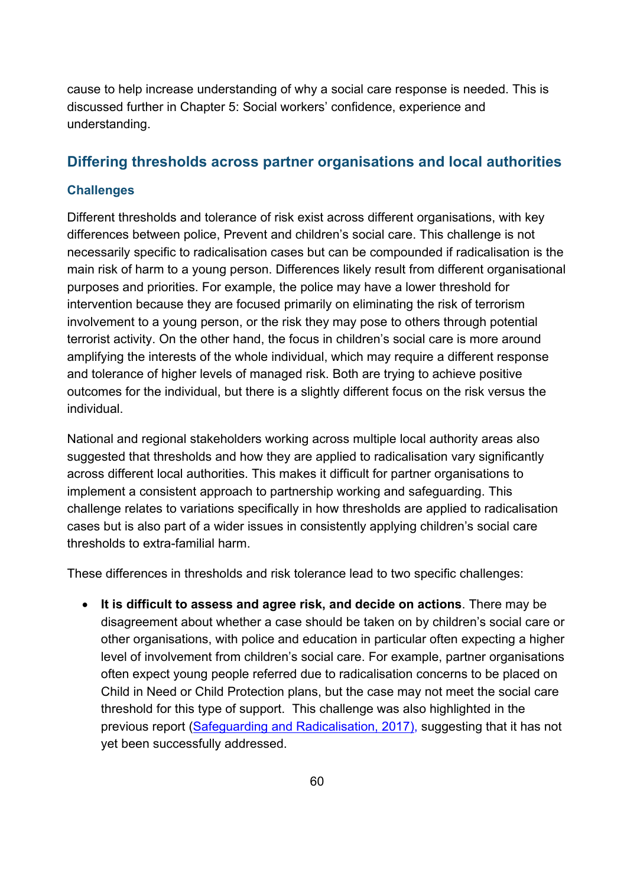cause to help increase understanding of why a social care response is needed. This is discussed further in Chapter 5: Social workers' confidence, experience and understanding.

## Differing thresholds across partner organisations and local authorities

### Challenges

Different thresholds and tolerance of risk exist across different organisations, with key differences between police, Prevent and children's social care. This challenge is not necessarily specific to radicalisation cases but can be compounded if radicalisation is the main risk of harm to a young person. Differences likely result from different organisational purposes and priorities. For example, the police may have a lower threshold for intervention because they are focused primarily on eliminating the risk of terrorism involvement to a young person, or the risk they may pose to others through potential terrorist activity. On the other hand, the focus in children's social care is more around amplifying the interests of the whole individual, which may require a different response and tolerance of higher levels of managed risk. Both are trying to achieve positive outcomes for the individual, but there is a slightly different focus on the risk versus the individual.

National and regional stakeholders working across multiple local authority areas also suggested that thresholds and how they are applied to radicalisation vary significantly across different local authorities. This makes it difficult for partner organisations to implement a consistent approach to partnership working and safeguarding. This challenge relates to variations specifically in how thresholds are applied to radicalisation cases but is also part of a wider issues in consistently applying children's social care thresholds to extra-familial harm.

These differences in thresholds and risk tolerance lead to two specific challenges:

- **It is difficult to assess and agree risk, and decide on actions**. There may be disagreement about whether a case should be taken on by children's social care or other organisations, with police and education in particular often expecting a higher level of involvement from children's social care. For example, partner organisations often expect young people referred due to radicalisation concerns to be placed on Child in Need or Child Protection plans, but the case may not meet the social care threshold for this type of support. This challenge was also highlighted in the previous report (Safeguarding and Radicalisation, 2017), suggesting that it has not yet been successfully addressed.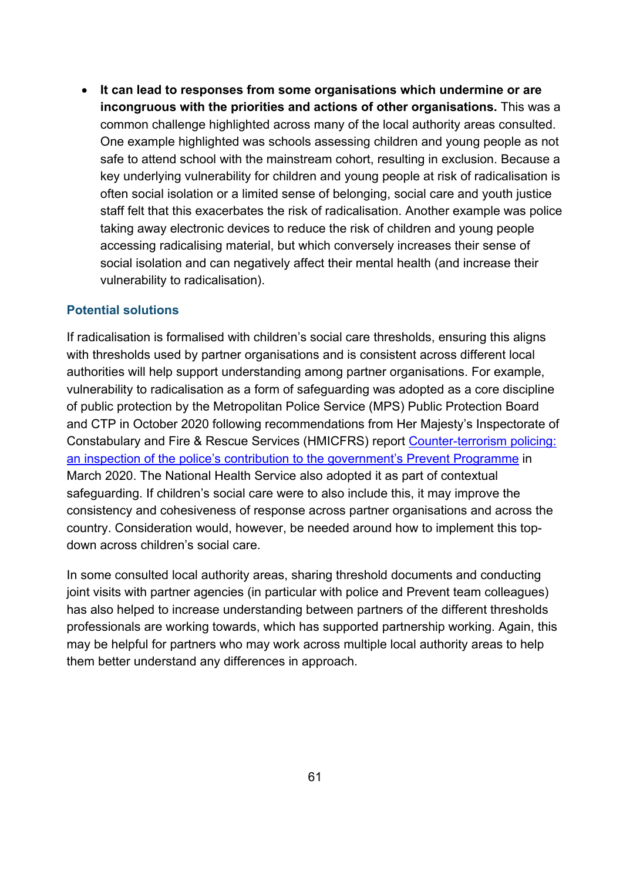- **It can lead to responses from some organisations which undermine or are incongruous with the priorities and actions of other organisations.** This was a common challenge highlighted across many of the local authority areas consulted. One example highlighted was schools assessing children and young people as not safe to attend school with the mainstream cohort, resulting in exclusion. Because a key underlying vulnerability for children and young people at risk of radicalisation is often social isolation or a limited sense of belonging, social care and youth justice staff felt that this exacerbates the risk of radicalisation. Another example was police taking away electronic devices to reduce the risk of children and young people accessing radicalising material, but which conversely increases their sense of social isolation and can negatively affect their mental health (and increase their vulnerability to radicalisation).

### Potential solutions

If radicalisation is formalised with children's social care thresholds, ensuring this aligns with thresholds used by partner organisations and is consistent across different local authorities will help support understanding among partner organisations. For example, vulnerability to radicalisation as a form of safeguarding was adopted as a core discipline of public protection by the Metropolitan Police Service (MPS) Public Protection Board and CTP in October 2020 following recommendations from Her Majesty's Inspectorate of Constabulary and Fire & Rescue Services (HMICFRS) report [Counter-terrorism policing: an inspection of the police's contribution to the government's Prevent Programme]() in March 2020. The National Health Service also adopted it as part of contextual safeguarding. If children's social care were to also include this, it may improve the consistency and cohesiveness of response across partner organisations and across the country. Consideration would, however, be needed around how to implement this top-down across children's social care.

In some consulted local authority areas, sharing threshold documents and conducting joint visits with partner agencies (in particular with police and Prevent team colleagues) has also helped to increase understanding between partners of the different thresholds professionals are working towards, which has supported partnership working. Again, this may be helpful for partners who may work across multiple local authority areas to help them better understand any differences in approach.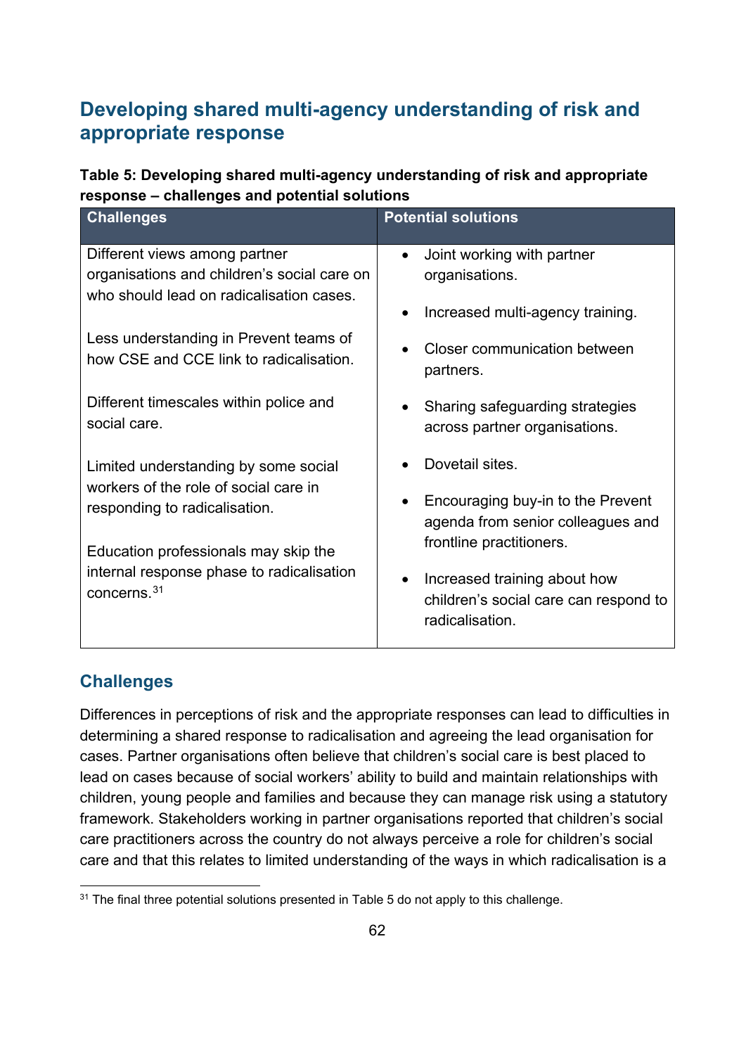## Developing shared multi-agency understanding of risk and appropriate response

**Table 5: Developing shared multi-agency understanding of risk and appropriate response – challenges and potential solutions**

| Challenges | Potential solutions |
|---|---|
| Different views among partner organisations and children's social care on who should lead on radicalisation cases.<br><br>Less understanding in Prevent teams of how CSE and CCE link to radicalisation.<br><br>Different timescales within police and social care.<br><br>Limited understanding by some social workers of the role of social care in responding to radicalisation.<br><br>Education professionals may skip the internal response phase to radicalisation concerns.[31] | • Joint working with partner organisations.<br>• Increased multi-agency training.<br>• Closer communication between partners.<br>• Sharing safeguarding strategies across partner organisations.<br>• Dovetail sites.<br>• Encouraging buy-in to the Prevent agenda from senior colleagues and frontline practitioners.<br>• Increased training about how children's social care can respond to radicalisation. |

### Challenges

Differences in perceptions of risk and the appropriate responses can lead to difficulties in determining a shared response to radicalisation and agreeing the lead organisation for cases. Partner organisations often believe that children's social care is best placed to lead on cases because of social workers' ability to build and maintain relationships with children, young people and families and because they can manage risk using a statutory framework. Stakeholders working in partner organisations reported that children's social care practitioners across the country do not always perceive a role for children's social care and that this relates to limited understanding of the ways in which radicalisation is a

[31] The final three potential solutions presented in Table 5 do not apply to this challenge.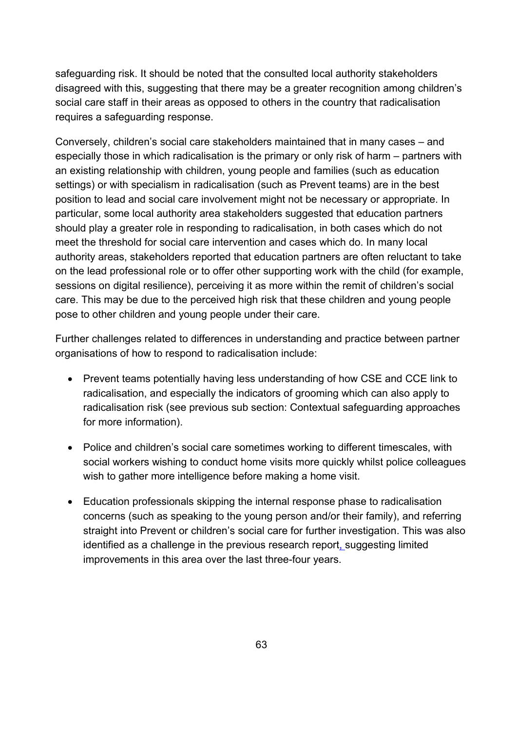safeguarding risk. It should be noted that the consulted local authority stakeholders disagreed with this, suggesting that there may be a greater recognition among children's social care staff in their areas as opposed to others in the country that radicalisation requires a safeguarding response.

Conversely, children's social care stakeholders maintained that in many cases – and especially those in which radicalisation is the primary or only risk of harm – partners with an existing relationship with children, young people and families (such as education settings) or with specialism in radicalisation (such as Prevent teams) are in the best position to lead and social care involvement might not be necessary or appropriate. In particular, some local authority area stakeholders suggested that education partners should play a greater role in responding to radicalisation, in both cases which do not meet the threshold for social care intervention and cases which do. In many local authority areas, stakeholders reported that education partners are often reluctant to take on the lead professional role or to offer other supporting work with the child (for example, sessions on digital resilience), perceiving it as more within the remit of children's social care. This may be due to the perceived high risk that these children and young people pose to other children and young people under their care.

Further challenges related to differences in understanding and practice between partner organisations of how to respond to radicalisation include:

- Prevent teams potentially having less understanding of how CSE and CCE link to radicalisation, and especially the indicators of grooming which can also apply to radicalisation risk (see previous sub section: Contextual safeguarding approaches for more information).
- Police and children's social care sometimes working to different timescales, with social workers wishing to conduct home visits more quickly whilst police colleagues wish to gather more intelligence before making a home visit.
- Education professionals skipping the internal response phase to radicalisation concerns (such as speaking to the young person and/or their family), and referring straight into Prevent or children's social care for further investigation. This was also identified as a challenge in the previous research report, suggesting limited improvements in this area over the last three-four years.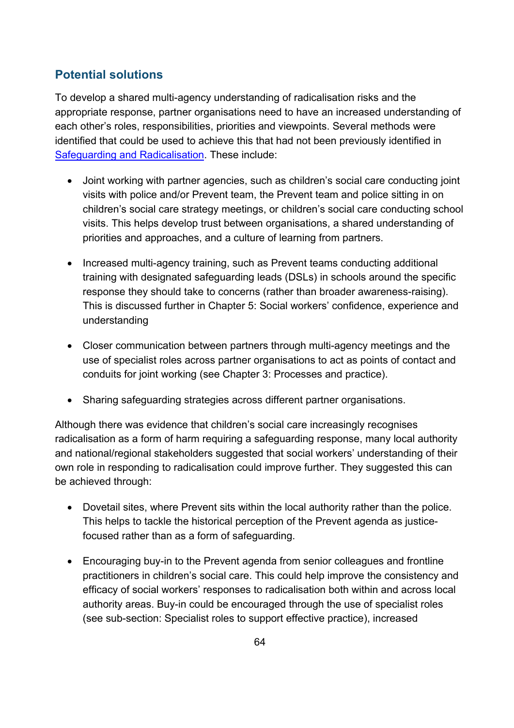## Potential solutions

To develop a shared multi-agency understanding of radicalisation risks and the appropriate response, partner organisations need to have an increased understanding of each other's roles, responsibilities, priorities and viewpoints. Several methods were identified that could be used to achieve this that had not been previously identified in [Safeguarding and Radicalisation](). These include:

- Joint working with partner agencies, such as children's social care conducting joint visits with police and/or Prevent team, the Prevent team and police sitting in on children's social care strategy meetings, or children's social care conducting school visits. This helps develop trust between organisations, a shared understanding of priorities and approaches, and a culture of learning from partners.
- Increased multi-agency training, such as Prevent teams conducting additional training with designated safeguarding leads (DSLs) in schools around the specific response they should take to concerns (rather than broader awareness-raising). This is discussed further in Chapter 5: Social workers' confidence, experience and understanding
- Closer communication between partners through multi-agency meetings and the use of specialist roles across partner organisations to act as points of contact and conduits for joint working (see Chapter 3: Processes and practice).
- Sharing safeguarding strategies across different partner organisations.

Although there was evidence that children's social care increasingly recognises radicalisation as a form of harm requiring a safeguarding response, many local authority and national/regional stakeholders suggested that social workers' understanding of their own role in responding to radicalisation could improve further. They suggested this can be achieved through:

- Dovetail sites, where Prevent sits within the local authority rather than the police. This helps to tackle the historical perception of the Prevent agenda as justice-focused rather than as a form of safeguarding.
- Encouraging buy-in to the Prevent agenda from senior colleagues and frontline practitioners in children's social care. This could help improve the consistency and efficacy of social workers' responses to radicalisation both within and across local authority areas. Buy-in could be encouraged through the use of specialist roles (see sub-section: Specialist roles to support effective practice), increased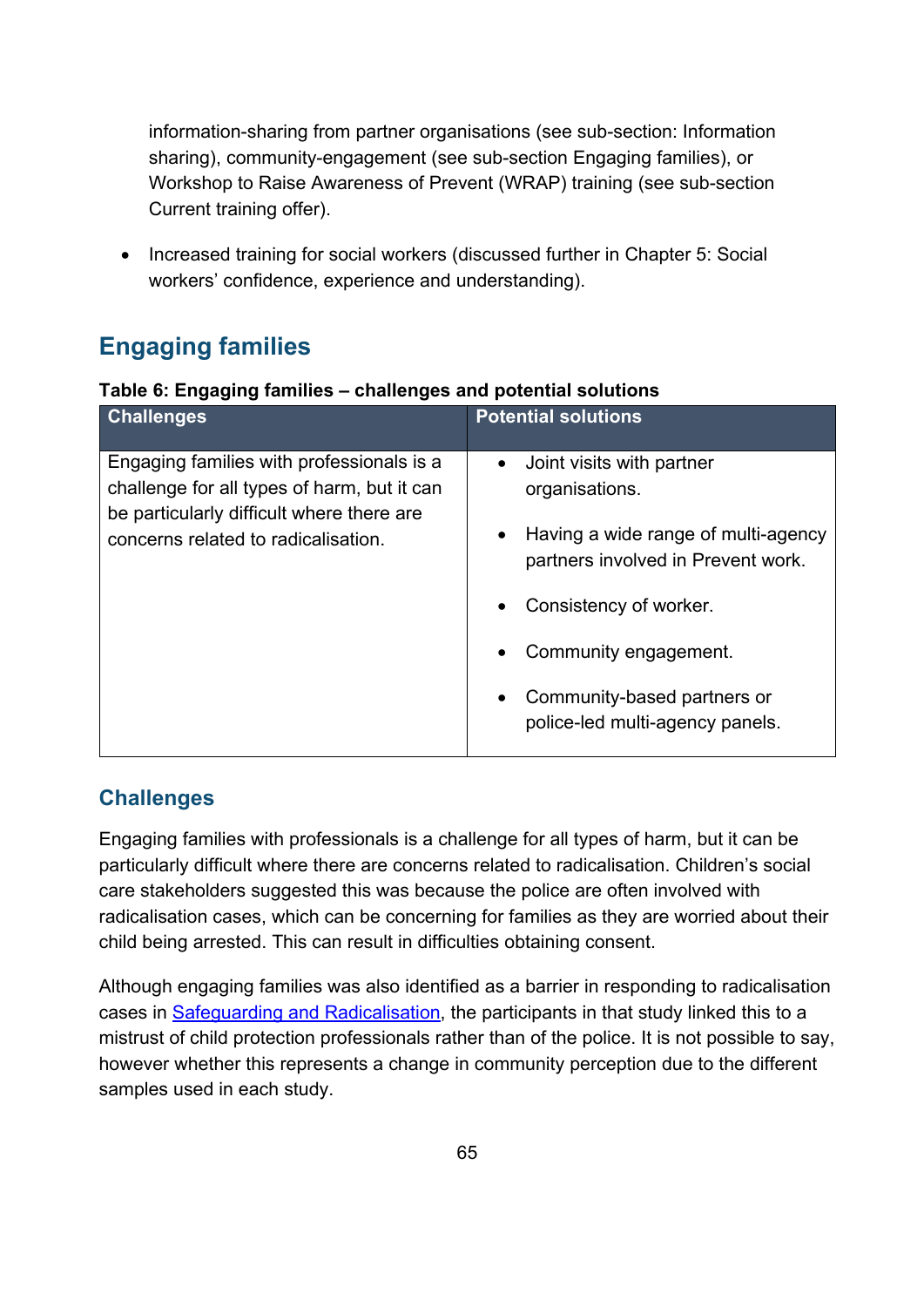information-sharing from partner organisations (see sub-section: Information sharing), community-engagement (see sub-section Engaging families), or Workshop to Raise Awareness of Prevent (WRAP) training (see sub-section Current training offer).

- Increased training for social workers (discussed further in Chapter 5: Social workers' confidence, experience and understanding).

## Engaging families

**Table 6: Engaging families – challenges and potential solutions**

| Challenges | Potential solutions |
|---|---|
| Engaging families with professionals is a challenge for all types of harm, but it can be particularly difficult where there are concerns related to radicalisation. | • Joint visits with partner organisations.<br>• Having a wide range of multi-agency partners involved in Prevent work.<br>• Consistency of worker.<br>• Community engagement.<br>• Community-based partners or police-led multi-agency panels. |

### Challenges

Engaging families with professionals is a challenge for all types of harm, but it can be particularly difficult where there are concerns related to radicalisation. Children's social care stakeholders suggested this was because the police are often involved with radicalisation cases, which can be concerning for families as they are worried about their child being arrested. This can result in difficulties obtaining consent.

Although engaging families was also identified as a barrier in responding to radicalisation cases in Safeguarding and Radicalisation, the participants in that study linked this to a mistrust of child protection professionals rather than of the police. It is not possible to say, however whether this represents a change in community perception due to the different samples used in each study.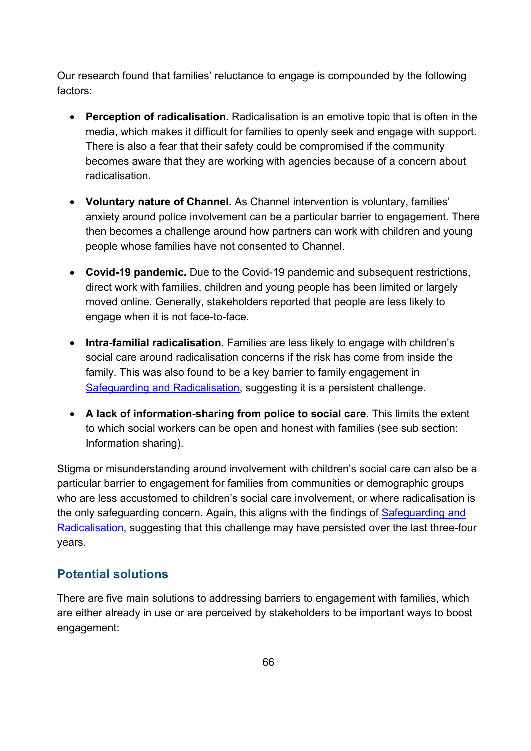Our research found that families' reluctance to engage is compounded by the following factors:

- **Perception of radicalisation.** Radicalisation is an emotive topic that is often in the media, which makes it difficult for families to openly seek and engage with support. There is also a fear that their safety could be compromised if the community becomes aware that they are working with agencies because of a concern about radicalisation.

- **Voluntary nature of Channel.** As Channel intervention is voluntary, families' anxiety around police involvement can be a particular barrier to engagement. There then becomes a challenge around how partners can work with children and young people whose families have not consented to Channel.

- **Covid-19 pandemic.** Due to the Covid-19 pandemic and subsequent restrictions, direct work with families, children and young people has been limited or largely moved online. Generally, stakeholders reported that people are less likely to engage when it is not face-to-face.

- **Intra-familial radicalisation.** Families are less likely to engage with children's social care around radicalisation concerns if the risk has come from inside the family. This was also found to be a key barrier to family engagement in Safeguarding and Radicalisation, suggesting it is a persistent challenge.

- **A lack of information-sharing from police to social care.** This limits the extent to which social workers can be open and honest with families (see sub section: Information sharing).

Stigma or misunderstanding around involvement with children's social care can also be a particular barrier to engagement for families from communities or demographic groups who are less accustomed to children's social care involvement, or where radicalisation is the only safeguarding concern. Again, this aligns with the findings of Safeguarding and Radicalisation, suggesting that this challenge may have persisted over the last three-four years.

## Potential solutions

There are five main solutions to addressing barriers to engagement with families, which are either already in use or are perceived by stakeholders to be important ways to boost engagement: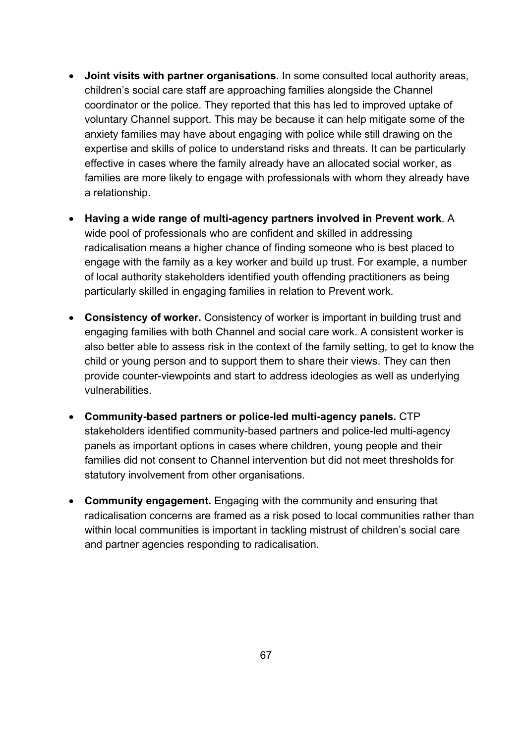- **Joint visits with partner organisations**. In some consulted local authority areas, children's social care staff are approaching families alongside the Channel coordinator or the police. They reported that this has led to improved uptake of voluntary Channel support. This may be because it can help mitigate some of the anxiety families may have about engaging with police while still drawing on the expertise and skills of police to understand risks and threats. It can be particularly effective in cases where the family already have an allocated social worker, as families are more likely to engage with professionals with whom they already have a relationship.

- **Having a wide range of multi-agency partners involved in Prevent work**. A wide pool of professionals who are confident and skilled in addressing radicalisation means a higher chance of finding someone who is best placed to engage with the family as a key worker and build up trust. For example, a number of local authority stakeholders identified youth offending practitioners as being particularly skilled in engaging families in relation to Prevent work.

- **Consistency of worker.** Consistency of worker is important in building trust and engaging families with both Channel and social care work. A consistent worker is also better able to assess risk in the context of the family setting, to get to know the child or young person and to support them to share their views. They can then provide counter-viewpoints and start to address ideologies as well as underlying vulnerabilities.

- **Community-based partners or police-led multi-agency panels.** CTP stakeholders identified community-based partners and police-led multi-agency panels as important options in cases where children, young people and their families did not consent to Channel intervention but did not meet thresholds for statutory involvement from other organisations.

- **Community engagement.** Engaging with the community and ensuring that radicalisation concerns are framed as a risk posed to local communities rather than within local communities is important in tackling mistrust of children's social care and partner agencies responding to radicalisation.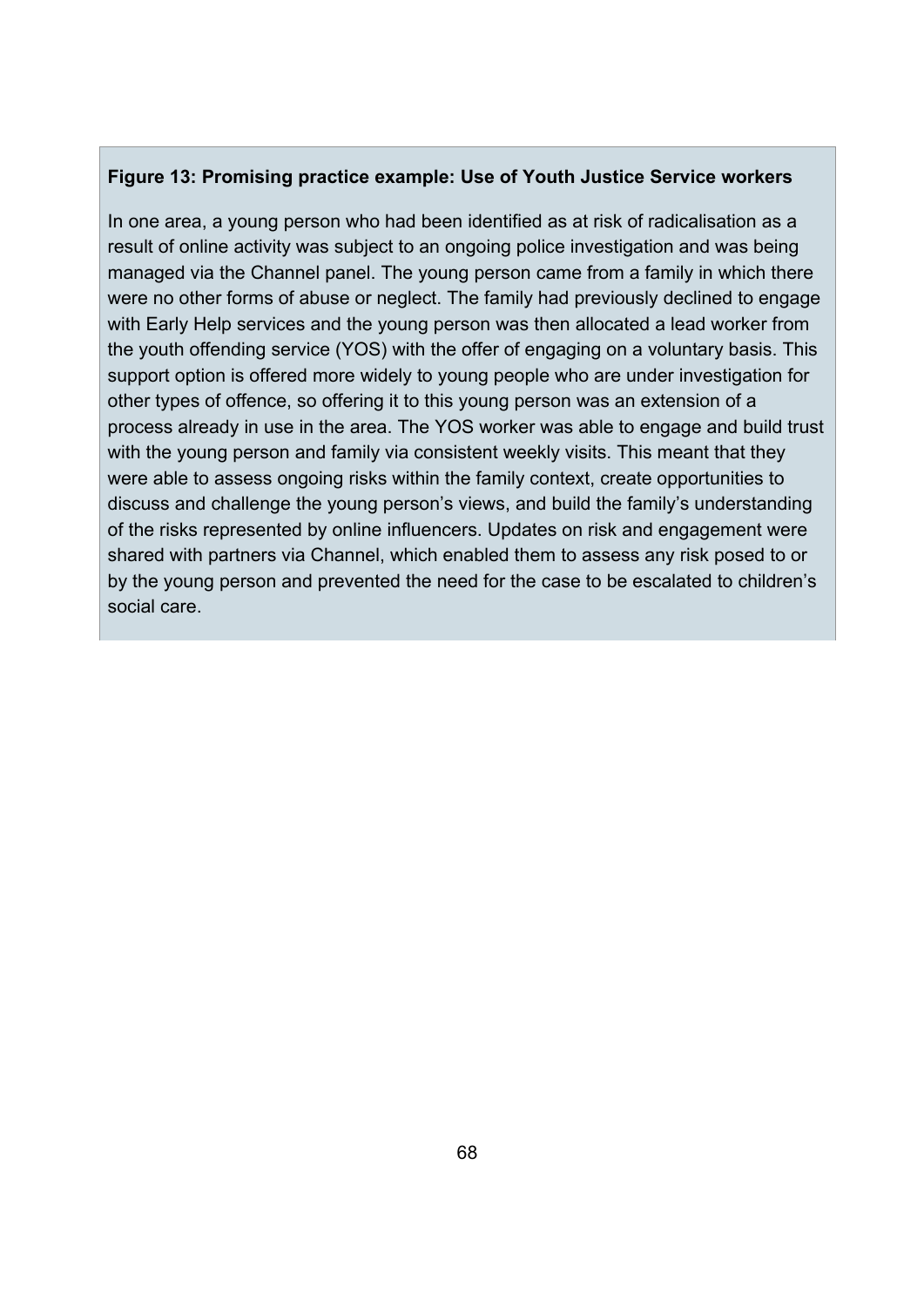**Figure 13: Promising practice example: Use of Youth Justice Service workers**

In one area, a young person who had been identified as at risk of radicalisation as a result of online activity was subject to an ongoing police investigation and was being managed via the Channel panel. The young person came from a family in which there were no other forms of abuse or neglect. The family had previously declined to engage with Early Help services and the young person was then allocated a lead worker from the youth offending service (YOS) with the offer of engaging on a voluntary basis. This support option is offered more widely to young people who are under investigation for other types of offence, so offering it to this young person was an extension of a process already in use in the area. The YOS worker was able to engage and build trust with the young person and family via consistent weekly visits. This meant that they were able to assess ongoing risks within the family context, create opportunities to discuss and challenge the young person's views, and build the family's understanding of the risks represented by online influencers. Updates on risk and engagement were shared with partners via Channel, which enabled them to assess any risk posed to or by the young person and prevented the need for the case to be escalated to children's social care.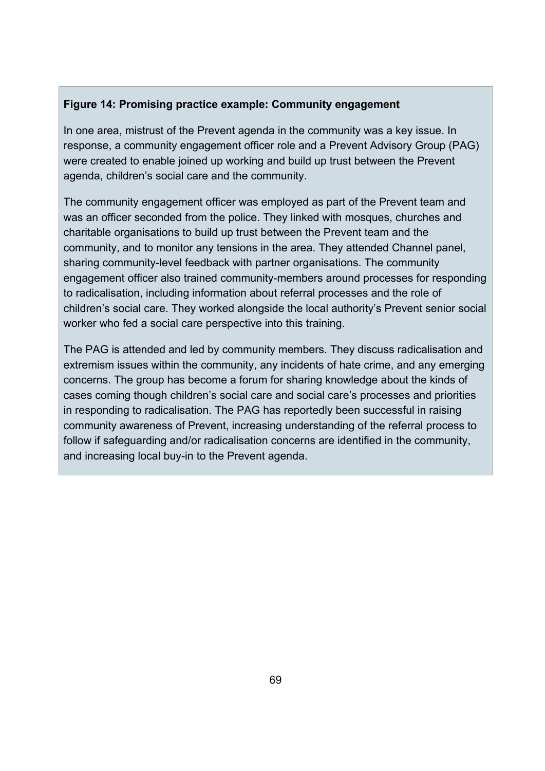**Figure 14: Promising practice example: Community engagement**

In one area, mistrust of the Prevent agenda in the community was a key issue. In response, a community engagement officer role and a Prevent Advisory Group (PAG) were created to enable joined up working and build up trust between the Prevent agenda, children's social care and the community.

The community engagement officer was employed as part of the Prevent team and was an officer seconded from the police. They linked with mosques, churches and charitable organisations to build up trust between the Prevent team and the community, and to monitor any tensions in the area. They attended Channel panel, sharing community-level feedback with partner organisations. The community engagement officer also trained community-members around processes for responding to radicalisation, including information about referral processes and the role of children's social care. They worked alongside the local authority's Prevent senior social worker who fed a social care perspective into this training.

The PAG is attended and led by community members. They discuss radicalisation and extremism issues within the community, any incidents of hate crime, and any emerging concerns. The group has become a forum for sharing knowledge about the kinds of cases coming though children's social care and social care's processes and priorities in responding to radicalisation. The PAG has reportedly been successful in raising community awareness of Prevent, increasing understanding of the referral process to follow if safeguarding and/or radicalisation concerns are identified in the community, and increasing local buy-in to the Prevent agenda.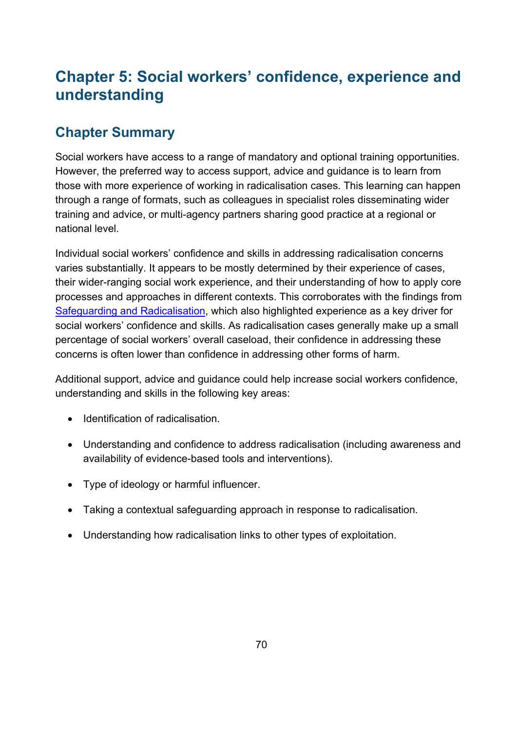# Chapter 5: Social workers' confidence, experience and understanding

## Chapter Summary

Social workers have access to a range of mandatory and optional training opportunities. However, the preferred way to access support, advice and guidance is to learn from those with more experience of working in radicalisation cases. This learning can happen through a range of formats, such as colleagues in specialist roles disseminating wider training and advice, or multi-agency partners sharing good practice at a regional or national level.

Individual social workers' confidence and skills in addressing radicalisation concerns varies substantially. It appears to be mostly determined by their experience of cases, their wider-ranging social work experience, and their understanding of how to apply core processes and approaches in different contexts. This corroborates with the findings from Safeguarding and Radicalisation, which also highlighted experience as a key driver for social workers' confidence and skills. As radicalisation cases generally make up a small percentage of social workers' overall caseload, their confidence in addressing these concerns is often lower than confidence in addressing other forms of harm.

Additional support, advice and guidance could help increase social workers confidence, understanding and skills in the following key areas:

- Identification of radicalisation.
- Understanding and confidence to address radicalisation (including awareness and availability of evidence-based tools and interventions).
- Type of ideology or harmful influencer.
- Taking a contextual safeguarding approach in response to radicalisation.
- Understanding how radicalisation links to other types of exploitation.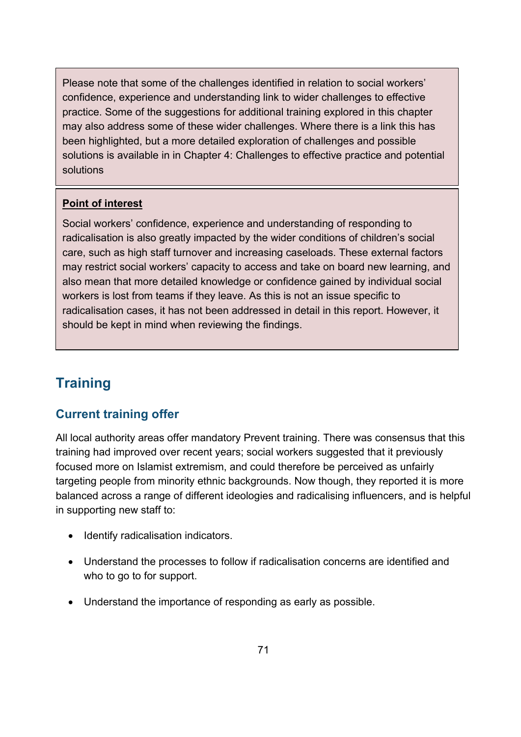Please note that some of the challenges identified in relation to social workers' confidence, experience and understanding link to wider challenges to effective practice. Some of the suggestions for additional training explored in this chapter may also address some of these wider challenges. Where there is a link this has been highlighted, but a more detailed exploration of challenges and possible solutions is available in in Chapter 4: Challenges to effective practice and potential solutions

**Point of interest**

Social workers' confidence, experience and understanding of responding to radicalisation is also greatly impacted by the wider conditions of children's social care, such as high staff turnover and increasing caseloads. These external factors may restrict social workers' capacity to access and take on board new learning, and also mean that more detailed knowledge or confidence gained by individual social workers is lost from teams if they leave. As this is not an issue specific to radicalisation cases, it has not been addressed in detail in this report. However, it should be kept in mind when reviewing the findings.

## Training

### Current training offer

All local authority areas offer mandatory Prevent training. There was consensus that this training had improved over recent years; social workers suggested that it previously focused more on Islamist extremism, and could therefore be perceived as unfairly targeting people from minority ethnic backgrounds. Now though, they reported it is more balanced across a range of different ideologies and radicalising influencers, and is helpful in supporting new staff to:

- Identify radicalisation indicators.
- Understand the processes to follow if radicalisation concerns are identified and who to go to for support.
- Understand the importance of responding as early as possible.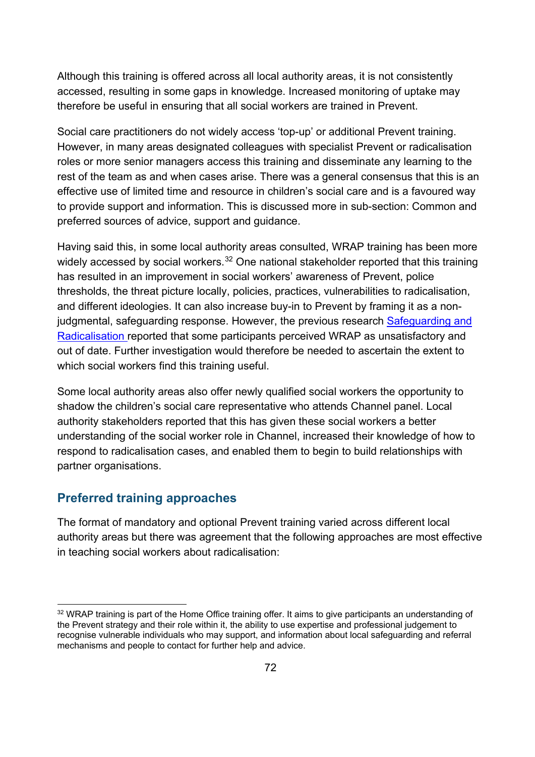Although this training is offered across all local authority areas, it is not consistently accessed, resulting in some gaps in knowledge. Increased monitoring of uptake may therefore be useful in ensuring that all social workers are trained in Prevent.

Social care practitioners do not widely access 'top-up' or additional Prevent training. However, in many areas designated colleagues with specialist Prevent or radicalisation roles or more senior managers access this training and disseminate any learning to the rest of the team as and when cases arise. There was a general consensus that this is an effective use of limited time and resource in children's social care and is a favoured way to provide support and information. This is discussed more in sub-section: Common and preferred sources of advice, support and guidance.

Having said this, in some local authority areas consulted, WRAP training has been more widely accessed by social workers.[32] One national stakeholder reported that this training has resulted in an improvement in social workers' awareness of Prevent, police thresholds, the threat picture locally, policies, practices, vulnerabilities to radicalisation, and different ideologies. It can also increase buy-in to Prevent by framing it as a non-judgmental, safeguarding response. However, the previous research Safeguarding and Radicalisation reported that some participants perceived WRAP as unsatisfactory and out of date. Further investigation would therefore be needed to ascertain the extent to which social workers find this training useful.

Some local authority areas also offer newly qualified social workers the opportunity to shadow the children's social care representative who attends Channel panel. Local authority stakeholders reported that this has given these social workers a better understanding of the social worker role in Channel, increased their knowledge of how to respond to radicalisation cases, and enabled them to begin to build relationships with partner organisations.

## Preferred training approaches

The format of mandatory and optional Prevent training varied across different local authority areas but there was agreement that the following approaches are most effective in teaching social workers about radicalisation:

[32] WRAP training is part of the Home Office training offer. It aims to give participants an understanding of the Prevent strategy and their role within it, the ability to use expertise and professional judgement to recognise vulnerable individuals who may support, and information about local safeguarding and referral mechanisms and people to contact for further help and advice.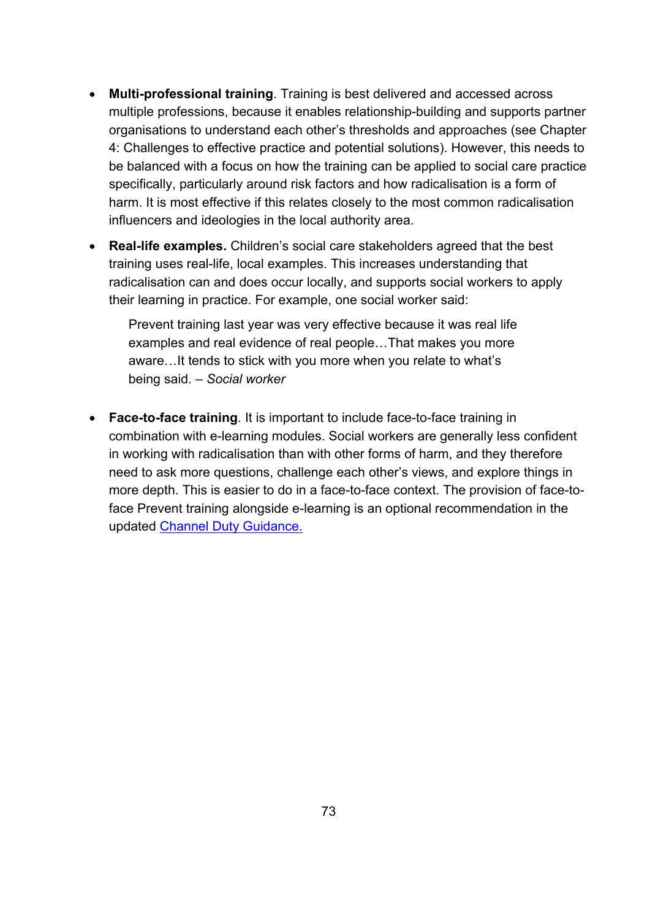- **Multi-professional training**. Training is best delivered and accessed across multiple professions, because it enables relationship-building and supports partner organisations to understand each other's thresholds and approaches (see Chapter 4: Challenges to effective practice and potential solutions). However, this needs to be balanced with a focus on how the training can be applied to social care practice specifically, particularly around risk factors and how radicalisation is a form of harm. It is most effective if this relates closely to the most common radicalisation influencers and ideologies in the local authority area.
- **Real-life examples.** Children's social care stakeholders agreed that the best training uses real-life, local examples. This increases understanding that radicalisation can and does occur locally, and supports social workers to apply their learning in practice. For example, one social worker said:

  > Prevent training last year was very effective because it was real life examples and real evidence of real people…That makes you more aware…It tends to stick with you more when you relate to what's being said. – *Social worker*

- **Face-to-face training**. It is important to include face-to-face training in combination with e-learning modules. Social workers are generally less confident in working with radicalisation than with other forms of harm, and they therefore need to ask more questions, challenge each other's views, and explore things in more depth. This is easier to do in a face-to-face context. The provision of face-to-face Prevent training alongside e-learning is an optional recommendation in the updated Channel Duty Guidance.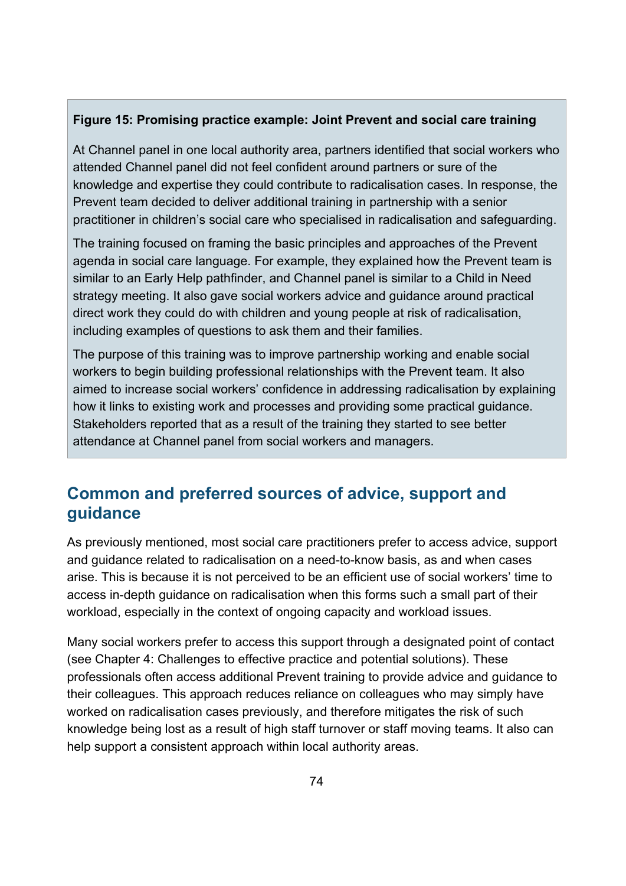**Figure 15: Promising practice example: Joint Prevent and social care training**

At Channel panel in one local authority area, partners identified that social workers who attended Channel panel did not feel confident around partners or sure of the knowledge and expertise they could contribute to radicalisation cases. In response, the Prevent team decided to deliver additional training in partnership with a senior practitioner in children's social care who specialised in radicalisation and safeguarding.

The training focused on framing the basic principles and approaches of the Prevent agenda in social care language. For example, they explained how the Prevent team is similar to an Early Help pathfinder, and Channel panel is similar to a Child in Need strategy meeting. It also gave social workers advice and guidance around practical direct work they could do with children and young people at risk of radicalisation, including examples of questions to ask them and their families.

The purpose of this training was to improve partnership working and enable social workers to begin building professional relationships with the Prevent team. It also aimed to increase social workers' confidence in addressing radicalisation by explaining how it links to existing work and processes and providing some practical guidance. Stakeholders reported that as a result of the training they started to see better attendance at Channel panel from social workers and managers.

## Common and preferred sources of advice, support and guidance

As previously mentioned, most social care practitioners prefer to access advice, support and guidance related to radicalisation on a need-to-know basis, as and when cases arise. This is because it is not perceived to be an efficient use of social workers' time to access in-depth guidance on radicalisation when this forms such a small part of their workload, especially in the context of ongoing capacity and workload issues.

Many social workers prefer to access this support through a designated point of contact (see Chapter 4: Challenges to effective practice and potential solutions). These professionals often access additional Prevent training to provide advice and guidance to their colleagues. This approach reduces reliance on colleagues who may simply have worked on radicalisation cases previously, and therefore mitigates the risk of such knowledge being lost as a result of high staff turnover or staff moving teams. It also can help support a consistent approach within local authority areas.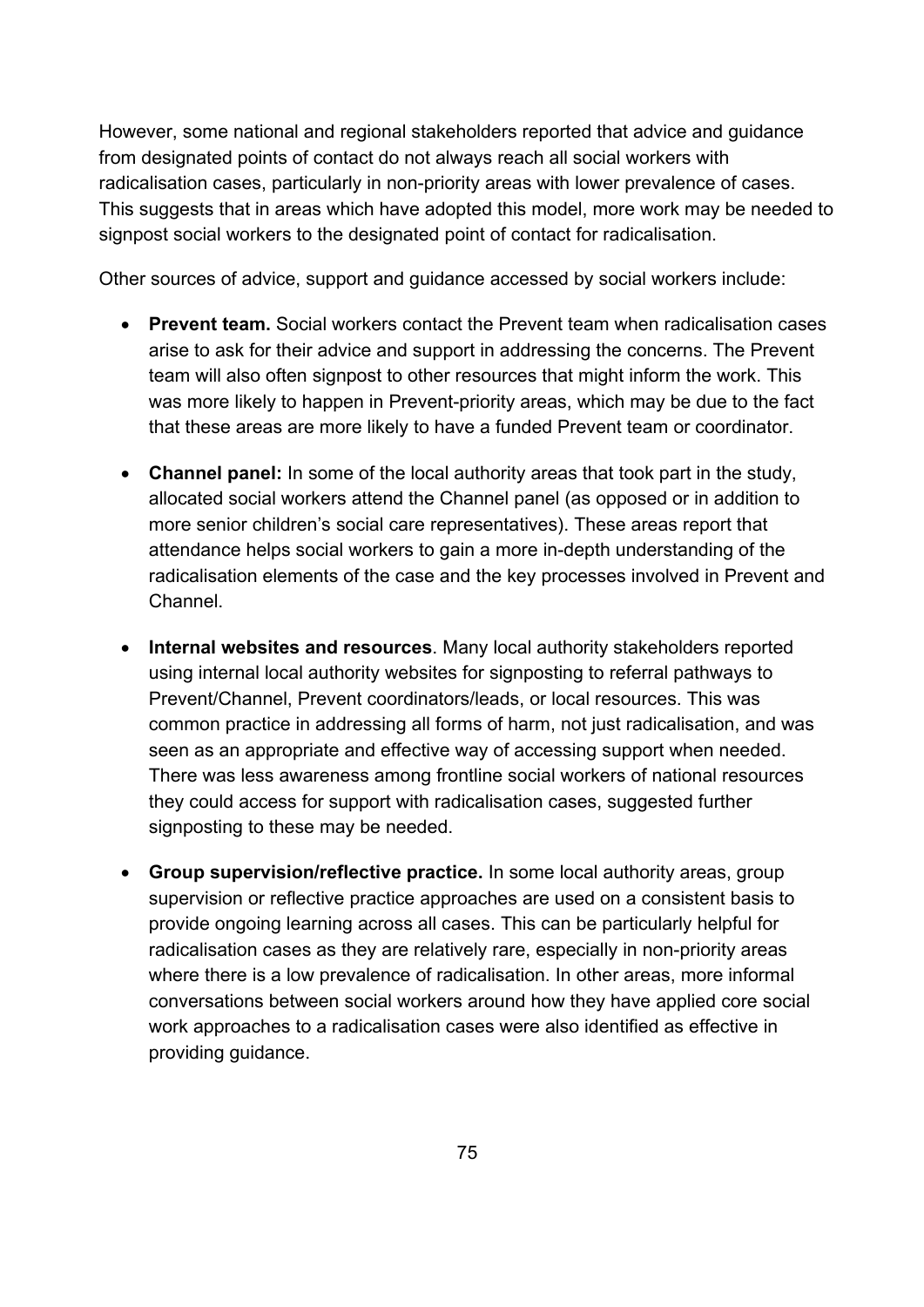However, some national and regional stakeholders reported that advice and guidance from designated points of contact do not always reach all social workers with radicalisation cases, particularly in non-priority areas with lower prevalence of cases. This suggests that in areas which have adopted this model, more work may be needed to signpost social workers to the designated point of contact for radicalisation.

Other sources of advice, support and guidance accessed by social workers include:

- **Prevent team.** Social workers contact the Prevent team when radicalisation cases arise to ask for their advice and support in addressing the concerns. The Prevent team will also often signpost to other resources that might inform the work. This was more likely to happen in Prevent-priority areas, which may be due to the fact that these areas are more likely to have a funded Prevent team or coordinator.

- **Channel panel:** In some of the local authority areas that took part in the study, allocated social workers attend the Channel panel (as opposed or in addition to more senior children's social care representatives). These areas report that attendance helps social workers to gain a more in-depth understanding of the radicalisation elements of the case and the key processes involved in Prevent and Channel.

- **Internal websites and resources**. Many local authority stakeholders reported using internal local authority websites for signposting to referral pathways to Prevent/Channel, Prevent coordinators/leads, or local resources. This was common practice in addressing all forms of harm, not just radicalisation, and was seen as an appropriate and effective way of accessing support when needed. There was less awareness among frontline social workers of national resources they could access for support with radicalisation cases, suggested further signposting to these may be needed.

- **Group supervision/reflective practice.** In some local authority areas, group supervision or reflective practice approaches are used on a consistent basis to provide ongoing learning across all cases. This can be particularly helpful for radicalisation cases as they are relatively rare, especially in non-priority areas where there is a low prevalence of radicalisation. In other areas, more informal conversations between social workers around how they have applied core social work approaches to a radicalisation cases were also identified as effective in providing guidance.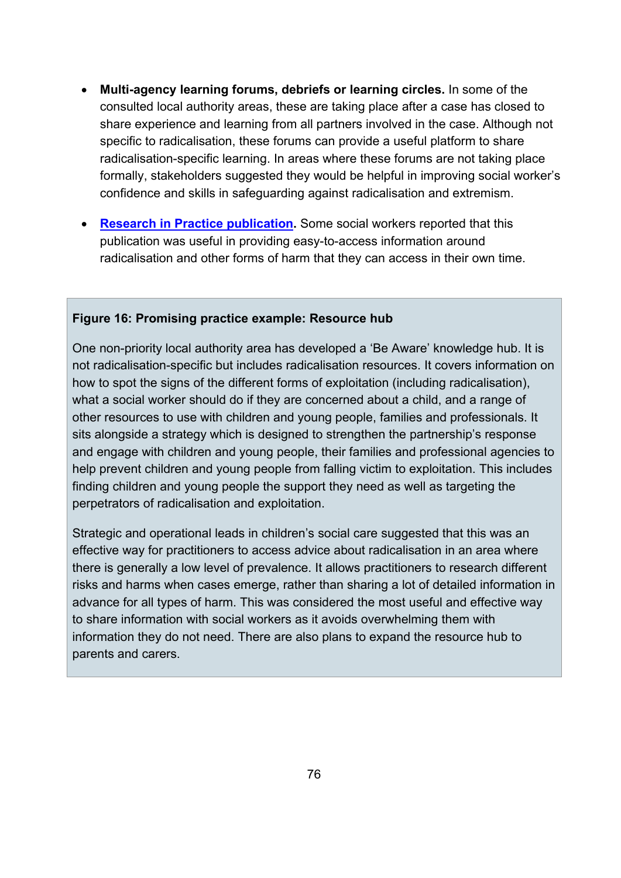- **Multi-agency learning forums, debriefs or learning circles.** In some of the consulted local authority areas, these are taking place after a case has closed to share experience and learning from all partners involved in the case. Although not specific to radicalisation, these forums can provide a useful platform to share radicalisation-specific learning. In areas where these forums are not taking place formally, stakeholders suggested they would be helpful in improving social worker's confidence and skills in safeguarding against radicalisation and extremism.

- **Research in Practice publication.** Some social workers reported that this publication was useful in providing easy-to-access information around radicalisation and other forms of harm that they can access in their own time.

**Figure 16: Promising practice example: Resource hub**

One non-priority local authority area has developed a 'Be Aware' knowledge hub. It is not radicalisation-specific but includes radicalisation resources. It covers information on how to spot the signs of the different forms of exploitation (including radicalisation), what a social worker should do if they are concerned about a child, and a range of other resources to use with children and young people, families and professionals. It sits alongside a strategy which is designed to strengthen the partnership's response and engage with children and young people, their families and professional agencies to help prevent children and young people from falling victim to exploitation. This includes finding children and young people the support they need as well as targeting the perpetrators of radicalisation and exploitation.

Strategic and operational leads in children's social care suggested that this was an effective way for practitioners to access advice about radicalisation in an area where there is generally a low level of prevalence. It allows practitioners to research different risks and harms when cases emerge, rather than sharing a lot of detailed information in advance for all types of harm. This was considered the most useful and effective way to share information with social workers as it avoids overwhelming them with information they do not need. There are also plans to expand the resource hub to parents and carers.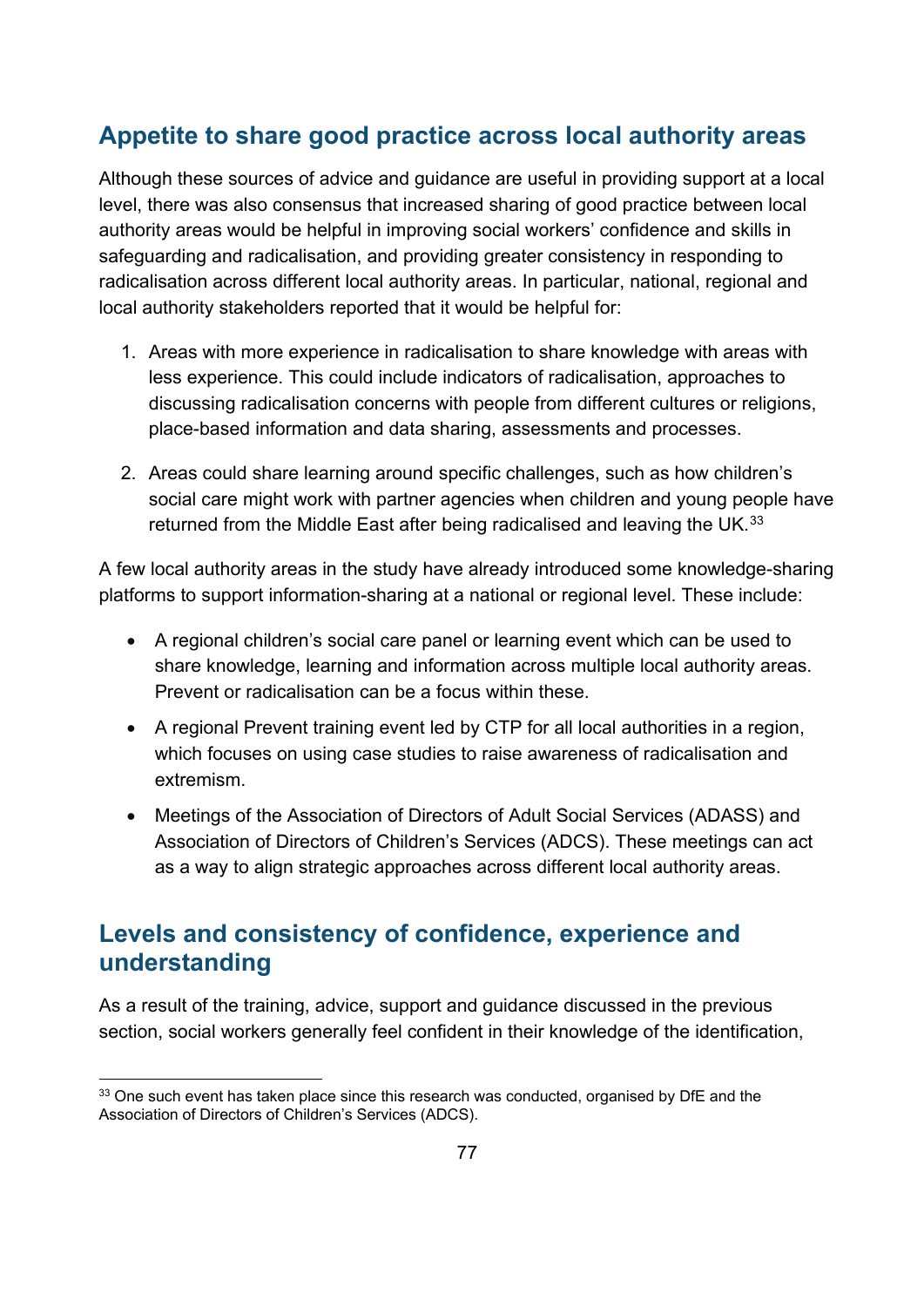## Appetite to share good practice across local authority areas

Although these sources of advice and guidance are useful in providing support at a local level, there was also consensus that increased sharing of good practice between local authority areas would be helpful in improving social workers' confidence and skills in safeguarding and radicalisation, and providing greater consistency in responding to radicalisation across different local authority areas. In particular, national, regional and local authority stakeholders reported that it would be helpful for:

1. Areas with more experience in radicalisation to share knowledge with areas with less experience. This could include indicators of radicalisation, approaches to discussing radicalisation concerns with people from different cultures or religions, place-based information and data sharing, assessments and processes.

2. Areas could share learning around specific challenges, such as how children's social care might work with partner agencies when children and young people have returned from the Middle East after being radicalised and leaving the UK.[33]

A few local authority areas in the study have already introduced some knowledge-sharing platforms to support information-sharing at a national or regional level. These include:

- A regional children's social care panel or learning event which can be used to share knowledge, learning and information across multiple local authority areas. Prevent or radicalisation can be a focus within these.
- A regional Prevent training event led by CTP for all local authorities in a region, which focuses on using case studies to raise awareness of radicalisation and extremism.
- Meetings of the Association of Directors of Adult Social Services (ADASS) and Association of Directors of Children's Services (ADCS). These meetings can act as a way to align strategic approaches across different local authority areas.

## Levels and consistency of confidence, experience and understanding

As a result of the training, advice, support and guidance discussed in the previous section, social workers generally feel confident in their knowledge of the identification,

[33] One such event has taken place since this research was conducted, organised by DfE and the Association of Directors of Children's Services (ADCS).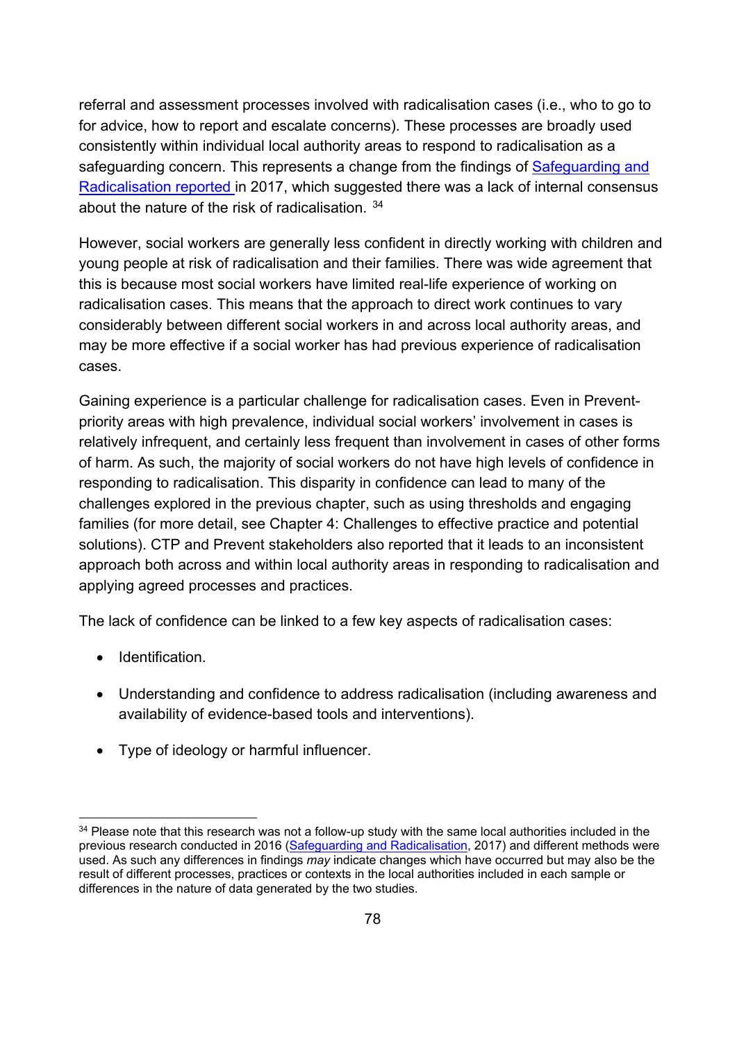referral and assessment processes involved with radicalisation cases (i.e., who to go to for advice, how to report and escalate concerns). These processes are broadly used consistently within individual local authority areas to respond to radicalisation as a safeguarding concern. This represents a change from the findings of [Safeguarding and Radicalisation reported ]in 2017, which suggested there was a lack of internal consensus about the nature of the risk of radicalisation. [34]

However, social workers are generally less confident in directly working with children and young people at risk of radicalisation and their families. There was wide agreement that this is because most social workers have limited real-life experience of working on radicalisation cases. This means that the approach to direct work continues to vary considerably between different social workers in and across local authority areas, and may be more effective if a social worker has had previous experience of radicalisation cases.

Gaining experience is a particular challenge for radicalisation cases. Even in Prevent-priority areas with high prevalence, individual social workers' involvement in cases is relatively infrequent, and certainly less frequent than involvement in cases of other forms of harm. As such, the majority of social workers do not have high levels of confidence in responding to radicalisation. This disparity in confidence can lead to many of the challenges explored in the previous chapter, such as using thresholds and engaging families (for more detail, see Chapter 4: Challenges to effective practice and potential solutions). CTP and Prevent stakeholders also reported that it leads to an inconsistent approach both across and within local authority areas in responding to radicalisation and applying agreed processes and practices.

The lack of confidence can be linked to a few key aspects of radicalisation cases:

- Identification.
- Understanding and confidence to address radicalisation (including awareness and availability of evidence-based tools and interventions).
- Type of ideology or harmful influencer.

---

[34] Please note that this research was not a follow-up study with the same local authorities included in the previous research conducted in 2016 (Safeguarding and Radicalisation, 2017) and different methods were used. As such any differences in findings *may* indicate changes which have occurred but may also be the result of different processes, practices or contexts in the local authorities included in each sample or differences in the nature of data generated by the two studies.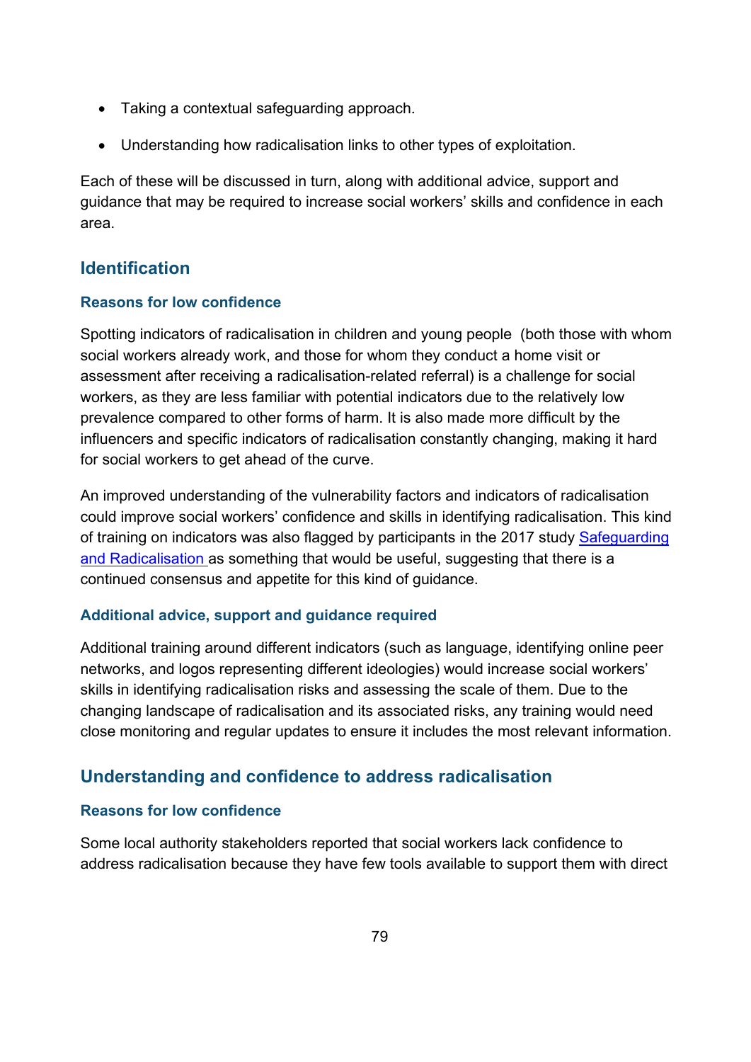- Taking a contextual safeguarding approach.
- Understanding how radicalisation links to other types of exploitation.

Each of these will be discussed in turn, along with additional advice, support and guidance that may be required to increase social workers' skills and confidence in each area.

## Identification

### Reasons for low confidence

Spotting indicators of radicalisation in children and young people (both those with whom social workers already work, and those for whom they conduct a home visit or assessment after receiving a radicalisation-related referral) is a challenge for social workers, as they are less familiar with potential indicators due to the relatively low prevalence compared to other forms of harm. It is also made more difficult by the influencers and specific indicators of radicalisation constantly changing, making it hard for social workers to get ahead of the curve.

An improved understanding of the vulnerability factors and indicators of radicalisation could improve social workers' confidence and skills in identifying radicalisation. This kind of training on indicators was also flagged by participants in the 2017 study Safeguarding and Radicalisation as something that would be useful, suggesting that there is a continued consensus and appetite for this kind of guidance.

### Additional advice, support and guidance required

Additional training around different indicators (such as language, identifying online peer networks, and logos representing different ideologies) would increase social workers' skills in identifying radicalisation risks and assessing the scale of them. Due to the changing landscape of radicalisation and its associated risks, any training would need close monitoring and regular updates to ensure it includes the most relevant information.

## Understanding and confidence to address radicalisation

### Reasons for low confidence

Some local authority stakeholders reported that social workers lack confidence to address radicalisation because they have few tools available to support them with direct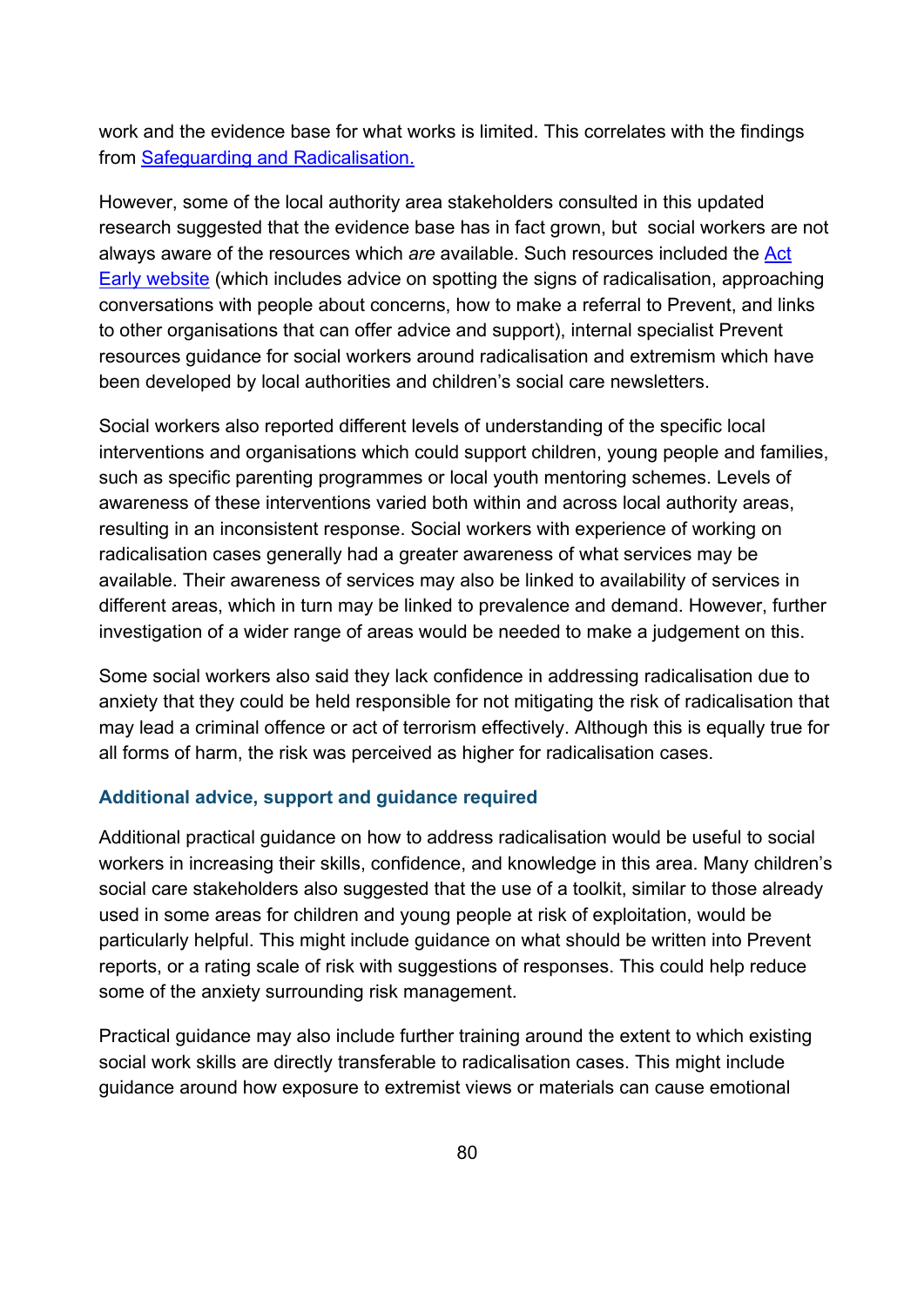work and the evidence base for what works is limited. This correlates with the findings from [Safeguarding and Radicalisation.](#)

However, some of the local authority area stakeholders consulted in this updated research suggested that the evidence base has in fact grown, but social workers are not always aware of the resources which *are* available. Such resources included the [Act Early website](#) (which includes advice on spotting the signs of radicalisation, approaching conversations with people about concerns, how to make a referral to Prevent, and links to other organisations that can offer advice and support), internal specialist Prevent resources guidance for social workers around radicalisation and extremism which have been developed by local authorities and children's social care newsletters.

Social workers also reported different levels of understanding of the specific local interventions and organisations which could support children, young people and families, such as specific parenting programmes or local youth mentoring schemes. Levels of awareness of these interventions varied both within and across local authority areas, resulting in an inconsistent response. Social workers with experience of working on radicalisation cases generally had a greater awareness of what services may be available. Their awareness of services may also be linked to availability of services in different areas, which in turn may be linked to prevalence and demand. However, further investigation of a wider range of areas would be needed to make a judgement on this.

Some social workers also said they lack confidence in addressing radicalisation due to anxiety that they could be held responsible for not mitigating the risk of radicalisation that may lead a criminal offence or act of terrorism effectively. Although this is equally true for all forms of harm, the risk was perceived as higher for radicalisation cases.

### Additional advice, support and guidance required

Additional practical guidance on how to address radicalisation would be useful to social workers in increasing their skills, confidence, and knowledge in this area. Many children's social care stakeholders also suggested that the use of a toolkit, similar to those already used in some areas for children and young people at risk of exploitation, would be particularly helpful. This might include guidance on what should be written into Prevent reports, or a rating scale of risk with suggestions of responses. This could help reduce some of the anxiety surrounding risk management.

Practical guidance may also include further training around the extent to which existing social work skills are directly transferable to radicalisation cases. This might include guidance around how exposure to extremist views or materials can cause emotional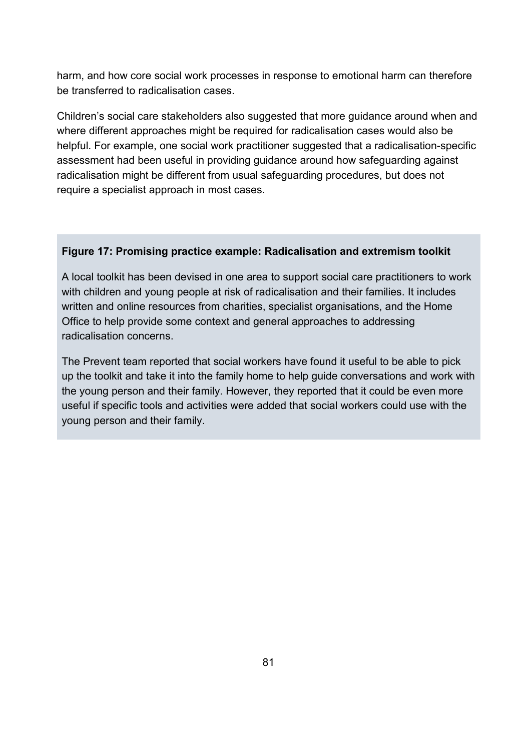harm, and how core social work processes in response to emotional harm can therefore be transferred to radicalisation cases.

Children's social care stakeholders also suggested that more guidance around when and where different approaches might be required for radicalisation cases would also be helpful. For example, one social work practitioner suggested that a radicalisation-specific assessment had been useful in providing guidance around how safeguarding against radicalisation might be different from usual safeguarding procedures, but does not require a specialist approach in most cases.

**Figure 17: Promising practice example: Radicalisation and extremism toolkit**

A local toolkit has been devised in one area to support social care practitioners to work with children and young people at risk of radicalisation and their families. It includes written and online resources from charities, specialist organisations, and the Home Office to help provide some context and general approaches to addressing radicalisation concerns.

The Prevent team reported that social workers have found it useful to be able to pick up the toolkit and take it into the family home to help guide conversations and work with the young person and their family. However, they reported that it could be even more useful if specific tools and activities were added that social workers could use with the young person and their family.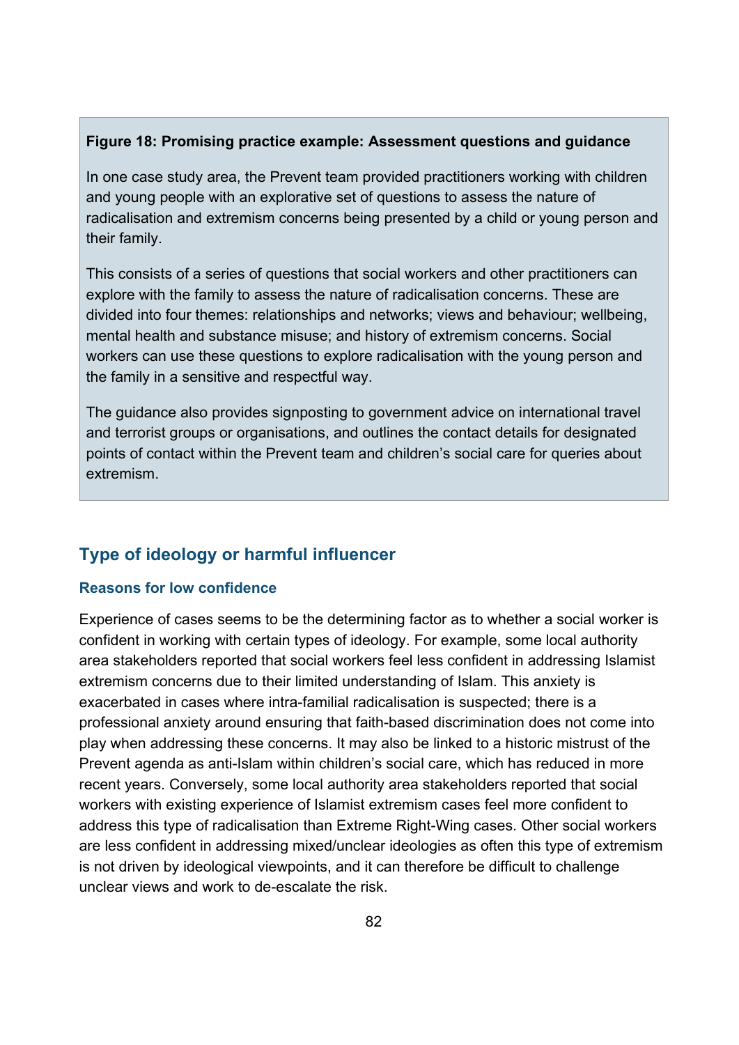**Figure 18: Promising practice example: Assessment questions and guidance**

In one case study area, the Prevent team provided practitioners working with children and young people with an explorative set of questions to assess the nature of radicalisation and extremism concerns being presented by a child or young person and their family.

This consists of a series of questions that social workers and other practitioners can explore with the family to assess the nature of radicalisation concerns. These are divided into four themes: relationships and networks; views and behaviour; wellbeing, mental health and substance misuse; and history of extremism concerns. Social workers can use these questions to explore radicalisation with the young person and the family in a sensitive and respectful way.

The guidance also provides signposting to government advice on international travel and terrorist groups or organisations, and outlines the contact details for designated points of contact within the Prevent team and children's social care for queries about extremism.

## Type of ideology or harmful influencer

### Reasons for low confidence

Experience of cases seems to be the determining factor as to whether a social worker is confident in working with certain types of ideology. For example, some local authority area stakeholders reported that social workers feel less confident in addressing Islamist extremism concerns due to their limited understanding of Islam. This anxiety is exacerbated in cases where intra-familial radicalisation is suspected; there is a professional anxiety around ensuring that faith-based discrimination does not come into play when addressing these concerns. It may also be linked to a historic mistrust of the Prevent agenda as anti-Islam within children's social care, which has reduced in more recent years. Conversely, some local authority area stakeholders reported that social workers with existing experience of Islamist extremism cases feel more confident to address this type of radicalisation than Extreme Right-Wing cases. Other social workers are less confident in addressing mixed/unclear ideologies as often this type of extremism is not driven by ideological viewpoints, and it can therefore be difficult to challenge unclear views and work to de-escalate the risk.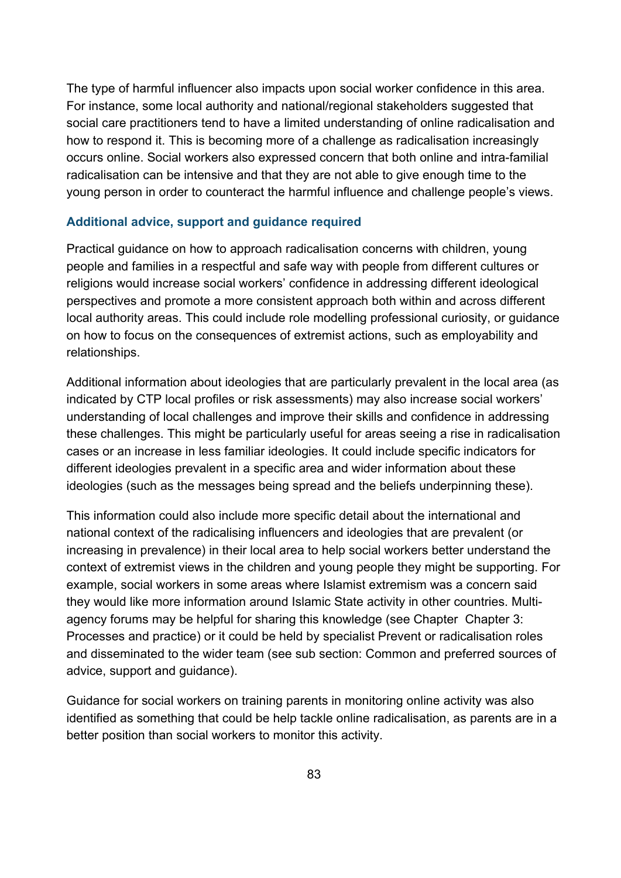The type of harmful influencer also impacts upon social worker confidence in this area. For instance, some local authority and national/regional stakeholders suggested that social care practitioners tend to have a limited understanding of online radicalisation and how to respond it. This is becoming more of a challenge as radicalisation increasingly occurs online. Social workers also expressed concern that both online and intra-familial radicalisation can be intensive and that they are not able to give enough time to the young person in order to counteract the harmful influence and challenge people's views.

### Additional advice, support and guidance required

Practical guidance on how to approach radicalisation concerns with children, young people and families in a respectful and safe way with people from different cultures or religions would increase social workers' confidence in addressing different ideological perspectives and promote a more consistent approach both within and across different local authority areas. This could include role modelling professional curiosity, or guidance on how to focus on the consequences of extremist actions, such as employability and relationships.

Additional information about ideologies that are particularly prevalent in the local area (as indicated by CTP local profiles or risk assessments) may also increase social workers' understanding of local challenges and improve their skills and confidence in addressing these challenges. This might be particularly useful for areas seeing a rise in radicalisation cases or an increase in less familiar ideologies. It could include specific indicators for different ideologies prevalent in a specific area and wider information about these ideologies (such as the messages being spread and the beliefs underpinning these).

This information could also include more specific detail about the international and national context of the radicalising influencers and ideologies that are prevalent (or increasing in prevalence) in their local area to help social workers better understand the context of extremist views in the children and young people they might be supporting. For example, social workers in some areas where Islamist extremism was a concern said they would like more information around Islamic State activity in other countries. Multi-agency forums may be helpful for sharing this knowledge (see Chapter Chapter 3: Processes and practice) or it could be held by specialist Prevent or radicalisation roles and disseminated to the wider team (see sub section: Common and preferred sources of advice, support and guidance).

Guidance for social workers on training parents in monitoring online activity was also identified as something that could be help tackle online radicalisation, as parents are in a better position than social workers to monitor this activity.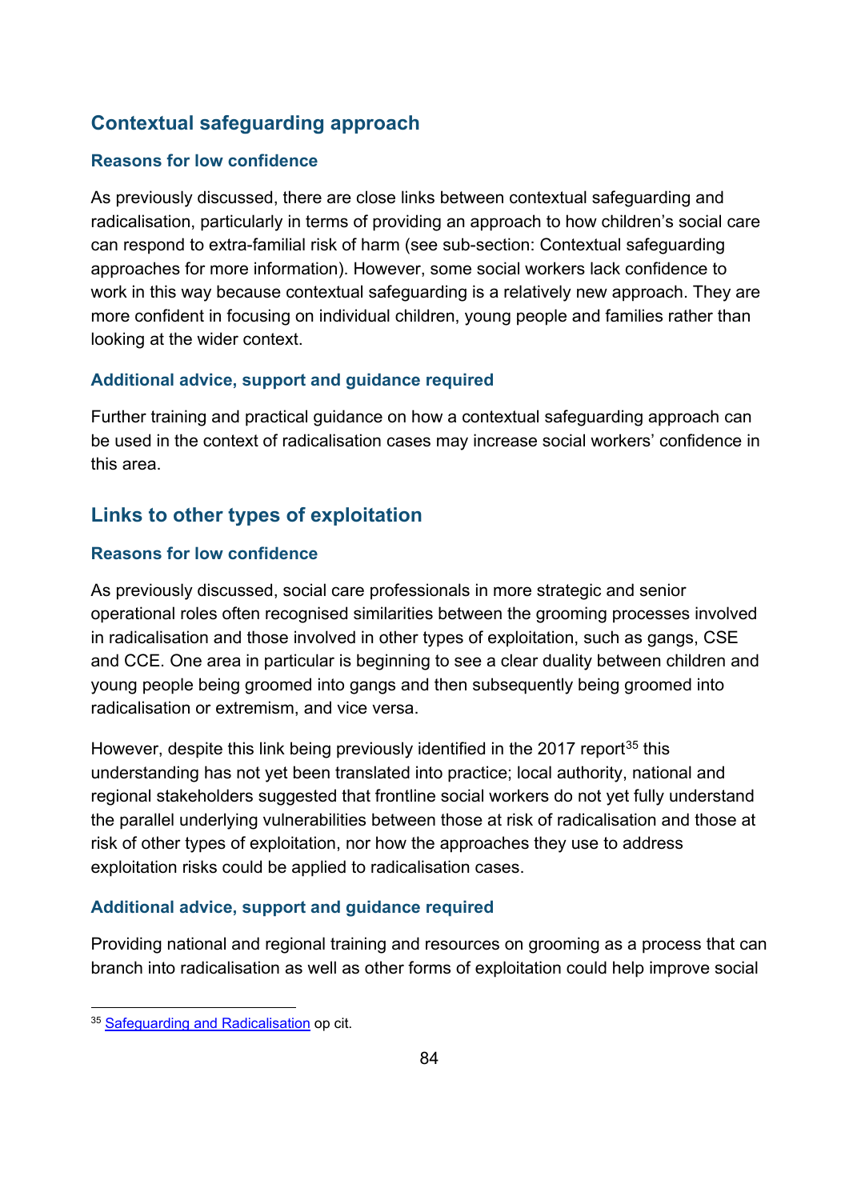## Contextual safeguarding approach

### Reasons for low confidence

As previously discussed, there are close links between contextual safeguarding and radicalisation, particularly in terms of providing an approach to how children's social care can respond to extra-familial risk of harm (see sub-section: Contextual safeguarding approaches for more information). However, some social workers lack confidence to work in this way because contextual safeguarding is a relatively new approach. They are more confident in focusing on individual children, young people and families rather than looking at the wider context.

### Additional advice, support and guidance required

Further training and practical guidance on how a contextual safeguarding approach can be used in the context of radicalisation cases may increase social workers' confidence in this area.

## Links to other types of exploitation

### Reasons for low confidence

As previously discussed, social care professionals in more strategic and senior operational roles often recognised similarities between the grooming processes involved in radicalisation and those involved in other types of exploitation, such as gangs, CSE and CCE. One area in particular is beginning to see a clear duality between children and young people being groomed into gangs and then subsequently being groomed into radicalisation or extremism, and vice versa.

However, despite this link being previously identified in the 2017 report[35] this understanding has not yet been translated into practice; local authority, national and regional stakeholders suggested that frontline social workers do not yet fully understand the parallel underlying vulnerabilities between those at risk of radicalisation and those at risk of other types of exploitation, nor how the approaches they use to address exploitation risks could be applied to radicalisation cases.

### Additional advice, support and guidance required

Providing national and regional training and resources on grooming as a process that can branch into radicalisation as well as other forms of exploitation could help improve social

---

[35] Safeguarding and Radicalisation op cit.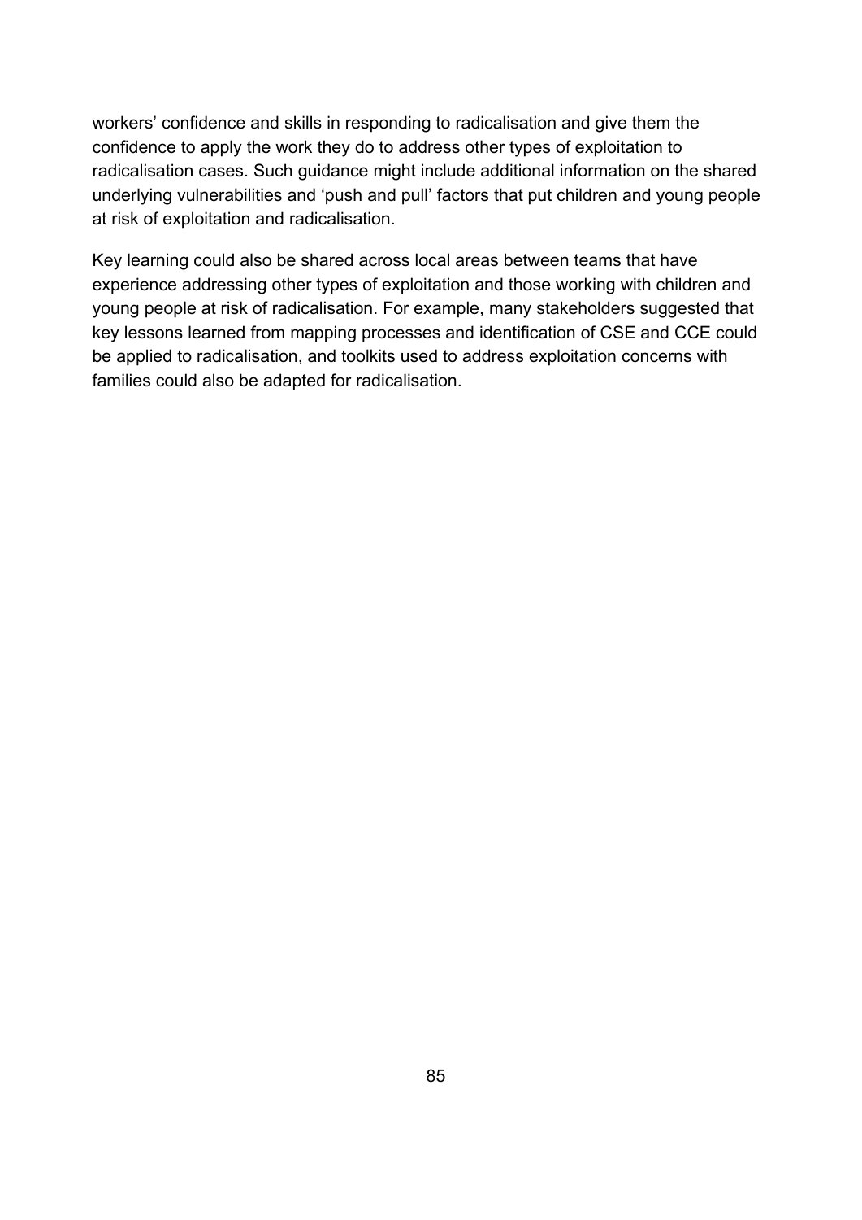workers' confidence and skills in responding to radicalisation and give them the confidence to apply the work they do to address other types of exploitation to radicalisation cases. Such guidance might include additional information on the shared underlying vulnerabilities and 'push and pull' factors that put children and young people at risk of exploitation and radicalisation.

Key learning could also be shared across local areas between teams that have experience addressing other types of exploitation and those working with children and young people at risk of radicalisation. For example, many stakeholders suggested that key lessons learned from mapping processes and identification of CSE and CCE could be applied to radicalisation, and toolkits used to address exploitation concerns with families could also be adapted for radicalisation.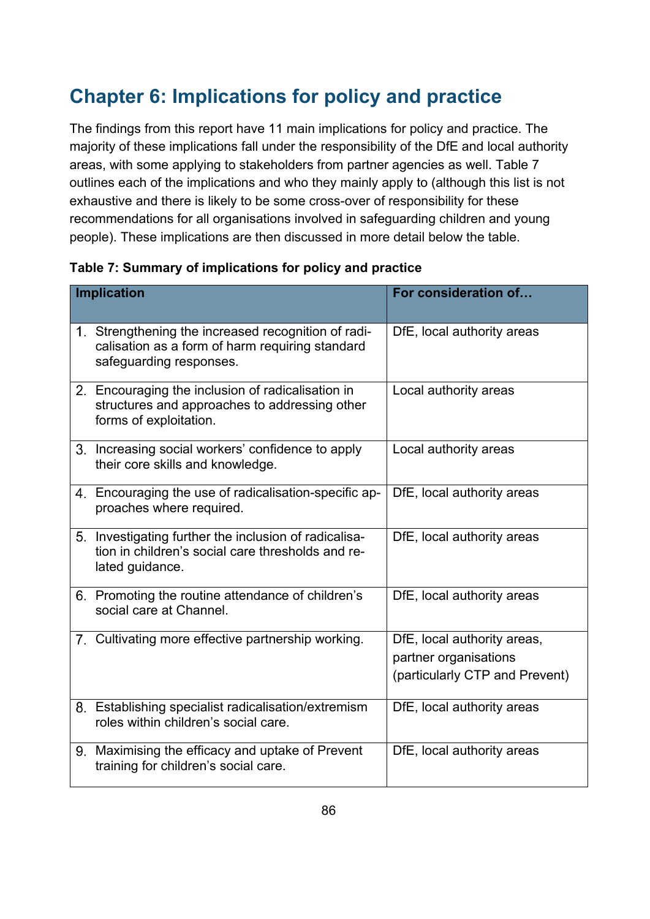## Chapter 6: Implications for policy and practice

The findings from this report have 11 main implications for policy and practice. The majority of these implications fall under the responsibility of the DfE and local authority areas, with some applying to stakeholders from partner agencies as well. Table 7 outlines each of the implications and who they mainly apply to (although this list is not exhaustive and there is likely to be some cross-over of responsibility for these recommendations for all organisations involved in safeguarding children and young people). These implications are then discussed in more detail below the table.

**Table 7: Summary of implications for policy and practice**

| Implication | For consideration of… |
|---|---|
| 1. Strengthening the increased recognition of radicalisation as a form of harm requiring standard safeguarding responses. | DfE, local authority areas |
| 2. Encouraging the inclusion of radicalisation in structures and approaches to addressing other forms of exploitation. | Local authority areas |
| 3. Increasing social workers' confidence to apply their core skills and knowledge. | Local authority areas |
| 4. Encouraging the use of radicalisation-specific approaches where required. | DfE, local authority areas |
| 5. Investigating further the inclusion of radicalisation in children's social care thresholds and related guidance. | DfE, local authority areas |
| 6. Promoting the routine attendance of children's social care at Channel. | DfE, local authority areas |
| 7. Cultivating more effective partnership working. | DfE, local authority areas, partner organisations (particularly CTP and Prevent) |
| 8. Establishing specialist radicalisation/extremism roles within children's social care. | DfE, local authority areas |
| 9. Maximising the efficacy and uptake of Prevent training for children's social care. | DfE, local authority areas |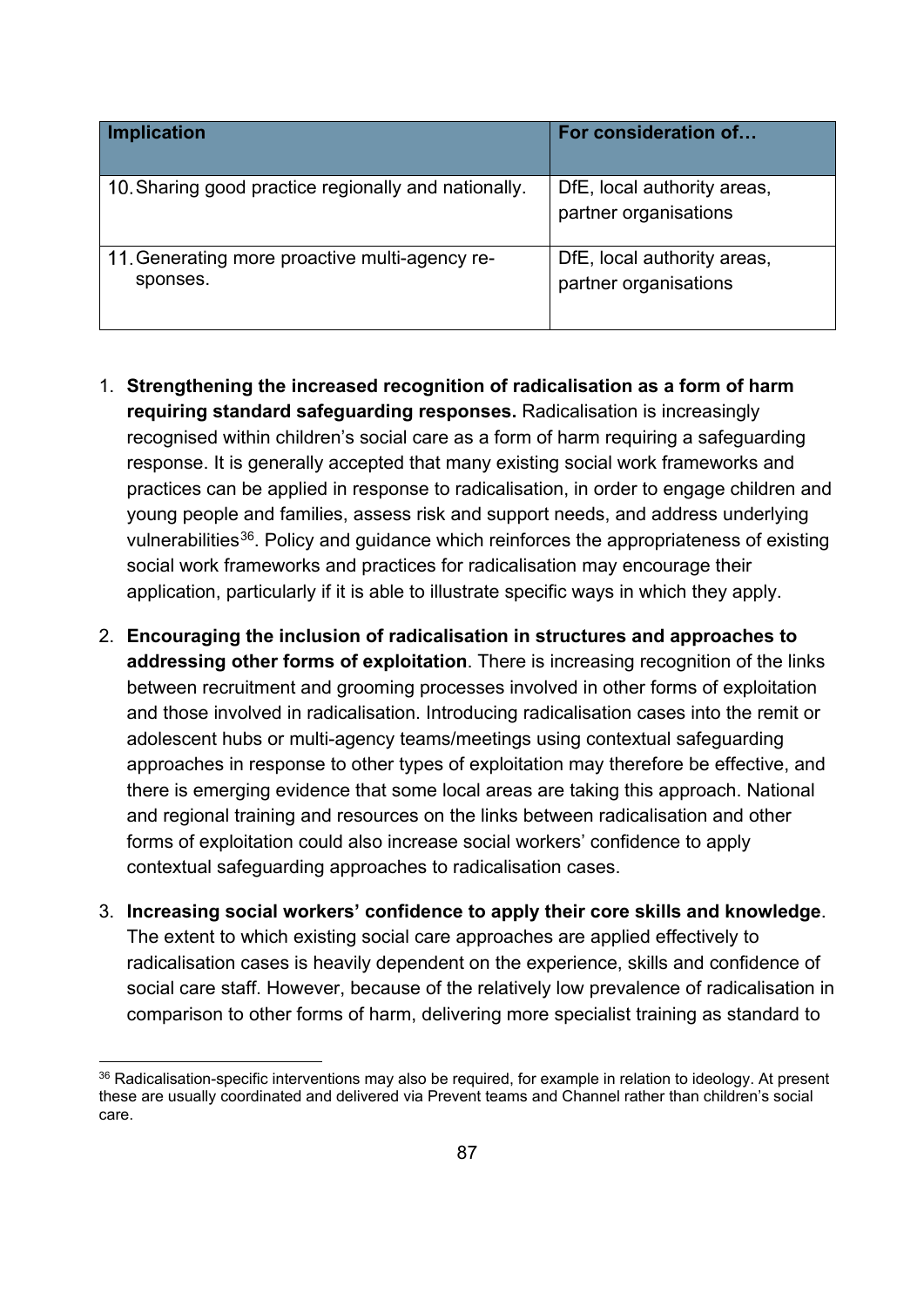| Implication | For consideration of… |
| --- | --- |
| 10. Sharing good practice regionally and nationally. | DfE, local authority areas, partner organisations |
| 11. Generating more proactive multi-agency responses. | DfE, local authority areas, partner organisations |

1. **Strengthening the increased recognition of radicalisation as a form of harm requiring standard safeguarding responses.** Radicalisation is increasingly recognised within children's social care as a form of harm requiring a safeguarding response. It is generally accepted that many existing social work frameworks and practices can be applied in response to radicalisation, in order to engage children and young people and families, assess risk and support needs, and address underlying vulnerabilities[36]. Policy and guidance which reinforces the appropriateness of existing social work frameworks and practices for radicalisation may encourage their application, particularly if it is able to illustrate specific ways in which they apply.

2. **Encouraging the inclusion of radicalisation in structures and approaches to addressing other forms of exploitation**. There is increasing recognition of the links between recruitment and grooming processes involved in other forms of exploitation and those involved in radicalisation. Introducing radicalisation cases into the remit or adolescent hubs or multi-agency teams/meetings using contextual safeguarding approaches in response to other types of exploitation may therefore be effective, and there is emerging evidence that some local areas are taking this approach. National and regional training and resources on the links between radicalisation and other forms of exploitation could also increase social workers' confidence to apply contextual safeguarding approaches to radicalisation cases.

3. **Increasing social workers' confidence to apply their core skills and knowledge**. The extent to which existing social care approaches are applied effectively to radicalisation cases is heavily dependent on the experience, skills and confidence of social care staff. However, because of the relatively low prevalence of radicalisation in comparison to other forms of harm, delivering more specialist training as standard to

[36] Radicalisation-specific interventions may also be required, for example in relation to ideology. At present these are usually coordinated and delivered via Prevent teams and Channel rather than children's social care.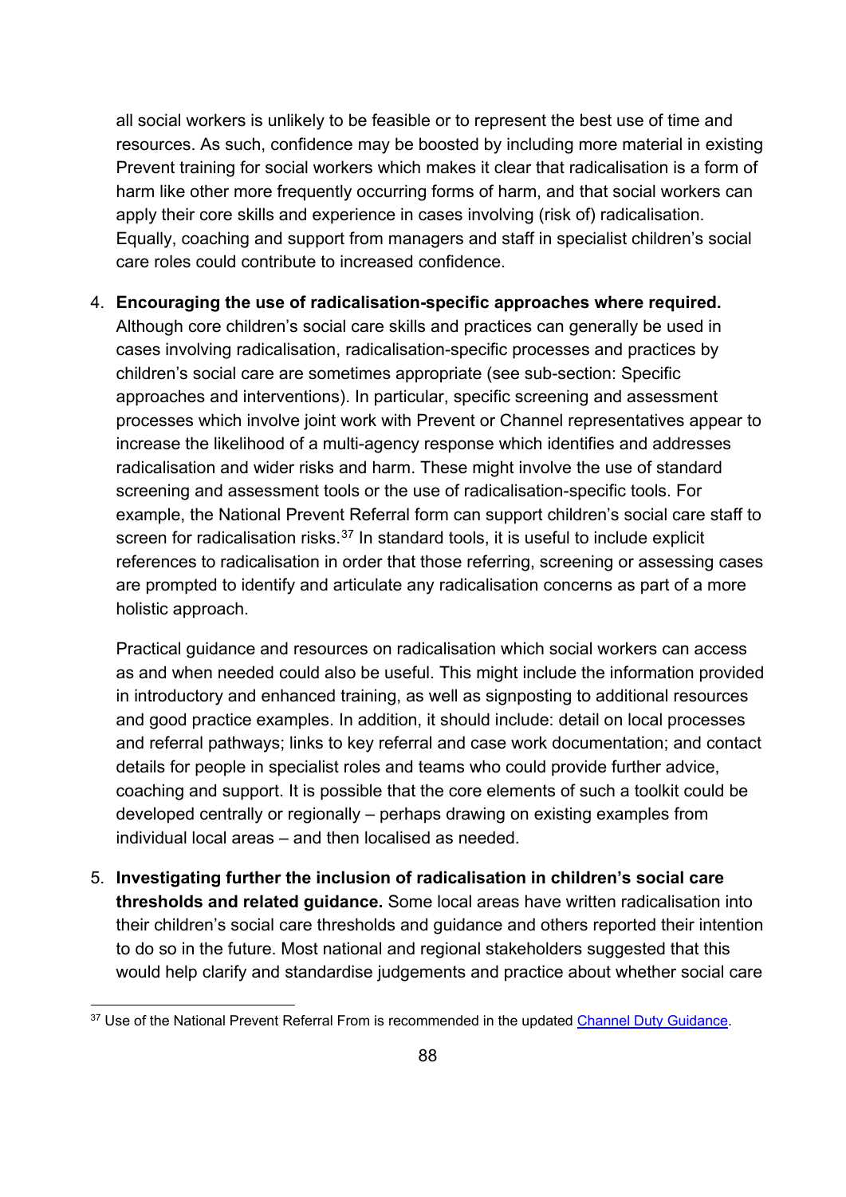all social workers is unlikely to be feasible or to represent the best use of time and resources. As such, confidence may be boosted by including more material in existing Prevent training for social workers which makes it clear that radicalisation is a form of harm like other more frequently occurring forms of harm, and that social workers can apply their core skills and experience in cases involving (risk of) radicalisation. Equally, coaching and support from managers and staff in specialist children's social care roles could contribute to increased confidence.

4. **Encouraging the use of radicalisation-specific approaches where required.** Although core children's social care skills and practices can generally be used in cases involving radicalisation, radicalisation-specific processes and practices by children's social care are sometimes appropriate (see sub-section: Specific approaches and interventions). In particular, specific screening and assessment processes which involve joint work with Prevent or Channel representatives appear to increase the likelihood of a multi-agency response which identifies and addresses radicalisation and wider risks and harm. These might involve the use of standard screening and assessment tools or the use of radicalisation-specific tools. For example, the National Prevent Referral form can support children's social care staff to screen for radicalisation risks.[37] In standard tools, it is useful to include explicit references to radicalisation in order that those referring, screening or assessing cases are prompted to identify and articulate any radicalisation concerns as part of a more holistic approach.

   Practical guidance and resources on radicalisation which social workers can access as and when needed could also be useful. This might include the information provided in introductory and enhanced training, as well as signposting to additional resources and good practice examples. In addition, it should include: detail on local processes and referral pathways; links to key referral and case work documentation; and contact details for people in specialist roles and teams who could provide further advice, coaching and support. It is possible that the core elements of such a toolkit could be developed centrally or regionally – perhaps drawing on existing examples from individual local areas – and then localised as needed.

5. **Investigating further the inclusion of radicalisation in children's social care thresholds and related guidance.** Some local areas have written radicalisation into their children's social care thresholds and guidance and others reported their intention to do so in the future. Most national and regional stakeholders suggested that this would help clarify and standardise judgements and practice about whether social care

[37] Use of the National Prevent Referral From is recommended in the updated Channel Duty Guidance.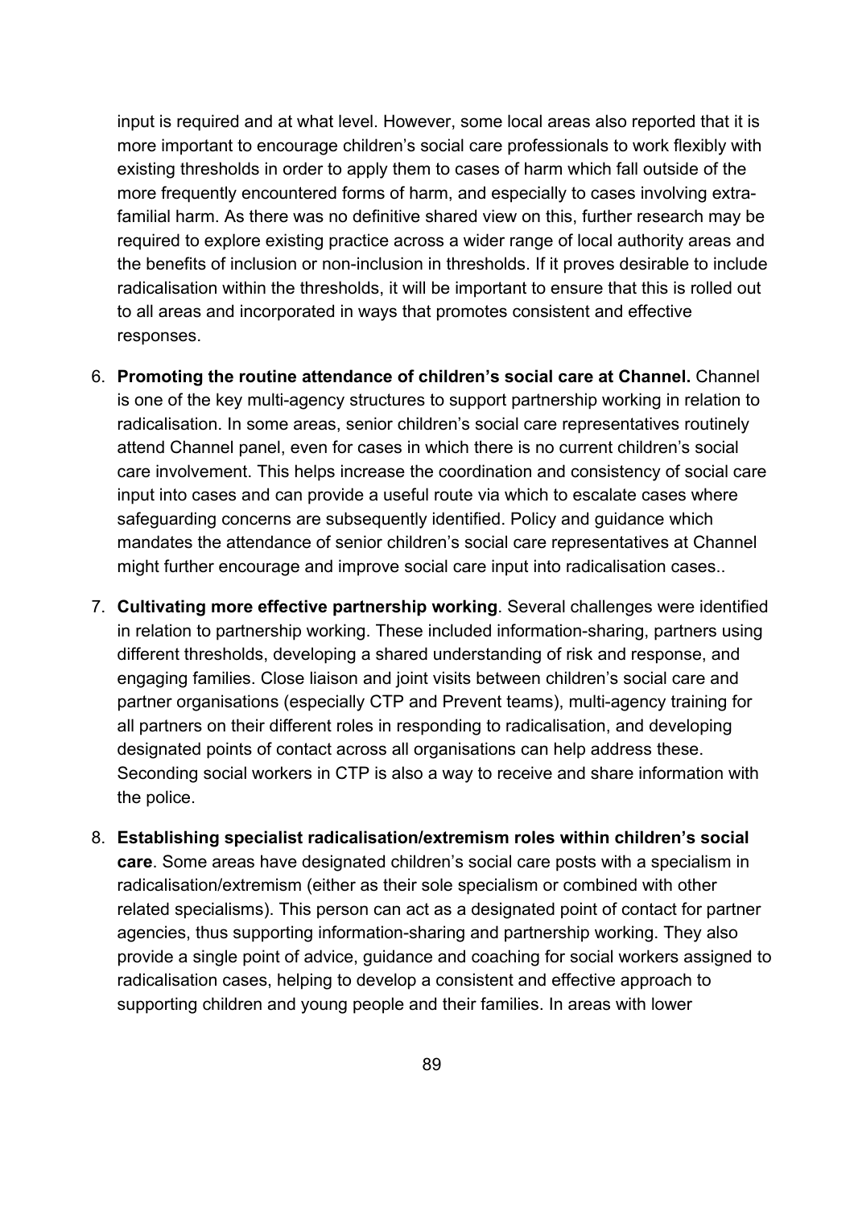input is required and at what level. However, some local areas also reported that it is more important to encourage children's social care professionals to work flexibly with existing thresholds in order to apply them to cases of harm which fall outside of the more frequently encountered forms of harm, and especially to cases involving extra-familial harm. As there was no definitive shared view on this, further research may be required to explore existing practice across a wider range of local authority areas and the benefits of inclusion or non-inclusion in thresholds. If it proves desirable to include radicalisation within the thresholds, it will be important to ensure that this is rolled out to all areas and incorporated in ways that promotes consistent and effective responses.

6. **Promoting the routine attendance of children's social care at Channel.** Channel is one of the key multi-agency structures to support partnership working in relation to radicalisation. In some areas, senior children's social care representatives routinely attend Channel panel, even for cases in which there is no current children's social care involvement. This helps increase the coordination and consistency of social care input into cases and can provide a useful route via which to escalate cases where safeguarding concerns are subsequently identified. Policy and guidance which mandates the attendance of senior children's social care representatives at Channel might further encourage and improve social care input into radicalisation cases..

7. **Cultivating more effective partnership working**. Several challenges were identified in relation to partnership working. These included information-sharing, partners using different thresholds, developing a shared understanding of risk and response, and engaging families. Close liaison and joint visits between children's social care and partner organisations (especially CTP and Prevent teams), multi-agency training for all partners on their different roles in responding to radicalisation, and developing designated points of contact across all organisations can help address these. Seconding social workers in CTP is also a way to receive and share information with the police.

8. **Establishing specialist radicalisation/extremism roles within children's social care**. Some areas have designated children's social care posts with a specialism in radicalisation/extremism (either as their sole specialism or combined with other related specialisms). This person can act as a designated point of contact for partner agencies, thus supporting information-sharing and partnership working. They also provide a single point of advice, guidance and coaching for social workers assigned to radicalisation cases, helping to develop a consistent and effective approach to supporting children and young people and their families. In areas with lower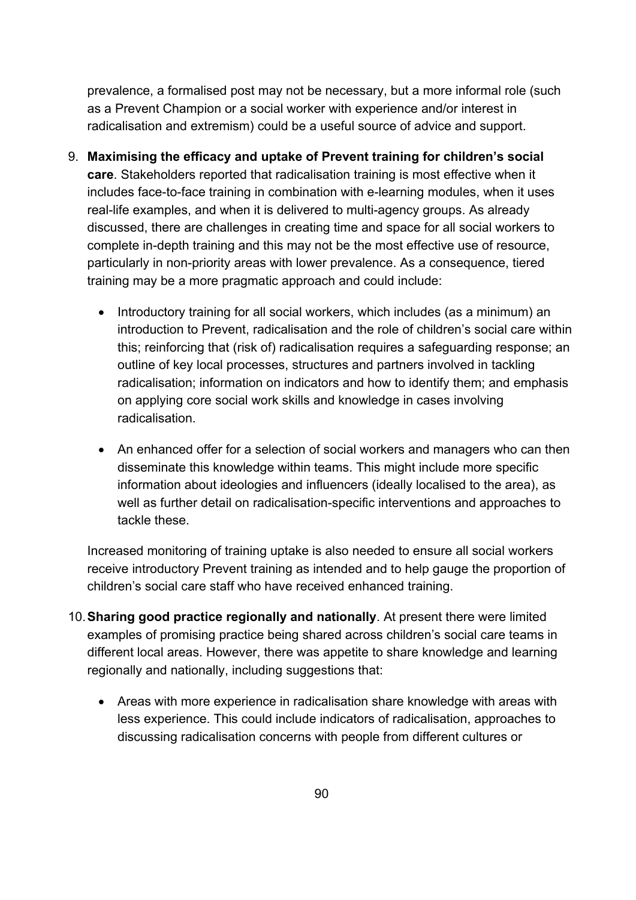prevalence, a formalised post may not be necessary, but a more informal role (such as a Prevent Champion or a social worker with experience and/or interest in radicalisation and extremism) could be a useful source of advice and support.

9. **Maximising the efficacy and uptake of Prevent training for children's social care**. Stakeholders reported that radicalisation training is most effective when it includes face-to-face training in combination with e-learning modules, when it uses real-life examples, and when it is delivered to multi-agency groups. As already discussed, there are challenges in creating time and space for all social workers to complete in-depth training and this may not be the most effective use of resource, particularly in non-priority areas with lower prevalence. As a consequence, tiered training may be a more pragmatic approach and could include:

   - Introductory training for all social workers, which includes (as a minimum) an introduction to Prevent, radicalisation and the role of children's social care within this; reinforcing that (risk of) radicalisation requires a safeguarding response; an outline of key local processes, structures and partners involved in tackling radicalisation; information on indicators and how to identify them; and emphasis on applying core social work skills and knowledge in cases involving radicalisation.

   - An enhanced offer for a selection of social workers and managers who can then disseminate this knowledge within teams. This might include more specific information about ideologies and influencers (ideally localised to the area), as well as further detail on radicalisation-specific interventions and approaches to tackle these.

   Increased monitoring of training uptake is also needed to ensure all social workers receive introductory Prevent training as intended and to help gauge the proportion of children's social care staff who have received enhanced training.

10. **Sharing good practice regionally and nationally**. At present there were limited examples of promising practice being shared across children's social care teams in different local areas. However, there was appetite to share knowledge and learning regionally and nationally, including suggestions that:

    - Areas with more experience in radicalisation share knowledge with areas with less experience. This could include indicators of radicalisation, approaches to discussing radicalisation concerns with people from different cultures or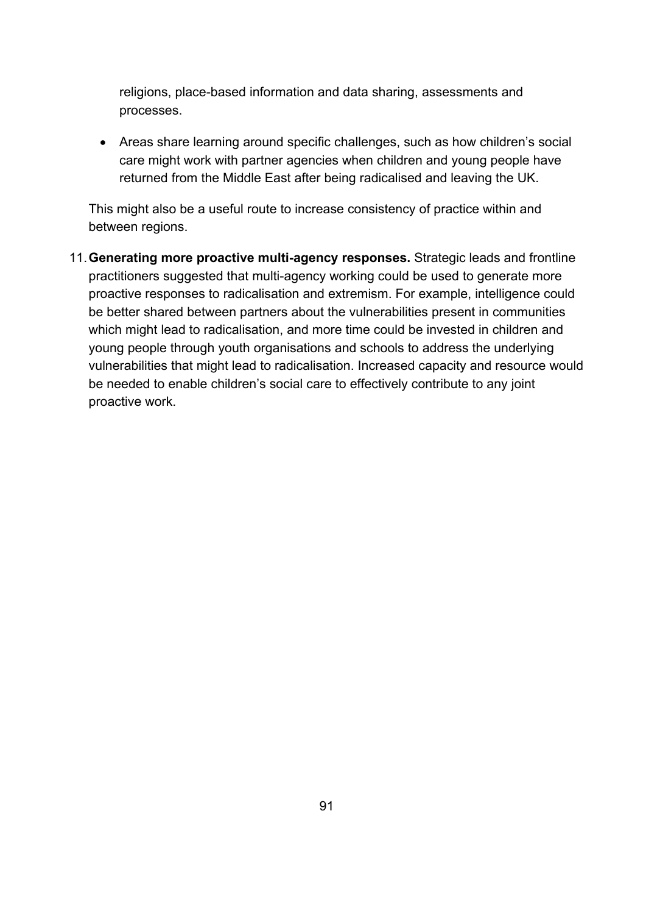religions, place-based information and data sharing, assessments and processes.

- Areas share learning around specific challenges, such as how children's social care might work with partner agencies when children and young people have returned from the Middle East after being radicalised and leaving the UK.

This might also be a useful route to increase consistency of practice within and between regions.

11. **Generating more proactive multi-agency responses.** Strategic leads and frontline practitioners suggested that multi-agency working could be used to generate more proactive responses to radicalisation and extremism. For example, intelligence could be better shared between partners about the vulnerabilities present in communities which might lead to radicalisation, and more time could be invested in children and young people through youth organisations and schools to address the underlying vulnerabilities that might lead to radicalisation. Increased capacity and resource would be needed to enable children's social care to effectively contribute to any joint proactive work.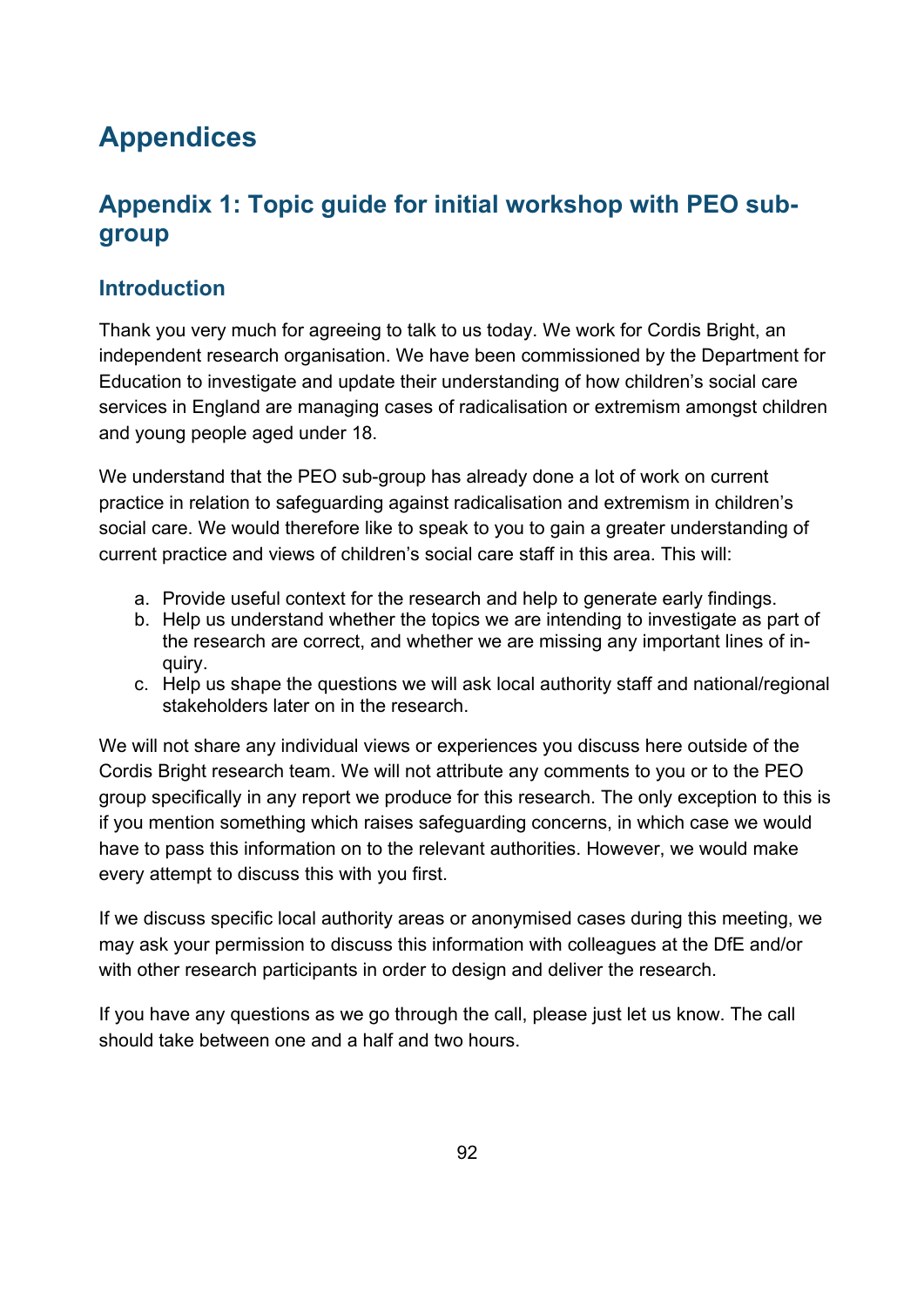# Appendices

## Appendix 1: Topic guide for initial workshop with PEO sub-group

### Introduction

Thank you very much for agreeing to talk to us today. We work for Cordis Bright, an independent research organisation. We have been commissioned by the Department for Education to investigate and update their understanding of how children's social care services in England are managing cases of radicalisation or extremism amongst children and young people aged under 18.

We understand that the PEO sub-group has already done a lot of work on current practice in relation to safeguarding against radicalisation and extremism in children's social care. We would therefore like to speak to you to gain a greater understanding of current practice and views of children's social care staff in this area. This will:

a. Provide useful context for the research and help to generate early findings.
b. Help us understand whether the topics we are intending to investigate as part of the research are correct, and whether we are missing any important lines of inquiry.
c. Help us shape the questions we will ask local authority staff and national/regional stakeholders later on in the research.

We will not share any individual views or experiences you discuss here outside of the Cordis Bright research team. We will not attribute any comments to you or to the PEO group specifically in any report we produce for this research. The only exception to this is if you mention something which raises safeguarding concerns, in which case we would have to pass this information on to the relevant authorities. However, we would make every attempt to discuss this with you first.

If we discuss specific local authority areas or anonymised cases during this meeting, we may ask your permission to discuss this information with colleagues at the DfE and/or with other research participants in order to design and deliver the research.

If you have any questions as we go through the call, please just let us know. The call should take between one and a half and two hours.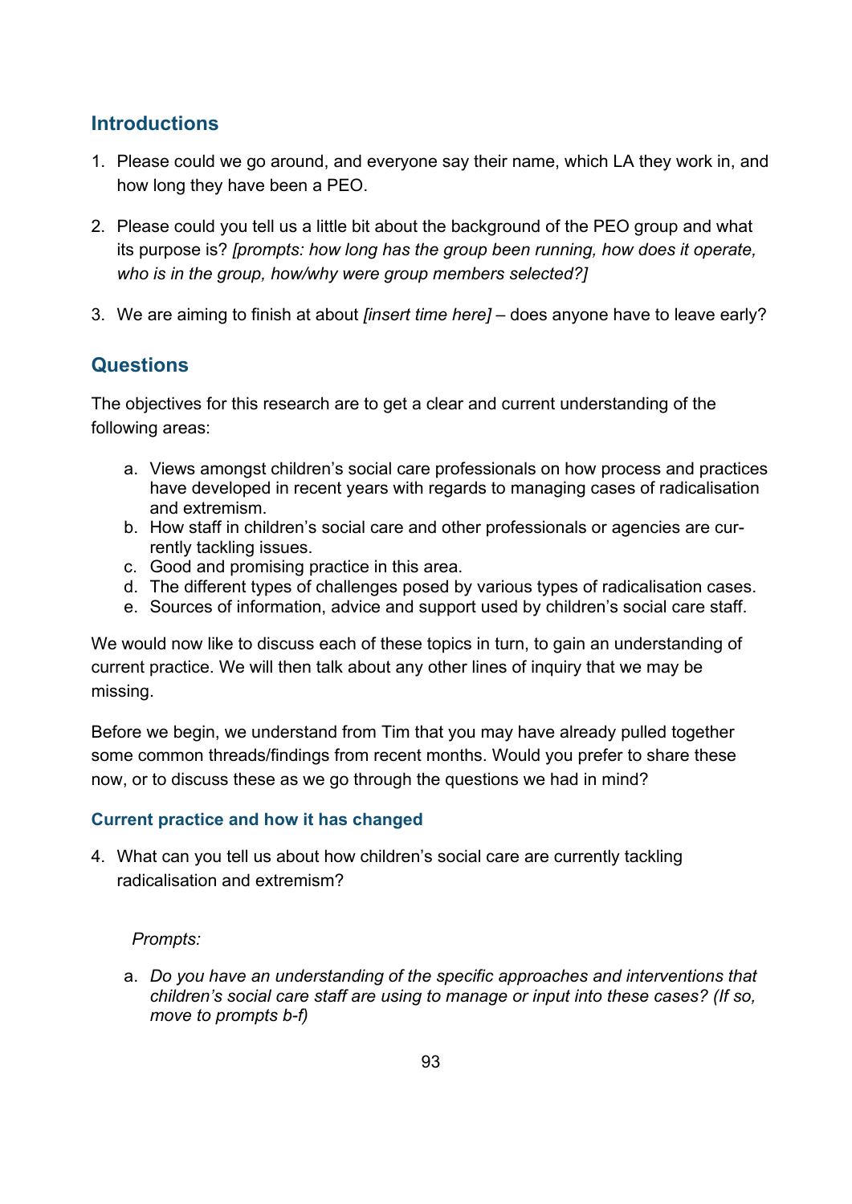## Introductions

1. Please could we go around, and everyone say their name, which LA they work in, and how long they have been a PEO.

2. Please could you tell us a little bit about the background of the PEO group and what its purpose is? *[prompts: how long has the group been running, how does it operate, who is in the group, how/why were group members selected?]*

3. We are aiming to finish at about *[insert time here]* – does anyone have to leave early?

## Questions

The objectives for this research are to get a clear and current understanding of the following areas:

a. Views amongst children's social care professionals on how process and practices have developed in recent years with regards to managing cases of radicalisation and extremism.
b. How staff in children's social care and other professionals or agencies are currently tackling issues.
c. Good and promising practice in this area.
d. The different types of challenges posed by various types of radicalisation cases.
e. Sources of information, advice and support used by children's social care staff.

We would now like to discuss each of these topics in turn, to gain an understanding of current practice. We will then talk about any other lines of inquiry that we may be missing.

Before we begin, we understand from Tim that you may have already pulled together some common threads/findings from recent months. Would you prefer to share these now, or to discuss these as we go through the questions we had in mind?

### Current practice and how it has changed

4. What can you tell us about how children's social care are currently tackling radicalisation and extremism?

   *Prompts:*

   a. *Do you have an understanding of the specific approaches and interventions that children's social care staff are using to manage or input into these cases? (If so, move to prompts b-f)*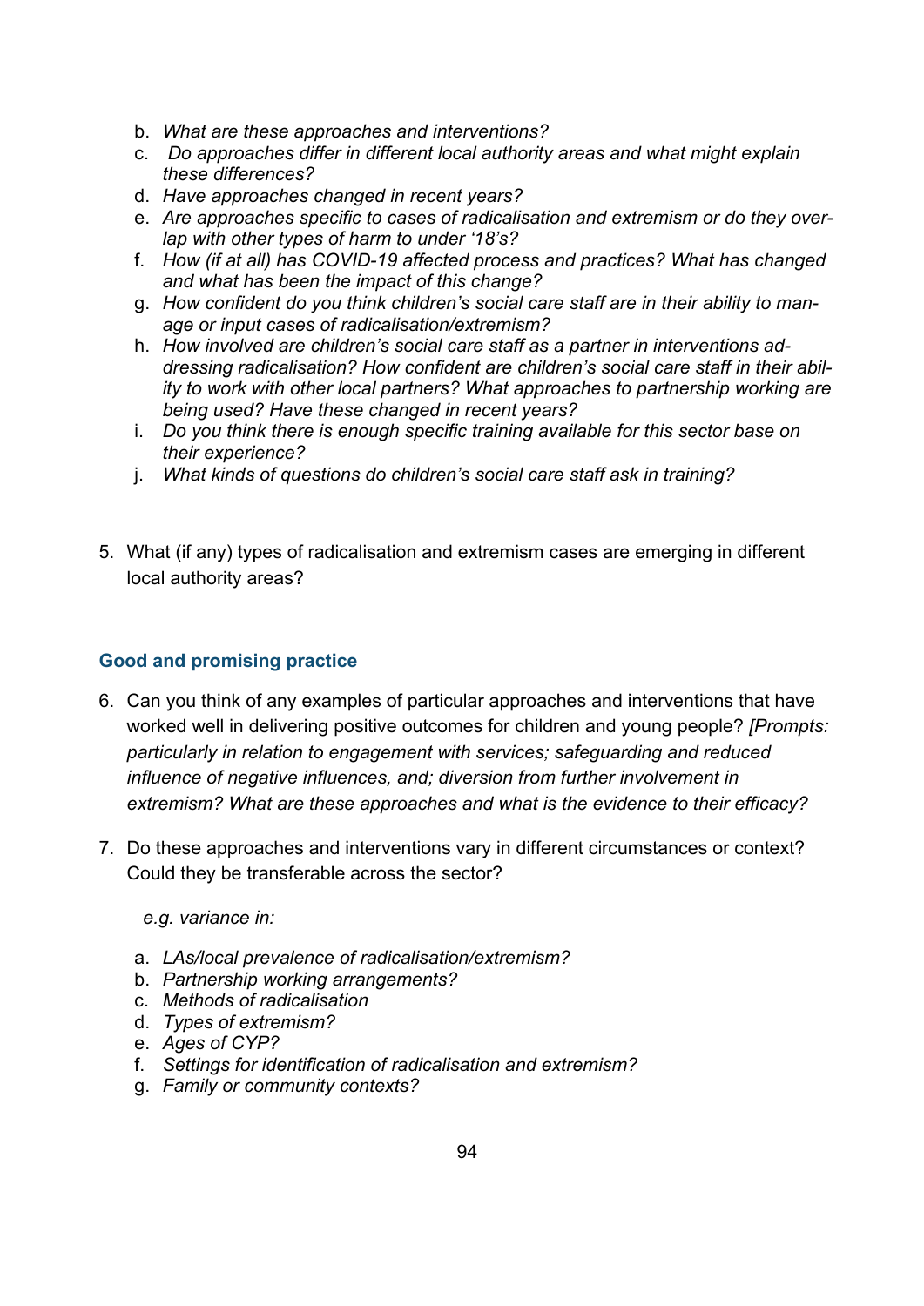b. *What are these approaches and interventions?*
c. *Do approaches differ in different local authority areas and what might explain these differences?*
d. *Have approaches changed in recent years?*
e. *Are approaches specific to cases of radicalisation and extremism or do they overlap with other types of harm to under '18's?*
f. *How (if at all) has COVID-19 affected process and practices? What has changed and what has been the impact of this change?*
g. *How confident do you think children's social care staff are in their ability to manage or input cases of radicalisation/extremism?*
h. *How involved are children's social care staff as a partner in interventions addressing radicalisation? How confident are children's social care staff in their ability to work with other local partners? What approaches to partnership working are being used? Have these changed in recent years?*
i. *Do you think there is enough specific training available for this sector base on their experience?*
j. *What kinds of questions do children's social care staff ask in training?*

5. What (if any) types of radicalisation and extremism cases are emerging in different local authority areas?

### Good and promising practice

6. Can you think of any examples of particular approaches and interventions that have worked well in delivering positive outcomes for children and young people? *[Prompts: particularly in relation to engagement with services; safeguarding and reduced influence of negative influences, and; diversion from further involvement in extremism? What are these approaches and what is the evidence to their efficacy?*

7. Do these approaches and interventions vary in different circumstances or context? Could they be transferable across the sector?

   *e.g. variance in:*

a. *LAs/local prevalence of radicalisation/extremism?*
b. *Partnership working arrangements?*
c. *Methods of radicalisation*
d. *Types of extremism?*
e. *Ages of CYP?*
f. *Settings for identification of radicalisation and extremism?*
g. *Family or community contexts?*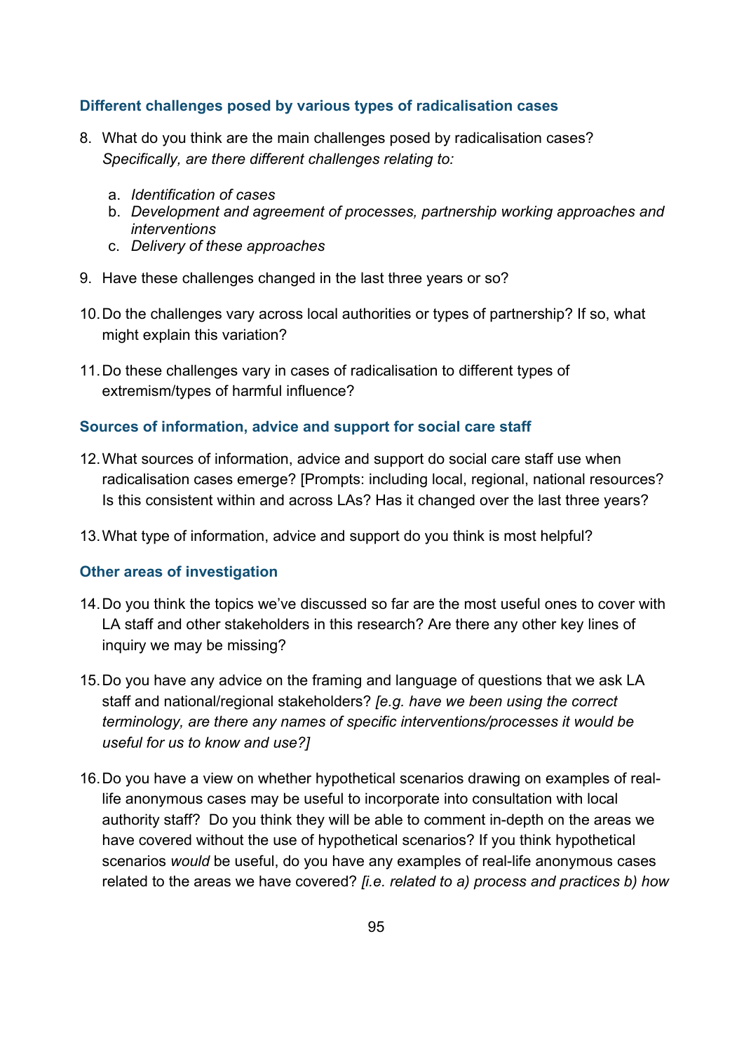### Different challenges posed by various types of radicalisation cases

8. What do you think are the main challenges posed by radicalisation cases? *Specifically, are there different challenges relating to:*
   a. *Identification of cases*
   b. *Development and agreement of processes, partnership working approaches and interventions*
   c. *Delivery of these approaches*

9. Have these challenges changed in the last three years or so?

10. Do the challenges vary across local authorities or types of partnership? If so, what might explain this variation?

11. Do these challenges vary in cases of radicalisation to different types of extremism/types of harmful influence?

### Sources of information, advice and support for social care staff

12. What sources of information, advice and support do social care staff use when radicalisation cases emerge? [Prompts: including local, regional, national resources? Is this consistent within and across LAs? Has it changed over the last three years?

13. What type of information, advice and support do you think is most helpful?

### Other areas of investigation

14. Do you think the topics we've discussed so far are the most useful ones to cover with LA staff and other stakeholders in this research? Are there any other key lines of inquiry we may be missing?

15. Do you have any advice on the framing and language of questions that we ask LA staff and national/regional stakeholders? *[e.g. have we been using the correct terminology, are there any names of specific interventions/processes it would be useful for us to know and use?]*

16. Do you have a view on whether hypothetical scenarios drawing on examples of real-life anonymous cases may be useful to incorporate into consultation with local authority staff? Do you think they will be able to comment in-depth on the areas we have covered without the use of hypothetical scenarios? If you think hypothetical scenarios *would* be useful, do you have any examples of real-life anonymous cases related to the areas we have covered? *[i.e. related to a) process and practices b) how*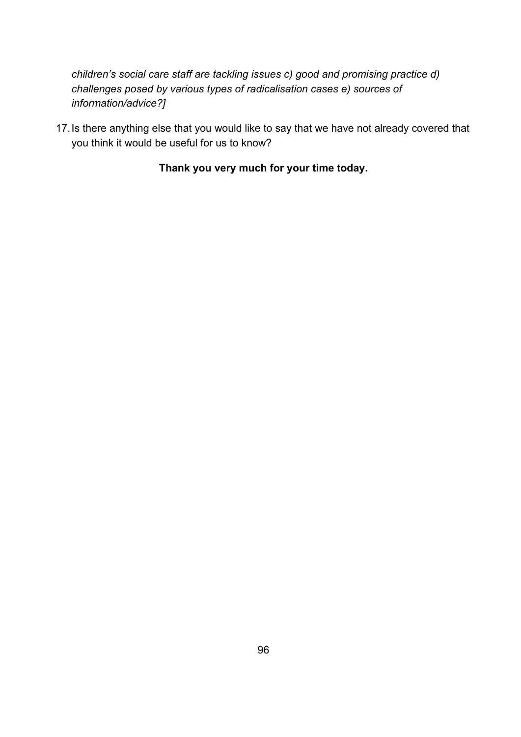*children's social care staff are tackling issues c) good and promising practice d) challenges posed by various types of radicalisation cases e) sources of information/advice?]*

17. Is there anything else that you would like to say that we have not already covered that you think it would be useful for us to know?

**Thank you very much for your time today.**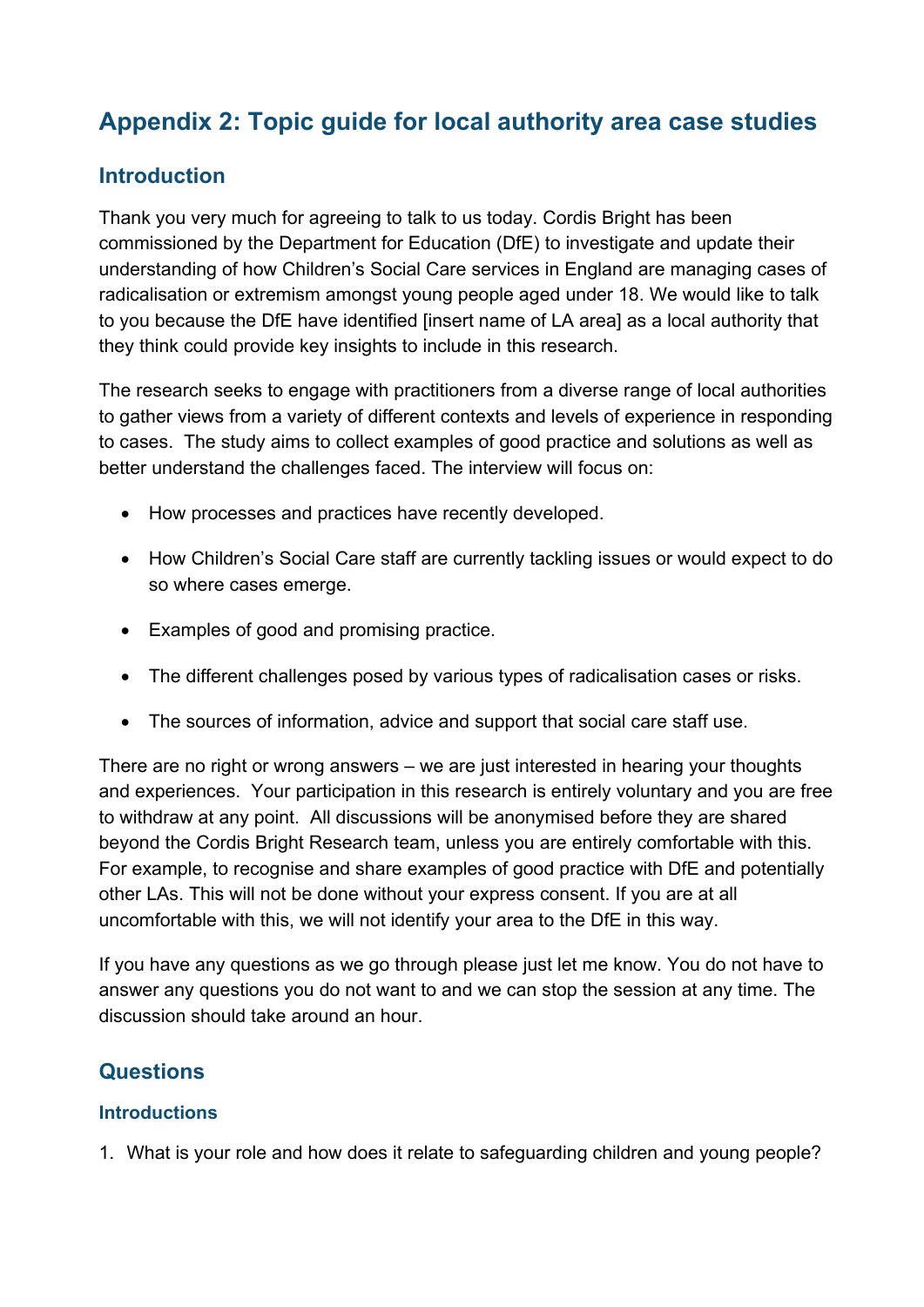# Appendix 2: Topic guide for local authority area case studies

## Introduction

Thank you very much for agreeing to talk to us today. Cordis Bright has been commissioned by the Department for Education (DfE) to investigate and update their understanding of how Children's Social Care services in England are managing cases of radicalisation or extremism amongst young people aged under 18. We would like to talk to you because the DfE have identified [insert name of LA area] as a local authority that they think could provide key insights to include in this research.

The research seeks to engage with practitioners from a diverse range of local authorities to gather views from a variety of different contexts and levels of experience in responding to cases. The study aims to collect examples of good practice and solutions as well as better understand the challenges faced. The interview will focus on:

- How processes and practices have recently developed.
- How Children's Social Care staff are currently tackling issues or would expect to do so where cases emerge.
- Examples of good and promising practice.
- The different challenges posed by various types of radicalisation cases or risks.
- The sources of information, advice and support that social care staff use.

There are no right or wrong answers – we are just interested in hearing your thoughts and experiences. Your participation in this research is entirely voluntary and you are free to withdraw at any point. All discussions will be anonymised before they are shared beyond the Cordis Bright Research team, unless you are entirely comfortable with this. For example, to recognise and share examples of good practice with DfE and potentially other LAs. This will not be done without your express consent. If you are at all uncomfortable with this, we will not identify your area to the DfE in this way.

If you have any questions as we go through please just let me know. You do not have to answer any questions you do not want to and we can stop the session at any time. The discussion should take around an hour.

## Questions

### Introductions

1. What is your role and how does it relate to safeguarding children and young people?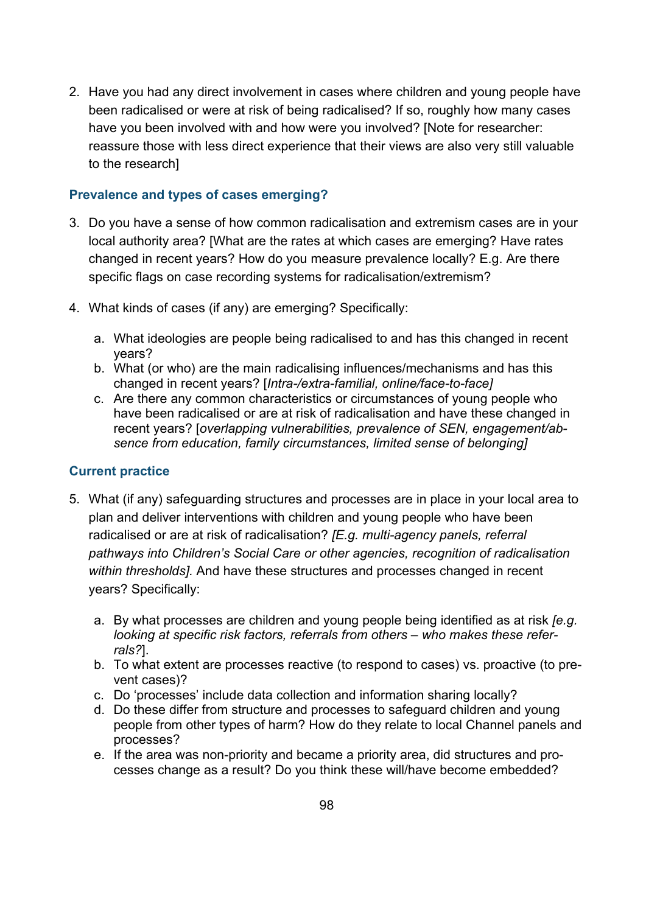2. Have you had any direct involvement in cases where children and young people have been radicalised or were at risk of being radicalised? If so, roughly how many cases have you been involved with and how were you involved? [Note for researcher: reassure those with less direct experience that their views are also very still valuable to the research]

### Prevalence and types of cases emerging?

3. Do you have a sense of how common radicalisation and extremism cases are in your local authority area? [What are the rates at which cases are emerging? Have rates changed in recent years? How do you measure prevalence locally? E.g. Are there specific flags on case recording systems for radicalisation/extremism?

4. What kinds of cases (if any) are emerging? Specifically:

   a. What ideologies are people being radicalised to and has this changed in recent years?
   b. What (or who) are the main radicalising influences/mechanisms and has this changed in recent years? [*Intra-/extra-familial, online/face-to-face]*
   c. Are there any common characteristics or circumstances of young people who have been radicalised or are at risk of radicalisation and have these changed in recent years? [*overlapping vulnerabilities, prevalence of SEN, engagement/absence from education, family circumstances, limited sense of belonging]*

### Current practice

5. What (if any) safeguarding structures and processes are in place in your local area to plan and deliver interventions with children and young people who have been radicalised or are at risk of radicalisation? *[E.g. multi-agency panels, referral pathways into Children's Social Care or other agencies, recognition of radicalisation within thresholds].* And have these structures and processes changed in recent years? Specifically:

   a. By what processes are children and young people being identified as at risk *[e.g. looking at specific risk factors, referrals from others – who makes these referrals?*].
   b. To what extent are processes reactive (to respond to cases) vs. proactive (to prevent cases)?
   c. Do 'processes' include data collection and information sharing locally?
   d. Do these differ from structure and processes to safeguard children and young people from other types of harm? How do they relate to local Channel panels and processes?
   e. If the area was non-priority and became a priority area, did structures and processes change as a result? Do you think these will/have become embedded?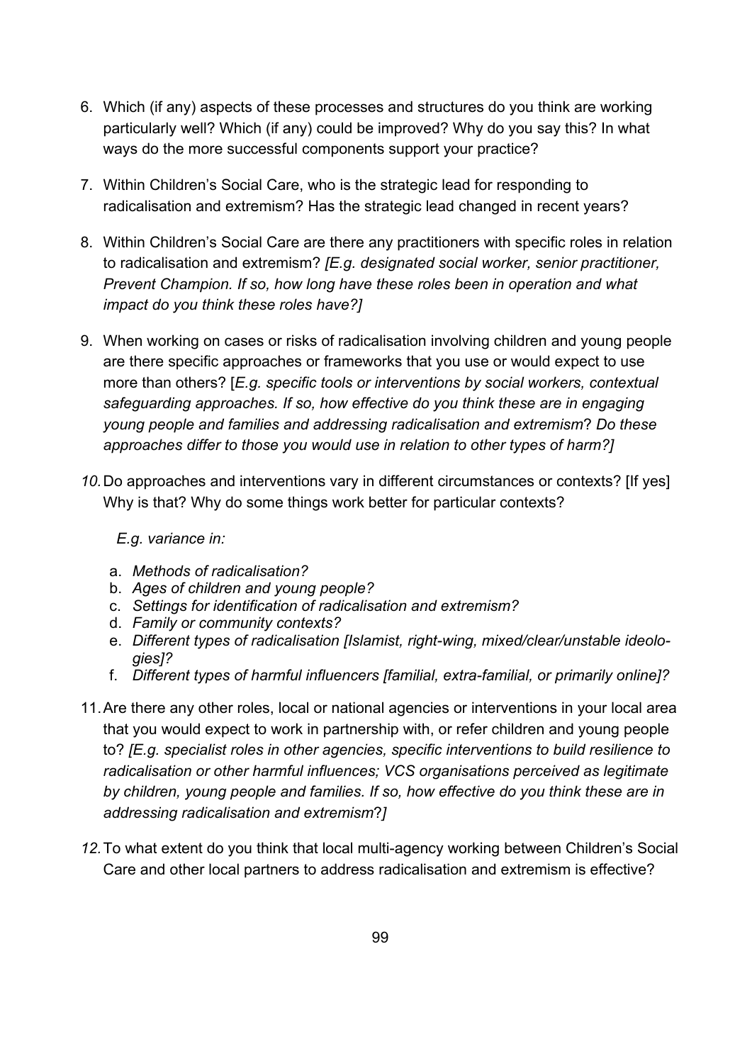6. Which (if any) aspects of these processes and structures do you think are working particularly well? Which (if any) could be improved? Why do you say this? In what ways do the more successful components support your practice?

7. Within Children's Social Care, who is the strategic lead for responding to radicalisation and extremism? Has the strategic lead changed in recent years?

8. Within Children's Social Care are there any practitioners with specific roles in relation to radicalisation and extremism? *[E.g. designated social worker, senior practitioner, Prevent Champion. If so, how long have these roles been in operation and what impact do you think these roles have?]*

9. When working on cases or risks of radicalisation involving children and young people are there specific approaches or frameworks that you use or would expect to use more than others? [*E.g. specific tools or interventions by social workers, contextual safeguarding approaches. If so, how effective do you think these are in engaging young people and families and addressing radicalisation and extremism*? *Do these approaches differ to those you would use in relation to other types of harm?]*

10. Do approaches and interventions vary in different circumstances or contexts? [If yes] Why is that? Why do some things work better for particular contexts?

    *E.g. variance in:*

    a. *Methods of radicalisation?*
    b. *Ages of children and young people?*
    c. *Settings for identification of radicalisation and extremism?*
    d. *Family or community contexts?*
    e. *Different types of radicalisation [Islamist, right-wing, mixed/clear/unstable ideologies]?*
    f. *Different types of harmful influencers [familial, extra-familial, or primarily online]?*

11. Are there any other roles, local or national agencies or interventions in your local area that you would expect to work in partnership with, or refer children and young people to? *[E.g. specialist roles in other agencies, specific interventions to build resilience to radicalisation or other harmful influences; VCS organisations perceived as legitimate by children, young people and families. If so, how effective do you think these are in addressing radicalisation and extremism?]*

12. To what extent do you think that local multi-agency working between Children's Social Care and other local partners to address radicalisation and extremism is effective?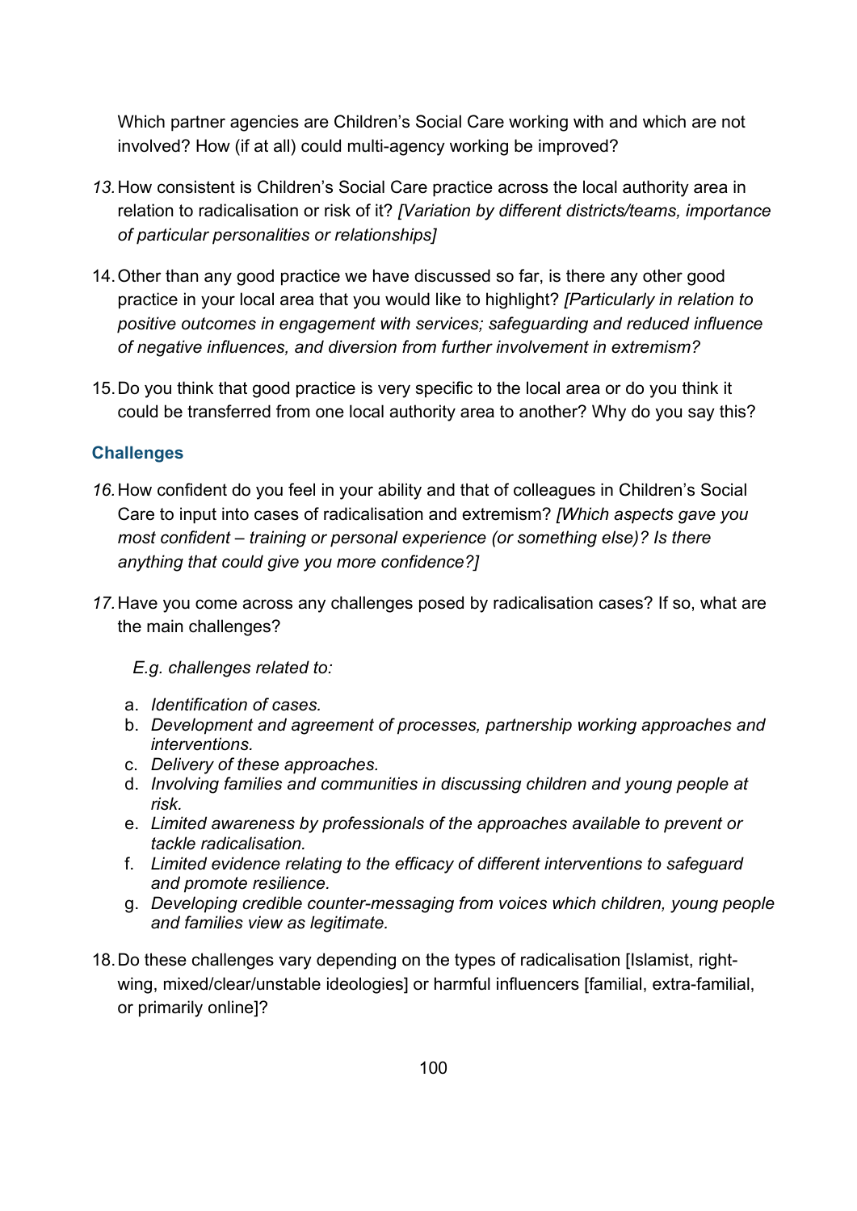Which partner agencies are Children's Social Care working with and which are not involved? How (if at all) could multi-agency working be improved?

13. How consistent is Children's Social Care practice across the local authority area in relation to radicalisation or risk of it? *[Variation by different districts/teams, importance of particular personalities or relationships]*

14. Other than any good practice we have discussed so far, is there any other good practice in your local area that you would like to highlight? *[Particularly in relation to positive outcomes in engagement with services; safeguarding and reduced influence of negative influences, and diversion from further involvement in extremism?*

15. Do you think that good practice is very specific to the local area or do you think it could be transferred from one local authority area to another? Why do you say this?

### Challenges

16. How confident do you feel in your ability and that of colleagues in Children's Social Care to input into cases of radicalisation and extremism? *[Which aspects gave you most confident – training or personal experience (or something else)? Is there anything that could give you more confidence?]*

17. Have you come across any challenges posed by radicalisation cases? If so, what are the main challenges?

    *E.g. challenges related to:*

    a. *Identification of cases.*
    b. *Development and agreement of processes, partnership working approaches and interventions.*
    c. *Delivery of these approaches.*
    d. *Involving families and communities in discussing children and young people at risk.*
    e. *Limited awareness by professionals of the approaches available to prevent or tackle radicalisation.*
    f. *Limited evidence relating to the efficacy of different interventions to safeguard and promote resilience.*
    g. *Developing credible counter-messaging from voices which children, young people and families view as legitimate.*

18. Do these challenges vary depending on the types of radicalisation [Islamist, right-wing, mixed/clear/unstable ideologies] or harmful influencers [familial, extra-familial, or primarily online]?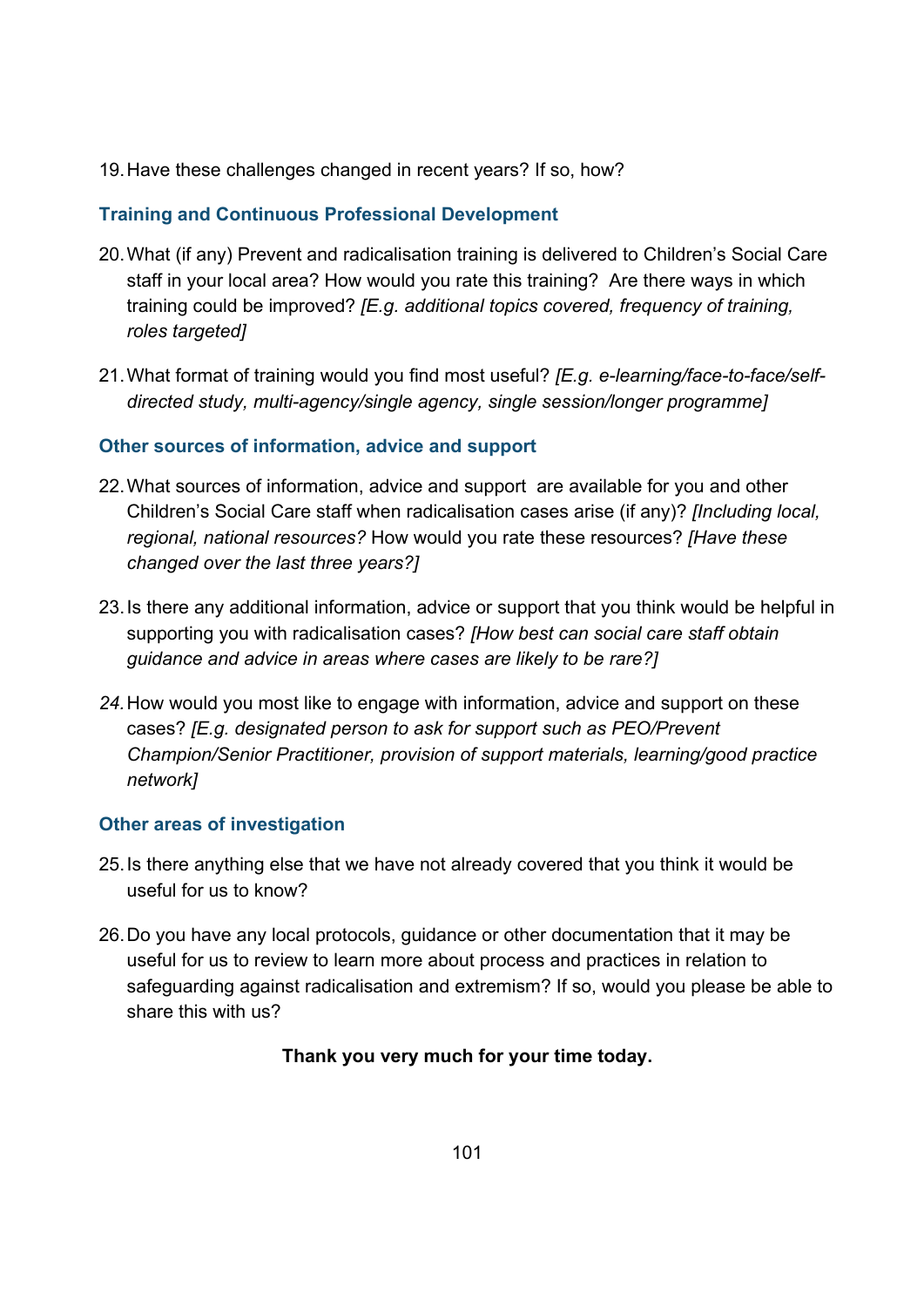19. Have these challenges changed in recent years? If so, how?

### Training and Continuous Professional Development

20. What (if any) Prevent and radicalisation training is delivered to Children's Social Care staff in your local area? How would you rate this training? Are there ways in which training could be improved? *[E.g. additional topics covered, frequency of training, roles targeted]*

21. What format of training would you find most useful? *[E.g. e-learning/face-to-face/self-directed study, multi-agency/single agency, single session/longer programme]*

### Other sources of information, advice and support

22. What sources of information, advice and support are available for you and other Children's Social Care staff when radicalisation cases arise (if any)? *[Including local, regional, national resources?* How would you rate these resources? *[Have these changed over the last three years?]*

23. Is there any additional information, advice or support that you think would be helpful in supporting you with radicalisation cases? *[How best can social care staff obtain guidance and advice in areas where cases are likely to be rare?]*

24. How would you most like to engage with information, advice and support on these cases? *[E.g. designated person to ask for support such as PEO/Prevent Champion/Senior Practitioner, provision of support materials, learning/good practice network]*

### Other areas of investigation

25. Is there anything else that we have not already covered that you think it would be useful for us to know?

26. Do you have any local protocols, guidance or other documentation that it may be useful for us to review to learn more about process and practices in relation to safeguarding against radicalisation and extremism? If so, would you please be able to share this with us?

**Thank you very much for your time today.**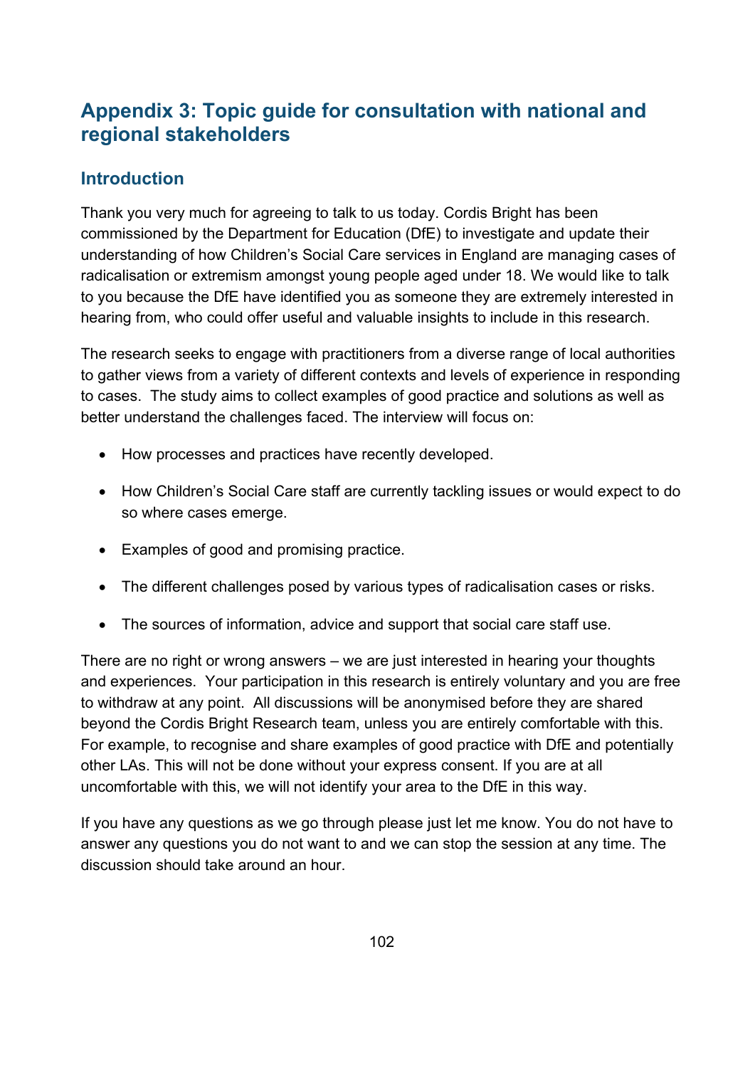## Appendix 3: Topic guide for consultation with national and regional stakeholders

### Introduction

Thank you very much for agreeing to talk to us today. Cordis Bright has been commissioned by the Department for Education (DfE) to investigate and update their understanding of how Children's Social Care services in England are managing cases of radicalisation or extremism amongst young people aged under 18. We would like to talk to you because the DfE have identified you as someone they are extremely interested in hearing from, who could offer useful and valuable insights to include in this research.

The research seeks to engage with practitioners from a diverse range of local authorities to gather views from a variety of different contexts and levels of experience in responding to cases. The study aims to collect examples of good practice and solutions as well as better understand the challenges faced. The interview will focus on:

- How processes and practices have recently developed.
- How Children's Social Care staff are currently tackling issues or would expect to do so where cases emerge.
- Examples of good and promising practice.
- The different challenges posed by various types of radicalisation cases or risks.
- The sources of information, advice and support that social care staff use.

There are no right or wrong answers – we are just interested in hearing your thoughts and experiences. Your participation in this research is entirely voluntary and you are free to withdraw at any point. All discussions will be anonymised before they are shared beyond the Cordis Bright Research team, unless you are entirely comfortable with this. For example, to recognise and share examples of good practice with DfE and potentially other LAs. This will not be done without your express consent. If you are at all uncomfortable with this, we will not identify your area to the DfE in this way.

If you have any questions as we go through please just let me know. You do not have to answer any questions you do not want to and we can stop the session at any time. The discussion should take around an hour.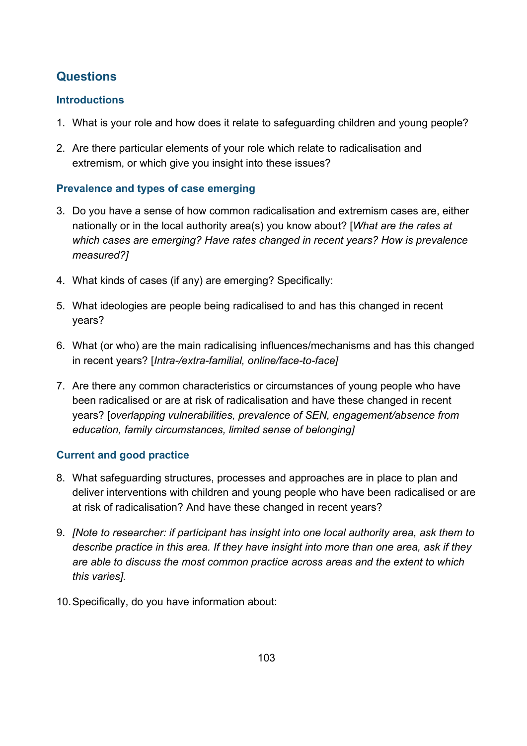## Questions

### Introductions

1. What is your role and how does it relate to safeguarding children and young people?
2. Are there particular elements of your role which relate to radicalisation and extremism, or which give you insight into these issues?

### Prevalence and types of case emerging

3. Do you have a sense of how common radicalisation and extremism cases are, either nationally or in the local authority area(s) you know about? [*What are the rates at which cases are emerging? Have rates changed in recent years? How is prevalence measured?]*
4. What kinds of cases (if any) are emerging? Specifically:
5. What ideologies are people being radicalised to and has this changed in recent years?
6. What (or who) are the main radicalising influences/mechanisms and has this changed in recent years? [*Intra-/extra-familial, online/face-to-face]*
7. Are there any common characteristics or circumstances of young people who have been radicalised or are at risk of radicalisation and have these changed in recent years? [*overlapping vulnerabilities, prevalence of SEN, engagement/absence from education, family circumstances, limited sense of belonging]*

### Current and good practice

8. What safeguarding structures, processes and approaches are in place to plan and deliver interventions with children and young people who have been radicalised or are at risk of radicalisation? And have these changed in recent years?
9. *[Note to researcher: if participant has insight into one local authority area, ask them to describe practice in this area. If they have insight into more than one area, ask if they are able to discuss the most common practice across areas and the extent to which this varies].*
10. Specifically, do you have information about: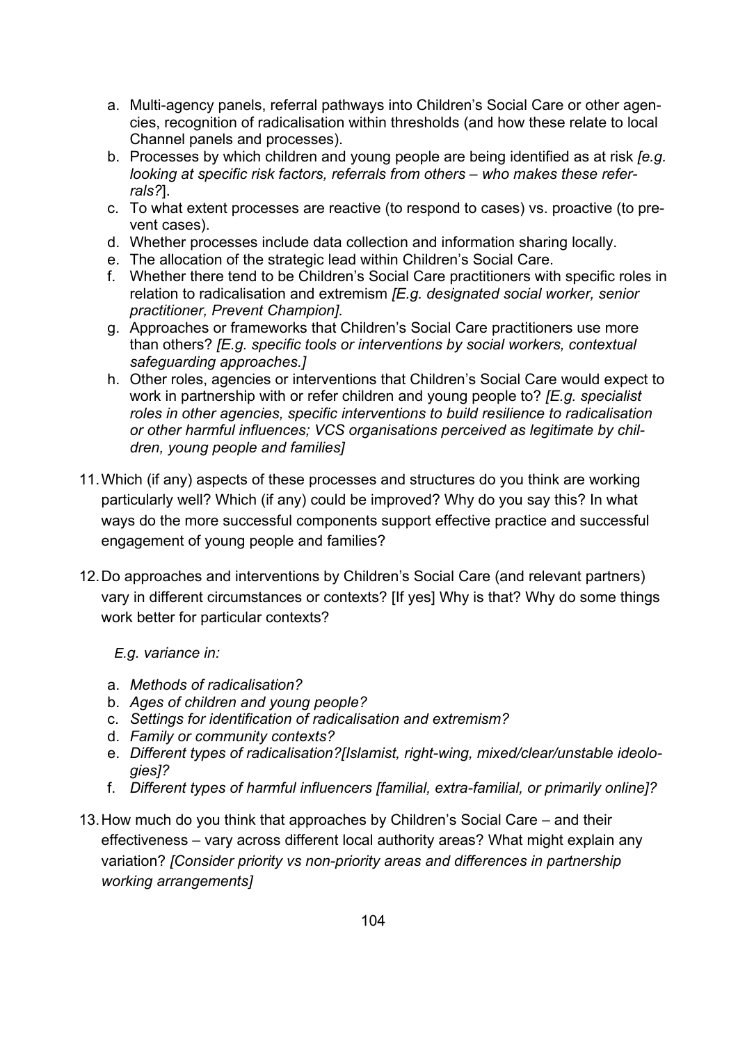a. Multi-agency panels, referral pathways into Children's Social Care or other agencies, recognition of radicalisation within thresholds (and how these relate to local Channel panels and processes).
b. Processes by which children and young people are being identified as at risk *[e.g. looking at specific risk factors, referrals from others – who makes these referrals?*].
c. To what extent processes are reactive (to respond to cases) vs. proactive (to prevent cases).
d. Whether processes include data collection and information sharing locally.
e. The allocation of the strategic lead within Children's Social Care.
f. Whether there tend to be Children's Social Care practitioners with specific roles in relation to radicalisation and extremism *[E.g. designated social worker, senior practitioner, Prevent Champion].*
g. Approaches or frameworks that Children's Social Care practitioners use more than others? *[E.g. specific tools or interventions by social workers, contextual safeguarding approaches.]*
h. Other roles, agencies or interventions that Children's Social Care would expect to work in partnership with or refer children and young people to? *[E.g. specialist roles in other agencies, specific interventions to build resilience to radicalisation or other harmful influences; VCS organisations perceived as legitimate by children, young people and families]*

11. Which (if any) aspects of these processes and structures do you think are working particularly well? Which (if any) could be improved? Why do you say this? In what ways do the more successful components support effective practice and successful engagement of young people and families?

12. Do approaches and interventions by Children's Social Care (and relevant partners) vary in different circumstances or contexts? [If yes] Why is that? Why do some things work better for particular contexts?

    *E.g. variance in:*

    a. *Methods of radicalisation?*
    b. *Ages of children and young people?*
    c. *Settings for identification of radicalisation and extremism?*
    d. *Family or community contexts?*
    e. *Different types of radicalisation?[Islamist, right-wing, mixed/clear/unstable ideologies]?*
    f. *Different types of harmful influencers [familial, extra-familial, or primarily online]?*

13. How much do you think that approaches by Children's Social Care – and their effectiveness – vary across different local authority areas? What might explain any variation? *[Consider priority vs non-priority areas and differences in partnership working arrangements]*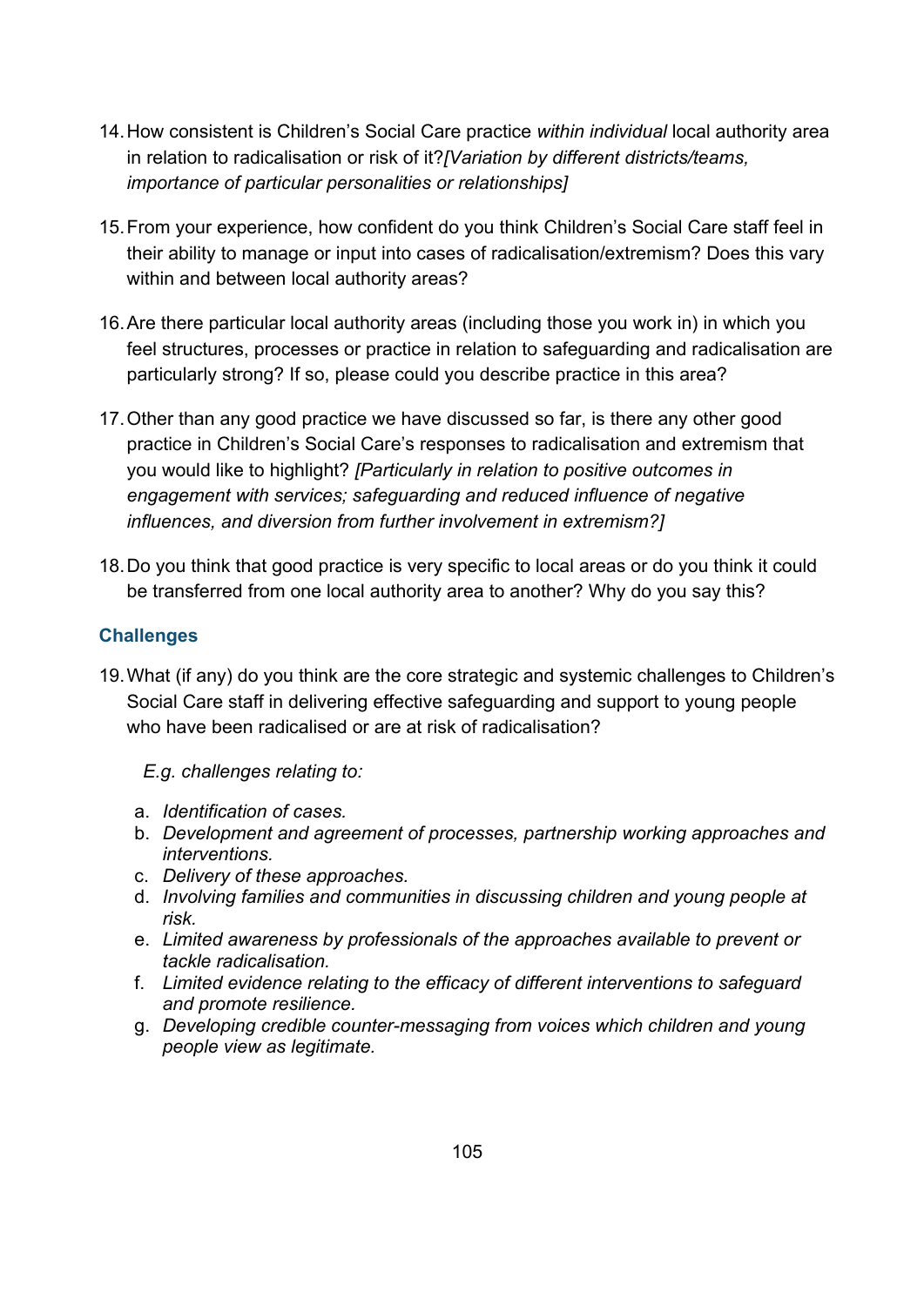14. How consistent is Children's Social Care practice *within individual* local authority area in relation to radicalisation or risk of it?*[Variation by different districts/teams, importance of particular personalities or relationships]*

15. From your experience, how confident do you think Children's Social Care staff feel in their ability to manage or input into cases of radicalisation/extremism? Does this vary within and between local authority areas?

16. Are there particular local authority areas (including those you work in) in which you feel structures, processes or practice in relation to safeguarding and radicalisation are particularly strong? If so, please could you describe practice in this area?

17. Other than any good practice we have discussed so far, is there any other good practice in Children's Social Care's responses to radicalisation and extremism that you would like to highlight? *[Particularly in relation to positive outcomes in engagement with services; safeguarding and reduced influence of negative influences, and diversion from further involvement in extremism?]*

18. Do you think that good practice is very specific to local areas or do you think it could be transferred from one local authority area to another? Why do you say this?

### Challenges

19. What (if any) do you think are the core strategic and systemic challenges to Children's Social Care staff in delivering effective safeguarding and support to young people who have been radicalised or are at risk of radicalisation?

    *E.g. challenges relating to:*

    a. *Identification of cases.*
    b. *Development and agreement of processes, partnership working approaches and interventions.*
    c. *Delivery of these approaches.*
    d. *Involving families and communities in discussing children and young people at risk.*
    e. *Limited awareness by professionals of the approaches available to prevent or tackle radicalisation.*
    f. *Limited evidence relating to the efficacy of different interventions to safeguard and promote resilience.*
    g. *Developing credible counter-messaging from voices which children and young people view as legitimate.*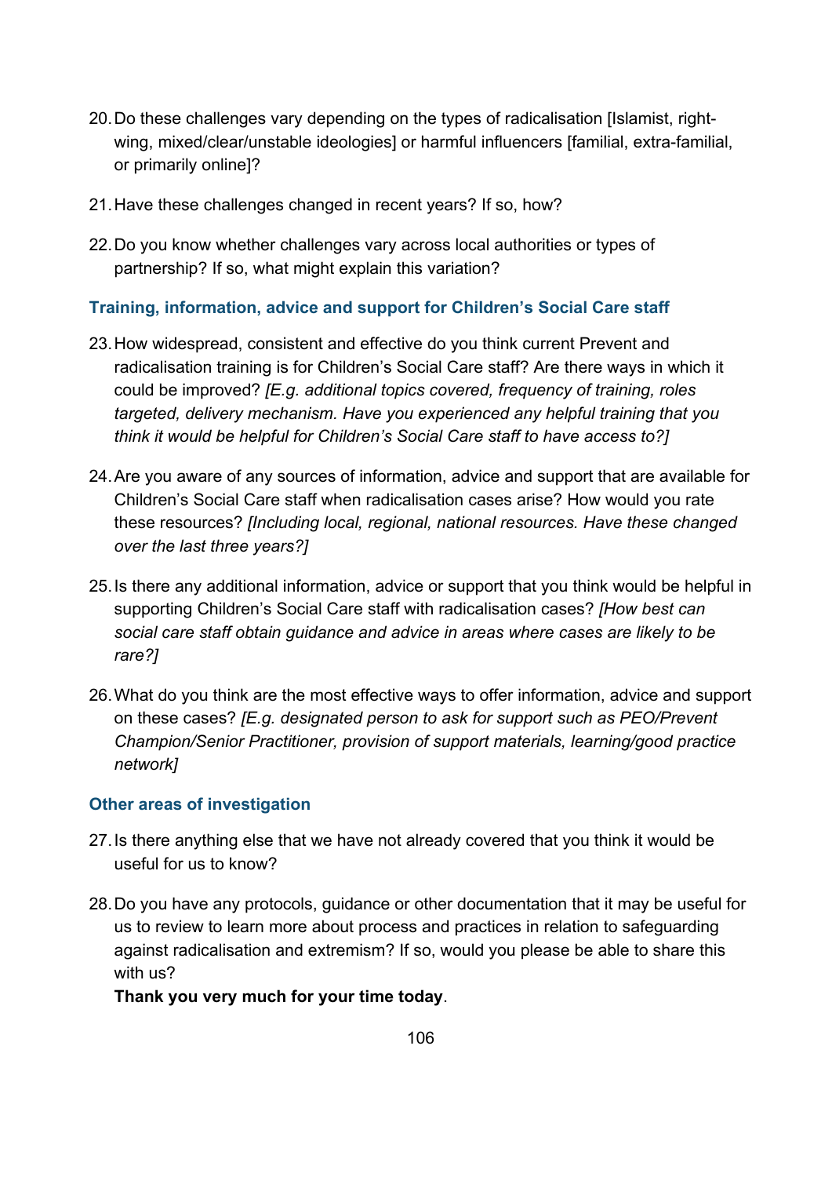20. Do these challenges vary depending on the types of radicalisation [Islamist, right-wing, mixed/clear/unstable ideologies] or harmful influencers [familial, extra-familial, or primarily online]?

21. Have these challenges changed in recent years? If so, how?

22. Do you know whether challenges vary across local authorities or types of partnership? If so, what might explain this variation?

### Training, information, advice and support for Children's Social Care staff

23. How widespread, consistent and effective do you think current Prevent and radicalisation training is for Children's Social Care staff? Are there ways in which it could be improved? *[E.g. additional topics covered, frequency of training, roles targeted, delivery mechanism. Have you experienced any helpful training that you think it would be helpful for Children's Social Care staff to have access to?]*

24. Are you aware of any sources of information, advice and support that are available for Children's Social Care staff when radicalisation cases arise? How would you rate these resources? *[Including local, regional, national resources. Have these changed over the last three years?]*

25. Is there any additional information, advice or support that you think would be helpful in supporting Children's Social Care staff with radicalisation cases? *[How best can social care staff obtain guidance and advice in areas where cases are likely to be rare?]*

26. What do you think are the most effective ways to offer information, advice and support on these cases? *[E.g. designated person to ask for support such as PEO/Prevent Champion/Senior Practitioner, provision of support materials, learning/good practice network]*

### Other areas of investigation

27. Is there anything else that we have not already covered that you think it would be useful for us to know?

28. Do you have any protocols, guidance or other documentation that it may be useful for us to review to learn more about process and practices in relation to safeguarding against radicalisation and extremism? If so, would you please be able to share this with us?

    **Thank you very much for your time today**.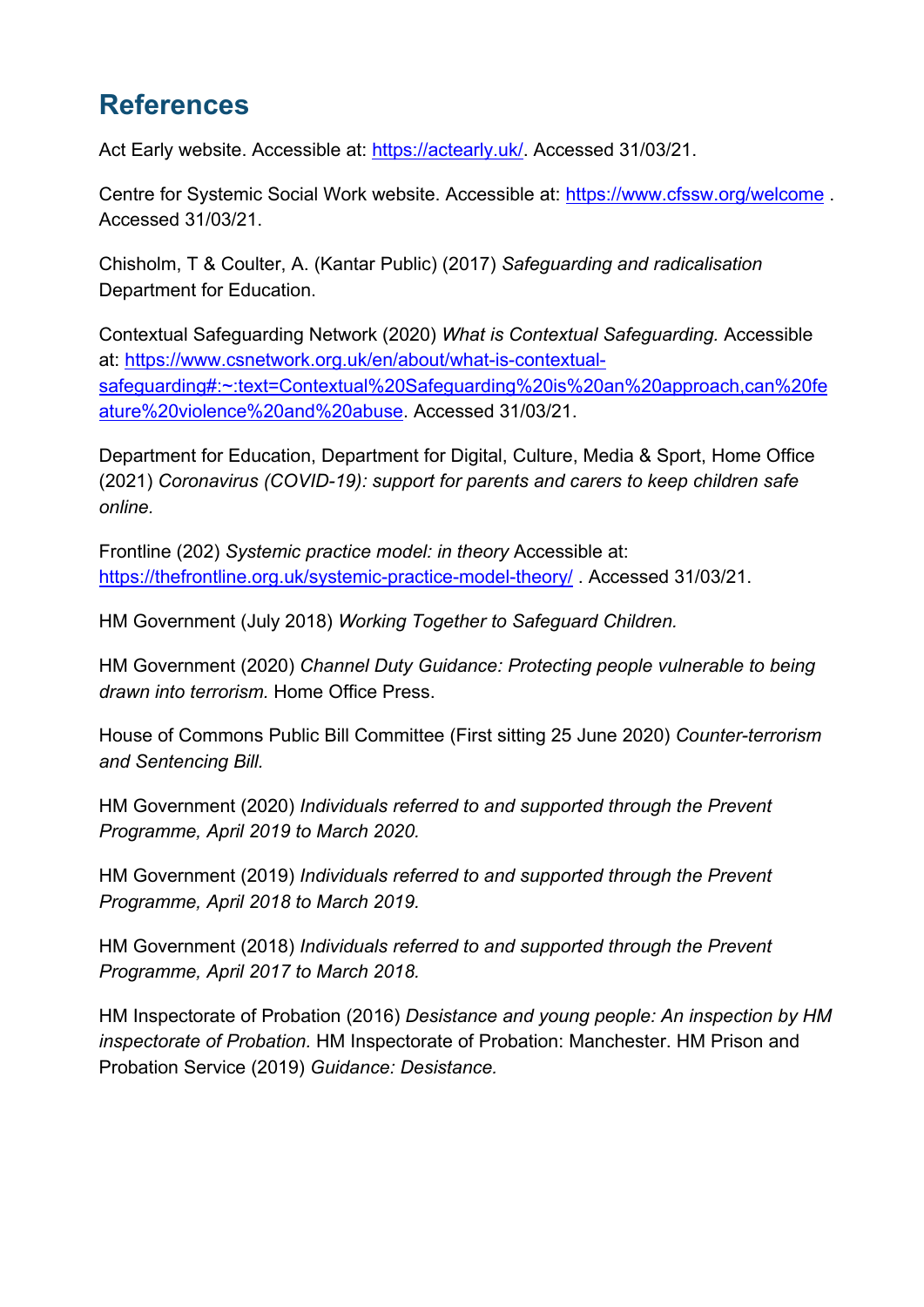## References

Act Early website. Accessible at: https://actearly.uk/. Accessed 31/03/21.

Centre for Systemic Social Work website. Accessible at: https://www.cfssw.org/welcome . Accessed 31/03/21.

Chisholm, T & Coulter, A. (Kantar Public) (2017) *Safeguarding and radicalisation* Department for Education.

Contextual Safeguarding Network (2020) *What is Contextual Safeguarding.* Accessible at: https://www.csnetwork.org.uk/en/about/what-is-contextual-safeguarding#:~:text=Contextual%20Safeguarding%20is%20an%20approach,can%20feature%20violence%20and%20abuse. Accessed 31/03/21.

Department for Education, Department for Digital, Culture, Media & Sport, Home Office (2021) *Coronavirus (COVID-19): support for parents and carers to keep children safe online.*

Frontline (202) *Systemic practice model: in theory* Accessible at: https://thefrontline.org.uk/systemic-practice-model-theory/ . Accessed 31/03/21.

HM Government (July 2018) *Working Together to Safeguard Children.*

HM Government (2020) *Channel Duty Guidance: Protecting people vulnerable to being drawn into terrorism.* Home Office Press.

House of Commons Public Bill Committee (First sitting 25 June 2020) *Counter-terrorism and Sentencing Bill.*

HM Government (2020) *Individuals referred to and supported through the Prevent Programme, April 2019 to March 2020.*

HM Government (2019) *Individuals referred to and supported through the Prevent Programme, April 2018 to March 2019.*

HM Government (2018) *Individuals referred to and supported through the Prevent Programme, April 2017 to March 2018.*

HM Inspectorate of Probation (2016) *Desistance and young people: An inspection by HM inspectorate of Probation.* HM Inspectorate of Probation: Manchester. HM Prison and Probation Service (2019) *Guidance: Desistance.*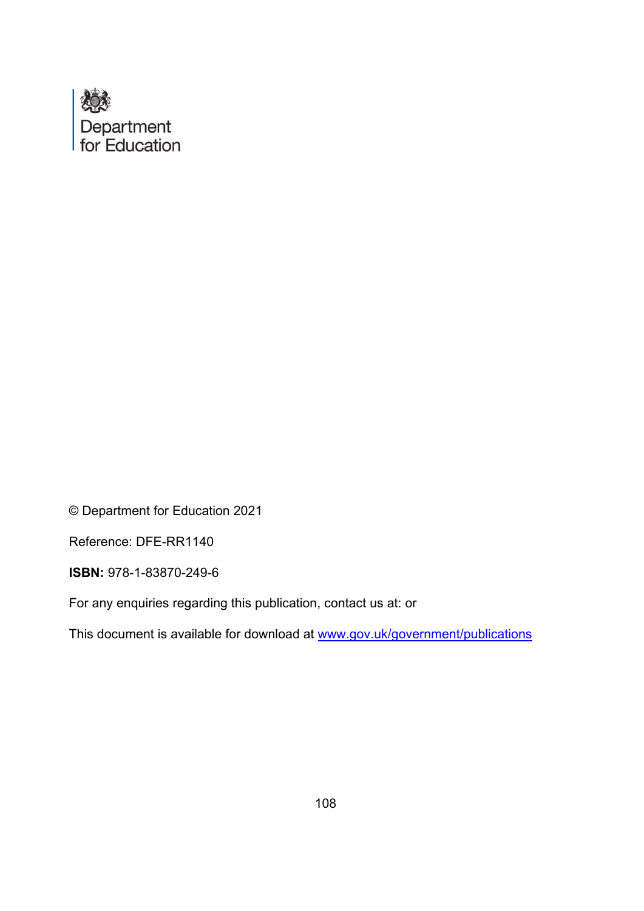Department for Education

© Department for Education 2021

Reference: DFE-RR1140

**ISBN:** 978-1-83870-249-6

For any enquiries regarding this publication, contact us at: or

This document is available for download at www.gov.uk/government/publications